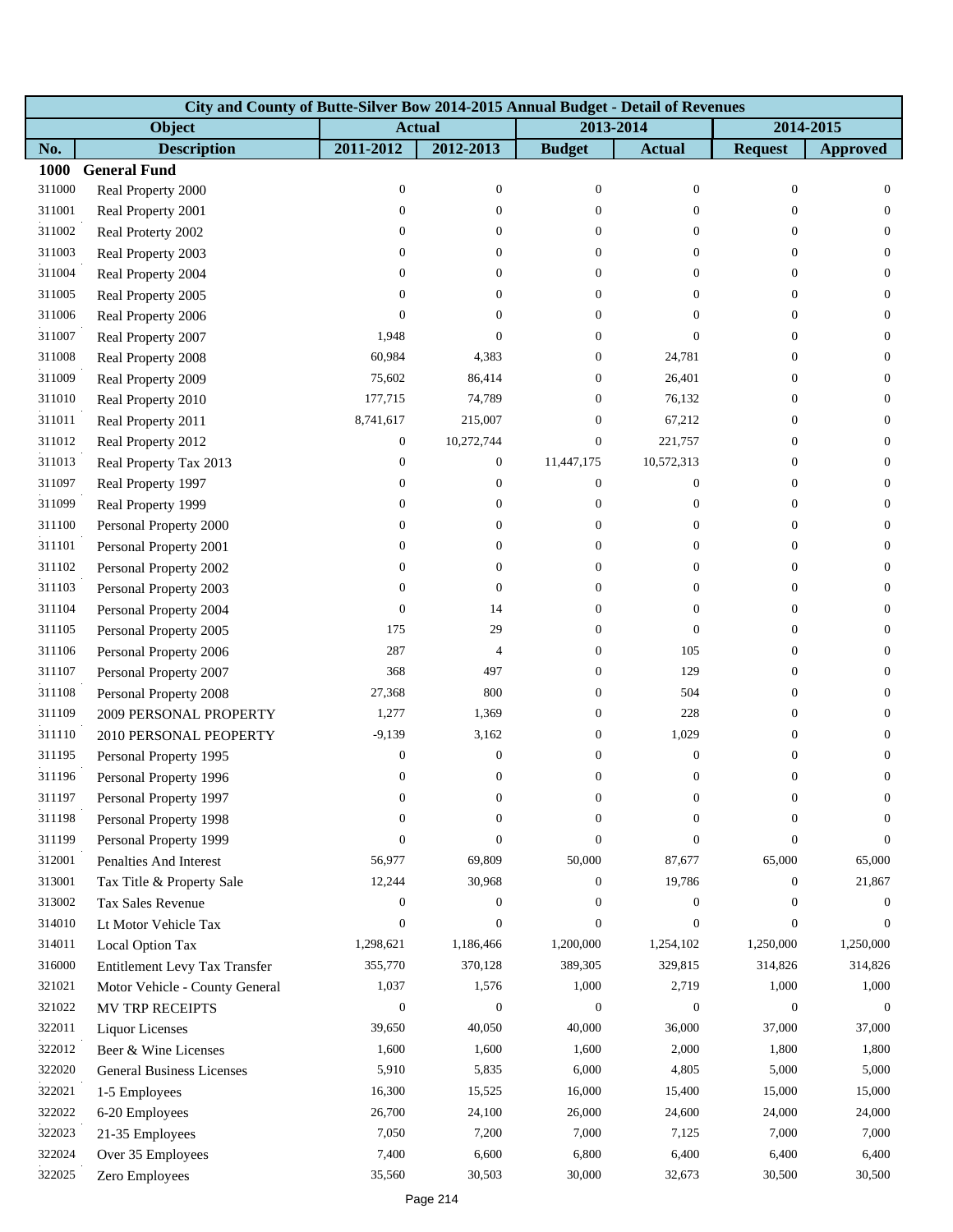| City and County of Butte-Silver Bow 2014-2015 Annual Budget - Detail of Revenues | | | | | | | |
|---|---|---|---|---|---|---|---|
| Object | | Actual | | 2013-2014 | | 2014-2015 | |
| No. | Description | 2011-2012 | 2012-2013 | Budget | Actual | Request | Approved |
| **1000** | **General Fund** | | | | | | |
| 311000 | Real Property 2000 | 0 | 0 | 0 | 0 | 0 | 0 |
| 311001 | Real Property 2001 | 0 | 0 | 0 | 0 | 0 | 0 |
| 311002 | Real Proterty 2002 | 0 | 0 | 0 | 0 | 0 | 0 |
| 311003 | Real Property 2003 | 0 | 0 | 0 | 0 | 0 | 0 |
| 311004 | Real Property 2004 | 0 | 0 | 0 | 0 | 0 | 0 |
| 311005 | Real Property 2005 | 0 | 0 | 0 | 0 | 0 | 0 |
| 311006 | Real Property 2006 | 0 | 0 | 0 | 0 | 0 | 0 |
| 311007 | Real Property 2007 | 1,948 | 0 | 0 | 0 | 0 | 0 |
| 311008 | Real Property 2008 | 60,984 | 4,383 | 0 | 24,781 | 0 | 0 |
| 311009 | Real Property 2009 | 75,602 | 86,414 | 0 | 26,401 | 0 | 0 |
| 311010 | Real Property 2010 | 177,715 | 74,789 | 0 | 76,132 | 0 | 0 |
| 311011 | Real Property 2011 | 8,741,617 | 215,007 | 0 | 67,212 | 0 | 0 |
| 311012 | Real Property 2012 | 0 | 10,272,744 | 0 | 221,757 | 0 | 0 |
| 311013 | Real Property Tax 2013 | 0 | 0 | 11,447,175 | 10,572,313 | 0 | 0 |
| 311097 | Real Property 1997 | 0 | 0 | 0 | 0 | 0 | 0 |
| 311099 | Real Property 1999 | 0 | 0 | 0 | 0 | 0 | 0 |
| 311100 | Personal Property 2000 | 0 | 0 | 0 | 0 | 0 | 0 |
| 311101 | Personal Property 2001 | 0 | 0 | 0 | 0 | 0 | 0 |
| 311102 | Personal Property 2002 | 0 | 0 | 0 | 0 | 0 | 0 |
| 311103 | Personal Property 2003 | 0 | 0 | 0 | 0 | 0 | 0 |
| 311104 | Personal Property 2004 | 0 | 14 | 0 | 0 | 0 | 0 |
| 311105 | Personal Property 2005 | 175 | 29 | 0 | 0 | 0 | 0 |
| 311106 | Personal Property 2006 | 287 | 4 | 0 | 105 | 0 | 0 |
| 311107 | Personal Property 2007 | 368 | 497 | 0 | 129 | 0 | 0 |
| 311108 | Personal Property 2008 | 27,368 | 800 | 0 | 504 | 0 | 0 |
| 311109 | 2009 PERSONAL PROPERTY | 1,277 | 1,369 | 0 | 228 | 0 | 0 |
| 311110 | 2010 PERSONAL PEOPERTY | -9,139 | 3,162 | 0 | 1,029 | 0 | 0 |
| 311195 | Personal Property 1995 | 0 | 0 | 0 | 0 | 0 | 0 |
| 311196 | Personal Property 1996 | 0 | 0 | 0 | 0 | 0 | 0 |
| 311197 | Personal Property 1997 | 0 | 0 | 0 | 0 | 0 | 0 |
| 311198 | Personal Property 1998 | 0 | 0 | 0 | 0 | 0 | 0 |
| 311199 | Personal Property 1999 | 0 | 0 | 0 | 0 | 0 | 0 |
| 312001 | Penalties And Interest | 56,977 | 69,809 | 50,000 | 87,677 | 65,000 | 65,000 |
| 313001 | Tax Title & Property Sale | 12,244 | 30,968 | 0 | 19,786 | 0 | 21,867 |
| 313002 | Tax Sales Revenue | 0 | 0 | 0 | 0 | 0 | 0 |
| 314010 | Lt Motor Vehicle Tax | 0 | 0 | 0 | 0 | 0 | 0 |
| 314011 | Local Option Tax | 1,298,621 | 1,186,466 | 1,200,000 | 1,254,102 | 1,250,000 | 1,250,000 |
| 316000 | Entitlement Levy Tax Transfer | 355,770 | 370,128 | 389,305 | 329,815 | 314,826 | 314,826 |
| 321021 | Motor Vehicle - County General | 1,037 | 1,576 | 1,000 | 2,719 | 1,000 | 1,000 |
| 321022 | MV TRP RECEIPTS | 0 | 0 | 0 | 0 | 0 | 0 |
| 322011 | Liquor Licenses | 39,650 | 40,050 | 40,000 | 36,000 | 37,000 | 37,000 |
| 322012 | Beer & Wine Licenses | 1,600 | 1,600 | 1,600 | 2,000 | 1,800 | 1,800 |
| 322020 | General Business Licenses | 5,910 | 5,835 | 6,000 | 4,805 | 5,000 | 5,000 |
| 322021 | 1-5 Employees | 16,300 | 15,525 | 16,000 | 15,400 | 15,000 | 15,000 |
| 322022 | 6-20 Employees | 26,700 | 24,100 | 26,000 | 24,600 | 24,000 | 24,000 |
| 322023 | 21-35 Employees | 7,050 | 7,200 | 7,000 | 7,125 | 7,000 | 7,000 |
| 322024 | Over 35 Employees | 7,400 | 6,600 | 6,800 | 6,400 | 6,400 | 6,400 |
| 322025 | Zero Employees | 35,560 | 30,503 | 30,000 | 32,673 | 30,500 | 30,500 |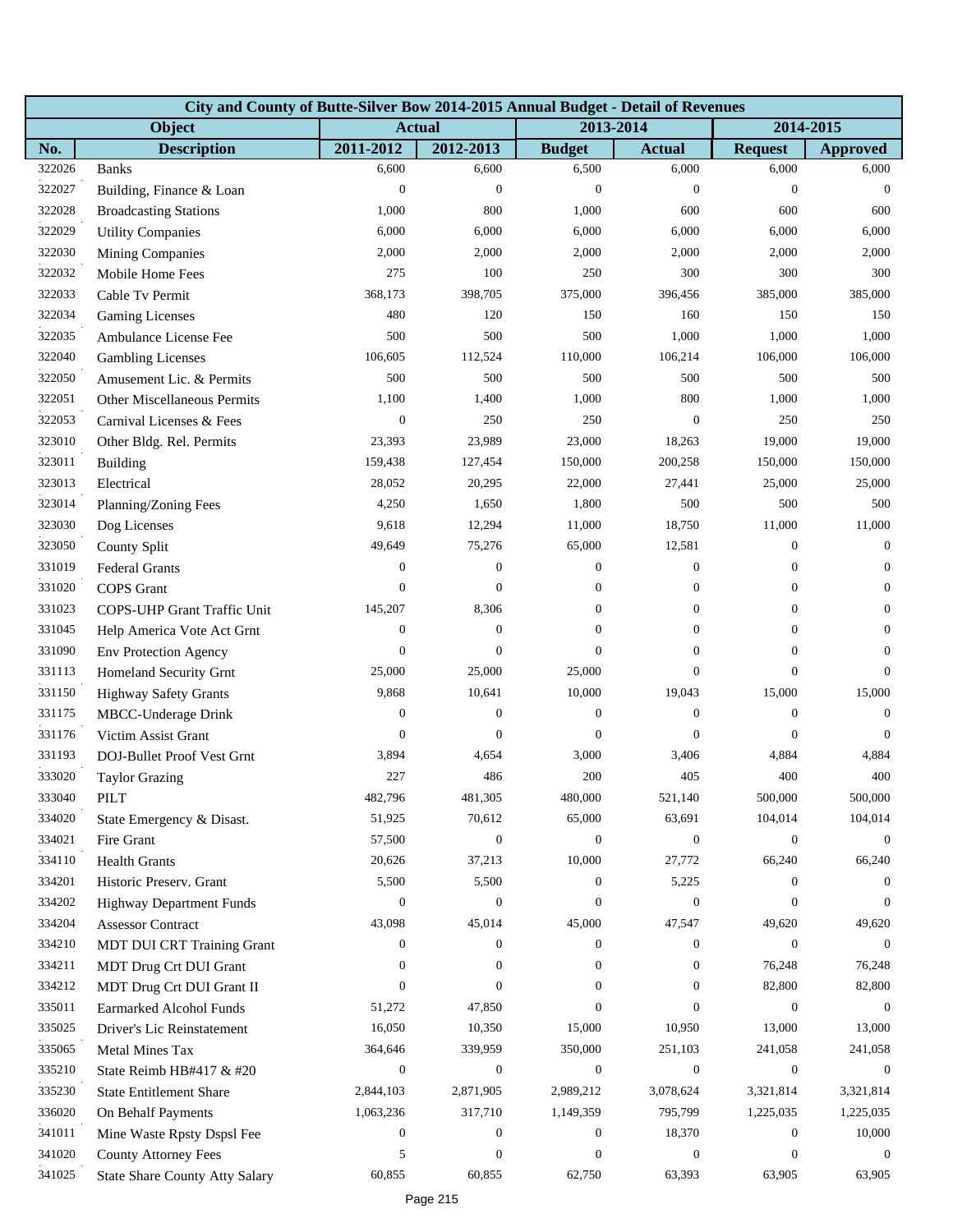| City and County of Butte-Silver Bow 2014-2015 Annual Budget - Detail of Revenues | | | | | | | |
|---|---|---|---|---|---|---|---|
| Object | | Actual | | 2013-2014 | | 2014-2015 | |
| No. | Description | 2011-2012 | 2012-2013 | Budget | Actual | Request | Approved |
| 322026 | Banks | 6,600 | 6,600 | 6,500 | 6,000 | 6,000 | 6,000 |
| 322027 | Building, Finance & Loan | 0 | 0 | 0 | 0 | 0 | 0 |
| 322028 | Broadcasting Stations | 1,000 | 800 | 1,000 | 600 | 600 | 600 |
| 322029 | Utility Companies | 6,000 | 6,000 | 6,000 | 6,000 | 6,000 | 6,000 |
| 322030 | Mining Companies | 2,000 | 2,000 | 2,000 | 2,000 | 2,000 | 2,000 |
| 322032 | Mobile Home Fees | 275 | 100 | 250 | 300 | 300 | 300 |
| 322033 | Cable Tv Permit | 368,173 | 398,705 | 375,000 | 396,456 | 385,000 | 385,000 |
| 322034 | Gaming Licenses | 480 | 120 | 150 | 160 | 150 | 150 |
| 322035 | Ambulance License Fee | 500 | 500 | 500 | 1,000 | 1,000 | 1,000 |
| 322040 | Gambling Licenses | 106,605 | 112,524 | 110,000 | 106,214 | 106,000 | 106,000 |
| 322050 | Amusement Lic. & Permits | 500 | 500 | 500 | 500 | 500 | 500 |
| 322051 | Other Miscellaneous Permits | 1,100 | 1,400 | 1,000 | 800 | 1,000 | 1,000 |
| 322053 | Carnival Licenses & Fees | 0 | 250 | 250 | 0 | 250 | 250 |
| 323010 | Other Bldg. Rel. Permits | 23,393 | 23,989 | 23,000 | 18,263 | 19,000 | 19,000 |
| 323011 | Building | 159,438 | 127,454 | 150,000 | 200,258 | 150,000 | 150,000 |
| 323013 | Electrical | 28,052 | 20,295 | 22,000 | 27,441 | 25,000 | 25,000 |
| 323014 | Planning/Zoning Fees | 4,250 | 1,650 | 1,800 | 500 | 500 | 500 |
| 323030 | Dog Licenses | 9,618 | 12,294 | 11,000 | 18,750 | 11,000 | 11,000 |
| 323050 | County Split | 49,649 | 75,276 | 65,000 | 12,581 | 0 | 0 |
| 331019 | Federal Grants | 0 | 0 | 0 | 0 | 0 | 0 |
| 331020 | COPS Grant | 0 | 0 | 0 | 0 | 0 | 0 |
| 331023 | COPS-UHP Grant Traffic Unit | 145,207 | 8,306 | 0 | 0 | 0 | 0 |
| 331045 | Help America Vote Act Grnt | 0 | 0 | 0 | 0 | 0 | 0 |
| 331090 | Env Protection Agency | 0 | 0 | 0 | 0 | 0 | 0 |
| 331113 | Homeland Security Grnt | 25,000 | 25,000 | 25,000 | 0 | 0 | 0 |
| 331150 | Highway Safety Grants | 9,868 | 10,641 | 10,000 | 19,043 | 15,000 | 15,000 |
| 331175 | MBCC-Underage Drink | 0 | 0 | 0 | 0 | 0 | 0 |
| 331176 | Victim Assist Grant | 0 | 0 | 0 | 0 | 0 | 0 |
| 331193 | DOJ-Bullet Proof Vest Grnt | 3,894 | 4,654 | 3,000 | 3,406 | 4,884 | 4,884 |
| 333020 | Taylor Grazing | 227 | 486 | 200 | 405 | 400 | 400 |
| 333040 | PILT | 482,796 | 481,305 | 480,000 | 521,140 | 500,000 | 500,000 |
| 334020 | State Emergency & Disast. | 51,925 | 70,612 | 65,000 | 63,691 | 104,014 | 104,014 |
| 334021 | Fire Grant | 57,500 | 0 | 0 | 0 | 0 | 0 |
| 334110 | Health Grants | 20,626 | 37,213 | 10,000 | 27,772 | 66,240 | 66,240 |
| 334201 | Historic Preserv. Grant | 5,500 | 5,500 | 0 | 5,225 | 0 | 0 |
| 334202 | Highway Department Funds | 0 | 0 | 0 | 0 | 0 | 0 |
| 334204 | Assessor Contract | 43,098 | 45,014 | 45,000 | 47,547 | 49,620 | 49,620 |
| 334210 | MDT DUI CRT Training Grant | 0 | 0 | 0 | 0 | 0 | 0 |
| 334211 | MDT Drug Crt DUI Grant | 0 | 0 | 0 | 0 | 76,248 | 76,248 |
| 334212 | MDT Drug Crt DUI Grant II | 0 | 0 | 0 | 0 | 82,800 | 82,800 |
| 335011 | Earmarked Alcohol Funds | 51,272 | 47,850 | 0 | 0 | 0 | 0 |
| 335025 | Driver's Lic Reinstatement | 16,050 | 10,350 | 15,000 | 10,950 | 13,000 | 13,000 |
| 335065 | Metal Mines Tax | 364,646 | 339,959 | 350,000 | 251,103 | 241,058 | 241,058 |
| 335210 | State Reimb HB#417 & #20 | 0 | 0 | 0 | 0 | 0 | 0 |
| 335230 | State Entitlement Share | 2,844,103 | 2,871,905 | 2,989,212 | 3,078,624 | 3,321,814 | 3,321,814 |
| 336020 | On Behalf Payments | 1,063,236 | 317,710 | 1,149,359 | 795,799 | 1,225,035 | 1,225,035 |
| 341011 | Mine Waste Rpsty Dspsl Fee | 0 | 0 | 0 | 18,370 | 0 | 10,000 |
| 341020 | County Attorney Fees | 5 | 0 | 0 | 0 | 0 | 0 |
| 341025 | State Share County Atty Salary | 60,855 | 60,855 | 62,750 | 63,393 | 63,905 | 63,905 |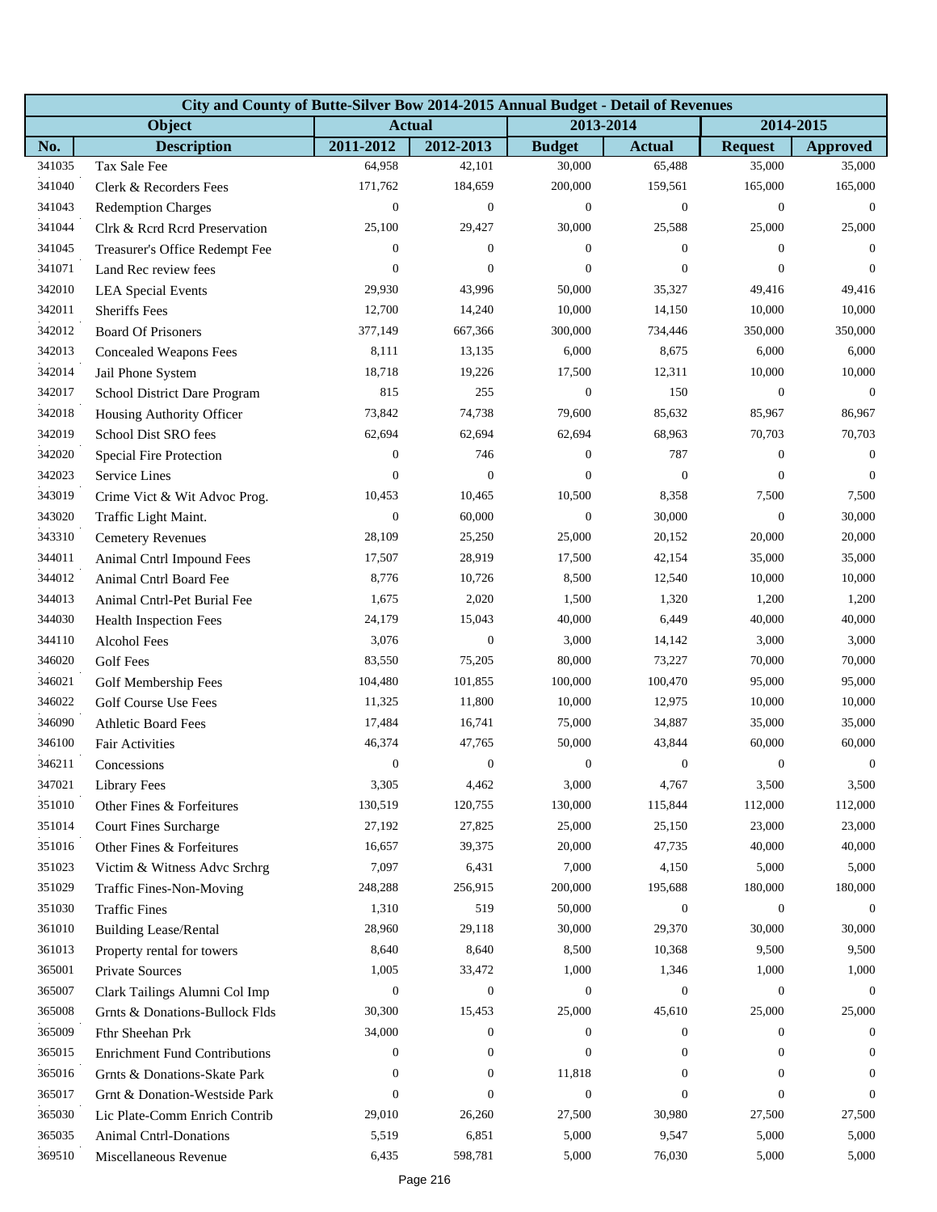| City and County of Butte-Silver Bow 2014-2015 Annual Budget - Detail of Revenues | | | | | | | |
|---|---|---|---|---|---|---|---|
| Object | | Actual | | 2013-2014 | | 2014-2015 | |
| No. | Description | 2011-2012 | 2012-2013 | Budget | Actual | Request | Approved |
| 341035 | Tax Sale Fee | 64,958 | 42,101 | 30,000 | 65,488 | 35,000 | 35,000 |
| 341040 | Clerk & Recorders Fees | 171,762 | 184,659 | 200,000 | 159,561 | 165,000 | 165,000 |
| 341043 | Redemption Charges | 0 | 0 | 0 | 0 | 0 | 0 |
| 341044 | Clrk & Rcrd Rcrd Preservation | 25,100 | 29,427 | 30,000 | 25,588 | 25,000 | 25,000 |
| 341045 | Treasurer's Office Redempt Fee | 0 | 0 | 0 | 0 | 0 | 0 |
| 341071 | Land Rec review fees | 0 | 0 | 0 | 0 | 0 | 0 |
| 342010 | LEA Special Events | 29,930 | 43,996 | 50,000 | 35,327 | 49,416 | 49,416 |
| 342011 | Sheriffs Fees | 12,700 | 14,240 | 10,000 | 14,150 | 10,000 | 10,000 |
| 342012 | Board Of Prisoners | 377,149 | 667,366 | 300,000 | 734,446 | 350,000 | 350,000 |
| 342013 | Concealed Weapons Fees | 8,111 | 13,135 | 6,000 | 8,675 | 6,000 | 6,000 |
| 342014 | Jail Phone System | 18,718 | 19,226 | 17,500 | 12,311 | 10,000 | 10,000 |
| 342017 | School District Dare Program | 815 | 255 | 0 | 150 | 0 | 0 |
| 342018 | Housing Authority Officer | 73,842 | 74,738 | 79,600 | 85,632 | 85,967 | 86,967 |
| 342019 | School Dist SRO fees | 62,694 | 62,694 | 62,694 | 68,963 | 70,703 | 70,703 |
| 342020 | Special Fire Protection | 0 | 746 | 0 | 787 | 0 | 0 |
| 342023 | Service Lines | 0 | 0 | 0 | 0 | 0 | 0 |
| 343019 | Crime Vict & Wit Advoc Prog. | 10,453 | 10,465 | 10,500 | 8,358 | 7,500 | 7,500 |
| 343020 | Traffic Light Maint. | 0 | 60,000 | 0 | 30,000 | 0 | 30,000 |
| 343310 | Cemetery Revenues | 28,109 | 25,250 | 25,000 | 20,152 | 20,000 | 20,000 |
| 344011 | Animal Cntrl Impound Fees | 17,507 | 28,919 | 17,500 | 42,154 | 35,000 | 35,000 |
| 344012 | Animal Cntrl Board Fee | 8,776 | 10,726 | 8,500 | 12,540 | 10,000 | 10,000 |
| 344013 | Animal Cntrl-Pet Burial Fee | 1,675 | 2,020 | 1,500 | 1,320 | 1,200 | 1,200 |
| 344030 | Health Inspection Fees | 24,179 | 15,043 | 40,000 | 6,449 | 40,000 | 40,000 |
| 344110 | Alcohol Fees | 3,076 | 0 | 3,000 | 14,142 | 3,000 | 3,000 |
| 346020 | Golf Fees | 83,550 | 75,205 | 80,000 | 73,227 | 70,000 | 70,000 |
| 346021 | Golf Membership Fees | 104,480 | 101,855 | 100,000 | 100,470 | 95,000 | 95,000 |
| 346022 | Golf Course Use Fees | 11,325 | 11,800 | 10,000 | 12,975 | 10,000 | 10,000 |
| 346090 | Athletic Board Fees | 17,484 | 16,741 | 75,000 | 34,887 | 35,000 | 35,000 |
| 346100 | Fair Activities | 46,374 | 47,765 | 50,000 | 43,844 | 60,000 | 60,000 |
| 346211 | Concessions | 0 | 0 | 0 | 0 | 0 | 0 |
| 347021 | Library Fees | 3,305 | 4,462 | 3,000 | 4,767 | 3,500 | 3,500 |
| 351010 | Other Fines & Forfeitures | 130,519 | 120,755 | 130,000 | 115,844 | 112,000 | 112,000 |
| 351014 | Court Fines Surcharge | 27,192 | 27,825 | 25,000 | 25,150 | 23,000 | 23,000 |
| 351016 | Other Fines & Forfeitures | 16,657 | 39,375 | 20,000 | 47,735 | 40,000 | 40,000 |
| 351023 | Victim & Witness Advc Srchrg | 7,097 | 6,431 | 7,000 | 4,150 | 5,000 | 5,000 |
| 351029 | Traffic Fines-Non-Moving | 248,288 | 256,915 | 200,000 | 195,688 | 180,000 | 180,000 |
| 351030 | Traffic Fines | 1,310 | 519 | 50,000 | 0 | 0 | 0 |
| 361010 | Building Lease/Rental | 28,960 | 29,118 | 30,000 | 29,370 | 30,000 | 30,000 |
| 361013 | Property rental for towers | 8,640 | 8,640 | 8,500 | 10,368 | 9,500 | 9,500 |
| 365001 | Private Sources | 1,005 | 33,472 | 1,000 | 1,346 | 1,000 | 1,000 |
| 365007 | Clark Tailings Alumni Col Imp | 0 | 0 | 0 | 0 | 0 | 0 |
| 365008 | Grnts & Donations-Bullock Flds | 30,300 | 15,453 | 25,000 | 45,610 | 25,000 | 25,000 |
| 365009 | Fthr Sheehan Prk | 34,000 | 0 | 0 | 0 | 0 | 0 |
| 365015 | Enrichment Fund Contributions | 0 | 0 | 0 | 0 | 0 | 0 |
| 365016 | Grnts & Donations-Skate Park | 0 | 0 | 11,818 | 0 | 0 | 0 |
| 365017 | Grnt & Donation-Westside Park | 0 | 0 | 0 | 0 | 0 | 0 |
| 365030 | Lic Plate-Comm Enrich Contrib | 29,010 | 26,260 | 27,500 | 30,980 | 27,500 | 27,500 |
| 365035 | Animal Cntrl-Donations | 5,519 | 6,851 | 5,000 | 9,547 | 5,000 | 5,000 |
| 369510 | Miscellaneous Revenue | 6,435 | 598,781 | 5,000 | 76,030 | 5,000 | 5,000 |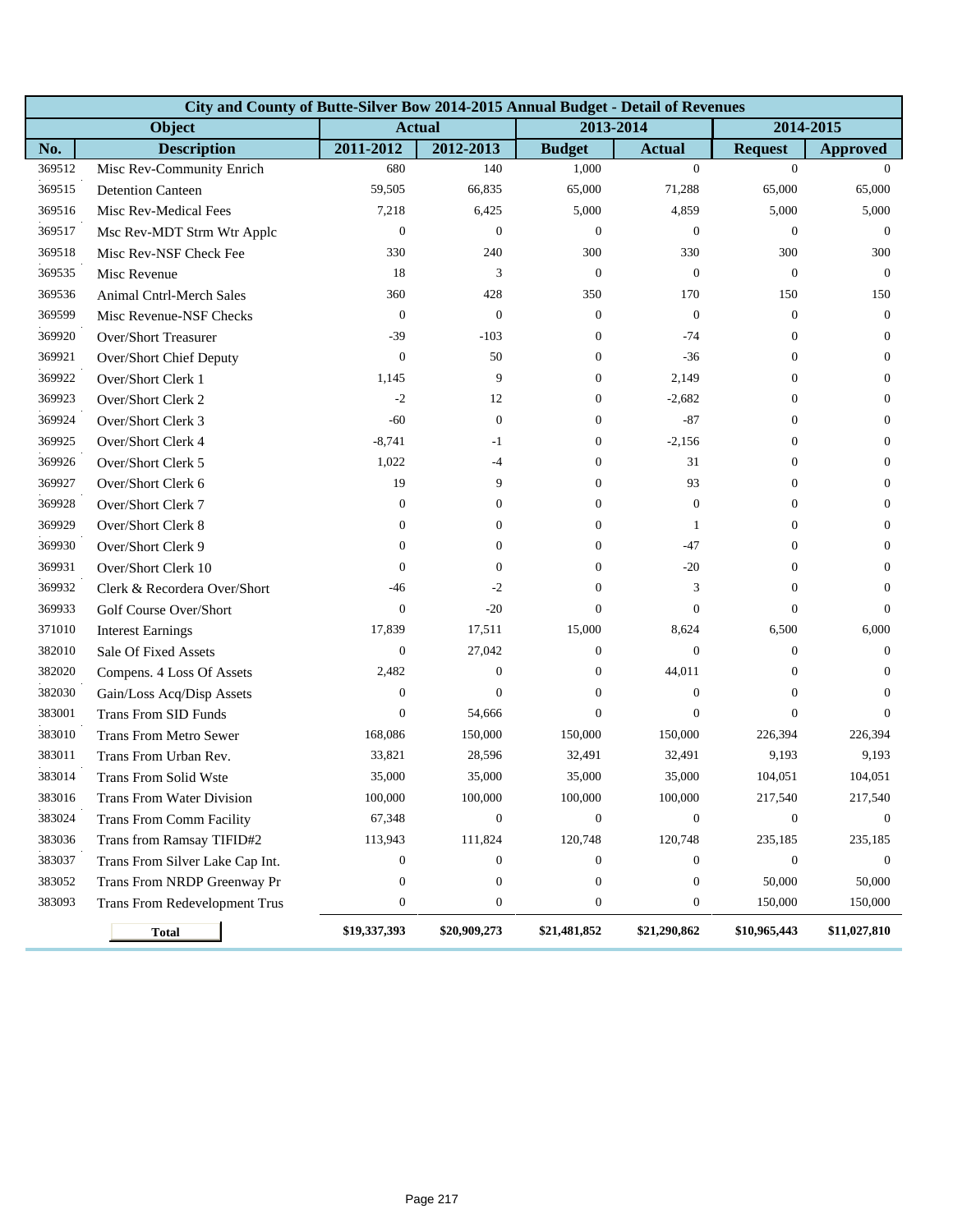| City and County of Butte-Silver Bow 2014-2015 Annual Budget - Detail of Revenues | | | | | | | |
|---|---|---|---|---|---|---|---|
| Object | | Actual | | 2013-2014 | | 2014-2015 | |
| No. | Description | 2011-2012 | 2012-2013 | Budget | Actual | Request | Approved |
| 369512 | Misc Rev-Community Enrich | 680 | 140 | 1,000 | 0 | 0 | 0 |
| 369515 | Detention Canteen | 59,505 | 66,835 | 65,000 | 71,288 | 65,000 | 65,000 |
| 369516 | Misc Rev-Medical Fees | 7,218 | 6,425 | 5,000 | 4,859 | 5,000 | 5,000 |
| 369517 | Msc Rev-MDT Strm Wtr Applc | 0 | 0 | 0 | 0 | 0 | 0 |
| 369518 | Misc Rev-NSF Check Fee | 330 | 240 | 300 | 330 | 300 | 300 |
| 369535 | Misc Revenue | 18 | 3 | 0 | 0 | 0 | 0 |
| 369536 | Animal Cntrl-Merch Sales | 360 | 428 | 350 | 170 | 150 | 150 |
| 369599 | Misc Revenue-NSF Checks | 0 | 0 | 0 | 0 | 0 | 0 |
| 369920 | Over/Short Treasurer | -39 | -103 | 0 | -74 | 0 | 0 |
| 369921 | Over/Short Chief Deputy | 0 | 50 | 0 | -36 | 0 | 0 |
| 369922 | Over/Short Clerk 1 | 1,145 | 9 | 0 | 2,149 | 0 | 0 |
| 369923 | Over/Short Clerk 2 | -2 | 12 | 0 | -2,682 | 0 | 0 |
| 369924 | Over/Short Clerk 3 | -60 | 0 | 0 | -87 | 0 | 0 |
| 369925 | Over/Short Clerk 4 | -8,741 | -1 | 0 | -2,156 | 0 | 0 |
| 369926 | Over/Short Clerk 5 | 1,022 | -4 | 0 | 31 | 0 | 0 |
| 369927 | Over/Short Clerk 6 | 19 | 9 | 0 | 93 | 0 | 0 |
| 369928 | Over/Short Clerk 7 | 0 | 0 | 0 | 0 | 0 | 0 |
| 369929 | Over/Short Clerk 8 | 0 | 0 | 0 | 1 | 0 | 0 |
| 369930 | Over/Short Clerk 9 | 0 | 0 | 0 | -47 | 0 | 0 |
| 369931 | Over/Short Clerk 10 | 0 | 0 | 0 | -20 | 0 | 0 |
| 369932 | Clerk & Recordera Over/Short | -46 | -2 | 0 | 3 | 0 | 0 |
| 369933 | Golf Course Over/Short | 0 | -20 | 0 | 0 | 0 | 0 |
| 371010 | Interest Earnings | 17,839 | 17,511 | 15,000 | 8,624 | 6,500 | 6,000 |
| 382010 | Sale Of Fixed Assets | 0 | 27,042 | 0 | 0 | 0 | 0 |
| 382020 | Compens. 4 Loss Of Assets | 2,482 | 0 | 0 | 44,011 | 0 | 0 |
| 382030 | Gain/Loss Acq/Disp Assets | 0 | 0 | 0 | 0 | 0 | 0 |
| 383001 | Trans From SID Funds | 0 | 54,666 | 0 | 0 | 0 | 0 |
| 383010 | Trans From Metro Sewer | 168,086 | 150,000 | 150,000 | 150,000 | 226,394 | 226,394 |
| 383011 | Trans From Urban Rev. | 33,821 | 28,596 | 32,491 | 32,491 | 9,193 | 9,193 |
| 383014 | Trans From Solid Wste | 35,000 | 35,000 | 35,000 | 35,000 | 104,051 | 104,051 |
| 383016 | Trans From Water Division | 100,000 | 100,000 | 100,000 | 100,000 | 217,540 | 217,540 |
| 383024 | Trans From Comm Facility | 67,348 | 0 | 0 | 0 | 0 | 0 |
| 383036 | Trans from Ramsay TIFID#2 | 113,943 | 111,824 | 120,748 | 120,748 | 235,185 | 235,185 |
| 383037 | Trans From Silver Lake Cap Int. | 0 | 0 | 0 | 0 | 0 | 0 |
| 383052 | Trans From NRDP Greenway Pr | 0 | 0 | 0 | 0 | 50,000 | 50,000 |
| 383093 | Trans From Redevelopment Trus | 0 | 0 | 0 | 0 | 150,000 | 150,000 |
| | **Total** | **$19,337,393** | **$20,909,273** | **$21,481,852** | **$21,290,862** | **$10,965,443** | **$11,027,810** |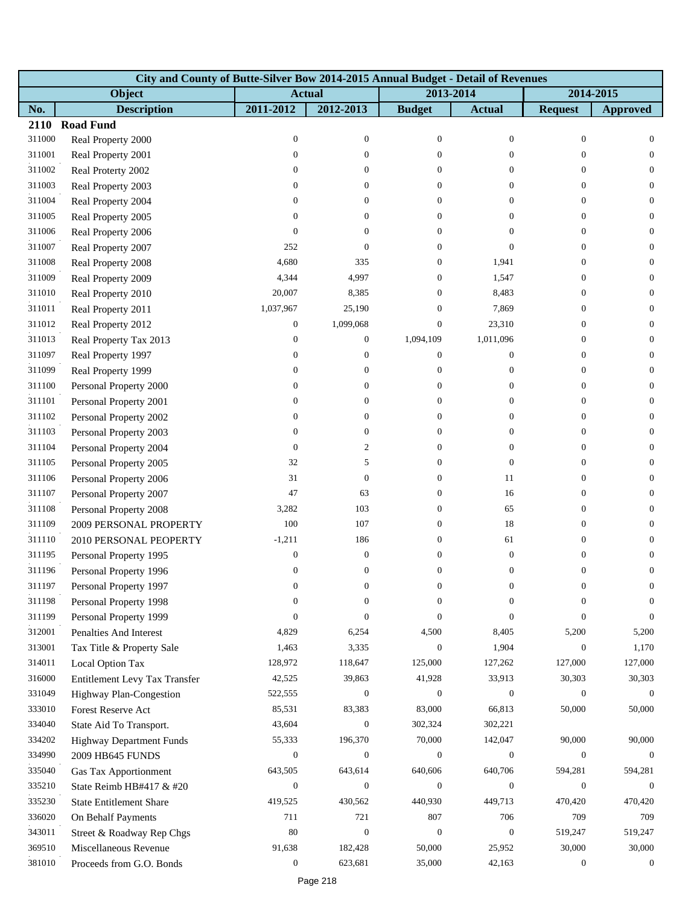| City and County of Butte-Silver Bow 2014-2015 Annual Budget - Detail of Revenues | | | | | | | |
|---|---|---|---|---|---|---|---|
| Object | | Actual | | 2013-2014 | | 2014-2015 | |
| No. | Description | 2011-2012 | 2012-2013 | Budget | Actual | Request | Approved |
| **2110** | **Road Fund** | | | | | | |
| 311000 | Real Property 2000 | 0 | 0 | 0 | 0 | 0 | 0 |
| 311001 | Real Property 2001 | 0 | 0 | 0 | 0 | 0 | 0 |
| 311002 | Real Proterty 2002 | 0 | 0 | 0 | 0 | 0 | 0 |
| 311003 | Real Property 2003 | 0 | 0 | 0 | 0 | 0 | 0 |
| 311004 | Real Property 2004 | 0 | 0 | 0 | 0 | 0 | 0 |
| 311005 | Real Property 2005 | 0 | 0 | 0 | 0 | 0 | 0 |
| 311006 | Real Property 2006 | 0 | 0 | 0 | 0 | 0 | 0 |
| 311007 | Real Property 2007 | 252 | 0 | 0 | 0 | 0 | 0 |
| 311008 | Real Property 2008 | 4,680 | 335 | 0 | 1,941 | 0 | 0 |
| 311009 | Real Property 2009 | 4,344 | 4,997 | 0 | 1,547 | 0 | 0 |
| 311010 | Real Property 2010 | 20,007 | 8,385 | 0 | 8,483 | 0 | 0 |
| 311011 | Real Property 2011 | 1,037,967 | 25,190 | 0 | 7,869 | 0 | 0 |
| 311012 | Real Property 2012 | 0 | 1,099,068 | 0 | 23,310 | 0 | 0 |
| 311013 | Real Property Tax 2013 | 0 | 0 | 1,094,109 | 1,011,096 | 0 | 0 |
| 311097 | Real Property 1997 | 0 | 0 | 0 | 0 | 0 | 0 |
| 311099 | Real Property 1999 | 0 | 0 | 0 | 0 | 0 | 0 |
| 311100 | Personal Property 2000 | 0 | 0 | 0 | 0 | 0 | 0 |
| 311101 | Personal Property 2001 | 0 | 0 | 0 | 0 | 0 | 0 |
| 311102 | Personal Property 2002 | 0 | 0 | 0 | 0 | 0 | 0 |
| 311103 | Personal Property 2003 | 0 | 0 | 0 | 0 | 0 | 0 |
| 311104 | Personal Property 2004 | 0 | 2 | 0 | 0 | 0 | 0 |
| 311105 | Personal Property 2005 | 32 | 5 | 0 | 0 | 0 | 0 |
| 311106 | Personal Property 2006 | 31 | 0 | 0 | 11 | 0 | 0 |
| 311107 | Personal Property 2007 | 47 | 63 | 0 | 16 | 0 | 0 |
| 311108 | Personal Property 2008 | 3,282 | 103 | 0 | 65 | 0 | 0 |
| 311109 | 2009 PERSONAL PROPERTY | 100 | 107 | 0 | 18 | 0 | 0 |
| 311110 | 2010 PERSONAL PEOPERTY | -1,211 | 186 | 0 | 61 | 0 | 0 |
| 311195 | Personal Property 1995 | 0 | 0 | 0 | 0 | 0 | 0 |
| 311196 | Personal Property 1996 | 0 | 0 | 0 | 0 | 0 | 0 |
| 311197 | Personal Property 1997 | 0 | 0 | 0 | 0 | 0 | 0 |
| 311198 | Personal Property 1998 | 0 | 0 | 0 | 0 | 0 | 0 |
| 311199 | Personal Property 1999 | 0 | 0 | 0 | 0 | 0 | 0 |
| 312001 | Penalties And Interest | 4,829 | 6,254 | 4,500 | 8,405 | 5,200 | 5,200 |
| 313001 | Tax Title & Property Sale | 1,463 | 3,335 | 0 | 1,904 | 0 | 1,170 |
| 314011 | Local Option Tax | 128,972 | 118,647 | 125,000 | 127,262 | 127,000 | 127,000 |
| 316000 | Entitlement Levy Tax Transfer | 42,525 | 39,863 | 41,928 | 33,913 | 30,303 | 30,303 |
| 331049 | Highway Plan-Congestion | 522,555 | 0 | 0 | 0 | 0 | 0 |
| 333010 | Forest Reserve Act | 85,531 | 83,383 | 83,000 | 66,813 | 50,000 | 50,000 |
| 334040 | State Aid To Transport. | 43,604 | 0 | 302,324 | 302,221 | | |
| 334202 | Highway Department Funds | 55,333 | 196,370 | 70,000 | 142,047 | 90,000 | 90,000 |
| 334990 | 2009 HB645 FUNDS | 0 | 0 | 0 | 0 | 0 | 0 |
| 335040 | Gas Tax Apportionment | 643,505 | 643,614 | 640,606 | 640,706 | 594,281 | 594,281 |
| 335210 | State Reimb HB#417 & #20 | 0 | 0 | 0 | 0 | 0 | 0 |
| 335230 | State Entitlement Share | 419,525 | 430,562 | 440,930 | 449,713 | 470,420 | 470,420 |
| 336020 | On Behalf Payments | 711 | 721 | 807 | 706 | 709 | 709 |
| 343011 | Street & Roadway Rep Chgs | 80 | 0 | 0 | 0 | 519,247 | 519,247 |
| 369510 | Miscellaneous Revenue | 91,638 | 182,428 | 50,000 | 25,952 | 30,000 | 30,000 |
| 381010 | Proceeds from G.O. Bonds | 0 | 623,681 | 35,000 | 42,163 | 0 | 0 |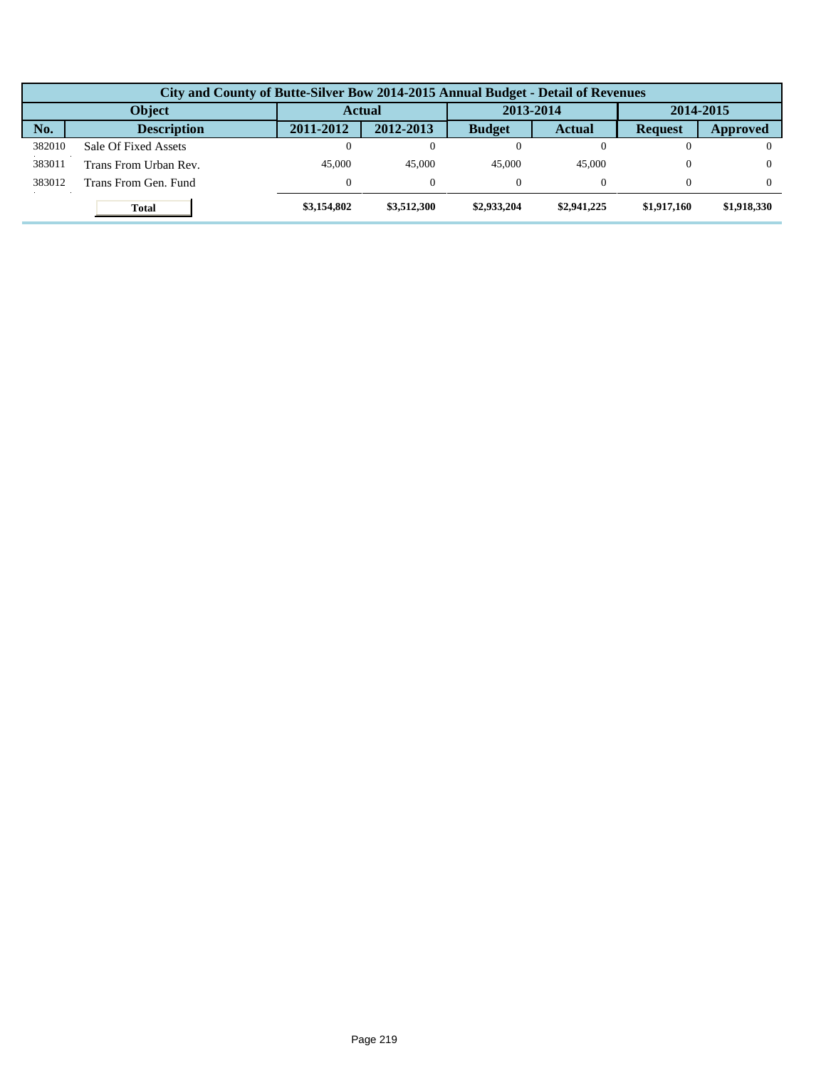| City and County of Butte-Silver Bow 2014-2015 Annual Budget - Detail of Revenues | | | | | | | |
|---|---|---|---|---|---|---|---|
| Object | | Actual | | 2013-2014 | | 2014-2015 | |
| No. | Description | 2011-2012 | 2012-2013 | Budget | Actual | Request | Approved |
| 382010 | Sale Of Fixed Assets | 0 | 0 | 0 | 0 | 0 | 0 |
| 383011 | Trans From Urban Rev. | 45,000 | 45,000 | 45,000 | 45,000 | 0 | 0 |
| 383012 | Trans From Gen. Fund | 0 | 0 | 0 | 0 | 0 | 0 |
| | **Total** | **$3,154,802** | **$3,512,300** | **$2,933,204** | **$2,941,225** | **$1,917,160** | **$1,918,330** |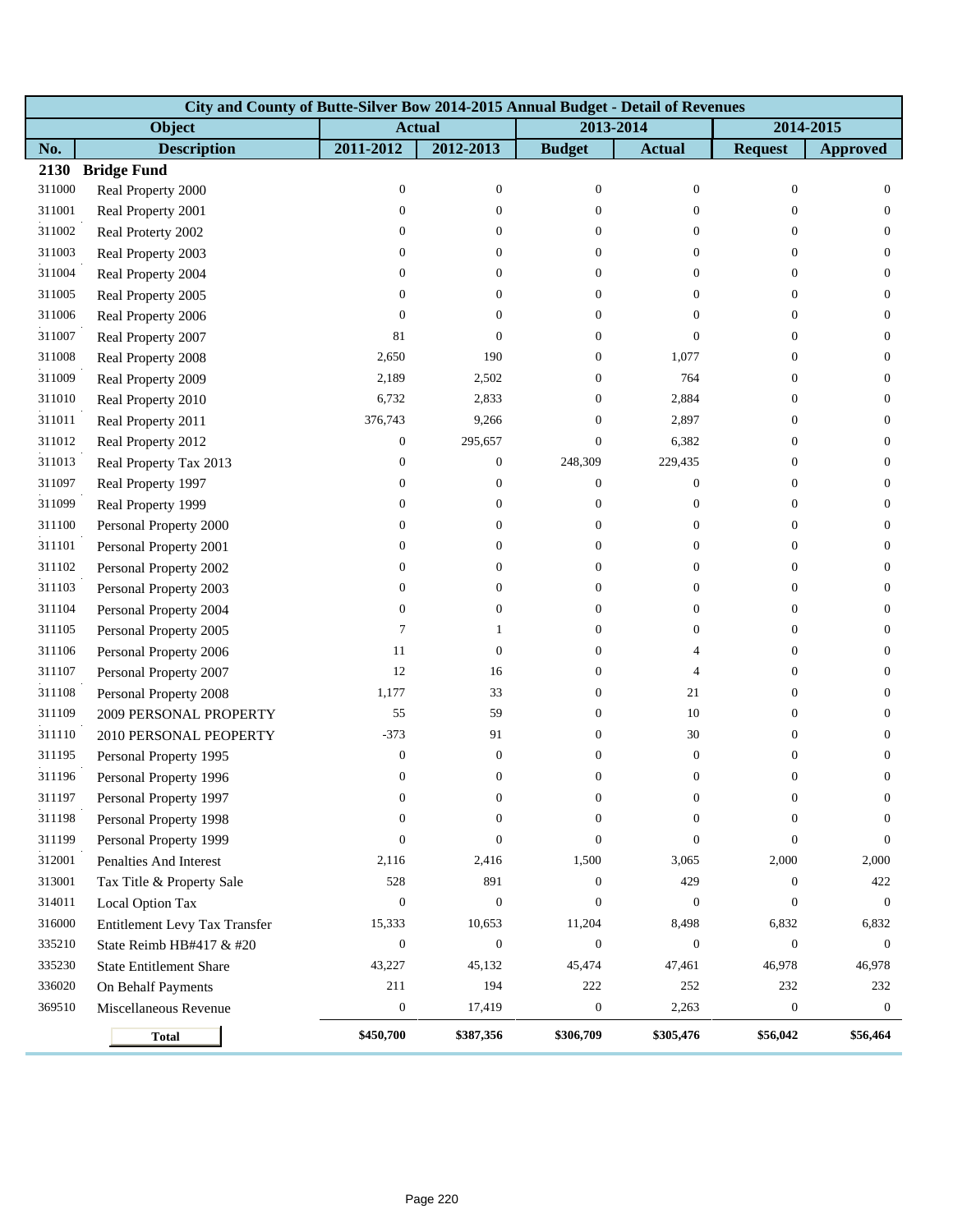| City and County of Butte-Silver Bow 2014-2015 Annual Budget - Detail of Revenues | | | | | | | |
|---|---|---|---|---|---|---|---|
| Object | | Actual | | 2013-2014 | | 2014-2015 | |
| No. | Description | 2011-2012 | 2012-2013 | Budget | Actual | Request | Approved |
| **2130** | **Bridge Fund** | | | | | | |
| 311000 | Real Property 2000 | 0 | 0 | 0 | 0 | 0 | 0 |
| 311001 | Real Property 2001 | 0 | 0 | 0 | 0 | 0 | 0 |
| 311002 | Real Proterty 2002 | 0 | 0 | 0 | 0 | 0 | 0 |
| 311003 | Real Property 2003 | 0 | 0 | 0 | 0 | 0 | 0 |
| 311004 | Real Property 2004 | 0 | 0 | 0 | 0 | 0 | 0 |
| 311005 | Real Property 2005 | 0 | 0 | 0 | 0 | 0 | 0 |
| 311006 | Real Property 2006 | 0 | 0 | 0 | 0 | 0 | 0 |
| 311007 | Real Property 2007 | 81 | 0 | 0 | 0 | 0 | 0 |
| 311008 | Real Property 2008 | 2,650 | 190 | 0 | 1,077 | 0 | 0 |
| 311009 | Real Property 2009 | 2,189 | 2,502 | 0 | 764 | 0 | 0 |
| 311010 | Real Property 2010 | 6,732 | 2,833 | 0 | 2,884 | 0 | 0 |
| 311011 | Real Property 2011 | 376,743 | 9,266 | 0 | 2,897 | 0 | 0 |
| 311012 | Real Property 2012 | 0 | 295,657 | 0 | 6,382 | 0 | 0 |
| 311013 | Real Property Tax 2013 | 0 | 0 | 248,309 | 229,435 | 0 | 0 |
| 311097 | Real Property 1997 | 0 | 0 | 0 | 0 | 0 | 0 |
| 311099 | Real Property 1999 | 0 | 0 | 0 | 0 | 0 | 0 |
| 311100 | Personal Property 2000 | 0 | 0 | 0 | 0 | 0 | 0 |
| 311101 | Personal Property 2001 | 0 | 0 | 0 | 0 | 0 | 0 |
| 311102 | Personal Property 2002 | 0 | 0 | 0 | 0 | 0 | 0 |
| 311103 | Personal Property 2003 | 0 | 0 | 0 | 0 | 0 | 0 |
| 311104 | Personal Property 2004 | 0 | 0 | 0 | 0 | 0 | 0 |
| 311105 | Personal Property 2005 | 7 | 1 | 0 | 0 | 0 | 0 |
| 311106 | Personal Property 2006 | 11 | 0 | 0 | 4 | 0 | 0 |
| 311107 | Personal Property 2007 | 12 | 16 | 0 | 4 | 0 | 0 |
| 311108 | Personal Property 2008 | 1,177 | 33 | 0 | 21 | 0 | 0 |
| 311109 | 2009 PERSONAL PROPERTY | 55 | 59 | 0 | 10 | 0 | 0 |
| 311110 | 2010 PERSONAL PEOPERTY | -373 | 91 | 0 | 30 | 0 | 0 |
| 311195 | Personal Property 1995 | 0 | 0 | 0 | 0 | 0 | 0 |
| 311196 | Personal Property 1996 | 0 | 0 | 0 | 0 | 0 | 0 |
| 311197 | Personal Property 1997 | 0 | 0 | 0 | 0 | 0 | 0 |
| 311198 | Personal Property 1998 | 0 | 0 | 0 | 0 | 0 | 0 |
| 311199 | Personal Property 1999 | 0 | 0 | 0 | 0 | 0 | 0 |
| 312001 | Penalties And Interest | 2,116 | 2,416 | 1,500 | 3,065 | 2,000 | 2,000 |
| 313001 | Tax Title & Property Sale | 528 | 891 | 0 | 429 | 0 | 422 |
| 314011 | Local Option Tax | 0 | 0 | 0 | 0 | 0 | 0 |
| 316000 | Entitlement Levy Tax Transfer | 15,333 | 10,653 | 11,204 | 8,498 | 6,832 | 6,832 |
| 335210 | State Reimb HB#417 & #20 | 0 | 0 | 0 | 0 | 0 | 0 |
| 335230 | State Entitlement Share | 43,227 | 45,132 | 45,474 | 47,461 | 46,978 | 46,978 |
| 336020 | On Behalf Payments | 211 | 194 | 222 | 252 | 232 | 232 |
| 369510 | Miscellaneous Revenue | 0 | 17,419 | 0 | 2,263 | 0 | 0 |
| | **Total** | **$450,700** | **$387,356** | **$306,709** | **$305,476** | **$56,042** | **$56,464** |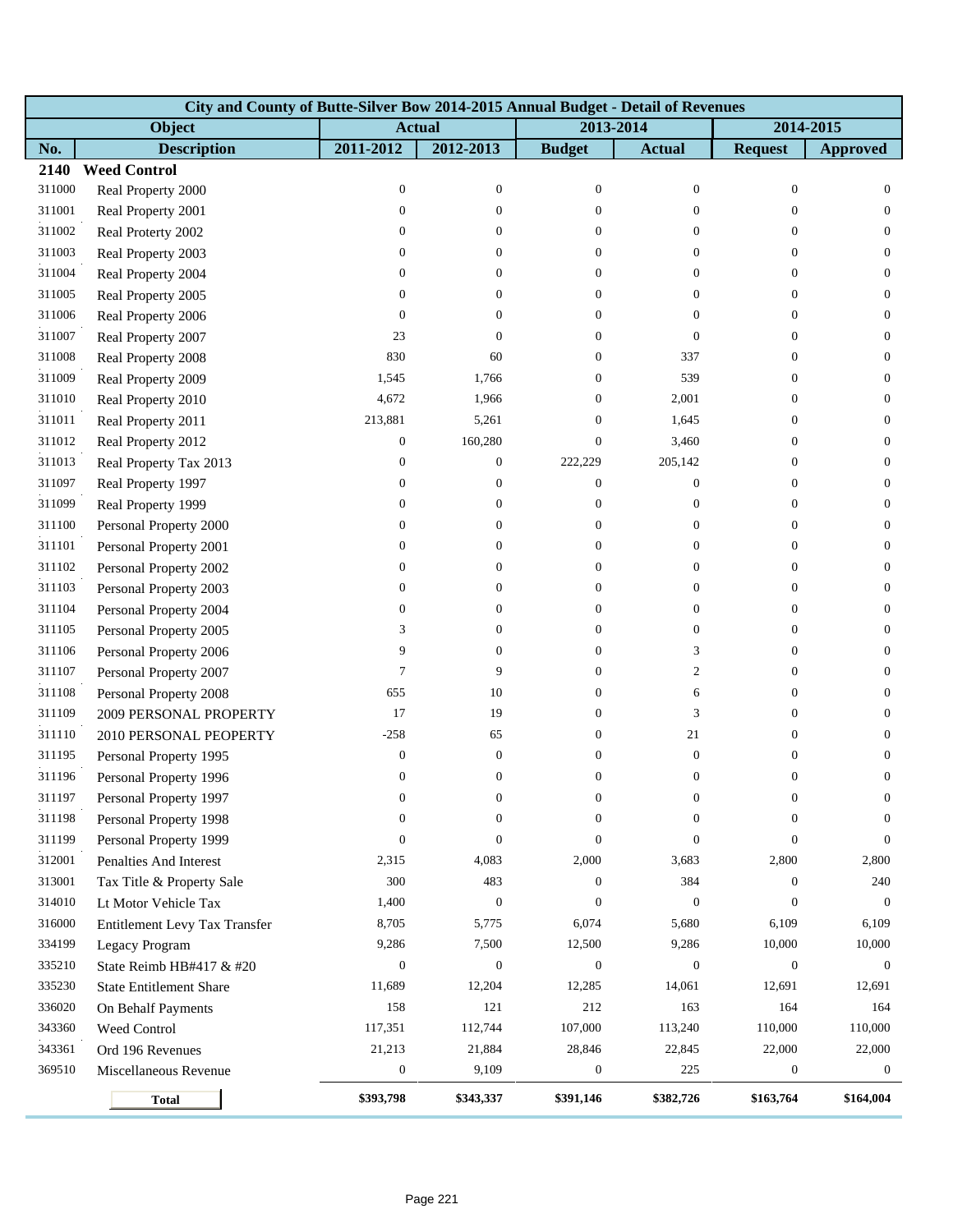| City and County of Butte-Silver Bow 2014-2015 Annual Budget - Detail of Revenues | | | | | | | |
|---|---|---|---|---|---|---|---|
| Object | | Actual | | 2013-2014 | | 2014-2015 | |
| No. | Description | 2011-2012 | 2012-2013 | Budget | Actual | Request | Approved |
| **2140** | **Weed Control** | | | | | | |
| 311000 | Real Property 2000 | 0 | 0 | 0 | 0 | 0 | 0 |
| 311001 | Real Property 2001 | 0 | 0 | 0 | 0 | 0 | 0 |
| 311002 | Real Proterty 2002 | 0 | 0 | 0 | 0 | 0 | 0 |
| 311003 | Real Property 2003 | 0 | 0 | 0 | 0 | 0 | 0 |
| 311004 | Real Property 2004 | 0 | 0 | 0 | 0 | 0 | 0 |
| 311005 | Real Property 2005 | 0 | 0 | 0 | 0 | 0 | 0 |
| 311006 | Real Property 2006 | 0 | 0 | 0 | 0 | 0 | 0 |
| 311007 | Real Property 2007 | 23 | 0 | 0 | 0 | 0 | 0 |
| 311008 | Real Property 2008 | 830 | 60 | 0 | 337 | 0 | 0 |
| 311009 | Real Property 2009 | 1,545 | 1,766 | 0 | 539 | 0 | 0 |
| 311010 | Real Property 2010 | 4,672 | 1,966 | 0 | 2,001 | 0 | 0 |
| 311011 | Real Property 2011 | 213,881 | 5,261 | 0 | 1,645 | 0 | 0 |
| 311012 | Real Property 2012 | 0 | 160,280 | 0 | 3,460 | 0 | 0 |
| 311013 | Real Property Tax 2013 | 0 | 0 | 222,229 | 205,142 | 0 | 0 |
| 311097 | Real Property 1997 | 0 | 0 | 0 | 0 | 0 | 0 |
| 311099 | Real Property 1999 | 0 | 0 | 0 | 0 | 0 | 0 |
| 311100 | Personal Property 2000 | 0 | 0 | 0 | 0 | 0 | 0 |
| 311101 | Personal Property 2001 | 0 | 0 | 0 | 0 | 0 | 0 |
| 311102 | Personal Property 2002 | 0 | 0 | 0 | 0 | 0 | 0 |
| 311103 | Personal Property 2003 | 0 | 0 | 0 | 0 | 0 | 0 |
| 311104 | Personal Property 2004 | 0 | 0 | 0 | 0 | 0 | 0 |
| 311105 | Personal Property 2005 | 3 | 0 | 0 | 0 | 0 | 0 |
| 311106 | Personal Property 2006 | 9 | 0 | 0 | 3 | 0 | 0 |
| 311107 | Personal Property 2007 | 7 | 9 | 0 | 2 | 0 | 0 |
| 311108 | Personal Property 2008 | 655 | 10 | 0 | 6 | 0 | 0 |
| 311109 | 2009 PERSONAL PROPERTY | 17 | 19 | 0 | 3 | 0 | 0 |
| 311110 | 2010 PERSONAL PEOPERTY | -258 | 65 | 0 | 21 | 0 | 0 |
| 311195 | Personal Property 1995 | 0 | 0 | 0 | 0 | 0 | 0 |
| 311196 | Personal Property 1996 | 0 | 0 | 0 | 0 | 0 | 0 |
| 311197 | Personal Property 1997 | 0 | 0 | 0 | 0 | 0 | 0 |
| 311198 | Personal Property 1998 | 0 | 0 | 0 | 0 | 0 | 0 |
| 311199 | Personal Property 1999 | 0 | 0 | 0 | 0 | 0 | 0 |
| 312001 | Penalties And Interest | 2,315 | 4,083 | 2,000 | 3,683 | 2,800 | 2,800 |
| 313001 | Tax Title & Property Sale | 300 | 483 | 0 | 384 | 0 | 240 |
| 314010 | Lt Motor Vehicle Tax | 1,400 | 0 | 0 | 0 | 0 | 0 |
| 316000 | Entitlement Levy Tax Transfer | 8,705 | 5,775 | 6,074 | 5,680 | 6,109 | 6,109 |
| 334199 | Legacy Program | 9,286 | 7,500 | 12,500 | 9,286 | 10,000 | 10,000 |
| 335210 | State Reimb HB#417 & #20 | 0 | 0 | 0 | 0 | 0 | 0 |
| 335230 | State Entitlement Share | 11,689 | 12,204 | 12,285 | 14,061 | 12,691 | 12,691 |
| 336020 | On Behalf Payments | 158 | 121 | 212 | 163 | 164 | 164 |
| 343360 | Weed Control | 117,351 | 112,744 | 107,000 | 113,240 | 110,000 | 110,000 |
| 343361 | Ord 196 Revenues | 21,213 | 21,884 | 28,846 | 22,845 | 22,000 | 22,000 |
| 369510 | Miscellaneous Revenue | 0 | 9,109 | 0 | 225 | 0 | 0 |
| | **Total** | **$393,798** | **$343,337** | **$391,146** | **$382,726** | **$163,764** | **$164,004** |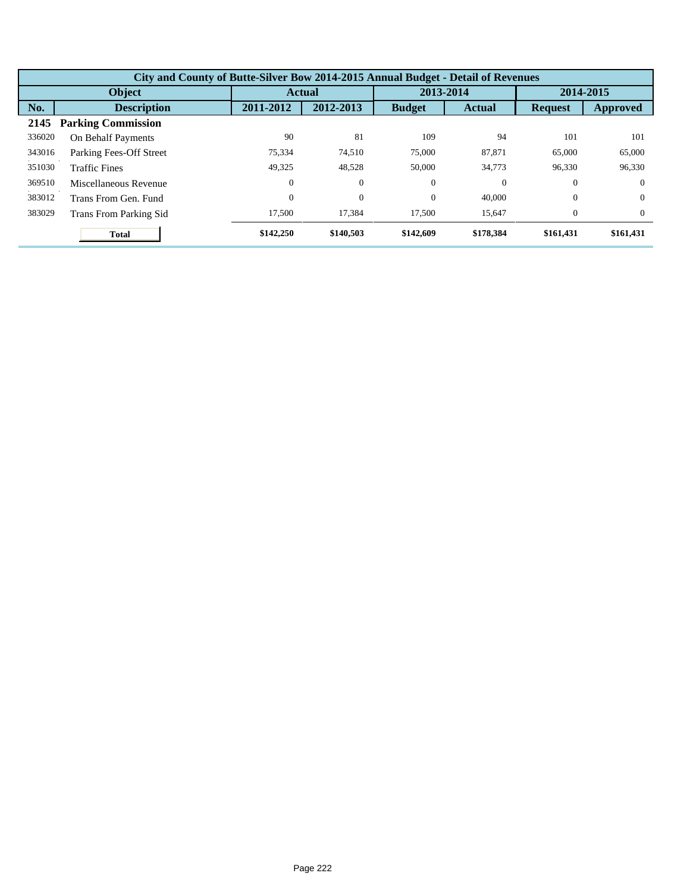| City and County of Butte-Silver Bow 2014-2015 Annual Budget - Detail of Revenues | | | | | | | |
|---|---|---|---|---|---|---|---|
| **Object** | | **Actual** | | **2013-2014** | | **2014-2015** | |
| **No.** | **Description** | **2011-2012** | **2012-2013** | **Budget** | **Actual** | **Request** | **Approved** |
| **2145** | **Parking Commission** | | | | | | |
| 336020 | On Behalf Payments | 90 | 81 | 109 | 94 | 101 | 101 |
| 343016 | Parking Fees-Off Street | 75,334 | 74,510 | 75,000 | 87,871 | 65,000 | 65,000 |
| 351030 | Traffic Fines | 49,325 | 48,528 | 50,000 | 34,773 | 96,330 | 96,330 |
| 369510 | Miscellaneous Revenue | 0 | 0 | 0 | 0 | 0 | 0 |
| 383012 | Trans From Gen. Fund | 0 | 0 | 0 | 40,000 | 0 | 0 |
| 383029 | Trans From Parking Sid | 17,500 | 17,384 | 17,500 | 15,647 | 0 | 0 |
| | **Total** | **$142,250** | **$140,503** | **$142,609** | **$178,384** | **$161,431** | **$161,431** |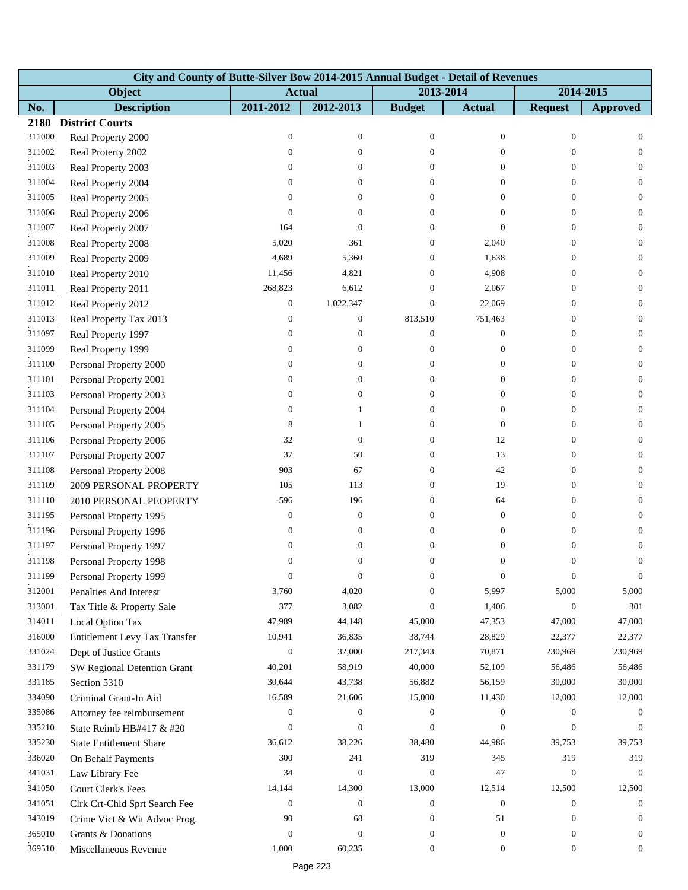| City and County of Butte-Silver Bow 2014-2015 Annual Budget - Detail of Revenues | | | | | | | |
|---|---|---|---|---|---|---|---|
| Object | | Actual | | 2013-2014 | | 2014-2015 | |
| No. | Description | 2011-2012 | 2012-2013 | Budget | Actual | Request | Approved |
| **2180** | **District Courts** | | | | | | |
| 311000 | Real Property 2000 | 0 | 0 | 0 | 0 | 0 | 0 |
| 311002 | Real Proterty 2002 | 0 | 0 | 0 | 0 | 0 | 0 |
| 311003 | Real Property 2003 | 0 | 0 | 0 | 0 | 0 | 0 |
| 311004 | Real Property 2004 | 0 | 0 | 0 | 0 | 0 | 0 |
| 311005 | Real Property 2005 | 0 | 0 | 0 | 0 | 0 | 0 |
| 311006 | Real Property 2006 | 0 | 0 | 0 | 0 | 0 | 0 |
| 311007 | Real Property 2007 | 164 | 0 | 0 | 0 | 0 | 0 |
| 311008 | Real Property 2008 | 5,020 | 361 | 0 | 2,040 | 0 | 0 |
| 311009 | Real Property 2009 | 4,689 | 5,360 | 0 | 1,638 | 0 | 0 |
| 311010 | Real Property 2010 | 11,456 | 4,821 | 0 | 4,908 | 0 | 0 |
| 311011 | Real Property 2011 | 268,823 | 6,612 | 0 | 2,067 | 0 | 0 |
| 311012 | Real Property 2012 | 0 | 1,022,347 | 0 | 22,069 | 0 | 0 |
| 311013 | Real Property Tax 2013 | 0 | 0 | 813,510 | 751,463 | 0 | 0 |
| 311097 | Real Property 1997 | 0 | 0 | 0 | 0 | 0 | 0 |
| 311099 | Real Property 1999 | 0 | 0 | 0 | 0 | 0 | 0 |
| 311100 | Personal Property 2000 | 0 | 0 | 0 | 0 | 0 | 0 |
| 311101 | Personal Property 2001 | 0 | 0 | 0 | 0 | 0 | 0 |
| 311103 | Personal Property 2003 | 0 | 0 | 0 | 0 | 0 | 0 |
| 311104 | Personal Property 2004 | 0 | 1 | 0 | 0 | 0 | 0 |
| 311105 | Personal Property 2005 | 8 | 1 | 0 | 0 | 0 | 0 |
| 311106 | Personal Property 2006 | 32 | 0 | 0 | 12 | 0 | 0 |
| 311107 | Personal Property 2007 | 37 | 50 | 0 | 13 | 0 | 0 |
| 311108 | Personal Property 2008 | 903 | 67 | 0 | 42 | 0 | 0 |
| 311109 | 2009 PERSONAL PROPERTY | 105 | 113 | 0 | 19 | 0 | 0 |
| 311110 | 2010 PERSONAL PEOPERTY | -596 | 196 | 0 | 64 | 0 | 0 |
| 311195 | Personal Property 1995 | 0 | 0 | 0 | 0 | 0 | 0 |
| 311196 | Personal Property 1996 | 0 | 0 | 0 | 0 | 0 | 0 |
| 311197 | Personal Property 1997 | 0 | 0 | 0 | 0 | 0 | 0 |
| 311198 | Personal Property 1998 | 0 | 0 | 0 | 0 | 0 | 0 |
| 311199 | Personal Property 1999 | 0 | 0 | 0 | 0 | 0 | 0 |
| 312001 | Penalties And Interest | 3,760 | 4,020 | 0 | 5,997 | 5,000 | 5,000 |
| 313001 | Tax Title & Property Sale | 377 | 3,082 | 0 | 1,406 | 0 | 301 |
| 314011 | Local Option Tax | 47,989 | 44,148 | 45,000 | 47,353 | 47,000 | 47,000 |
| 316000 | Entitlement Levy Tax Transfer | 10,941 | 36,835 | 38,744 | 28,829 | 22,377 | 22,377 |
| 331024 | Dept of Justice Grants | 0 | 32,000 | 217,343 | 70,871 | 230,969 | 230,969 |
| 331179 | SW Regional Detention Grant | 40,201 | 58,919 | 40,000 | 52,109 | 56,486 | 56,486 |
| 331185 | Section 5310 | 30,644 | 43,738 | 56,882 | 56,159 | 30,000 | 30,000 |
| 334090 | Criminal Grant-In Aid | 16,589 | 21,606 | 15,000 | 11,430 | 12,000 | 12,000 |
| 335086 | Attorney fee reimbursement | 0 | 0 | 0 | 0 | 0 | 0 |
| 335210 | State Reimb HB#417 & #20 | 0 | 0 | 0 | 0 | 0 | 0 |
| 335230 | State Entitlement Share | 36,612 | 38,226 | 38,480 | 44,986 | 39,753 | 39,753 |
| 336020 | On Behalf Payments | 300 | 241 | 319 | 345 | 319 | 319 |
| 341031 | Law Library Fee | 34 | 0 | 0 | 47 | 0 | 0 |
| 341050 | Court Clerk's Fees | 14,144 | 14,300 | 13,000 | 12,514 | 12,500 | 12,500 |
| 341051 | Clrk Crt-Chld Sprt Search Fee | 0 | 0 | 0 | 0 | 0 | 0 |
| 343019 | Crime Vict & Wit Advoc Prog. | 90 | 68 | 0 | 51 | 0 | 0 |
| 365010 | Grants & Donations | 0 | 0 | 0 | 0 | 0 | 0 |
| 369510 | Miscellaneous Revenue | 1,000 | 60,235 | 0 | 0 | 0 | 0 |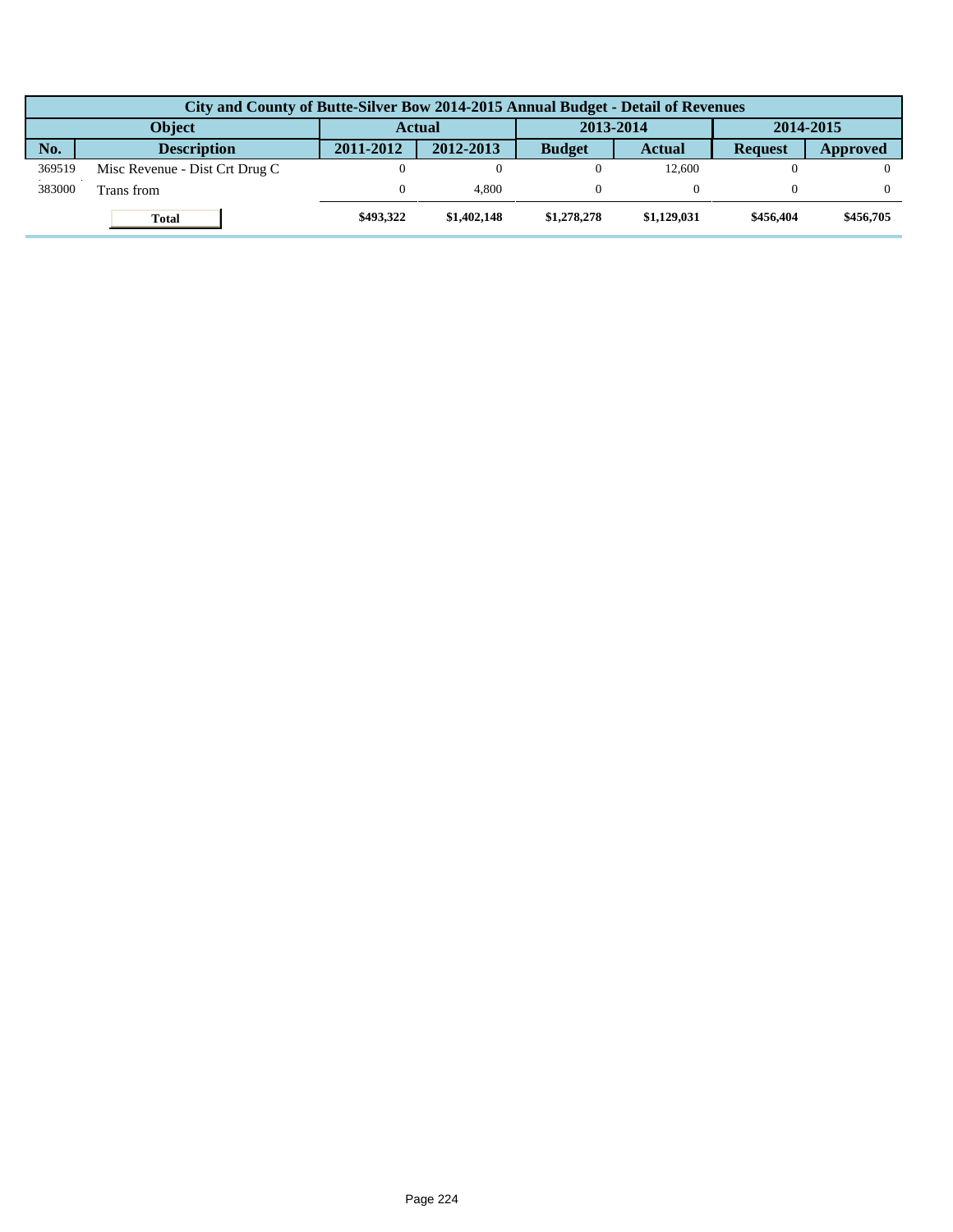| City and County of Butte-Silver Bow 2014-2015 Annual Budget - Detail of Revenues | | | | | | | |
|---|---|---|---|---|---|---|---|
| Object | | Actual | | 2013-2014 | | 2014-2015 | |
| No. | Description | 2011-2012 | 2012-2013 | Budget | Actual | Request | Approved |
| 369519 | Misc Revenue - Dist Crt Drug C | 0 | 0 | 0 | 12,600 | 0 | 0 |
| 383000 | Trans from | 0 | 4,800 | 0 | 0 | 0 | 0 |
| | **Total** | **$493,322** | **$1,402,148** | **$1,278,278** | **$1,129,031** | **$456,404** | **$456,705** |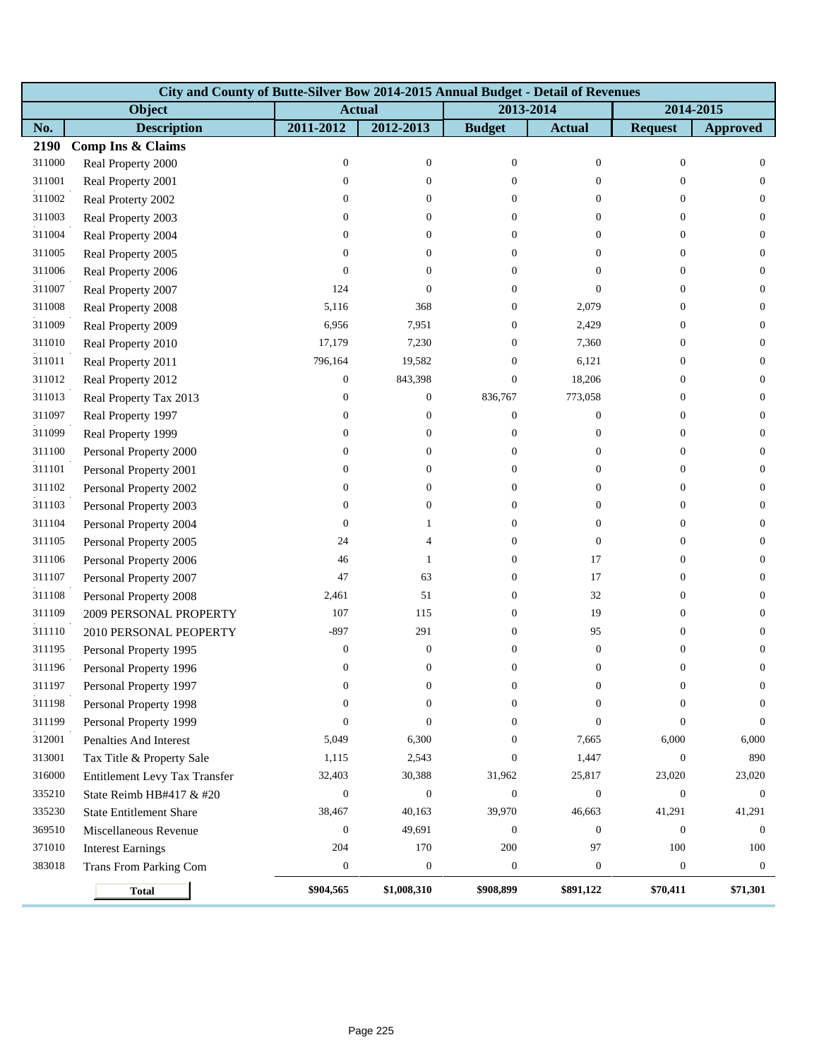| City and County of Butte-Silver Bow 2014-2015 Annual Budget - Detail of Revenues | | | | | | | |
|---|---|---|---|---|---|---|---|
| Object | | Actual | | 2013-2014 | | 2014-2015 | |
| No. | Description | 2011-2012 | 2012-2013 | Budget | Actual | Request | Approved |
| **2190** | **Comp Ins & Claims** | | | | | | |
| 311000 | Real Property 2000 | 0 | 0 | 0 | 0 | 0 | 0 |
| 311001 | Real Property 2001 | 0 | 0 | 0 | 0 | 0 | 0 |
| 311002 | Real Proterty 2002 | 0 | 0 | 0 | 0 | 0 | 0 |
| 311003 | Real Property 2003 | 0 | 0 | 0 | 0 | 0 | 0 |
| 311004 | Real Property 2004 | 0 | 0 | 0 | 0 | 0 | 0 |
| 311005 | Real Property 2005 | 0 | 0 | 0 | 0 | 0 | 0 |
| 311006 | Real Property 2006 | 0 | 0 | 0 | 0 | 0 | 0 |
| 311007 | Real Property 2007 | 124 | 0 | 0 | 0 | 0 | 0 |
| 311008 | Real Property 2008 | 5,116 | 368 | 0 | 2,079 | 0 | 0 |
| 311009 | Real Property 2009 | 6,956 | 7,951 | 0 | 2,429 | 0 | 0 |
| 311010 | Real Property 2010 | 17,179 | 7,230 | 0 | 7,360 | 0 | 0 |
| 311011 | Real Property 2011 | 796,164 | 19,582 | 0 | 6,121 | 0 | 0 |
| 311012 | Real Property 2012 | 0 | 843,398 | 0 | 18,206 | 0 | 0 |
| 311013 | Real Property Tax 2013 | 0 | 0 | 836,767 | 773,058 | 0 | 0 |
| 311097 | Real Property 1997 | 0 | 0 | 0 | 0 | 0 | 0 |
| 311099 | Real Property 1999 | 0 | 0 | 0 | 0 | 0 | 0 |
| 311100 | Personal Property 2000 | 0 | 0 | 0 | 0 | 0 | 0 |
| 311101 | Personal Property 2001 | 0 | 0 | 0 | 0 | 0 | 0 |
| 311102 | Personal Property 2002 | 0 | 0 | 0 | 0 | 0 | 0 |
| 311103 | Personal Property 2003 | 0 | 0 | 0 | 0 | 0 | 0 |
| 311104 | Personal Property 2004 | 0 | 1 | 0 | 0 | 0 | 0 |
| 311105 | Personal Property 2005 | 24 | 4 | 0 | 0 | 0 | 0 |
| 311106 | Personal Property 2006 | 46 | 1 | 0 | 17 | 0 | 0 |
| 311107 | Personal Property 2007 | 47 | 63 | 0 | 17 | 0 | 0 |
| 311108 | Personal Property 2008 | 2,461 | 51 | 0 | 32 | 0 | 0 |
| 311109 | 2009 PERSONAL PROPERTY | 107 | 115 | 0 | 19 | 0 | 0 |
| 311110 | 2010 PERSONAL PEOPERTY | -897 | 291 | 0 | 95 | 0 | 0 |
| 311195 | Personal Property 1995 | 0 | 0 | 0 | 0 | 0 | 0 |
| 311196 | Personal Property 1996 | 0 | 0 | 0 | 0 | 0 | 0 |
| 311197 | Personal Property 1997 | 0 | 0 | 0 | 0 | 0 | 0 |
| 311198 | Personal Property 1998 | 0 | 0 | 0 | 0 | 0 | 0 |
| 311199 | Personal Property 1999 | 0 | 0 | 0 | 0 | 0 | 0 |
| 312001 | Penalties And Interest | 5,049 | 6,300 | 0 | 7,665 | 6,000 | 6,000 |
| 313001 | Tax Title & Property Sale | 1,115 | 2,543 | 0 | 1,447 | 0 | 890 |
| 316000 | Entitlement Levy Tax Transfer | 32,403 | 30,388 | 31,962 | 25,817 | 23,020 | 23,020 |
| 335210 | State Reimb HB#417 & #20 | 0 | 0 | 0 | 0 | 0 | 0 |
| 335230 | State Entitlement Share | 38,467 | 40,163 | 39,970 | 46,663 | 41,291 | 41,291 |
| 369510 | Miscellaneous Revenue | 0 | 49,691 | 0 | 0 | 0 | 0 |
| 371010 | Interest Earnings | 204 | 170 | 200 | 97 | 100 | 100 |
| 383018 | Trans From Parking Com | 0 | 0 | 0 | 0 | 0 | 0 |
| | **Total** | **$904,565** | **$1,008,310** | **$908,899** | **$891,122** | **$70,411** | **$71,301** |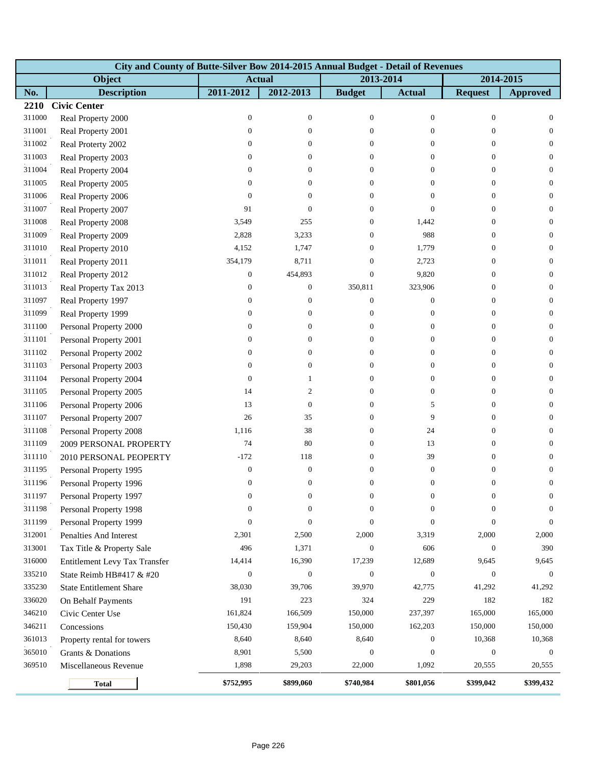| City and County of Butte-Silver Bow 2014-2015 Annual Budget - Detail of Revenues | | | | | | | |
|---|---|---|---|---|---|---|---|
| Object | | Actual | | 2013-2014 | | 2014-2015 | |
| No. | Description | 2011-2012 | 2012-2013 | Budget | Actual | Request | Approved |
| **2210** | **Civic Center** | | | | | | |
| 311000 | Real Property 2000 | 0 | 0 | 0 | 0 | 0 | 0 |
| 311001 | Real Property 2001 | 0 | 0 | 0 | 0 | 0 | 0 |
| 311002 | Real Proterty 2002 | 0 | 0 | 0 | 0 | 0 | 0 |
| 311003 | Real Property 2003 | 0 | 0 | 0 | 0 | 0 | 0 |
| 311004 | Real Property 2004 | 0 | 0 | 0 | 0 | 0 | 0 |
| 311005 | Real Property 2005 | 0 | 0 | 0 | 0 | 0 | 0 |
| 311006 | Real Property 2006 | 0 | 0 | 0 | 0 | 0 | 0 |
| 311007 | Real Property 2007 | 91 | 0 | 0 | 0 | 0 | 0 |
| 311008 | Real Property 2008 | 3,549 | 255 | 0 | 1,442 | 0 | 0 |
| 311009 | Real Property 2009 | 2,828 | 3,233 | 0 | 988 | 0 | 0 |
| 311010 | Real Property 2010 | 4,152 | 1,747 | 0 | 1,779 | 0 | 0 |
| 311011 | Real Property 2011 | 354,179 | 8,711 | 0 | 2,723 | 0 | 0 |
| 311012 | Real Property 2012 | 0 | 454,893 | 0 | 9,820 | 0 | 0 |
| 311013 | Real Property Tax 2013 | 0 | 0 | 350,811 | 323,906 | 0 | 0 |
| 311097 | Real Property 1997 | 0 | 0 | 0 | 0 | 0 | 0 |
| 311099 | Real Property 1999 | 0 | 0 | 0 | 0 | 0 | 0 |
| 311100 | Personal Property 2000 | 0 | 0 | 0 | 0 | 0 | 0 |
| 311101 | Personal Property 2001 | 0 | 0 | 0 | 0 | 0 | 0 |
| 311102 | Personal Property 2002 | 0 | 0 | 0 | 0 | 0 | 0 |
| 311103 | Personal Property 2003 | 0 | 0 | 0 | 0 | 0 | 0 |
| 311104 | Personal Property 2004 | 0 | 1 | 0 | 0 | 0 | 0 |
| 311105 | Personal Property 2005 | 14 | 2 | 0 | 0 | 0 | 0 |
| 311106 | Personal Property 2006 | 13 | 0 | 0 | 5 | 0 | 0 |
| 311107 | Personal Property 2007 | 26 | 35 | 0 | 9 | 0 | 0 |
| 311108 | Personal Property 2008 | 1,116 | 38 | 0 | 24 | 0 | 0 |
| 311109 | 2009 PERSONAL PROPERTY | 74 | 80 | 0 | 13 | 0 | 0 |
| 311110 | 2010 PERSONAL PEOPERTY | -172 | 118 | 0 | 39 | 0 | 0 |
| 311195 | Personal Property 1995 | 0 | 0 | 0 | 0 | 0 | 0 |
| 311196 | Personal Property 1996 | 0 | 0 | 0 | 0 | 0 | 0 |
| 311197 | Personal Property 1997 | 0 | 0 | 0 | 0 | 0 | 0 |
| 311198 | Personal Property 1998 | 0 | 0 | 0 | 0 | 0 | 0 |
| 311199 | Personal Property 1999 | 0 | 0 | 0 | 0 | 0 | 0 |
| 312001 | Penalties And Interest | 2,301 | 2,500 | 2,000 | 3,319 | 2,000 | 2,000 |
| 313001 | Tax Title & Property Sale | 496 | 1,371 | 0 | 606 | 0 | 390 |
| 316000 | Entitlement Levy Tax Transfer | 14,414 | 16,390 | 17,239 | 12,689 | 9,645 | 9,645 |
| 335210 | State Reimb HB#417 & #20 | 0 | 0 | 0 | 0 | 0 | 0 |
| 335230 | State Entitlement Share | 38,030 | 39,706 | 39,970 | 42,775 | 41,292 | 41,292 |
| 336020 | On Behalf Payments | 191 | 223 | 324 | 229 | 182 | 182 |
| 346210 | Civic Center Use | 161,824 | 166,509 | 150,000 | 237,397 | 165,000 | 165,000 |
| 346211 | Concessions | 150,430 | 159,904 | 150,000 | 162,203 | 150,000 | 150,000 |
| 361013 | Property rental for towers | 8,640 | 8,640 | 8,640 | 0 | 10,368 | 10,368 |
| 365010 | Grants & Donations | 8,901 | 5,500 | 0 | 0 | 0 | 0 |
| 369510 | Miscellaneous Revenue | 1,898 | 29,203 | 22,000 | 1,092 | 20,555 | 20,555 |
| | **Total** | **$752,995** | **$899,060** | **$740,984** | **$801,056** | **$399,042** | **$399,432** |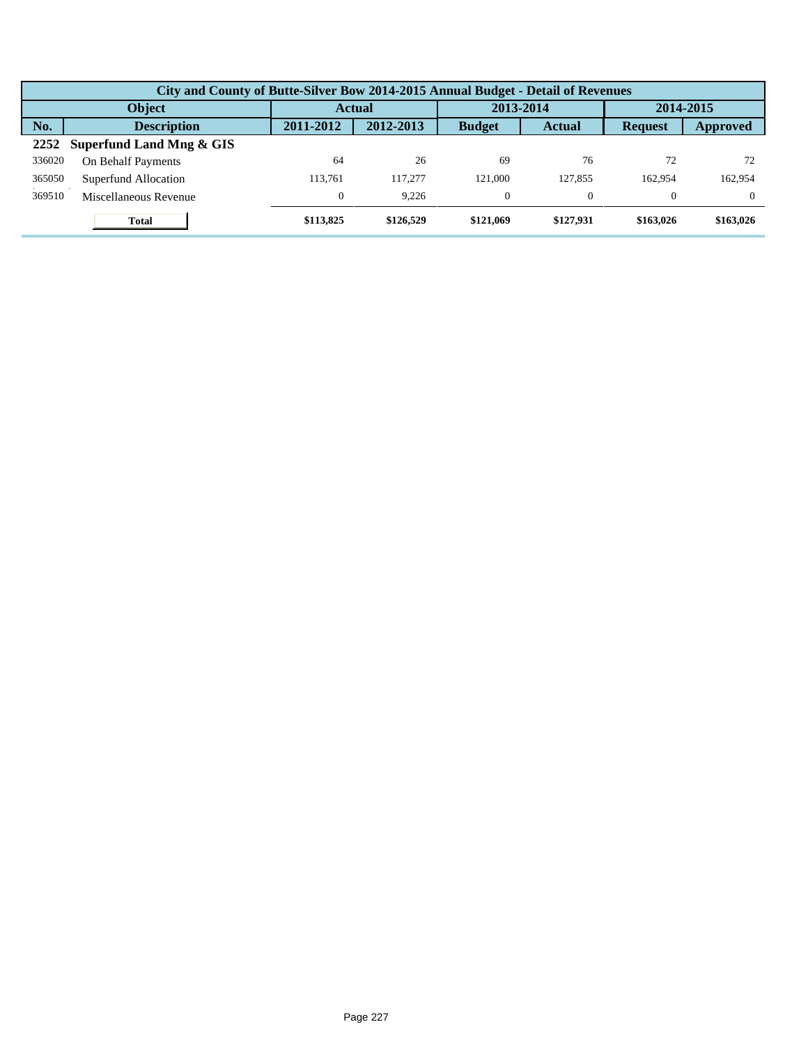| City and County of Butte-Silver Bow 2014-2015 Annual Budget - Detail of Revenues | | | | | | | |
|---|---|---|---|---|---|---|---|
| **Object** | | **Actual** | | **2013-2014** | | **2014-2015** | |
| **No.** | **Description** | **2011-2012** | **2012-2013** | **Budget** | **Actual** | **Request** | **Approved** |
| **2252** | **Superfund Land Mng & GIS** | | | | | | |
| 336020 | On Behalf Payments | 64 | 26 | 69 | 76 | 72 | 72 |
| 365050 | Superfund Allocation | 113,761 | 117,277 | 121,000 | 127,855 | 162,954 | 162,954 |
| 369510 | Miscellaneous Revenue | 0 | 9,226 | 0 | 0 | 0 | 0 |
| | **Total** | **$113,825** | **$126,529** | **$121,069** | **$127,931** | **$163,026** | **$163,026** |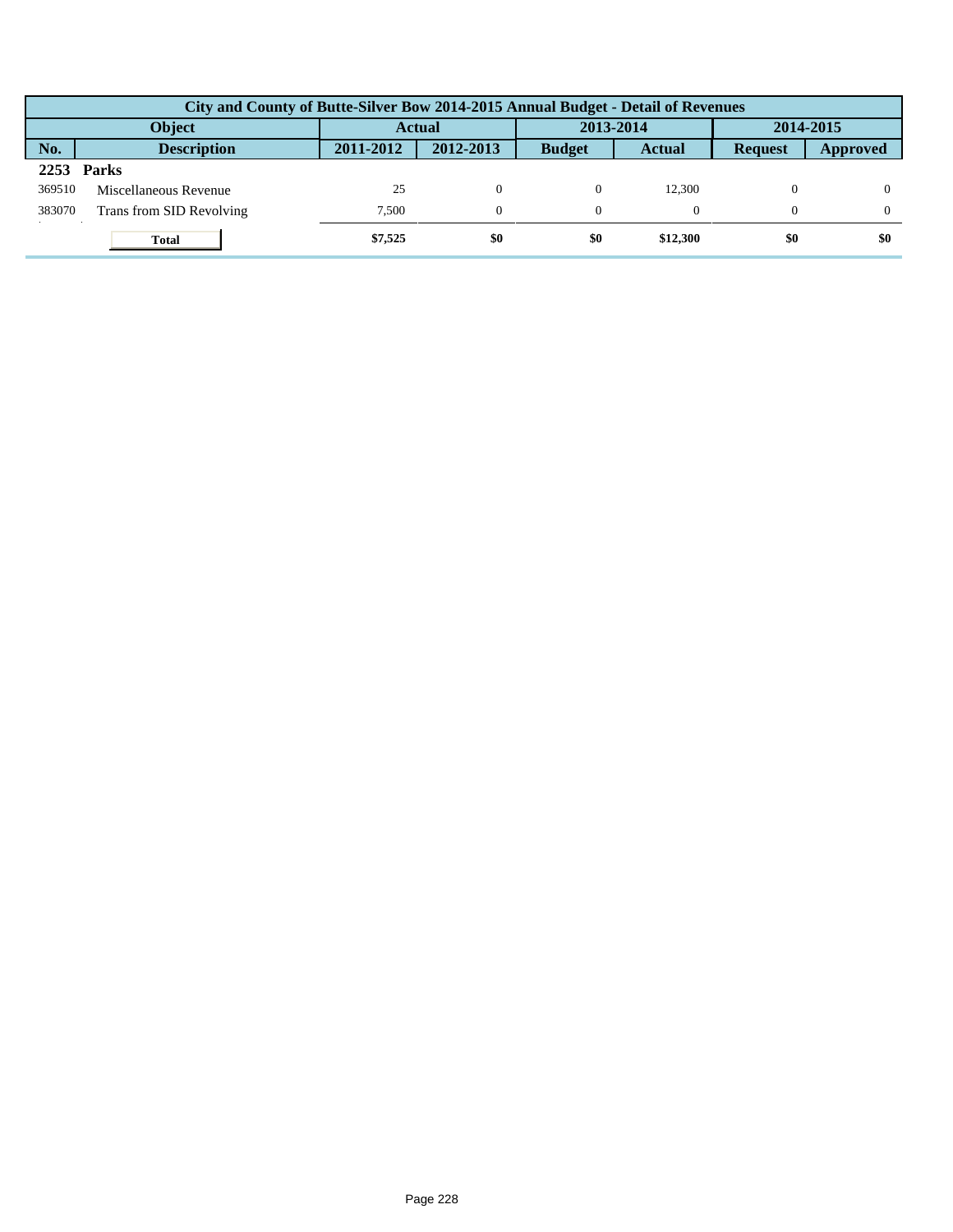| City and County of Butte-Silver Bow 2014-2015 Annual Budget - Detail of Revenues | | | | | | | |
|---|---|---|---|---|---|---|---|
| **Object** | | **Actual** | | **2013-2014** | | **2014-2015** | |
| **No.** | **Description** | **2011-2012** | **2012-2013** | **Budget** | **Actual** | **Request** | **Approved** |
| **2253** | **Parks** | | | | | | |
| 369510 | Miscellaneous Revenue | 25 | 0 | 0 | 12,300 | 0 | 0 |
| 383070 | Trans from SID Revolving | 7,500 | 0 | 0 | 0 | 0 | 0 |
| | **Total** | **$7,525** | **$0** | **$0** | **$12,300** | **$0** | **$0** |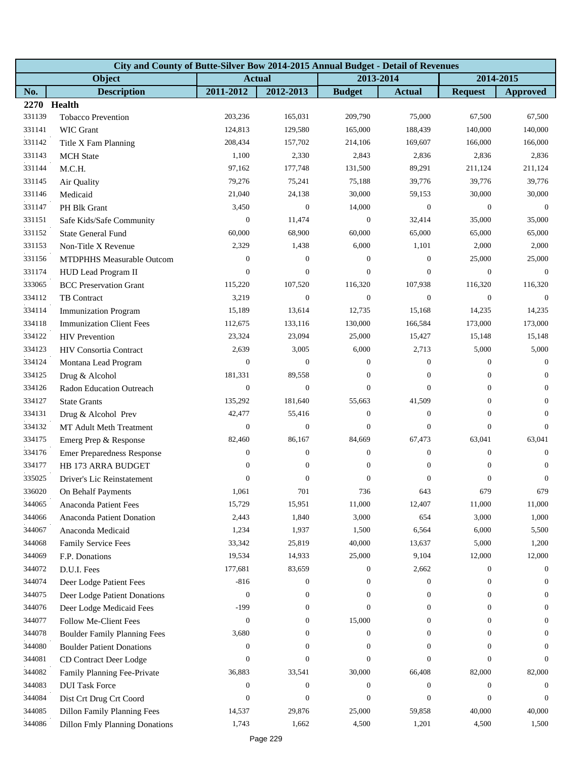| City and County of Butte-Silver Bow 2014-2015 Annual Budget - Detail of Revenues | | | | | | | |
|---|---|---|---|---|---|---|---|
| Object | | Actual | | 2013-2014 | | 2014-2015 | |
| No. | Description | 2011-2012 | 2012-2013 | Budget | Actual | Request | Approved |
| **2270** | **Health** | | | | | | |
| 331139 | Tobacco Prevention | 203,236 | 165,031 | 209,790 | 75,000 | 67,500 | 67,500 |
| 331141 | WIC Grant | 124,813 | 129,580 | 165,000 | 188,439 | 140,000 | 140,000 |
| 331142 | Title X Fam Planning | 208,434 | 157,702 | 214,106 | 169,607 | 166,000 | 166,000 |
| 331143 | MCH State | 1,100 | 2,330 | 2,843 | 2,836 | 2,836 | 2,836 |
| 331144 | M.C.H. | 97,162 | 177,748 | 131,500 | 89,291 | 211,124 | 211,124 |
| 331145 | Air Quality | 79,276 | 75,241 | 75,188 | 39,776 | 39,776 | 39,776 |
| 331146 | Medicaid | 21,040 | 24,138 | 30,000 | 59,153 | 30,000 | 30,000 |
| 331147 | PH Blk Grant | 3,450 | 0 | 14,000 | 0 | 0 | 0 |
| 331151 | Safe Kids/Safe Community | 0 | 11,474 | 0 | 32,414 | 35,000 | 35,000 |
| 331152 | State General Fund | 60,000 | 68,900 | 60,000 | 65,000 | 65,000 | 65,000 |
| 331153 | Non-Title X Revenue | 2,329 | 1,438 | 6,000 | 1,101 | 2,000 | 2,000 |
| 331156 | MTDPHHS Measurable Outcom | 0 | 0 | 0 | 0 | 25,000 | 25,000 |
| 331174 | HUD Lead Program II | 0 | 0 | 0 | 0 | 0 | 0 |
| 333065 | BCC Preservation Grant | 115,220 | 107,520 | 116,320 | 107,938 | 116,320 | 116,320 |
| 334112 | TB Contract | 3,219 | 0 | 0 | 0 | 0 | 0 |
| 334114 | Immunization Program | 15,189 | 13,614 | 12,735 | 15,168 | 14,235 | 14,235 |
| 334118 | Immunization Client Fees | 112,675 | 133,116 | 130,000 | 166,584 | 173,000 | 173,000 |
| 334122 | HIV Prevention | 23,324 | 23,094 | 25,000 | 15,427 | 15,148 | 15,148 |
| 334123 | HIV Consortia Contract | 2,639 | 3,005 | 6,000 | 2,713 | 5,000 | 5,000 |
| 334124 | Montana Lead Program | 0 | 0 | 0 | 0 | 0 | 0 |
| 334125 | Drug & Alcohol | 181,331 | 89,558 | 0 | 0 | 0 | 0 |
| 334126 | Radon Education Outreach | 0 | 0 | 0 | 0 | 0 | 0 |
| 334127 | State Grants | 135,292 | 181,640 | 55,663 | 41,509 | 0 | 0 |
| 334131 | Drug & Alcohol Prev | 42,477 | 55,416 | 0 | 0 | 0 | 0 |
| 334132 | MT Adult Meth Treatment | 0 | 0 | 0 | 0 | 0 | 0 |
| 334175 | Emerg Prep & Response | 82,460 | 86,167 | 84,669 | 67,473 | 63,041 | 63,041 |
| 334176 | Emer Preparedness Response | 0 | 0 | 0 | 0 | 0 | 0 |
| 334177 | HB 173 ARRA BUDGET | 0 | 0 | 0 | 0 | 0 | 0 |
| 335025 | Driver's Lic Reinstatement | 0 | 0 | 0 | 0 | 0 | 0 |
| 336020 | On Behalf Payments | 1,061 | 701 | 736 | 643 | 679 | 679 |
| 344065 | Anaconda Patient Fees | 15,729 | 15,951 | 11,000 | 12,407 | 11,000 | 11,000 |
| 344066 | Anaconda Patient Donation | 2,443 | 1,840 | 3,000 | 654 | 3,000 | 1,000 |
| 344067 | Anaconda Medicaid | 1,234 | 1,937 | 1,500 | 6,564 | 6,000 | 5,500 |
| 344068 | Family Service Fees | 33,342 | 25,819 | 40,000 | 13,637 | 5,000 | 1,200 |
| 344069 | F.P. Donations | 19,534 | 14,933 | 25,000 | 9,104 | 12,000 | 12,000 |
| 344072 | D.U.I. Fees | 177,681 | 83,659 | 0 | 2,662 | 0 | 0 |
| 344074 | Deer Lodge Patient Fees | -816 | 0 | 0 | 0 | 0 | 0 |
| 344075 | Deer Lodge Patient Donations | 0 | 0 | 0 | 0 | 0 | 0 |
| 344076 | Deer Lodge Medicaid Fees | -199 | 0 | 0 | 0 | 0 | 0 |
| 344077 | Follow Me-Client Fees | 0 | 0 | 15,000 | 0 | 0 | 0 |
| 344078 | Boulder Family Planning Fees | 3,680 | 0 | 0 | 0 | 0 | 0 |
| 344080 | Boulder Patient Donations | 0 | 0 | 0 | 0 | 0 | 0 |
| 344081 | CD Contract Deer Lodge | 0 | 0 | 0 | 0 | 0 | 0 |
| 344082 | Family Planning Fee-Private | 36,883 | 33,541 | 30,000 | 66,408 | 82,000 | 82,000 |
| 344083 | DUI Task Force | 0 | 0 | 0 | 0 | 0 | 0 |
| 344084 | Dist Crt Drug Crt Coord | 0 | 0 | 0 | 0 | 0 | 0 |
| 344085 | Dillon Family Planning Fees | 14,537 | 29,876 | 25,000 | 59,858 | 40,000 | 40,000 |
| 344086 | Dillon Fmly Planning Donations | 1,743 | 1,662 | 4,500 | 1,201 | 4,500 | 1,500 |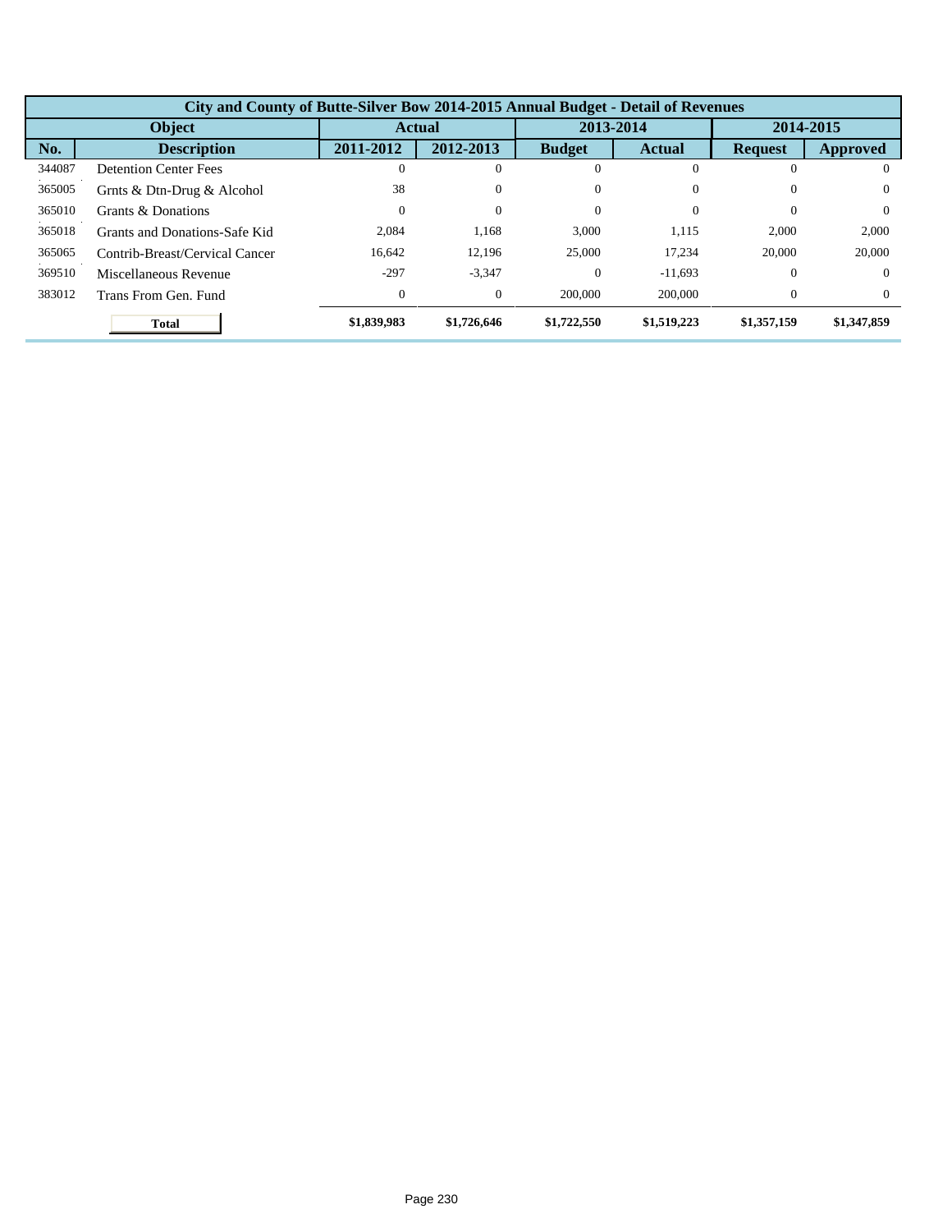| City and County of Butte-Silver Bow 2014-2015 Annual Budget - Detail of Revenues | | | | | | | |
|---|---|---|---|---|---|---|---|
| Object | | Actual | | 2013-2014 | | 2014-2015 | |
| No. | Description | 2011-2012 | 2012-2013 | Budget | Actual | Request | Approved |
| 344087 | Detention Center Fees | 0 | 0 | 0 | 0 | 0 | 0 |
| 365005 | Grnts & Dtn-Drug & Alcohol | 38 | 0 | 0 | 0 | 0 | 0 |
| 365010 | Grants & Donations | 0 | 0 | 0 | 0 | 0 | 0 |
| 365018 | Grants and Donations-Safe Kid | 2,084 | 1,168 | 3,000 | 1,115 | 2,000 | 2,000 |
| 365065 | Contrib-Breast/Cervical Cancer | 16,642 | 12,196 | 25,000 | 17,234 | 20,000 | 20,000 |
| 369510 | Miscellaneous Revenue | -297 | -3,347 | 0 | -11,693 | 0 | 0 |
| 383012 | Trans From Gen. Fund | 0 | 0 | 200,000 | 200,000 | 0 | 0 |
| | **Total** | **$1,839,983** | **$1,726,646** | **$1,722,550** | **$1,519,223** | **$1,357,159** | **$1,347,859** |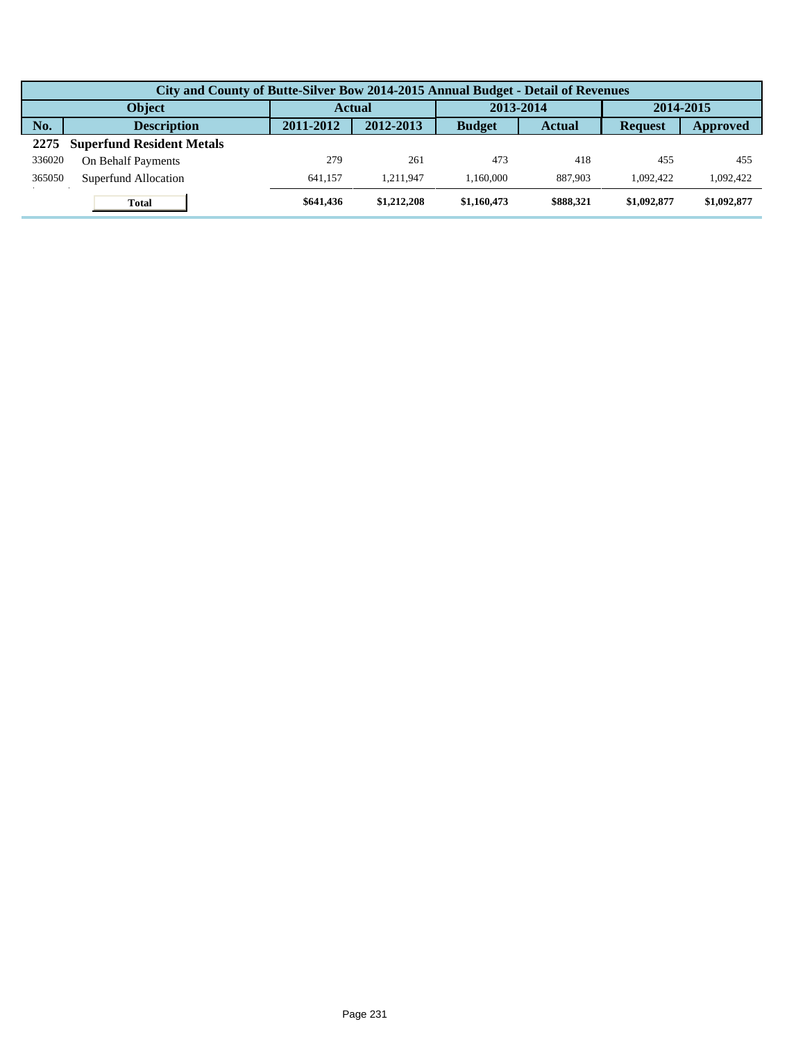| City and County of Butte-Silver Bow 2014-2015 Annual Budget - Detail of Revenues | | | | | | | |
|---|---|---|---|---|---|---|---|
| Object | | Actual | | 2013-2014 | | 2014-2015 | |
| No. | Description | 2011-2012 | 2012-2013 | Budget | Actual | Request | Approved |
| **2275** | **Superfund Resident Metals** | | | | | | |
| 336020 | On Behalf Payments | 279 | 261 | 473 | 418 | 455 | 455 |
| 365050 | Superfund Allocation | 641,157 | 1,211,947 | 1,160,000 | 887,903 | 1,092,422 | 1,092,422 |
| | **Total** | **$641,436** | **$1,212,208** | **$1,160,473** | **$888,321** | **$1,092,877** | **$1,092,877** |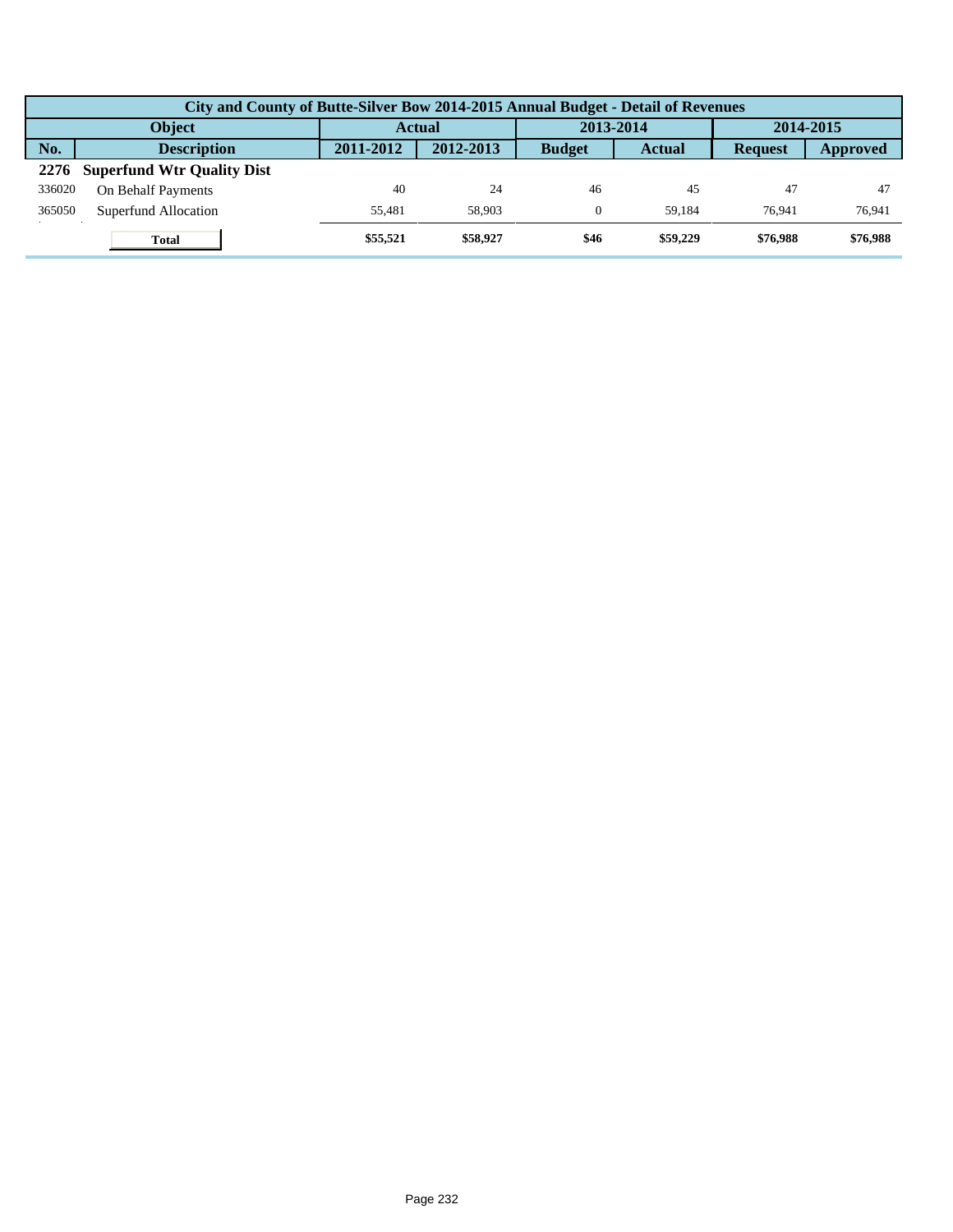| City and County of Butte-Silver Bow 2014-2015 Annual Budget - Detail of Revenues | | | | | | | |
|---|---|---|---|---|---|---|---|
| **Object** | | **Actual** | | **2013-2014** | | **2014-2015** | |
| **No.** | **Description** | **2011-2012** | **2012-2013** | **Budget** | **Actual** | **Request** | **Approved** |
| **2276** | **Superfund Wtr Quality Dist** | | | | | | |
| 336020 | On Behalf Payments | 40 | 24 | 46 | 45 | 47 | 47 |
| 365050 | Superfund Allocation | 55,481 | 58,903 | 0 | 59,184 | 76,941 | 76,941 |
| | **Total** | **$55,521** | **$58,927** | **$46** | **$59,229** | **$76,988** | **$76,988** |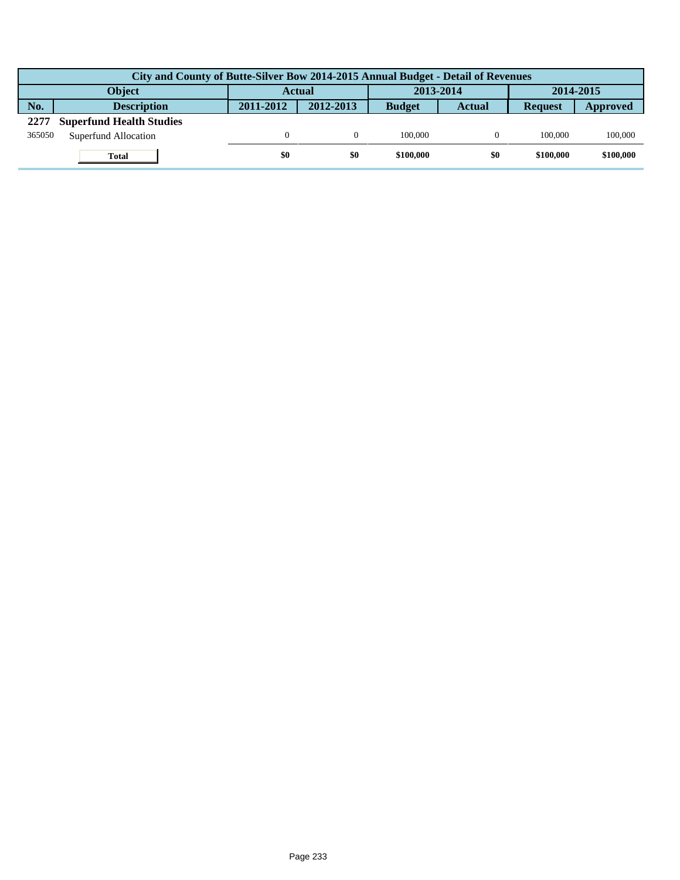| City and County of Butte-Silver Bow 2014-2015 Annual Budget - Detail of Revenues | | | | | | | |
|---|---|---|---|---|---|---|---|
| Object | | Actual | | 2013-2014 | | 2014-2015 | |
| No. | Description | 2011-2012 | 2012-2013 | Budget | Actual | Request | Approved |
| **2277** | **Superfund Health Studies** | | | | | | |
| 365050 | Superfund Allocation | 0 | 0 | 100,000 | 0 | 100,000 | 100,000 |
| | **Total** | **$0** | **$0** | **$100,000** | **$0** | **$100,000** | **$100,000** |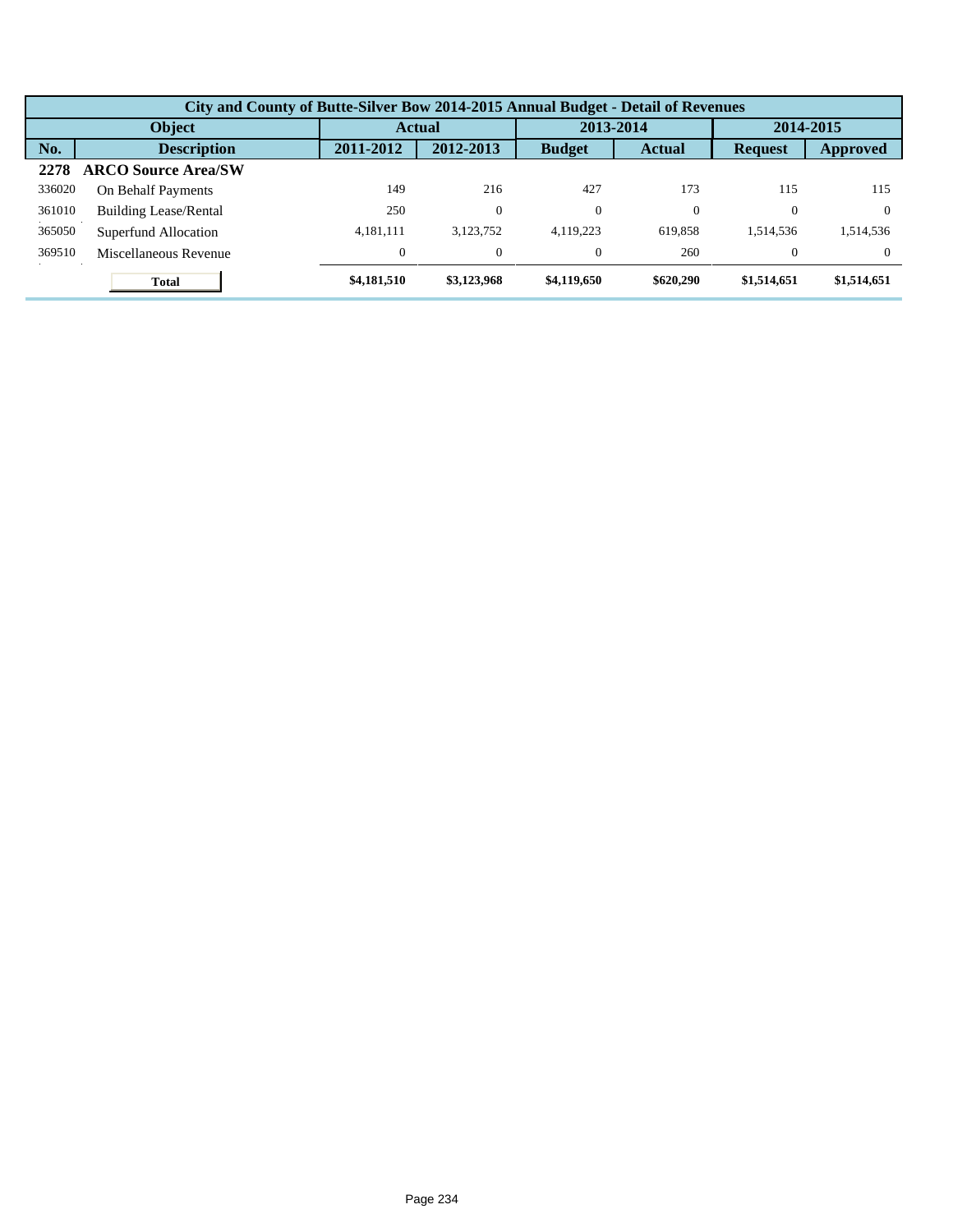| City and County of Butte-Silver Bow 2014-2015 Annual Budget - Detail of Revenues | | | | | | | |
|---|---|---|---|---|---|---|---|
| Object | | Actual | | 2013-2014 | | 2014-2015 | |
| No. | Description | 2011-2012 | 2012-2013 | Budget | Actual | Request | Approved |
| **2278** | **ARCO Source Area/SW** | | | | | | |
| 336020 | On Behalf Payments | 149 | 216 | 427 | 173 | 115 | 115 |
| 361010 | Building Lease/Rental | 250 | 0 | 0 | 0 | 0 | 0 |
| 365050 | Superfund Allocation | 4,181,111 | 3,123,752 | 4,119,223 | 619,858 | 1,514,536 | 1,514,536 |
| 369510 | Miscellaneous Revenue | 0 | 0 | 0 | 260 | 0 | 0 |
| | **Total** | **$4,181,510** | **$3,123,968** | **$4,119,650** | **$620,290** | **$1,514,651** | **$1,514,651** |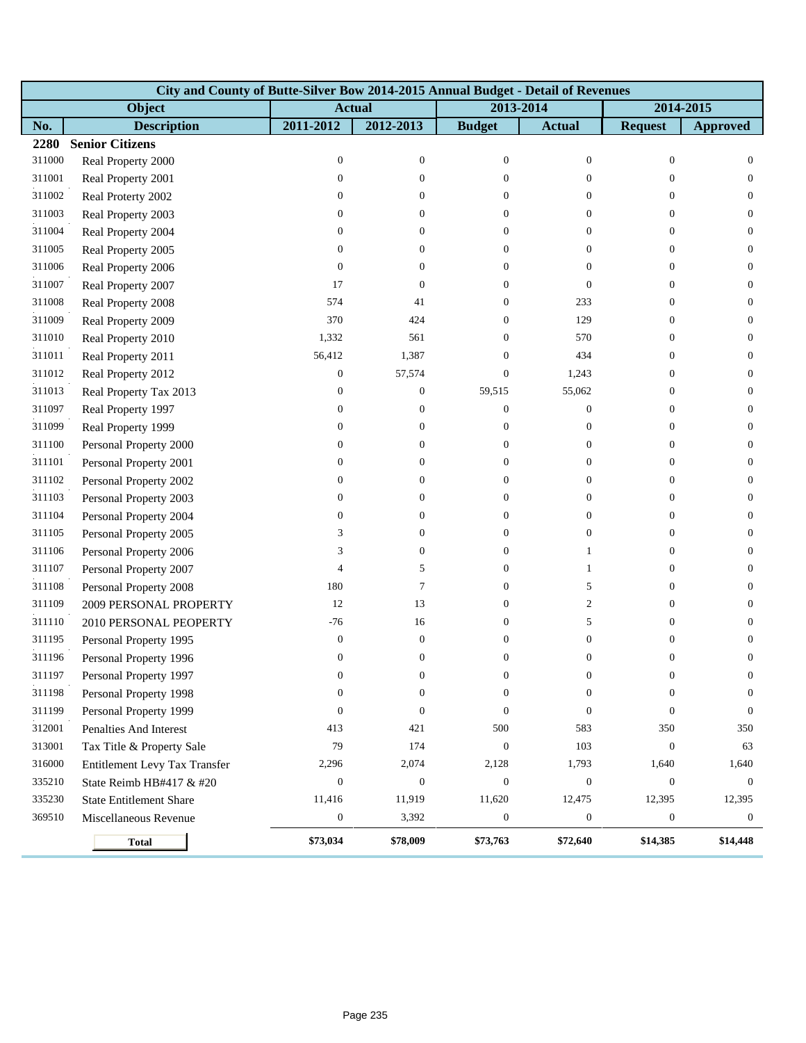| City and County of Butte-Silver Bow 2014-2015 Annual Budget - Detail of Revenues | | | | | | | |
|---|---|---|---|---|---|---|---|
| Object | | Actual | | 2013-2014 | | 2014-2015 | |
| No. | Description | 2011-2012 | 2012-2013 | Budget | Actual | Request | Approved |
| **2280** | **Senior Citizens** | | | | | | |
| 311000 | Real Property 2000 | 0 | 0 | 0 | 0 | 0 | 0 |
| 311001 | Real Property 2001 | 0 | 0 | 0 | 0 | 0 | 0 |
| 311002 | Real Proterty 2002 | 0 | 0 | 0 | 0 | 0 | 0 |
| 311003 | Real Property 2003 | 0 | 0 | 0 | 0 | 0 | 0 |
| 311004 | Real Property 2004 | 0 | 0 | 0 | 0 | 0 | 0 |
| 311005 | Real Property 2005 | 0 | 0 | 0 | 0 | 0 | 0 |
| 311006 | Real Property 2006 | 0 | 0 | 0 | 0 | 0 | 0 |
| 311007 | Real Property 2007 | 17 | 0 | 0 | 0 | 0 | 0 |
| 311008 | Real Property 2008 | 574 | 41 | 0 | 233 | 0 | 0 |
| 311009 | Real Property 2009 | 370 | 424 | 0 | 129 | 0 | 0 |
| 311010 | Real Property 2010 | 1,332 | 561 | 0 | 570 | 0 | 0 |
| 311011 | Real Property 2011 | 56,412 | 1,387 | 0 | 434 | 0 | 0 |
| 311012 | Real Property 2012 | 0 | 57,574 | 0 | 1,243 | 0 | 0 |
| 311013 | Real Property Tax 2013 | 0 | 0 | 59,515 | 55,062 | 0 | 0 |
| 311097 | Real Property 1997 | 0 | 0 | 0 | 0 | 0 | 0 |
| 311099 | Real Property 1999 | 0 | 0 | 0 | 0 | 0 | 0 |
| 311100 | Personal Property 2000 | 0 | 0 | 0 | 0 | 0 | 0 |
| 311101 | Personal Property 2001 | 0 | 0 | 0 | 0 | 0 | 0 |
| 311102 | Personal Property 2002 | 0 | 0 | 0 | 0 | 0 | 0 |
| 311103 | Personal Property 2003 | 0 | 0 | 0 | 0 | 0 | 0 |
| 311104 | Personal Property 2004 | 0 | 0 | 0 | 0 | 0 | 0 |
| 311105 | Personal Property 2005 | 3 | 0 | 0 | 0 | 0 | 0 |
| 311106 | Personal Property 2006 | 3 | 0 | 0 | 1 | 0 | 0 |
| 311107 | Personal Property 2007 | 4 | 5 | 0 | 1 | 0 | 0 |
| 311108 | Personal Property 2008 | 180 | 7 | 0 | 5 | 0 | 0 |
| 311109 | 2009 PERSONAL PROPERTY | 12 | 13 | 0 | 2 | 0 | 0 |
| 311110 | 2010 PERSONAL PEOPERTY | -76 | 16 | 0 | 5 | 0 | 0 |
| 311195 | Personal Property 1995 | 0 | 0 | 0 | 0 | 0 | 0 |
| 311196 | Personal Property 1996 | 0 | 0 | 0 | 0 | 0 | 0 |
| 311197 | Personal Property 1997 | 0 | 0 | 0 | 0 | 0 | 0 |
| 311198 | Personal Property 1998 | 0 | 0 | 0 | 0 | 0 | 0 |
| 311199 | Personal Property 1999 | 0 | 0 | 0 | 0 | 0 | 0 |
| 312001 | Penalties And Interest | 413 | 421 | 500 | 583 | 350 | 350 |
| 313001 | Tax Title & Property Sale | 79 | 174 | 0 | 103 | 0 | 63 |
| 316000 | Entitlement Levy Tax Transfer | 2,296 | 2,074 | 2,128 | 1,793 | 1,640 | 1,640 |
| 335210 | State Reimb HB#417 & #20 | 0 | 0 | 0 | 0 | 0 | 0 |
| 335230 | State Entitlement Share | 11,416 | 11,919 | 11,620 | 12,475 | 12,395 | 12,395 |
| 369510 | Miscellaneous Revenue | 0 | 3,392 | 0 | 0 | 0 | 0 |
| | **Total** | **$73,034** | **$78,009** | **$73,763** | **$72,640** | **$14,385** | **$14,448** |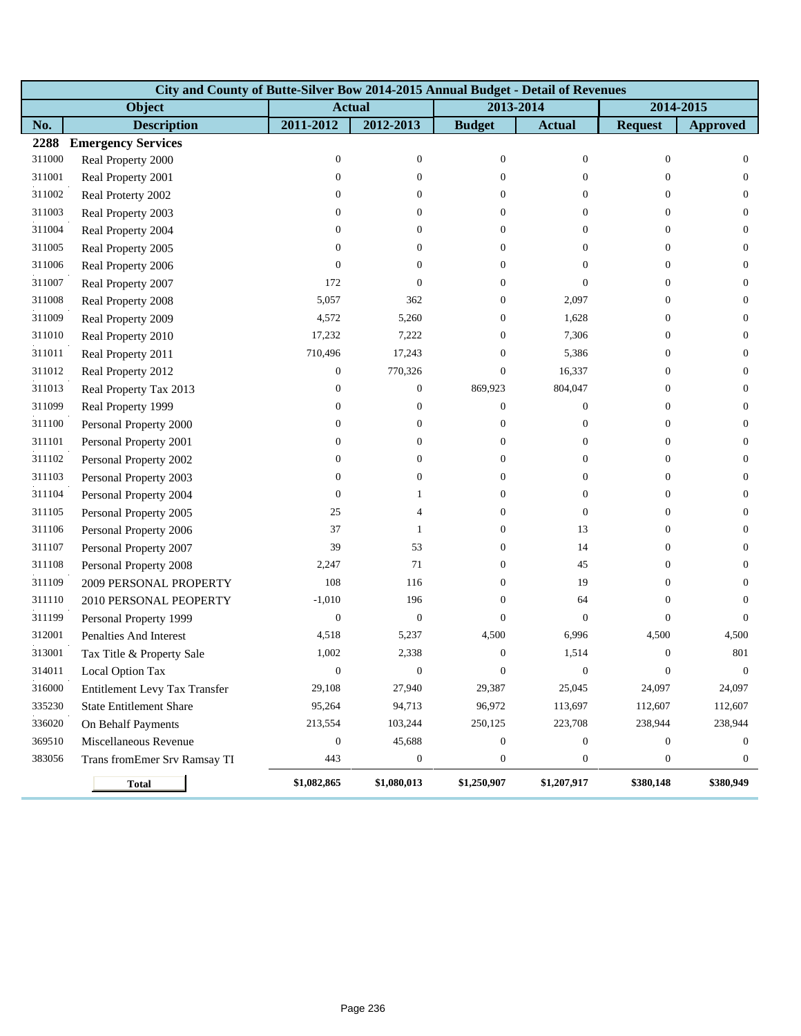| City and County of Butte-Silver Bow 2014-2015 Annual Budget - Detail of Revenues | | | | | | | |
|---|---|---|---|---|---|---|---|
| Object | | Actual | | 2013-2014 | | 2014-2015 | |
| No. | Description | 2011-2012 | 2012-2013 | Budget | Actual | Request | Approved |
| **2288** | **Emergency Services** | | | | | | |
| 311000 | Real Property 2000 | 0 | 0 | 0 | 0 | 0 | 0 |
| 311001 | Real Property 2001 | 0 | 0 | 0 | 0 | 0 | 0 |
| 311002 | Real Proterty 2002 | 0 | 0 | 0 | 0 | 0 | 0 |
| 311003 | Real Property 2003 | 0 | 0 | 0 | 0 | 0 | 0 |
| 311004 | Real Property 2004 | 0 | 0 | 0 | 0 | 0 | 0 |
| 311005 | Real Property 2005 | 0 | 0 | 0 | 0 | 0 | 0 |
| 311006 | Real Property 2006 | 0 | 0 | 0 | 0 | 0 | 0 |
| 311007 | Real Property 2007 | 172 | 0 | 0 | 0 | 0 | 0 |
| 311008 | Real Property 2008 | 5,057 | 362 | 0 | 2,097 | 0 | 0 |
| 311009 | Real Property 2009 | 4,572 | 5,260 | 0 | 1,628 | 0 | 0 |
| 311010 | Real Property 2010 | 17,232 | 7,222 | 0 | 7,306 | 0 | 0 |
| 311011 | Real Property 2011 | 710,496 | 17,243 | 0 | 5,386 | 0 | 0 |
| 311012 | Real Property 2012 | 0 | 770,326 | 0 | 16,337 | 0 | 0 |
| 311013 | Real Property Tax 2013 | 0 | 0 | 869,923 | 804,047 | 0 | 0 |
| 311099 | Real Property 1999 | 0 | 0 | 0 | 0 | 0 | 0 |
| 311100 | Personal Property 2000 | 0 | 0 | 0 | 0 | 0 | 0 |
| 311101 | Personal Property 2001 | 0 | 0 | 0 | 0 | 0 | 0 |
| 311102 | Personal Property 2002 | 0 | 0 | 0 | 0 | 0 | 0 |
| 311103 | Personal Property 2003 | 0 | 0 | 0 | 0 | 0 | 0 |
| 311104 | Personal Property 2004 | 0 | 1 | 0 | 0 | 0 | 0 |
| 311105 | Personal Property 2005 | 25 | 4 | 0 | 0 | 0 | 0 |
| 311106 | Personal Property 2006 | 37 | 1 | 0 | 13 | 0 | 0 |
| 311107 | Personal Property 2007 | 39 | 53 | 0 | 14 | 0 | 0 |
| 311108 | Personal Property 2008 | 2,247 | 71 | 0 | 45 | 0 | 0 |
| 311109 | 2009 PERSONAL PROPERTY | 108 | 116 | 0 | 19 | 0 | 0 |
| 311110 | 2010 PERSONAL PEOPERTY | -1,010 | 196 | 0 | 64 | 0 | 0 |
| 311199 | Personal Property 1999 | 0 | 0 | 0 | 0 | 0 | 0 |
| 312001 | Penalties And Interest | 4,518 | 5,237 | 4,500 | 6,996 | 4,500 | 4,500 |
| 313001 | Tax Title & Property Sale | 1,002 | 2,338 | 0 | 1,514 | 0 | 801 |
| 314011 | Local Option Tax | 0 | 0 | 0 | 0 | 0 | 0 |
| 316000 | Entitlement Levy Tax Transfer | 29,108 | 27,940 | 29,387 | 25,045 | 24,097 | 24,097 |
| 335230 | State Entitlement Share | 95,264 | 94,713 | 96,972 | 113,697 | 112,607 | 112,607 |
| 336020 | On Behalf Payments | 213,554 | 103,244 | 250,125 | 223,708 | 238,944 | 238,944 |
| 369510 | Miscellaneous Revenue | 0 | 45,688 | 0 | 0 | 0 | 0 |
| 383056 | Trans fromEmer Srv Ramsay TI | 443 | 0 | 0 | 0 | 0 | 0 |
| | **Total** | **$1,082,865** | **$1,080,013** | **$1,250,907** | **$1,207,917** | **$380,148** | **$380,949** |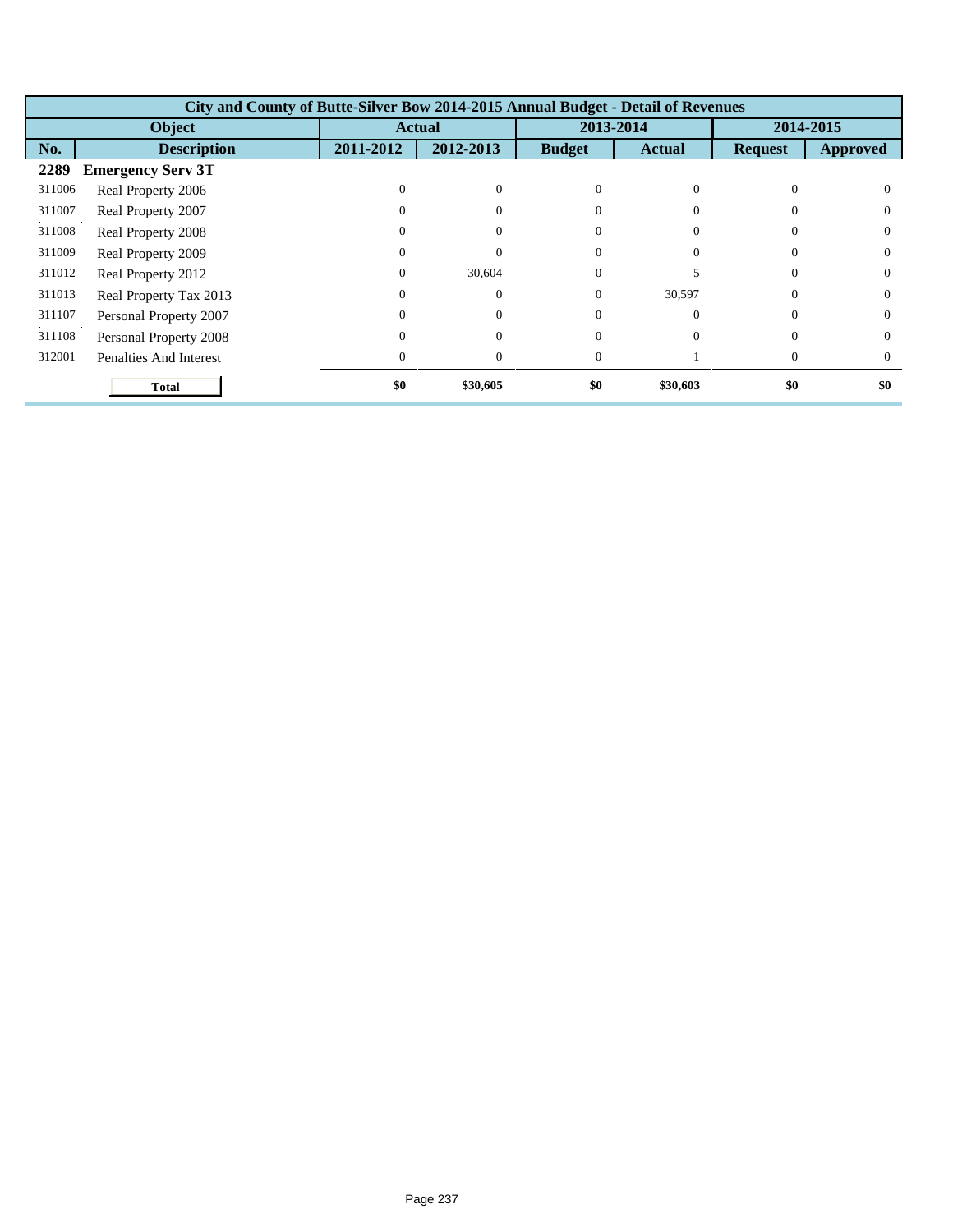| City and County of Butte-Silver Bow 2014-2015 Annual Budget - Detail of Revenues | | | | | | | |
|---|---|---|---|---|---|---|---|
| Object | | Actual | | 2013-2014 | | 2014-2015 | |
| No. | Description | 2011-2012 | 2012-2013 | Budget | Actual | Request | Approved |
| **2289** | **Emergency Serv 3T** | | | | | | |
| 311006 | Real Property 2006 | 0 | 0 | 0 | 0 | 0 | 0 |
| 311007 | Real Property 2007 | 0 | 0 | 0 | 0 | 0 | 0 |
| 311008 | Real Property 2008 | 0 | 0 | 0 | 0 | 0 | 0 |
| 311009 | Real Property 2009 | 0 | 0 | 0 | 0 | 0 | 0 |
| 311012 | Real Property 2012 | 0 | 30,604 | 0 | 5 | 0 | 0 |
| 311013 | Real Property Tax 2013 | 0 | 0 | 0 | 30,597 | 0 | 0 |
| 311107 | Personal Property 2007 | 0 | 0 | 0 | 0 | 0 | 0 |
| 311108 | Personal Property 2008 | 0 | 0 | 0 | 0 | 0 | 0 |
| 312001 | Penalties And Interest | 0 | 0 | 0 | 1 | 0 | 0 |
| | **Total** | **$0** | **$30,605** | **$0** | **$30,603** | **$0** | **$0** |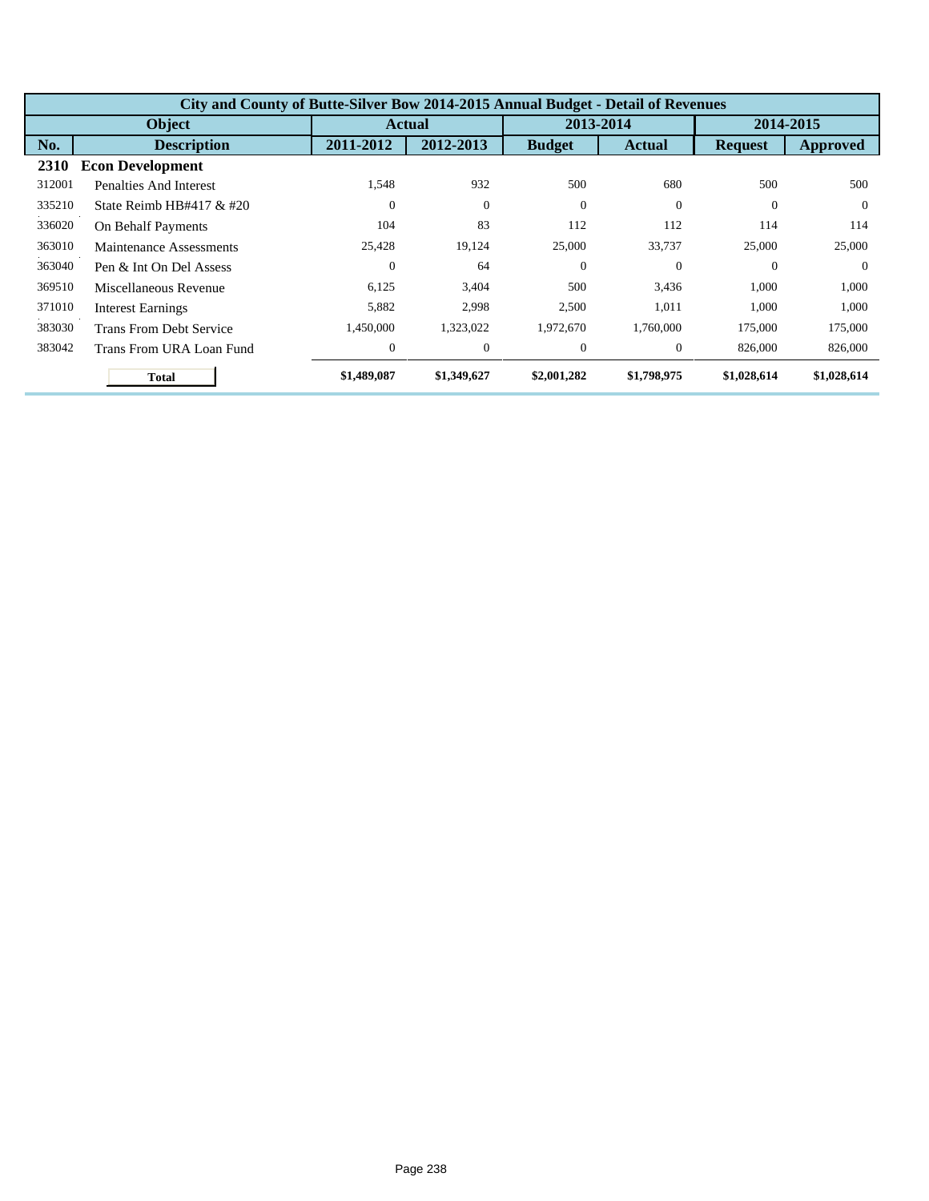| City and County of Butte-Silver Bow 2014-2015 Annual Budget - Detail of Revenues | | | | | | | |
|---|---|---|---|---|---|---|---|
| **Object** | | **Actual** | | **2013-2014** | | **2014-2015** | |
| **No.** | **Description** | **2011-2012** | **2012-2013** | **Budget** | **Actual** | **Request** | **Approved** |
| **2310** | **Econ Development** | | | | | | |
| 312001 | Penalties And Interest | 1,548 | 932 | 500 | 680 | 500 | 500 |
| 335210 | State Reimb HB#417 & #20 | 0 | 0 | 0 | 0 | 0 | 0 |
| 336020 | On Behalf Payments | 104 | 83 | 112 | 112 | 114 | 114 |
| 363010 | Maintenance Assessments | 25,428 | 19,124 | 25,000 | 33,737 | 25,000 | 25,000 |
| 363040 | Pen & Int On Del Assess | 0 | 64 | 0 | 0 | 0 | 0 |
| 369510 | Miscellaneous Revenue | 6,125 | 3,404 | 500 | 3,436 | 1,000 | 1,000 |
| 371010 | Interest Earnings | 5,882 | 2,998 | 2,500 | 1,011 | 1,000 | 1,000 |
| 383030 | Trans From Debt Service | 1,450,000 | 1,323,022 | 1,972,670 | 1,760,000 | 175,000 | 175,000 |
| 383042 | Trans From URA Loan Fund | 0 | 0 | 0 | 0 | 826,000 | 826,000 |
| | **Total** | **$1,489,087** | **$1,349,627** | **$2,001,282** | **$1,798,975** | **$1,028,614** | **$1,028,614** |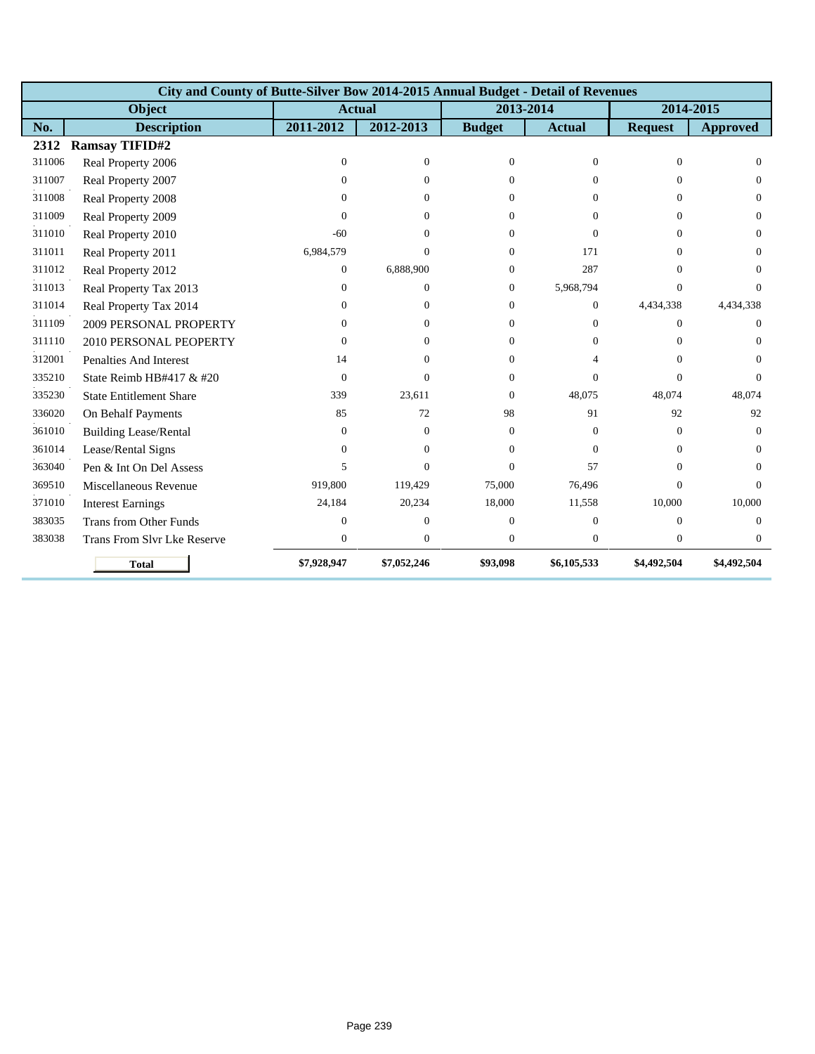| City and County of Butte-Silver Bow 2014-2015 Annual Budget - Detail of Revenues | | | | | | | |
|---|---|---|---|---|---|---|---|
| Object | | Actual | | 2013-2014 | | 2014-2015 | |
| No. | Description | 2011-2012 | 2012-2013 | Budget | Actual | Request | Approved |
| **2312** | **Ramsay TIFID#2** | | | | | | |
| 311006 | Real Property 2006 | 0 | 0 | 0 | 0 | 0 | 0 |
| 311007 | Real Property 2007 | 0 | 0 | 0 | 0 | 0 | 0 |
| 311008 | Real Property 2008 | 0 | 0 | 0 | 0 | 0 | 0 |
| 311009 | Real Property 2009 | 0 | 0 | 0 | 0 | 0 | 0 |
| 311010 | Real Property 2010 | -60 | 0 | 0 | 0 | 0 | 0 |
| 311011 | Real Property 2011 | 6,984,579 | 0 | 0 | 171 | 0 | 0 |
| 311012 | Real Property 2012 | 0 | 6,888,900 | 0 | 287 | 0 | 0 |
| 311013 | Real Property Tax 2013 | 0 | 0 | 0 | 5,968,794 | 0 | 0 |
| 311014 | Real Property Tax 2014 | 0 | 0 | 0 | 0 | 4,434,338 | 4,434,338 |
| 311109 | 2009 PERSONAL PROPERTY | 0 | 0 | 0 | 0 | 0 | 0 |
| 311110 | 2010 PERSONAL PEOPERTY | 0 | 0 | 0 | 0 | 0 | 0 |
| 312001 | Penalties And Interest | 14 | 0 | 0 | 4 | 0 | 0 |
| 335210 | State Reimb HB#417 & #20 | 0 | 0 | 0 | 0 | 0 | 0 |
| 335230 | State Entitlement Share | 339 | 23,611 | 0 | 48,075 | 48,074 | 48,074 |
| 336020 | On Behalf Payments | 85 | 72 | 98 | 91 | 92 | 92 |
| 361010 | Building Lease/Rental | 0 | 0 | 0 | 0 | 0 | 0 |
| 361014 | Lease/Rental Signs | 0 | 0 | 0 | 0 | 0 | 0 |
| 363040 | Pen & Int On Del Assess | 5 | 0 | 0 | 57 | 0 | 0 |
| 369510 | Miscellaneous Revenue | 919,800 | 119,429 | 75,000 | 76,496 | 0 | 0 |
| 371010 | Interest Earnings | 24,184 | 20,234 | 18,000 | 11,558 | 10,000 | 10,000 |
| 383035 | Trans from Other Funds | 0 | 0 | 0 | 0 | 0 | 0 |
| 383038 | Trans From Slvr Lke Reserve | 0 | 0 | 0 | 0 | 0 | 0 |
| | **Total** | **$7,928,947** | **$7,052,246** | **$93,098** | **$6,105,533** | **$4,492,504** | **$4,492,504** |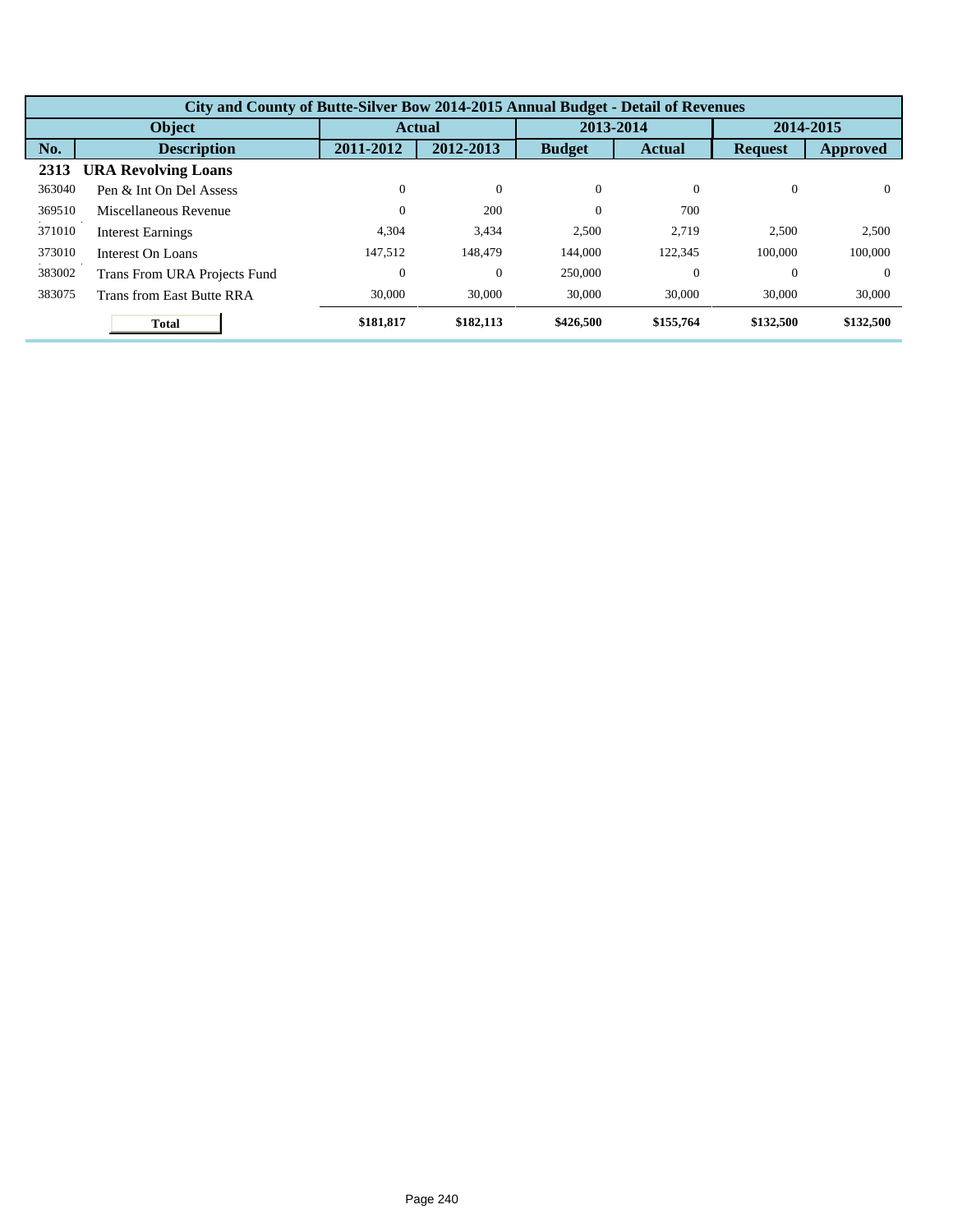| City and County of Butte-Silver Bow 2014-2015 Annual Budget - Detail of Revenues | | | | | | | |
|---|---|---|---|---|---|---|---|
| Object | | Actual | | 2013-2014 | | 2014-2015 | |
| No. | Description | 2011-2012 | 2012-2013 | Budget | Actual | Request | Approved |
| **2313** | **URA Revolving Loans** | | | | | | |
| 363040 | Pen & Int On Del Assess | 0 | 0 | 0 | 0 | 0 | 0 |
| 369510 | Miscellaneous Revenue | 0 | 200 | 0 | 700 | | |
| 371010 | Interest Earnings | 4,304 | 3,434 | 2,500 | 2,719 | 2,500 | 2,500 |
| 373010 | Interest On Loans | 147,512 | 148,479 | 144,000 | 122,345 | 100,000 | 100,000 |
| 383002 | Trans From URA Projects Fund | 0 | 0 | 250,000 | 0 | 0 | 0 |
| 383075 | Trans from East Butte RRA | 30,000 | 30,000 | 30,000 | 30,000 | 30,000 | 30,000 |
| | **Total** | **$181,817** | **$182,113** | **$426,500** | **$155,764** | **$132,500** | **$132,500** |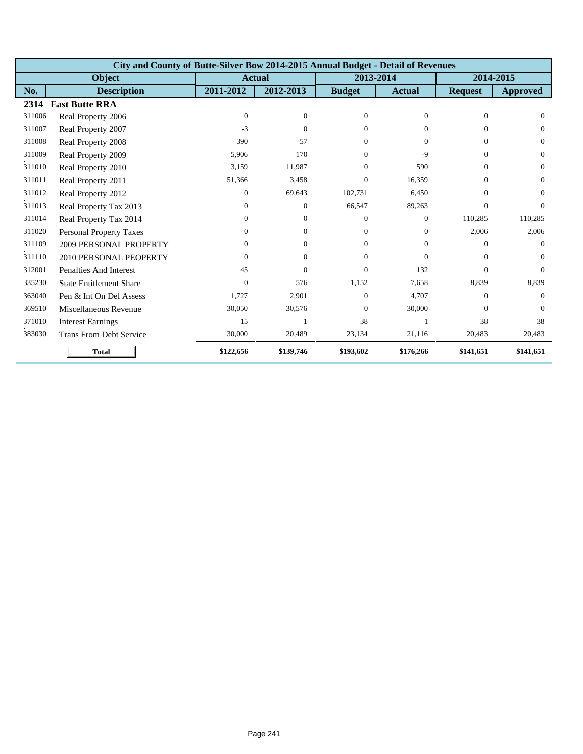| City and County of Butte-Silver Bow 2014-2015 Annual Budget - Detail of Revenues | | | | | | | |
|---|---|---|---|---|---|---|---|
| Object | | Actual | | 2013-2014 | | 2014-2015 | |
| No. | Description | 2011-2012 | 2012-2013 | Budget | Actual | Request | Approved |
| **2314** | **East Butte RRA** | | | | | | |
| 311006 | Real Property 2006 | 0 | 0 | 0 | 0 | 0 | 0 |
| 311007 | Real Property 2007 | -3 | 0 | 0 | 0 | 0 | 0 |
| 311008 | Real Property 2008 | 390 | -57 | 0 | 0 | 0 | 0 |
| 311009 | Real Property 2009 | 5,906 | 170 | 0 | -9 | 0 | 0 |
| 311010 | Real Property 2010 | 3,159 | 11,987 | 0 | 590 | 0 | 0 |
| 311011 | Real Property 2011 | 51,366 | 3,458 | 0 | 16,359 | 0 | 0 |
| 311012 | Real Property 2012 | 0 | 69,643 | 102,731 | 6,450 | 0 | 0 |
| 311013 | Real Property Tax 2013 | 0 | 0 | 66,547 | 89,263 | 0 | 0 |
| 311014 | Real Property Tax 2014 | 0 | 0 | 0 | 0 | 110,285 | 110,285 |
| 311020 | Personal Property Taxes | 0 | 0 | 0 | 0 | 2,006 | 2,006 |
| 311109 | 2009 PERSONAL PROPERTY | 0 | 0 | 0 | 0 | 0 | 0 |
| 311110 | 2010 PERSONAL PEOPERTY | 0 | 0 | 0 | 0 | 0 | 0 |
| 312001 | Penalties And Interest | 45 | 0 | 0 | 132 | 0 | 0 |
| 335230 | State Entitlement Share | 0 | 576 | 1,152 | 7,658 | 8,839 | 8,839 |
| 363040 | Pen & Int On Del Assess | 1,727 | 2,901 | 0 | 4,707 | 0 | 0 |
| 369510 | Miscellaneous Revenue | 30,050 | 30,576 | 0 | 30,000 | 0 | 0 |
| 371010 | Interest Earnings | 15 | 1 | 38 | 1 | 38 | 38 |
| 383030 | Trans From Debt Service | 30,000 | 20,489 | 23,134 | 21,116 | 20,483 | 20,483 |
| | **Total** | **$122,656** | **$139,746** | **$193,602** | **$176,266** | **$141,651** | **$141,651** |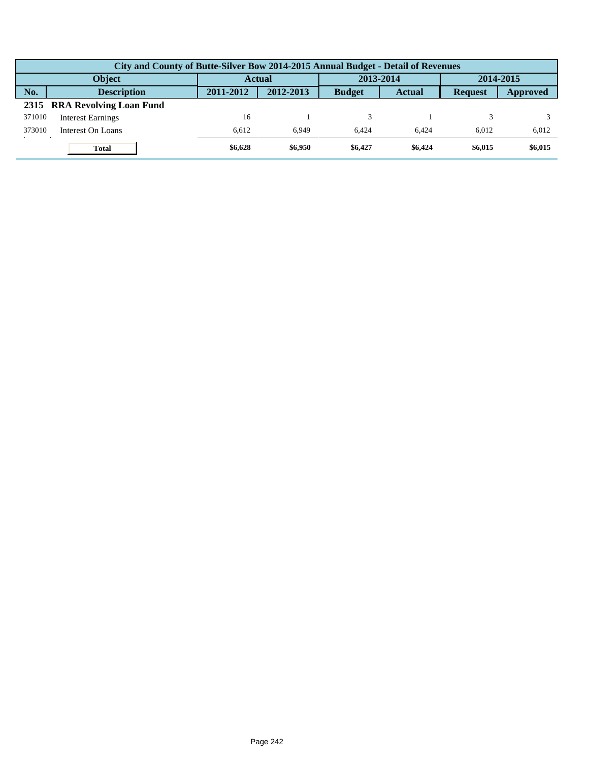| City and County of Butte-Silver Bow 2014-2015 Annual Budget - Detail of Revenues | | | | | | | |
|---|---|---|---|---|---|---|---|
| **Object** | | **Actual** | | **2013-2014** | | **2014-2015** | |
| **No.** | **Description** | **2011-2012** | **2012-2013** | **Budget** | **Actual** | **Request** | **Approved** |
| **2315** | **RRA Revolving Loan Fund** | | | | | | |
| 371010 | Interest Earnings | 16 | 1 | 3 | 1 | 3 | 3 |
| 373010 | Interest On Loans | 6,612 | 6,949 | 6,424 | 6,424 | 6,012 | 6,012 |
| | **Total** | **$6,628** | **$6,950** | **$6,427** | **$6,424** | **$6,015** | **$6,015** |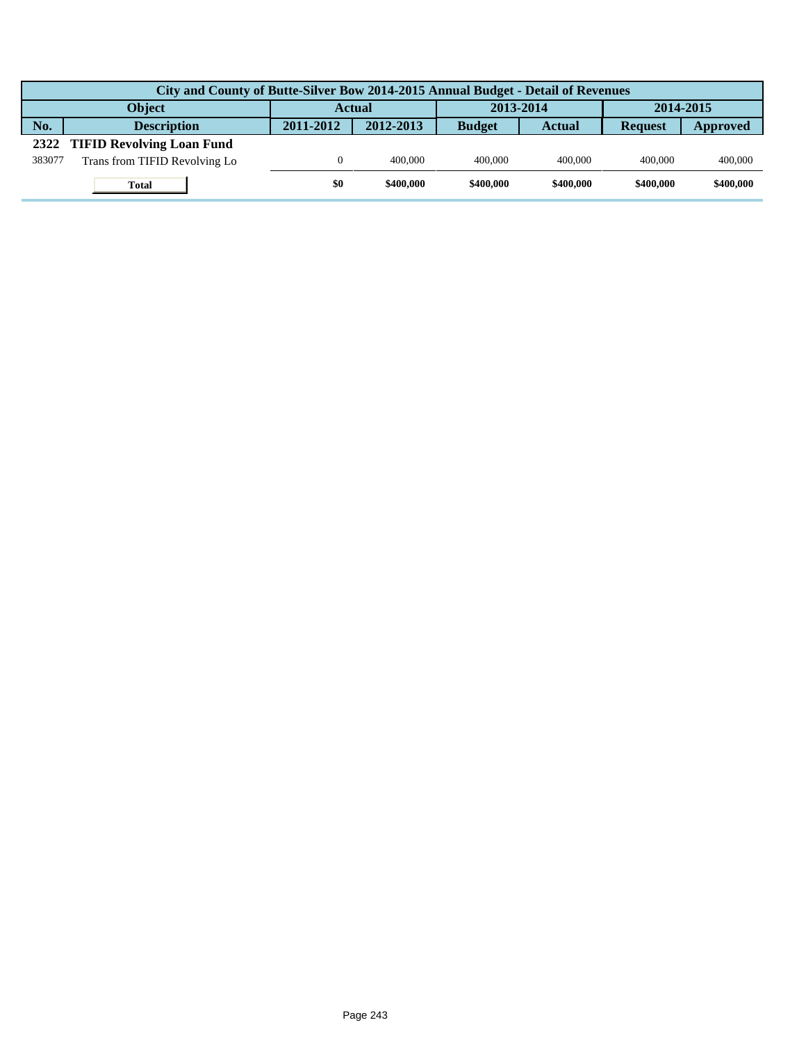| City and County of Butte-Silver Bow 2014-2015 Annual Budget - Detail of Revenues | | | | | | | |
|---|---|---|---|---|---|---|---|
| **Object** | | **Actual** | | **2013-2014** | | **2014-2015** | |
| **No.** | **Description** | **2011-2012** | **2012-2013** | **Budget** | **Actual** | **Request** | **Approved** |
| **2322** | **TIFID Revolving Loan Fund** | | | | | | |
| 383077 | Trans from TIFID Revolving Lo | 0 | 400,000 | 400,000 | 400,000 | 400,000 | 400,000 |
| | **Total** | **$0** | **$400,000** | **$400,000** | **$400,000** | **$400,000** | **$400,000** |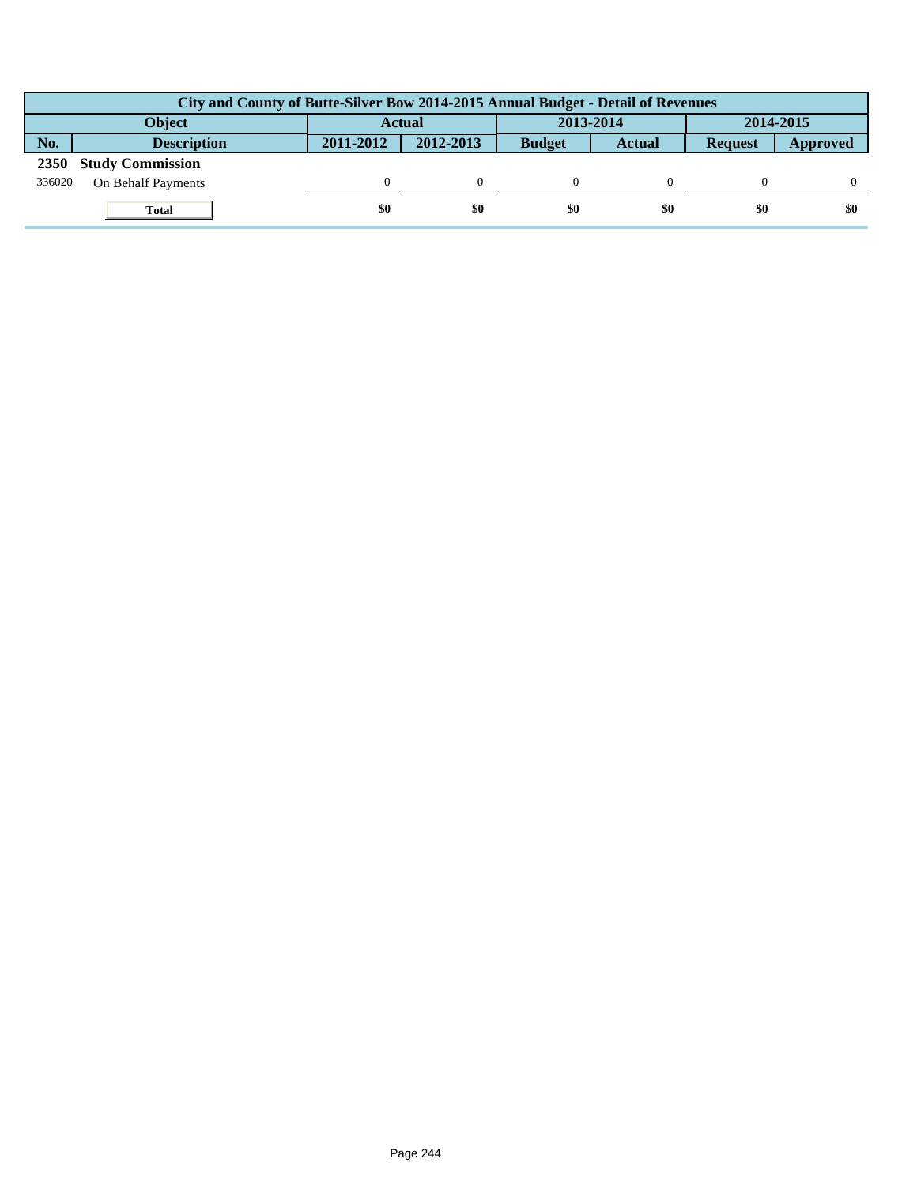| City and County of Butte-Silver Bow 2014-2015 Annual Budget - Detail of Revenues | | | | | | | |
|---|---|---|---|---|---|---|---|
| Object | | Actual | | 2013-2014 | | 2014-2015 | |
| No. | Description | 2011-2012 | 2012-2013 | Budget | Actual | Request | Approved |
| **2350** | **Study Commission** | | | | | | |
| 336020 | On Behalf Payments | 0 | 0 | 0 | 0 | 0 | 0 |
| | **Total** | **$0** | **$0** | **$0** | **$0** | **$0** | **$0** |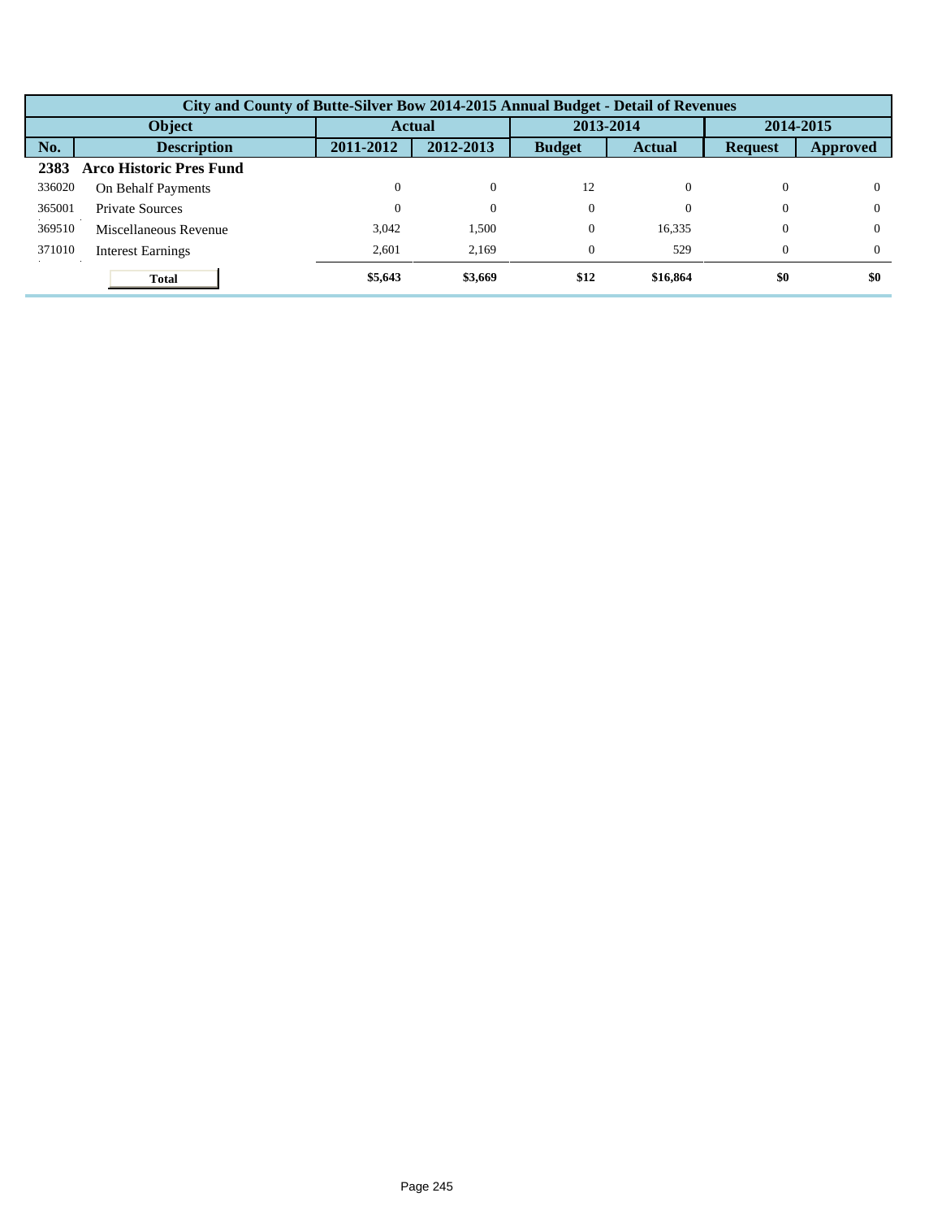| City and County of Butte-Silver Bow 2014-2015 Annual Budget - Detail of Revenues | | | | | | | |
|---|---|---|---|---|---|---|---|
| Object | | Actual | | 2013-2014 | | 2014-2015 | |
| No. | Description | 2011-2012 | 2012-2013 | Budget | Actual | Request | Approved |
| **2383** | **Arco Historic Pres Fund** | | | | | | |
| 336020 | On Behalf Payments | 0 | 0 | 12 | 0 | 0 | 0 |
| 365001 | Private Sources | 0 | 0 | 0 | 0 | 0 | 0 |
| 369510 | Miscellaneous Revenue | 3,042 | 1,500 | 0 | 16,335 | 0 | 0 |
| 371010 | Interest Earnings | 2,601 | 2,169 | 0 | 529 | 0 | 0 |
| | **Total** | **$5,643** | **$3,669** | **$12** | **$16,864** | **$0** | **$0** |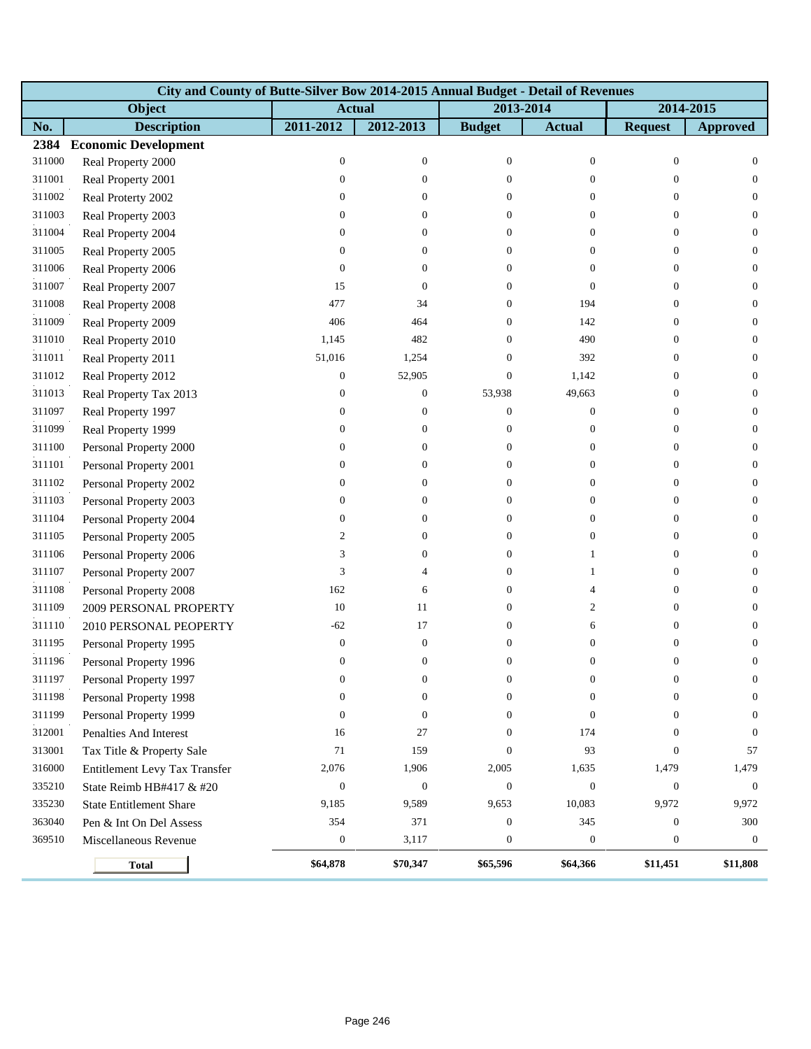| City and County of Butte-Silver Bow 2014-2015 Annual Budget - Detail of Revenues | | | | | | | |
|---|---|---|---|---|---|---|---|
| Object | | Actual | | 2013-2014 | | 2014-2015 | |
| No. | Description | 2011-2012 | 2012-2013 | Budget | Actual | Request | Approved |
| **2384** | **Economic Development** | | | | | | |
| 311000 | Real Property 2000 | 0 | 0 | 0 | 0 | 0 | 0 |
| 311001 | Real Property 2001 | 0 | 0 | 0 | 0 | 0 | 0 |
| 311002 | Real Proterty 2002 | 0 | 0 | 0 | 0 | 0 | 0 |
| 311003 | Real Property 2003 | 0 | 0 | 0 | 0 | 0 | 0 |
| 311004 | Real Property 2004 | 0 | 0 | 0 | 0 | 0 | 0 |
| 311005 | Real Property 2005 | 0 | 0 | 0 | 0 | 0 | 0 |
| 311006 | Real Property 2006 | 0 | 0 | 0 | 0 | 0 | 0 |
| 311007 | Real Property 2007 | 15 | 0 | 0 | 0 | 0 | 0 |
| 311008 | Real Property 2008 | 477 | 34 | 0 | 194 | 0 | 0 |
| 311009 | Real Property 2009 | 406 | 464 | 0 | 142 | 0 | 0 |
| 311010 | Real Property 2010 | 1,145 | 482 | 0 | 490 | 0 | 0 |
| 311011 | Real Property 2011 | 51,016 | 1,254 | 0 | 392 | 0 | 0 |
| 311012 | Real Property 2012 | 0 | 52,905 | 0 | 1,142 | 0 | 0 |
| 311013 | Real Property Tax 2013 | 0 | 0 | 53,938 | 49,663 | 0 | 0 |
| 311097 | Real Property 1997 | 0 | 0 | 0 | 0 | 0 | 0 |
| 311099 | Real Property 1999 | 0 | 0 | 0 | 0 | 0 | 0 |
| 311100 | Personal Property 2000 | 0 | 0 | 0 | 0 | 0 | 0 |
| 311101 | Personal Property 2001 | 0 | 0 | 0 | 0 | 0 | 0 |
| 311102 | Personal Property 2002 | 0 | 0 | 0 | 0 | 0 | 0 |
| 311103 | Personal Property 2003 | 0 | 0 | 0 | 0 | 0 | 0 |
| 311104 | Personal Property 2004 | 0 | 0 | 0 | 0 | 0 | 0 |
| 311105 | Personal Property 2005 | 2 | 0 | 0 | 0 | 0 | 0 |
| 311106 | Personal Property 2006 | 3 | 0 | 0 | 1 | 0 | 0 |
| 311107 | Personal Property 2007 | 3 | 4 | 0 | 1 | 0 | 0 |
| 311108 | Personal Property 2008 | 162 | 6 | 0 | 4 | 0 | 0 |
| 311109 | 2009 PERSONAL PROPERTY | 10 | 11 | 0 | 2 | 0 | 0 |
| 311110 | 2010 PERSONAL PEOPERTY | -62 | 17 | 0 | 6 | 0 | 0 |
| 311195 | Personal Property 1995 | 0 | 0 | 0 | 0 | 0 | 0 |
| 311196 | Personal Property 1996 | 0 | 0 | 0 | 0 | 0 | 0 |
| 311197 | Personal Property 1997 | 0 | 0 | 0 | 0 | 0 | 0 |
| 311198 | Personal Property 1998 | 0 | 0 | 0 | 0 | 0 | 0 |
| 311199 | Personal Property 1999 | 0 | 0 | 0 | 0 | 0 | 0 |
| 312001 | Penalties And Interest | 16 | 27 | 0 | 174 | 0 | 0 |
| 313001 | Tax Title & Property Sale | 71 | 159 | 0 | 93 | 0 | 57 |
| 316000 | Entitlement Levy Tax Transfer | 2,076 | 1,906 | 2,005 | 1,635 | 1,479 | 1,479 |
| 335210 | State Reimb HB#417 & #20 | 0 | 0 | 0 | 0 | 0 | 0 |
| 335230 | State Entitlement Share | 9,185 | 9,589 | 9,653 | 10,083 | 9,972 | 9,972 |
| 363040 | Pen & Int On Del Assess | 354 | 371 | 0 | 345 | 0 | 300 |
| 369510 | Miscellaneous Revenue | 0 | 3,117 | 0 | 0 | 0 | 0 |
| | **Total** | **$64,878** | **$70,347** | **$65,596** | **$64,366** | **$11,451** | **$11,808** |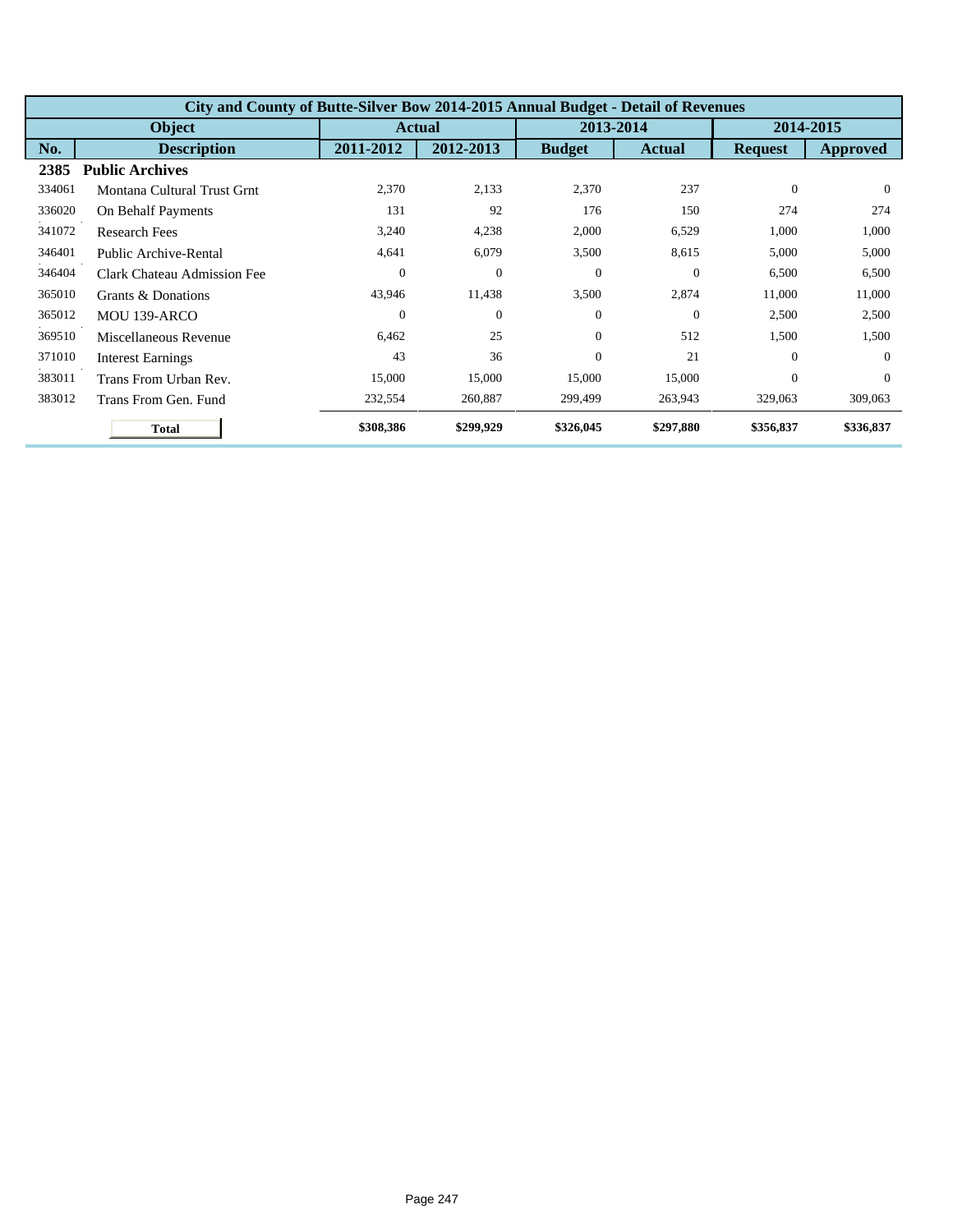| City and County of Butte-Silver Bow 2014-2015 Annual Budget - Detail of Revenues | | | | | | | |
|---|---|---|---|---|---|---|---|
| Object | | Actual | | 2013-2014 | | 2014-2015 | |
| No. | Description | 2011-2012 | 2012-2013 | Budget | Actual | Request | Approved |
| **2385** | **Public Archives** | | | | | | |
| 334061 | Montana Cultural Trust Grnt | 2,370 | 2,133 | 2,370 | 237 | 0 | 0 |
| 336020 | On Behalf Payments | 131 | 92 | 176 | 150 | 274 | 274 |
| 341072 | Research Fees | 3,240 | 4,238 | 2,000 | 6,529 | 1,000 | 1,000 |
| 346401 | Public Archive-Rental | 4,641 | 6,079 | 3,500 | 8,615 | 5,000 | 5,000 |
| 346404 | Clark Chateau Admission Fee | 0 | 0 | 0 | 0 | 6,500 | 6,500 |
| 365010 | Grants & Donations | 43,946 | 11,438 | 3,500 | 2,874 | 11,000 | 11,000 |
| 365012 | MOU 139-ARCO | 0 | 0 | 0 | 0 | 2,500 | 2,500 |
| 369510 | Miscellaneous Revenue | 6,462 | 25 | 0 | 512 | 1,500 | 1,500 |
| 371010 | Interest Earnings | 43 | 36 | 0 | 21 | 0 | 0 |
| 383011 | Trans From Urban Rev. | 15,000 | 15,000 | 15,000 | 15,000 | 0 | 0 |
| 383012 | Trans From Gen. Fund | 232,554 | 260,887 | 299,499 | 263,943 | 329,063 | 309,063 |
| | **Total** | **$308,386** | **$299,929** | **$326,045** | **$297,880** | **$356,837** | **$336,837** |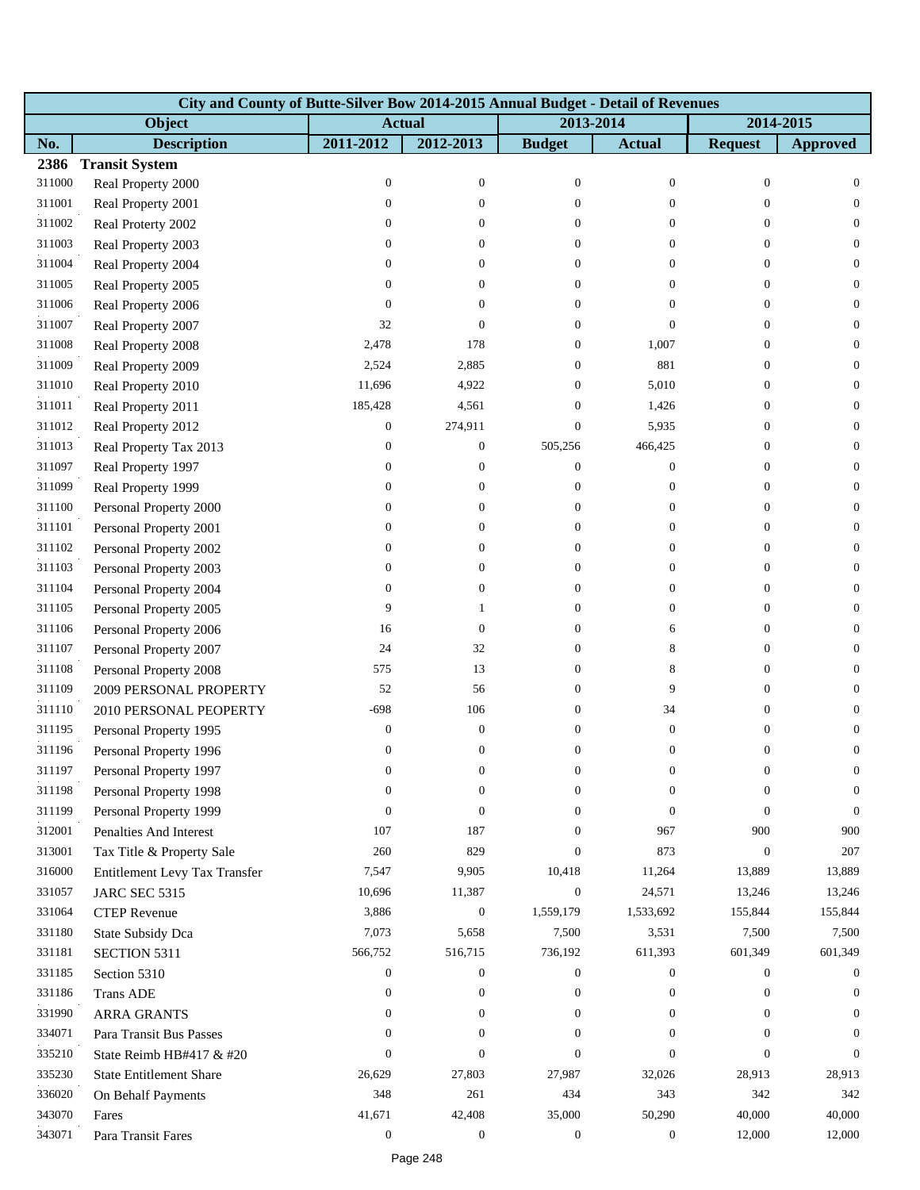| City and County of Butte-Silver Bow 2014-2015 Annual Budget - Detail of Revenues | | | | | | | |
|---|---|---|---|---|---|---|---|
| **Object** | | **Actual** | | **2013-2014** | | **2014-2015** | |
| **No.** | **Description** | **2011-2012** | **2012-2013** | **Budget** | **Actual** | **Request** | **Approved** |
| **2386** | **Transit System** | | | | | | |
| 311000 | Real Property 2000 | 0 | 0 | 0 | 0 | 0 | 0 |
| 311001 | Real Property 2001 | 0 | 0 | 0 | 0 | 0 | 0 |
| 311002 | Real Proterty 2002 | 0 | 0 | 0 | 0 | 0 | 0 |
| 311003 | Real Property 2003 | 0 | 0 | 0 | 0 | 0 | 0 |
| 311004 | Real Property 2004 | 0 | 0 | 0 | 0 | 0 | 0 |
| 311005 | Real Property 2005 | 0 | 0 | 0 | 0 | 0 | 0 |
| 311006 | Real Property 2006 | 0 | 0 | 0 | 0 | 0 | 0 |
| 311007 | Real Property 2007 | 32 | 0 | 0 | 0 | 0 | 0 |
| 311008 | Real Property 2008 | 2,478 | 178 | 0 | 1,007 | 0 | 0 |
| 311009 | Real Property 2009 | 2,524 | 2,885 | 0 | 881 | 0 | 0 |
| 311010 | Real Property 2010 | 11,696 | 4,922 | 0 | 5,010 | 0 | 0 |
| 311011 | Real Property 2011 | 185,428 | 4,561 | 0 | 1,426 | 0 | 0 |
| 311012 | Real Property 2012 | 0 | 274,911 | 0 | 5,935 | 0 | 0 |
| 311013 | Real Property Tax 2013 | 0 | 0 | 505,256 | 466,425 | 0 | 0 |
| 311097 | Real Property 1997 | 0 | 0 | 0 | 0 | 0 | 0 |
| 311099 | Real Property 1999 | 0 | 0 | 0 | 0 | 0 | 0 |
| 311100 | Personal Property 2000 | 0 | 0 | 0 | 0 | 0 | 0 |
| 311101 | Personal Property 2001 | 0 | 0 | 0 | 0 | 0 | 0 |
| 311102 | Personal Property 2002 | 0 | 0 | 0 | 0 | 0 | 0 |
| 311103 | Personal Property 2003 | 0 | 0 | 0 | 0 | 0 | 0 |
| 311104 | Personal Property 2004 | 0 | 0 | 0 | 0 | 0 | 0 |
| 311105 | Personal Property 2005 | 9 | 1 | 0 | 0 | 0 | 0 |
| 311106 | Personal Property 2006 | 16 | 0 | 0 | 6 | 0 | 0 |
| 311107 | Personal Property 2007 | 24 | 32 | 0 | 8 | 0 | 0 |
| 311108 | Personal Property 2008 | 575 | 13 | 0 | 8 | 0 | 0 |
| 311109 | 2009 PERSONAL PROPERTY | 52 | 56 | 0 | 9 | 0 | 0 |
| 311110 | 2010 PERSONAL PEOPERTY | -698 | 106 | 0 | 34 | 0 | 0 |
| 311195 | Personal Property 1995 | 0 | 0 | 0 | 0 | 0 | 0 |
| 311196 | Personal Property 1996 | 0 | 0 | 0 | 0 | 0 | 0 |
| 311197 | Personal Property 1997 | 0 | 0 | 0 | 0 | 0 | 0 |
| 311198 | Personal Property 1998 | 0 | 0 | 0 | 0 | 0 | 0 |
| 311199 | Personal Property 1999 | 0 | 0 | 0 | 0 | 0 | 0 |
| 312001 | Penalties And Interest | 107 | 187 | 0 | 967 | 900 | 900 |
| 313001 | Tax Title & Property Sale | 260 | 829 | 0 | 873 | 0 | 207 |
| 316000 | Entitlement Levy Tax Transfer | 7,547 | 9,905 | 10,418 | 11,264 | 13,889 | 13,889 |
| 331057 | JARC SEC 5315 | 10,696 | 11,387 | 0 | 24,571 | 13,246 | 13,246 |
| 331064 | CTEP Revenue | 3,886 | 0 | 1,559,179 | 1,533,692 | 155,844 | 155,844 |
| 331180 | State Subsidy Dca | 7,073 | 5,658 | 7,500 | 3,531 | 7,500 | 7,500 |
| 331181 | SECTION 5311 | 566,752 | 516,715 | 736,192 | 611,393 | 601,349 | 601,349 |
| 331185 | Section 5310 | 0 | 0 | 0 | 0 | 0 | 0 |
| 331186 | Trans ADE | 0 | 0 | 0 | 0 | 0 | 0 |
| 331990 | ARRA GRANTS | 0 | 0 | 0 | 0 | 0 | 0 |
| 334071 | Para Transit Bus Passes | 0 | 0 | 0 | 0 | 0 | 0 |
| 335210 | State Reimb HB#417 & #20 | 0 | 0 | 0 | 0 | 0 | 0 |
| 335230 | State Entitlement Share | 26,629 | 27,803 | 27,987 | 32,026 | 28,913 | 28,913 |
| 336020 | On Behalf Payments | 348 | 261 | 434 | 343 | 342 | 342 |
| 343070 | Fares | 41,671 | 42,408 | 35,000 | 50,290 | 40,000 | 40,000 |
| 343071 | Para Transit Fares | 0 | 0 | 0 | 0 | 12,000 | 12,000 |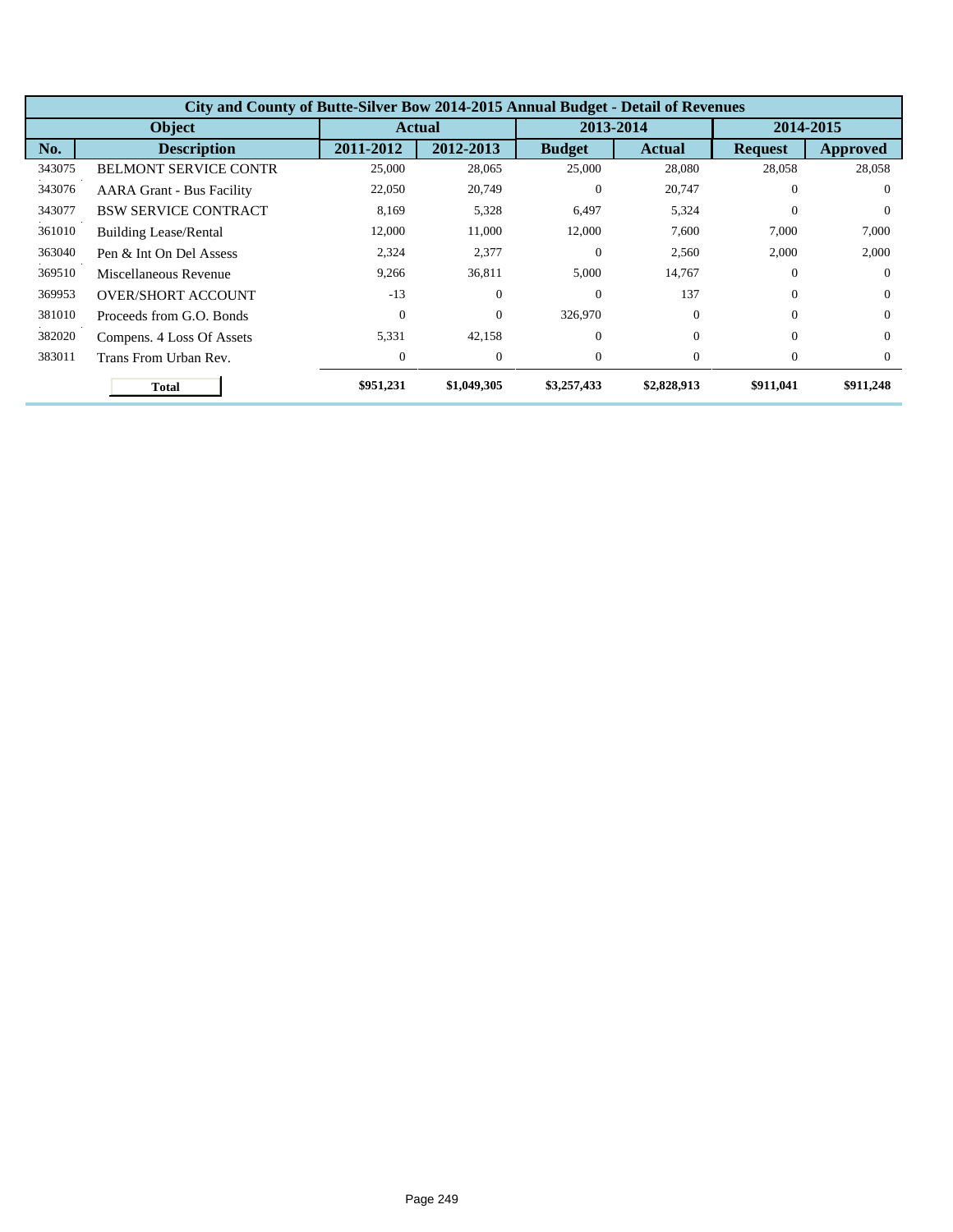| City and County of Butte-Silver Bow 2014-2015 Annual Budget - Detail of Revenues | | | | | | | |
|---|---|---|---|---|---|---|---|
| Object | | Actual | | 2013-2014 | | 2014-2015 | |
| No. | Description | 2011-2012 | 2012-2013 | Budget | Actual | Request | Approved |
| 343075 | BELMONT SERVICE CONTR | 25,000 | 28,065 | 25,000 | 28,080 | 28,058 | 28,058 |
| 343076 | AARA Grant - Bus Facility | 22,050 | 20,749 | 0 | 20,747 | 0 | 0 |
| 343077 | BSW SERVICE CONTRACT | 8,169 | 5,328 | 6,497 | 5,324 | 0 | 0 |
| 361010 | Building Lease/Rental | 12,000 | 11,000 | 12,000 | 7,600 | 7,000 | 7,000 |
| 363040 | Pen & Int On Del Assess | 2,324 | 2,377 | 0 | 2,560 | 2,000 | 2,000 |
| 369510 | Miscellaneous Revenue | 9,266 | 36,811 | 5,000 | 14,767 | 0 | 0 |
| 369953 | OVER/SHORT ACCOUNT | -13 | 0 | 0 | 137 | 0 | 0 |
| 381010 | Proceeds from G.O. Bonds | 0 | 0 | 326,970 | 0 | 0 | 0 |
| 382020 | Compens. 4 Loss Of Assets | 5,331 | 42,158 | 0 | 0 | 0 | 0 |
| 383011 | Trans From Urban Rev. | 0 | 0 | 0 | 0 | 0 | 0 |
| | **Total** | **$951,231** | **$1,049,305** | **$3,257,433** | **$2,828,913** | **$911,041** | **$911,248** |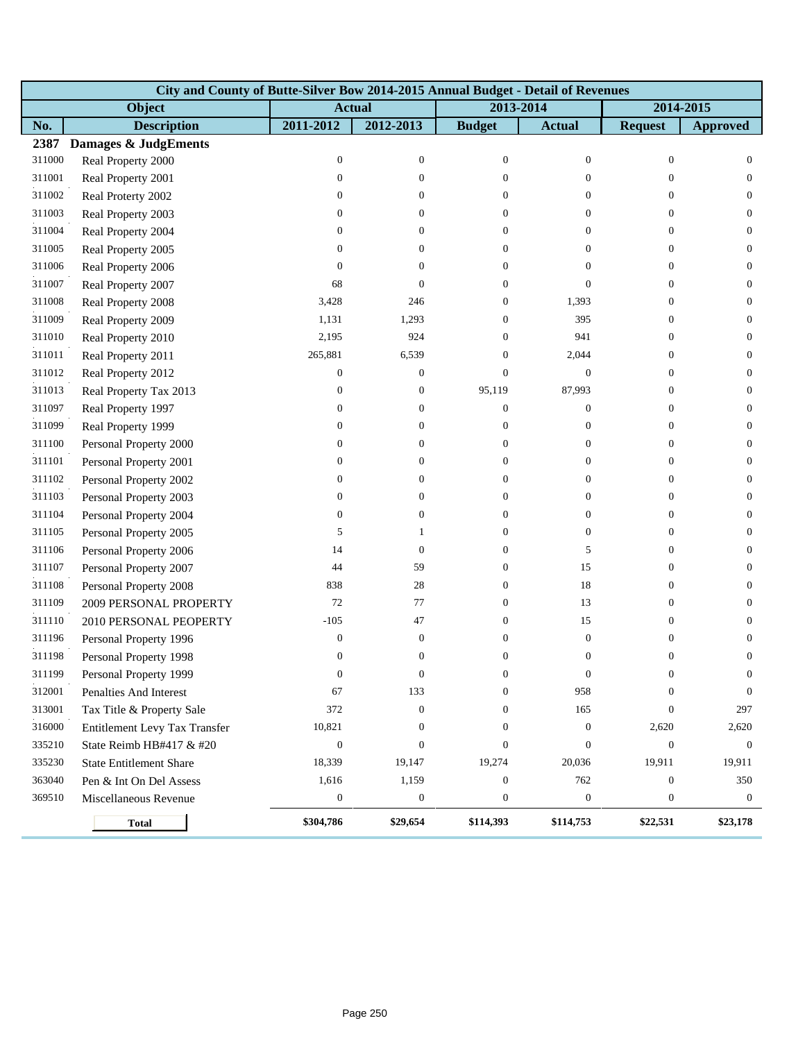| City and County of Butte-Silver Bow 2014-2015 Annual Budget - Detail of Revenues | | | | | | | |
|---|---|---|---|---|---|---|---|
| Object | | Actual | | 2013-2014 | | 2014-2015 | |
| No. | Description | 2011-2012 | 2012-2013 | Budget | Actual | Request | Approved |
| **2387** | **Damages & JudgEments** | | | | | | |
| 311000 | Real Property 2000 | 0 | 0 | 0 | 0 | 0 | 0 |
| 311001 | Real Property 2001 | 0 | 0 | 0 | 0 | 0 | 0 |
| 311002 | Real Proterty 2002 | 0 | 0 | 0 | 0 | 0 | 0 |
| 311003 | Real Property 2003 | 0 | 0 | 0 | 0 | 0 | 0 |
| 311004 | Real Property 2004 | 0 | 0 | 0 | 0 | 0 | 0 |
| 311005 | Real Property 2005 | 0 | 0 | 0 | 0 | 0 | 0 |
| 311006 | Real Property 2006 | 0 | 0 | 0 | 0 | 0 | 0 |
| 311007 | Real Property 2007 | 68 | 0 | 0 | 0 | 0 | 0 |
| 311008 | Real Property 2008 | 3,428 | 246 | 0 | 1,393 | 0 | 0 |
| 311009 | Real Property 2009 | 1,131 | 1,293 | 0 | 395 | 0 | 0 |
| 311010 | Real Property 2010 | 2,195 | 924 | 0 | 941 | 0 | 0 |
| 311011 | Real Property 2011 | 265,881 | 6,539 | 0 | 2,044 | 0 | 0 |
| 311012 | Real Property 2012 | 0 | 0 | 0 | 0 | 0 | 0 |
| 311013 | Real Property Tax 2013 | 0 | 0 | 95,119 | 87,993 | 0 | 0 |
| 311097 | Real Property 1997 | 0 | 0 | 0 | 0 | 0 | 0 |
| 311099 | Real Property 1999 | 0 | 0 | 0 | 0 | 0 | 0 |
| 311100 | Personal Property 2000 | 0 | 0 | 0 | 0 | 0 | 0 |
| 311101 | Personal Property 2001 | 0 | 0 | 0 | 0 | 0 | 0 |
| 311102 | Personal Property 2002 | 0 | 0 | 0 | 0 | 0 | 0 |
| 311103 | Personal Property 2003 | 0 | 0 | 0 | 0 | 0 | 0 |
| 311104 | Personal Property 2004 | 0 | 0 | 0 | 0 | 0 | 0 |
| 311105 | Personal Property 2005 | 5 | 1 | 0 | 0 | 0 | 0 |
| 311106 | Personal Property 2006 | 14 | 0 | 0 | 5 | 0 | 0 |
| 311107 | Personal Property 2007 | 44 | 59 | 0 | 15 | 0 | 0 |
| 311108 | Personal Property 2008 | 838 | 28 | 0 | 18 | 0 | 0 |
| 311109 | 2009 PERSONAL PROPERTY | 72 | 77 | 0 | 13 | 0 | 0 |
| 311110 | 2010 PERSONAL PEOPERTY | -105 | 47 | 0 | 15 | 0 | 0 |
| 311196 | Personal Property 1996 | 0 | 0 | 0 | 0 | 0 | 0 |
| 311198 | Personal Property 1998 | 0 | 0 | 0 | 0 | 0 | 0 |
| 311199 | Personal Property 1999 | 0 | 0 | 0 | 0 | 0 | 0 |
| 312001 | Penalties And Interest | 67 | 133 | 0 | 958 | 0 | 0 |
| 313001 | Tax Title & Property Sale | 372 | 0 | 0 | 165 | 0 | 297 |
| 316000 | Entitlement Levy Tax Transfer | 10,821 | 0 | 0 | 0 | 2,620 | 2,620 |
| 335210 | State Reimb HB#417 & #20 | 0 | 0 | 0 | 0 | 0 | 0 |
| 335230 | State Entitlement Share | 18,339 | 19,147 | 19,274 | 20,036 | 19,911 | 19,911 |
| 363040 | Pen & Int On Del Assess | 1,616 | 1,159 | 0 | 762 | 0 | 350 |
| 369510 | Miscellaneous Revenue | 0 | 0 | 0 | 0 | 0 | 0 |
| | **Total** | **$304,786** | **$29,654** | **$114,393** | **$114,753** | **$22,531** | **$23,178** |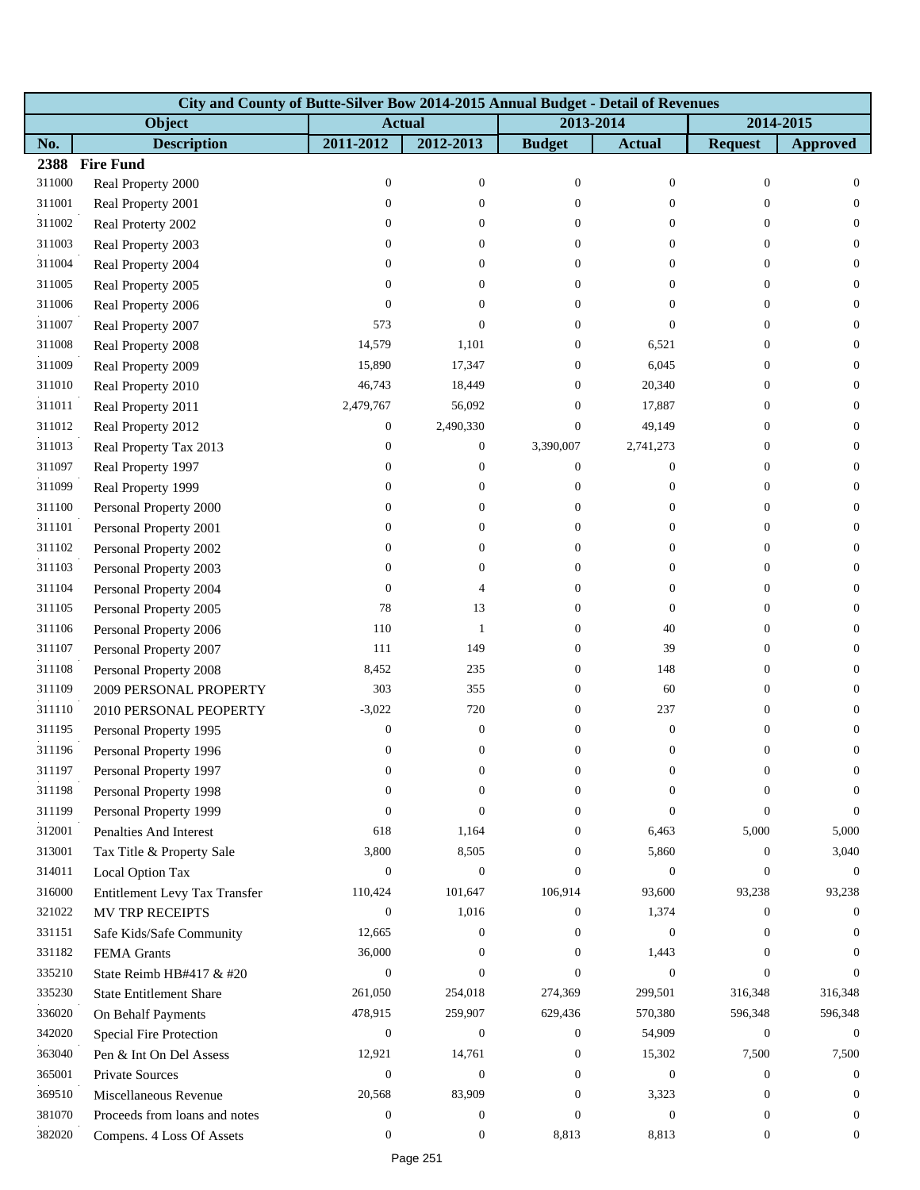| City and County of Butte-Silver Bow 2014-2015 Annual Budget - Detail of Revenues | | | | | | | |
|---|---|---|---|---|---|---|---|
| Object | | Actual | | 2013-2014 | | 2014-2015 | |
| No. | Description | 2011-2012 | 2012-2013 | Budget | Actual | Request | Approved |
| **2388** | **Fire Fund** | | | | | | |
| 311000 | Real Property 2000 | 0 | 0 | 0 | 0 | 0 | 0 |
| 311001 | Real Property 2001 | 0 | 0 | 0 | 0 | 0 | 0 |
| 311002 | Real Proterty 2002 | 0 | 0 | 0 | 0 | 0 | 0 |
| 311003 | Real Property 2003 | 0 | 0 | 0 | 0 | 0 | 0 |
| 311004 | Real Property 2004 | 0 | 0 | 0 | 0 | 0 | 0 |
| 311005 | Real Property 2005 | 0 | 0 | 0 | 0 | 0 | 0 |
| 311006 | Real Property 2006 | 0 | 0 | 0 | 0 | 0 | 0 |
| 311007 | Real Property 2007 | 573 | 0 | 0 | 0 | 0 | 0 |
| 311008 | Real Property 2008 | 14,579 | 1,101 | 0 | 6,521 | 0 | 0 |
| 311009 | Real Property 2009 | 15,890 | 17,347 | 0 | 6,045 | 0 | 0 |
| 311010 | Real Property 2010 | 46,743 | 18,449 | 0 | 20,340 | 0 | 0 |
| 311011 | Real Property 2011 | 2,479,767 | 56,092 | 0 | 17,887 | 0 | 0 |
| 311012 | Real Property 2012 | 0 | 2,490,330 | 0 | 49,149 | 0 | 0 |
| 311013 | Real Property Tax 2013 | 0 | 0 | 3,390,007 | 2,741,273 | 0 | 0 |
| 311097 | Real Property 1997 | 0 | 0 | 0 | 0 | 0 | 0 |
| 311099 | Real Property 1999 | 0 | 0 | 0 | 0 | 0 | 0 |
| 311100 | Personal Property 2000 | 0 | 0 | 0 | 0 | 0 | 0 |
| 311101 | Personal Property 2001 | 0 | 0 | 0 | 0 | 0 | 0 |
| 311102 | Personal Property 2002 | 0 | 0 | 0 | 0 | 0 | 0 |
| 311103 | Personal Property 2003 | 0 | 0 | 0 | 0 | 0 | 0 |
| 311104 | Personal Property 2004 | 0 | 4 | 0 | 0 | 0 | 0 |
| 311105 | Personal Property 2005 | 78 | 13 | 0 | 0 | 0 | 0 |
| 311106 | Personal Property 2006 | 110 | 1 | 0 | 40 | 0 | 0 |
| 311107 | Personal Property 2007 | 111 | 149 | 0 | 39 | 0 | 0 |
| 311108 | Personal Property 2008 | 8,452 | 235 | 0 | 148 | 0 | 0 |
| 311109 | 2009 PERSONAL PROPERTY | 303 | 355 | 0 | 60 | 0 | 0 |
| 311110 | 2010 PERSONAL PEOPERTY | -3,022 | 720 | 0 | 237 | 0 | 0 |
| 311195 | Personal Property 1995 | 0 | 0 | 0 | 0 | 0 | 0 |
| 311196 | Personal Property 1996 | 0 | 0 | 0 | 0 | 0 | 0 |
| 311197 | Personal Property 1997 | 0 | 0 | 0 | 0 | 0 | 0 |
| 311198 | Personal Property 1998 | 0 | 0 | 0 | 0 | 0 | 0 |
| 311199 | Personal Property 1999 | 0 | 0 | 0 | 0 | 0 | 0 |
| 312001 | Penalties And Interest | 618 | 1,164 | 0 | 6,463 | 5,000 | 5,000 |
| 313001 | Tax Title & Property Sale | 3,800 | 8,505 | 0 | 5,860 | 0 | 3,040 |
| 314011 | Local Option Tax | 0 | 0 | 0 | 0 | 0 | 0 |
| 316000 | Entitlement Levy Tax Transfer | 110,424 | 101,647 | 106,914 | 93,600 | 93,238 | 93,238 |
| 321022 | MV TRP RECEIPTS | 0 | 1,016 | 0 | 1,374 | 0 | 0 |
| 331151 | Safe Kids/Safe Community | 12,665 | 0 | 0 | 0 | 0 | 0 |
| 331182 | FEMA Grants | 36,000 | 0 | 0 | 1,443 | 0 | 0 |
| 335210 | State Reimb HB#417 & #20 | 0 | 0 | 0 | 0 | 0 | 0 |
| 335230 | State Entitlement Share | 261,050 | 254,018 | 274,369 | 299,501 | 316,348 | 316,348 |
| 336020 | On Behalf Payments | 478,915 | 259,907 | 629,436 | 570,380 | 596,348 | 596,348 |
| 342020 | Special Fire Protection | 0 | 0 | 0 | 54,909 | 0 | 0 |
| 363040 | Pen & Int On Del Assess | 12,921 | 14,761 | 0 | 15,302 | 7,500 | 7,500 |
| 365001 | Private Sources | 0 | 0 | 0 | 0 | 0 | 0 |
| 369510 | Miscellaneous Revenue | 20,568 | 83,909 | 0 | 3,323 | 0 | 0 |
| 381070 | Proceeds from loans and notes | 0 | 0 | 0 | 0 | 0 | 0 |
| 382020 | Compens. 4 Loss Of Assets | 0 | 0 | 8,813 | 8,813 | 0 | 0 |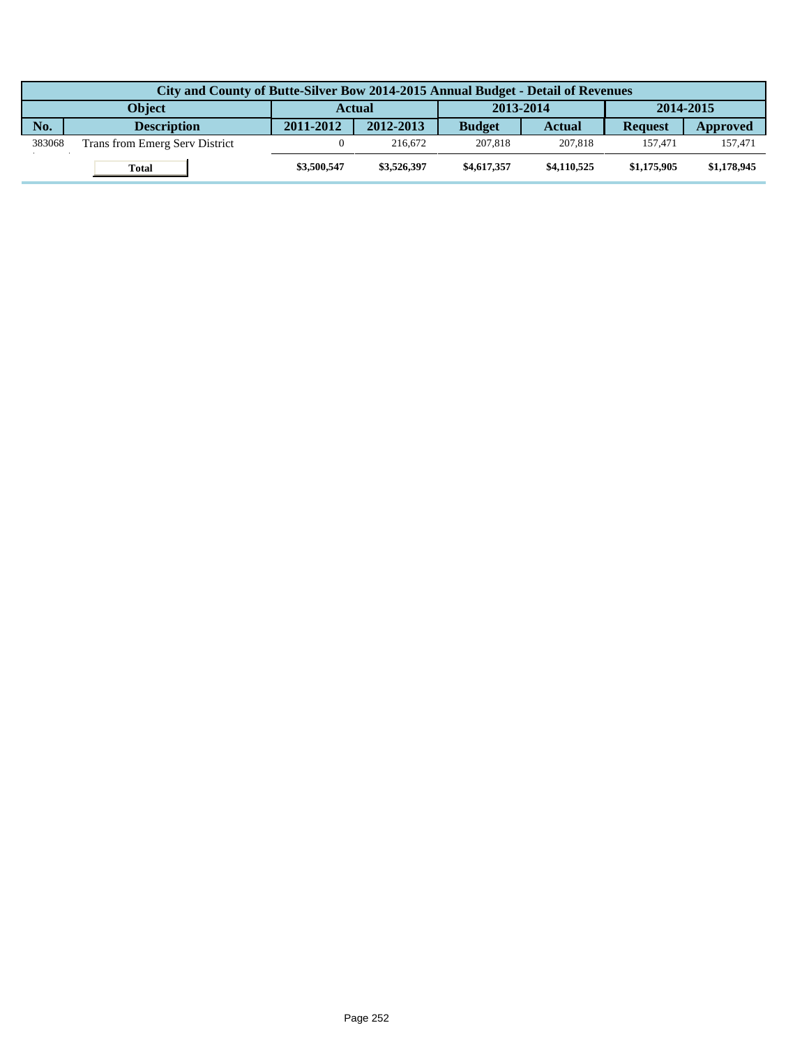| City and County of Butte-Silver Bow 2014-2015 Annual Budget - Detail of Revenues | | | | | | | |
|---|---|---|---|---|---|---|---|
| Object | | Actual | | 2013-2014 | | 2014-2015 | |
| No. | Description | 2011-2012 | 2012-2013 | Budget | Actual | Request | Approved |
| 383068 | Trans from Emerg Serv District | 0 | 216,672 | 207,818 | 207,818 | 157,471 | 157,471 |
| | **Total** | **$3,500,547** | **$3,526,397** | **$4,617,357** | **$4,110,525** | **$1,175,905** | **$1,178,945** |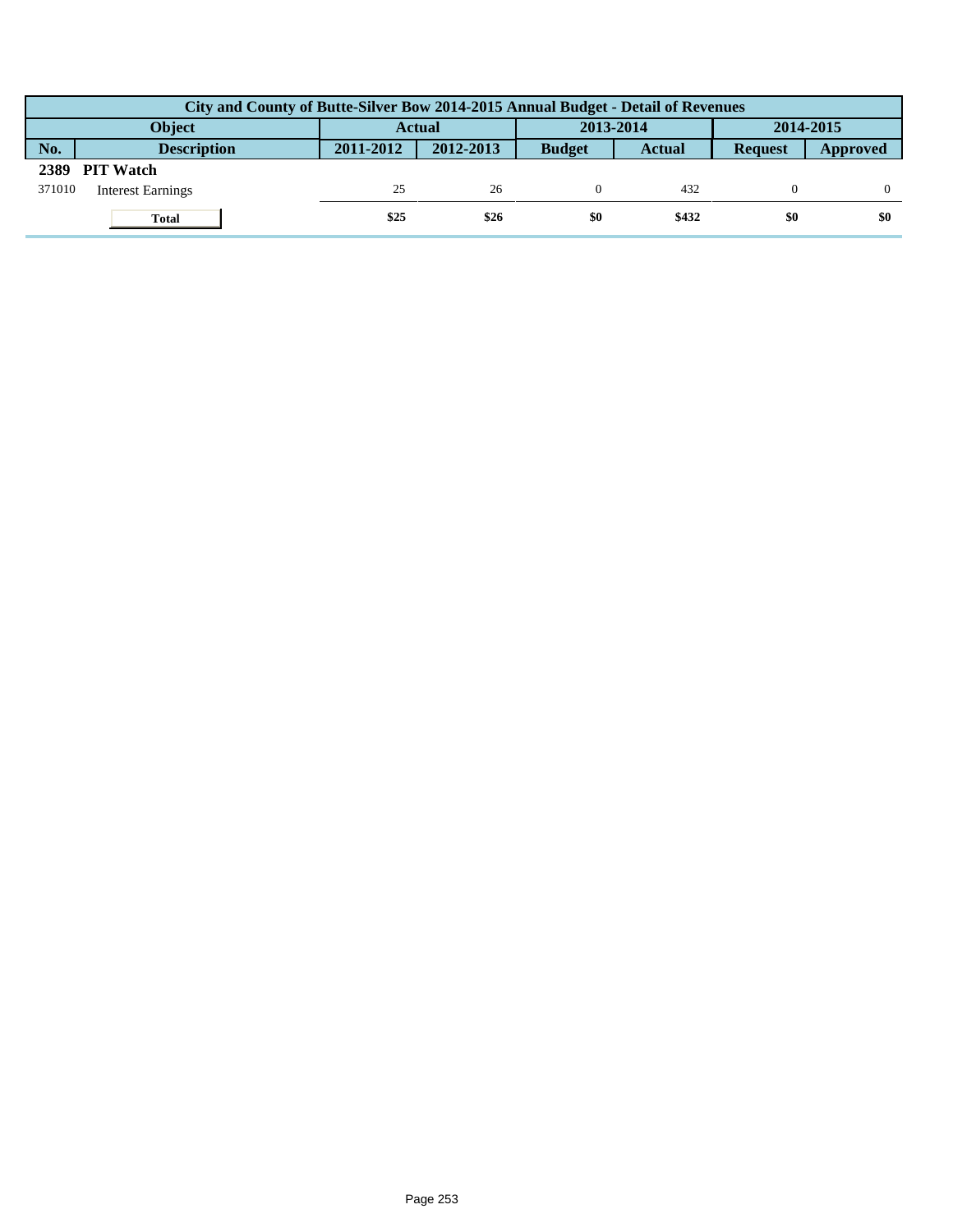| City and County of Butte-Silver Bow 2014-2015 Annual Budget - Detail of Revenues | | | | | | | |
|---|---|---|---|---|---|---|---|
| Object | | Actual | | 2013-2014 | | 2014-2015 | |
| No. | Description | 2011-2012 | 2012-2013 | Budget | Actual | Request | Approved |
| **2389** | **PIT Watch** | | | | | | |
| 371010 | Interest Earnings | 25 | 26 | 0 | 432 | 0 | 0 |
| | **Total** | **$25** | **$26** | **$0** | **$432** | **$0** | **$0** |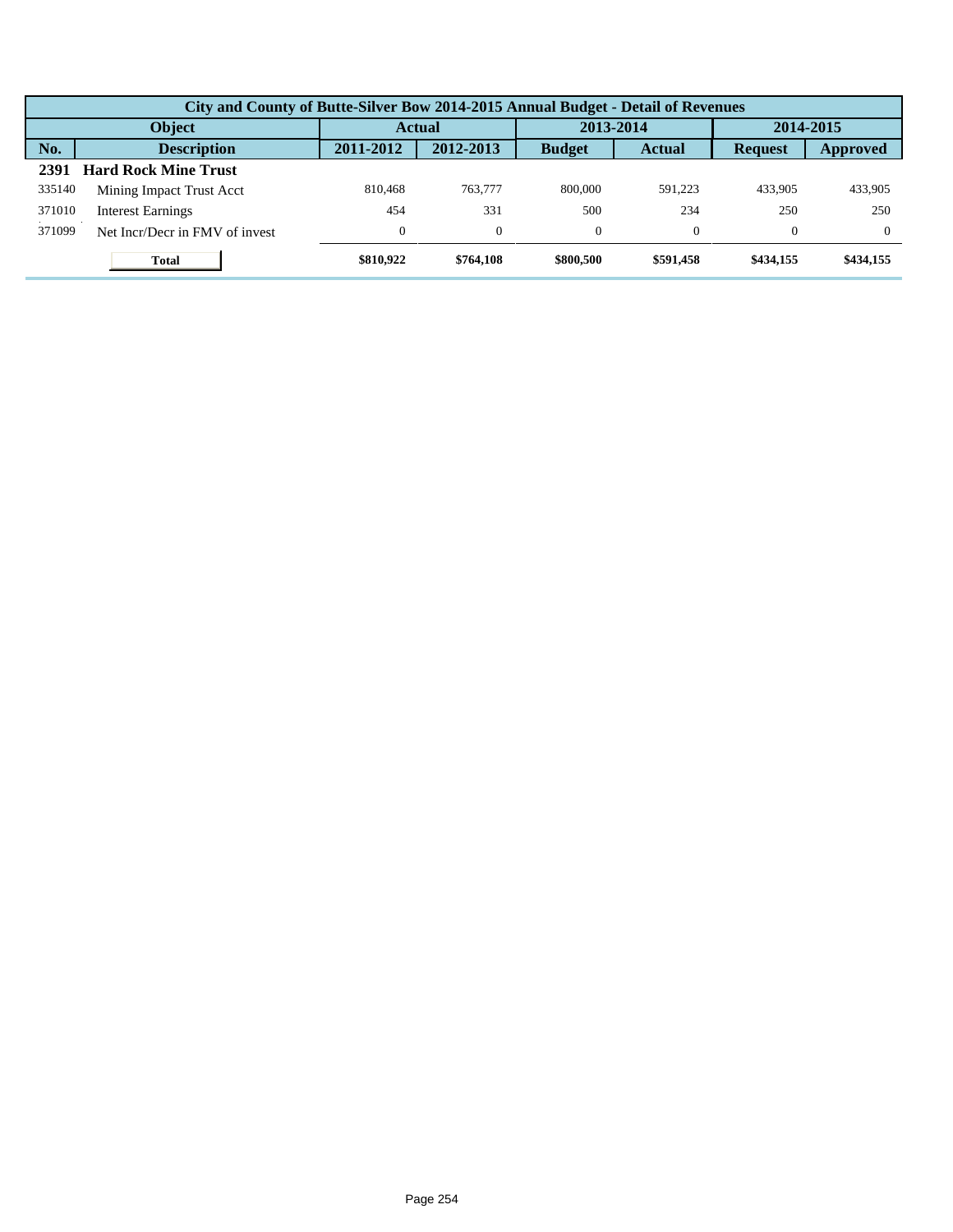| City and County of Butte-Silver Bow 2014-2015 Annual Budget - Detail of Revenues | | | | | | | |
|---|---|---|---|---|---|---|---|
| Object | | Actual | | 2013-2014 | | 2014-2015 | |
| No. | Description | 2011-2012 | 2012-2013 | Budget | Actual | Request | Approved |
| **2391** | **Hard Rock Mine Trust** | | | | | | |
| 335140 | Mining Impact Trust Acct | 810,468 | 763,777 | 800,000 | 591,223 | 433,905 | 433,905 |
| 371010 | Interest Earnings | 454 | 331 | 500 | 234 | 250 | 250 |
| 371099 | Net Incr/Decr in FMV of invest | 0 | 0 | 0 | 0 | 0 | 0 |
| | **Total** | **$810,922** | **$764,108** | **$800,500** | **$591,458** | **$434,155** | **$434,155** |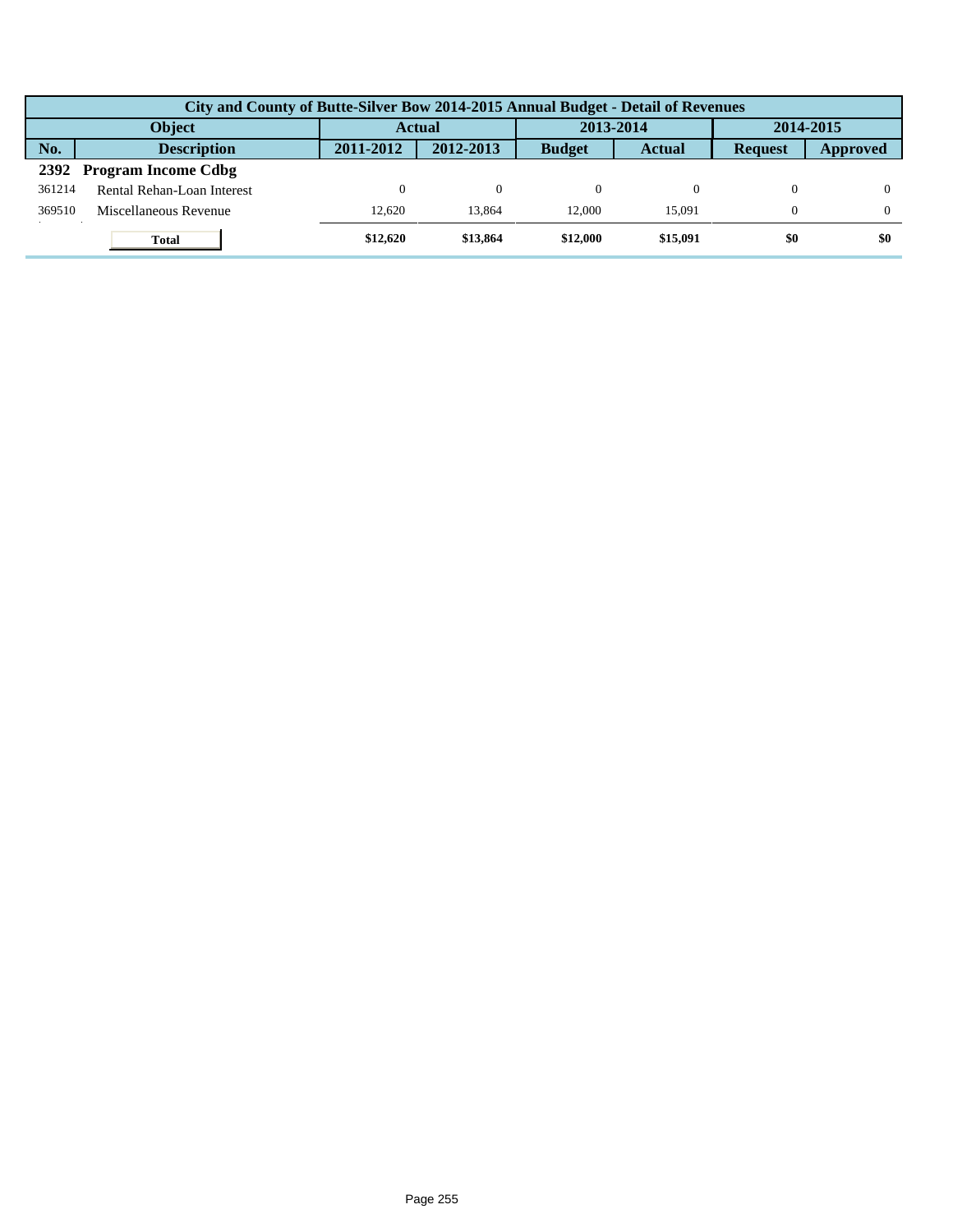| City and County of Butte-Silver Bow 2014-2015 Annual Budget - Detail of Revenues | | | | | | | |
|---|---|---|---|---|---|---|---|
| Object | | Actual | | 2013-2014 | | 2014-2015 | |
| No. | Description | 2011-2012 | 2012-2013 | Budget | Actual | Request | Approved |
| **2392** | **Program Income Cdbg** | | | | | | |
| 361214 | Rental Rehan-Loan Interest | 0 | 0 | 0 | 0 | 0 | 0 |
| 369510 | Miscellaneous Revenue | 12,620 | 13,864 | 12,000 | 15,091 | 0 | 0 |
| | **Total** | **$12,620** | **$13,864** | **$12,000** | **$15,091** | **$0** | **$0** |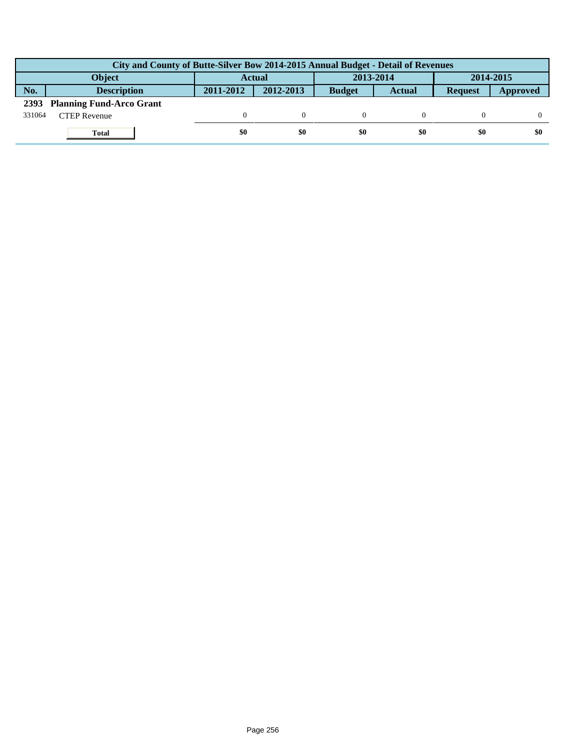| City and County of Butte-Silver Bow 2014-2015 Annual Budget - Detail of Revenues | | | | | | | |
|---|---|---|---|---|---|---|---|
| Object | | Actual | | 2013-2014 | | 2014-2015 | |
| No. | Description | 2011-2012 | 2012-2013 | Budget | Actual | Request | Approved |
| 2393 | Planning Fund-Arco Grant | | | | | | |
| 331064 | CTEP Revenue | 0 | 0 | 0 | 0 | 0 | 0 |
| | Total | $0 | $0 | $0 | $0 | $0 | $0 |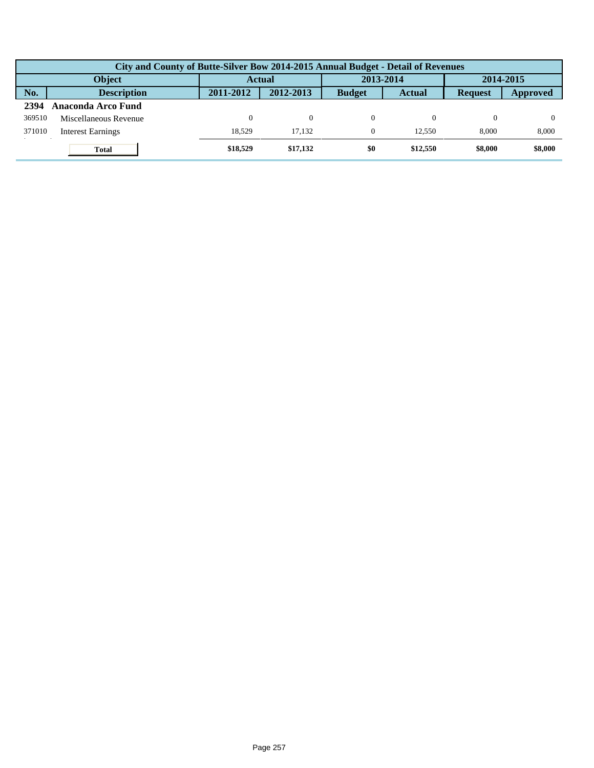| City and County of Butte-Silver Bow 2014-2015 Annual Budget - Detail of Revenues | | | | | | | |
|---|---|---|---|---|---|---|---|
| Object | | Actual | | 2013-2014 | | 2014-2015 | |
| No. | Description | 2011-2012 | 2012-2013 | Budget | Actual | Request | Approved |
| **2394** | **Anaconda Arco Fund** | | | | | | |
| 369510 | Miscellaneous Revenue | 0 | 0 | 0 | 0 | 0 | 0 |
| 371010 | Interest Earnings | 18,529 | 17,132 | 0 | 12,550 | 8,000 | 8,000 |
| | **Total** | **$18,529** | **$17,132** | **$0** | **$12,550** | **$8,000** | **$8,000** |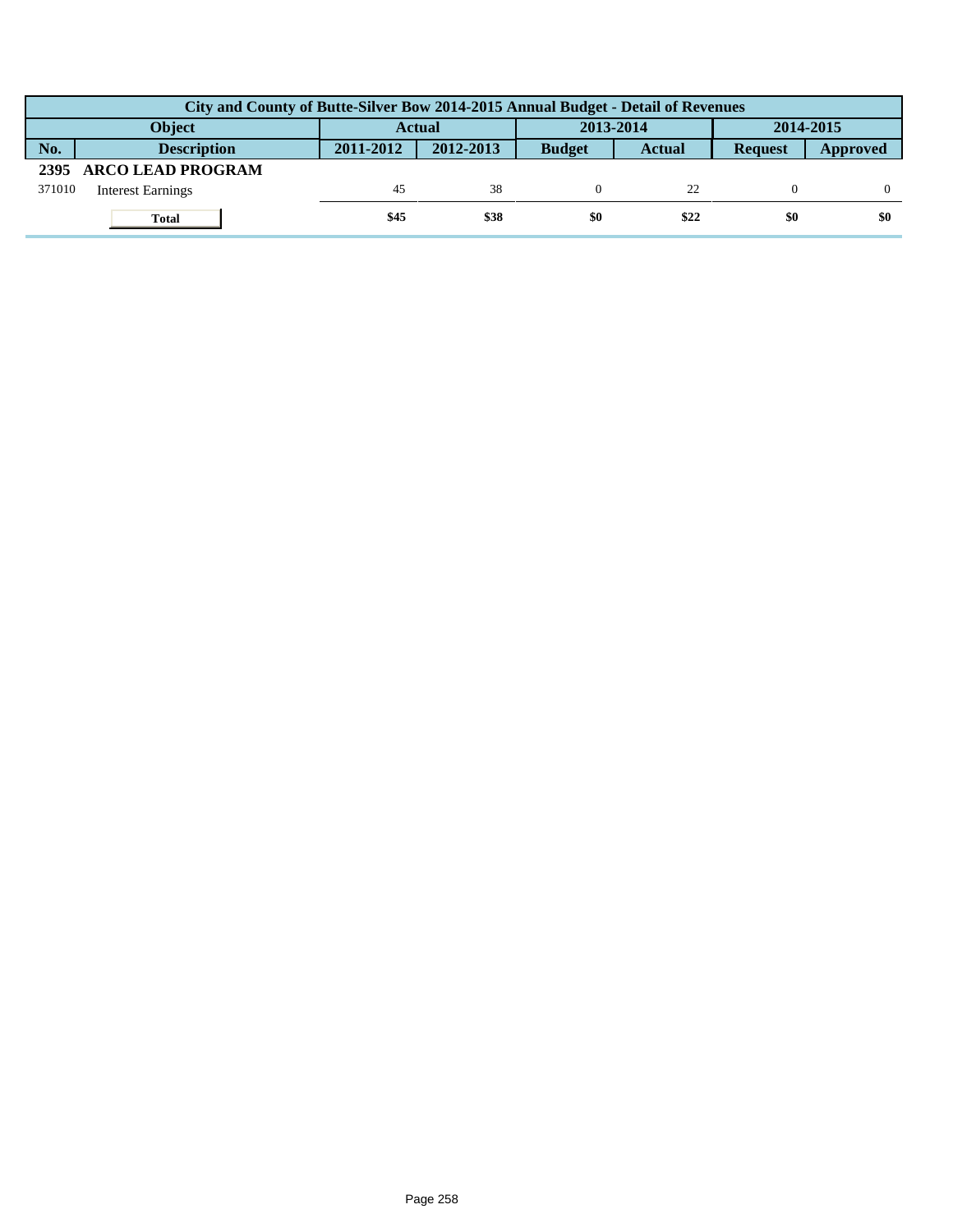| City and County of Butte-Silver Bow 2014-2015 Annual Budget - Detail of Revenues | | | | | | | |
|---|---|---|---|---|---|---|---|
| Object | | Actual | | 2013-2014 | | 2014-2015 | |
| No. | Description | 2011-2012 | 2012-2013 | Budget | Actual | Request | Approved |
| **2395** | **ARCO LEAD PROGRAM** | | | | | | |
| 371010 | Interest Earnings | 45 | 38 | 0 | 22 | 0 | 0 |
| | **Total** | **$45** | **$38** | **$0** | **$22** | **$0** | **$0** |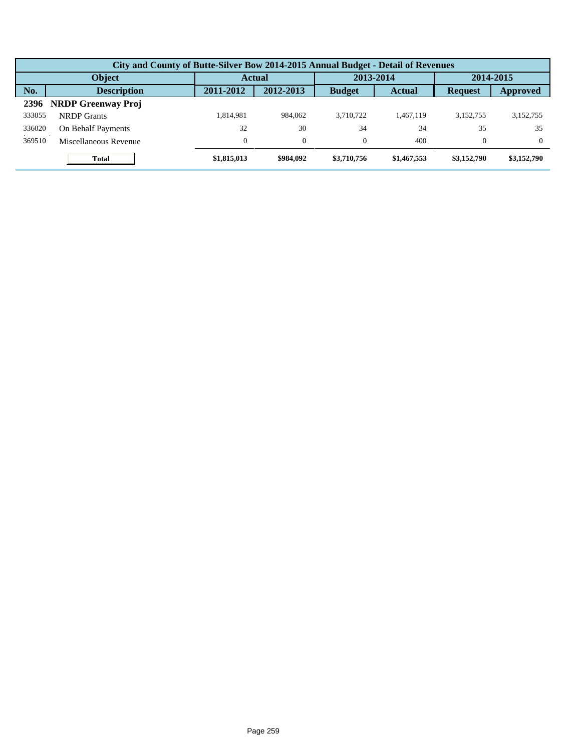| City and County of Butte-Silver Bow 2014-2015 Annual Budget - Detail of Revenues | | | | | | | |
|---|---|---|---|---|---|---|---|
| Object | | Actual | | 2013-2014 | | 2014-2015 | |
| No. | Description | 2011-2012 | 2012-2013 | Budget | Actual | Request | Approved |
| **2396** | **NRDP Greenway Proj** | | | | | | |
| 333055 | NRDP Grants | 1,814,981 | 984,062 | 3,710,722 | 1,467,119 | 3,152,755 | 3,152,755 |
| 336020 | On Behalf Payments | 32 | 30 | 34 | 34 | 35 | 35 |
| 369510 | Miscellaneous Revenue | 0 | 0 | 0 | 400 | 0 | 0 |
| | **Total** | **$1,815,013** | **$984,092** | **$3,710,756** | **$1,467,553** | **$3,152,790** | **$3,152,790** |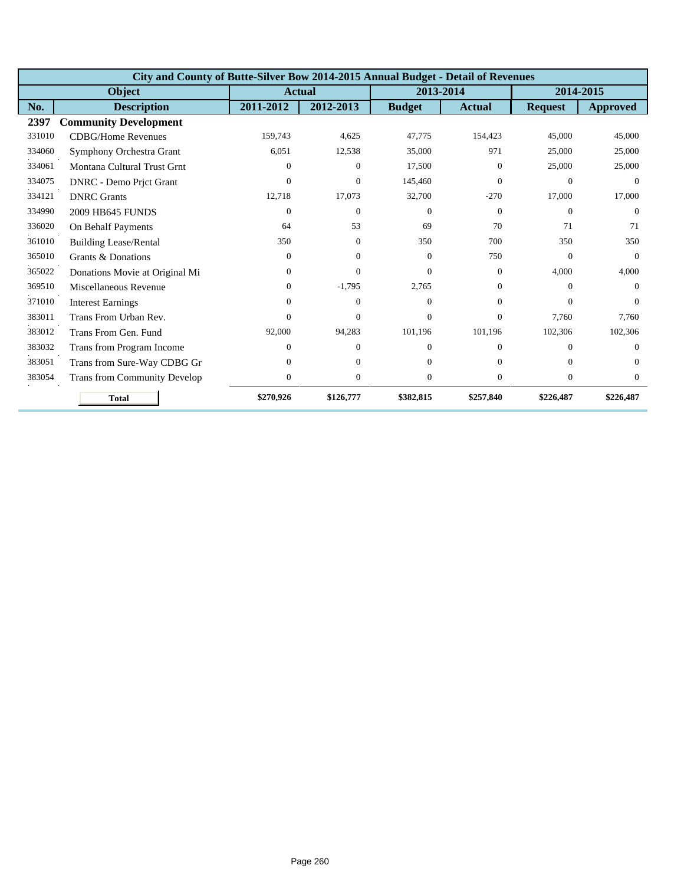| City and County of Butte-Silver Bow 2014-2015 Annual Budget - Detail of Revenues | | | | | | | |
|---|---|---|---|---|---|---|---|
| Object | | Actual | | 2013-2014 | | 2014-2015 | |
| No. | Description | 2011-2012 | 2012-2013 | Budget | Actual | Request | Approved |
| **2397** | **Community Development** | | | | | | |
| 331010 | CDBG/Home Revenues | 159,743 | 4,625 | 47,775 | 154,423 | 45,000 | 45,000 |
| 334060 | Symphony Orchestra Grant | 6,051 | 12,538 | 35,000 | 971 | 25,000 | 25,000 |
| 334061 | Montana Cultural Trust Grnt | 0 | 0 | 17,500 | 0 | 25,000 | 25,000 |
| 334075 | DNRC - Demo Prjct Grant | 0 | 0 | 145,460 | 0 | 0 | 0 |
| 334121 | DNRC Grants | 12,718 | 17,073 | 32,700 | -270 | 17,000 | 17,000 |
| 334990 | 2009 HB645 FUNDS | 0 | 0 | 0 | 0 | 0 | 0 |
| 336020 | On Behalf Payments | 64 | 53 | 69 | 70 | 71 | 71 |
| 361010 | Building Lease/Rental | 350 | 0 | 350 | 700 | 350 | 350 |
| 365010 | Grants & Donations | 0 | 0 | 0 | 750 | 0 | 0 |
| 365022 | Donations Movie at Original Mi | 0 | 0 | 0 | 0 | 4,000 | 4,000 |
| 369510 | Miscellaneous Revenue | 0 | -1,795 | 2,765 | 0 | 0 | 0 |
| 371010 | Interest Earnings | 0 | 0 | 0 | 0 | 0 | 0 |
| 383011 | Trans From Urban Rev. | 0 | 0 | 0 | 0 | 7,760 | 7,760 |
| 383012 | Trans From Gen. Fund | 92,000 | 94,283 | 101,196 | 101,196 | 102,306 | 102,306 |
| 383032 | Trans from Program Income | 0 | 0 | 0 | 0 | 0 | 0 |
| 383051 | Trans from Sure-Way CDBG Gr | 0 | 0 | 0 | 0 | 0 | 0 |
| 383054 | Trans from Community Develop | 0 | 0 | 0 | 0 | 0 | 0 |
| | **Total** | **$270,926** | **$126,777** | **$382,815** | **$257,840** | **$226,487** | **$226,487** |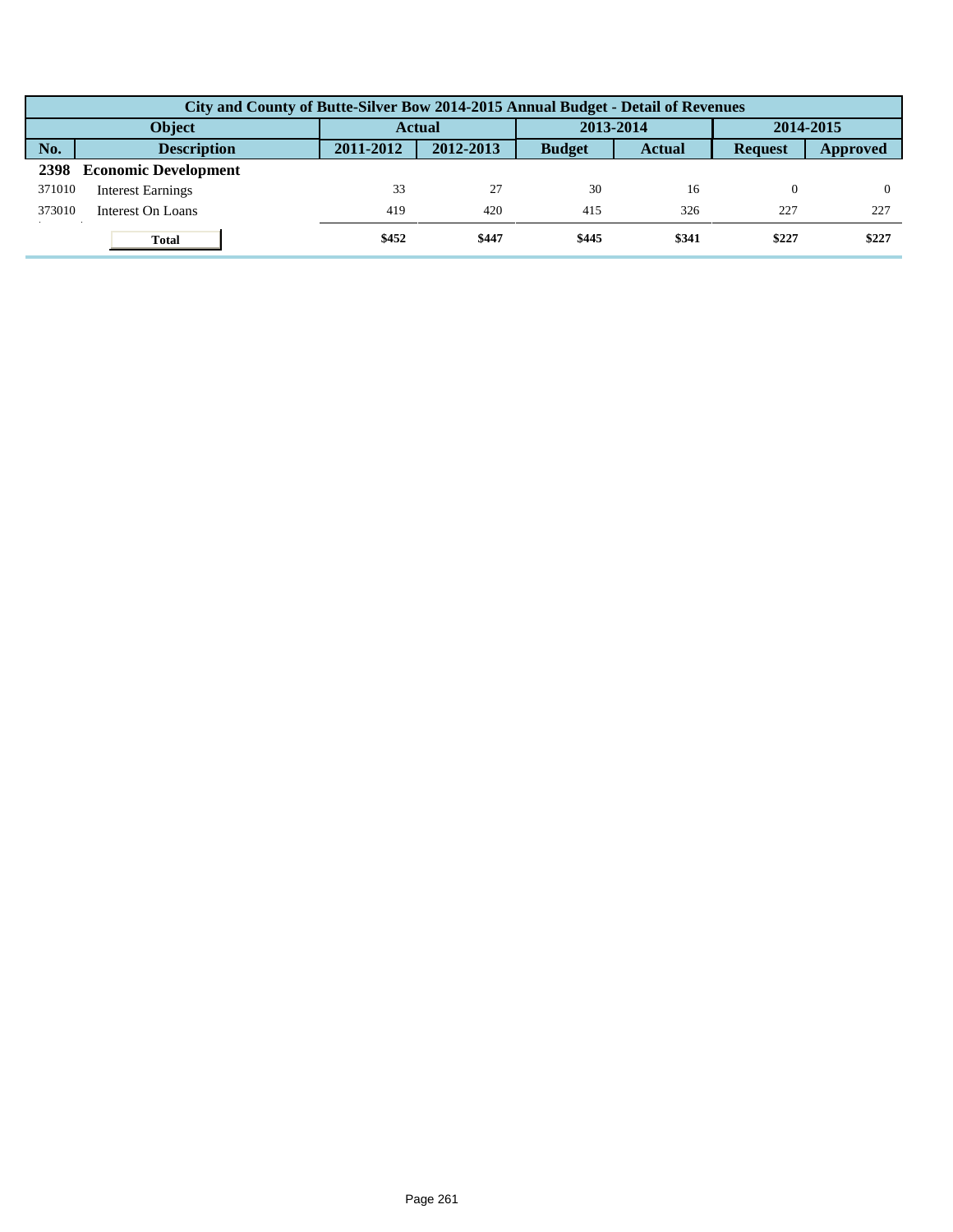| City and County of Butte-Silver Bow 2014-2015 Annual Budget - Detail of Revenues | | | | | | | |
|---|---|---|---|---|---|---|---|
| Object | | Actual | | 2013-2014 | | 2014-2015 | |
| No. | Description | 2011-2012 | 2012-2013 | Budget | Actual | Request | Approved |
| **2398** | **Economic Development** | | | | | | |
| 371010 | Interest Earnings | 33 | 27 | 30 | 16 | 0 | 0 |
| 373010 | Interest On Loans | 419 | 420 | 415 | 326 | 227 | 227 |
| | **Total** | **$452** | **$447** | **$445** | **$341** | **$227** | **$227** |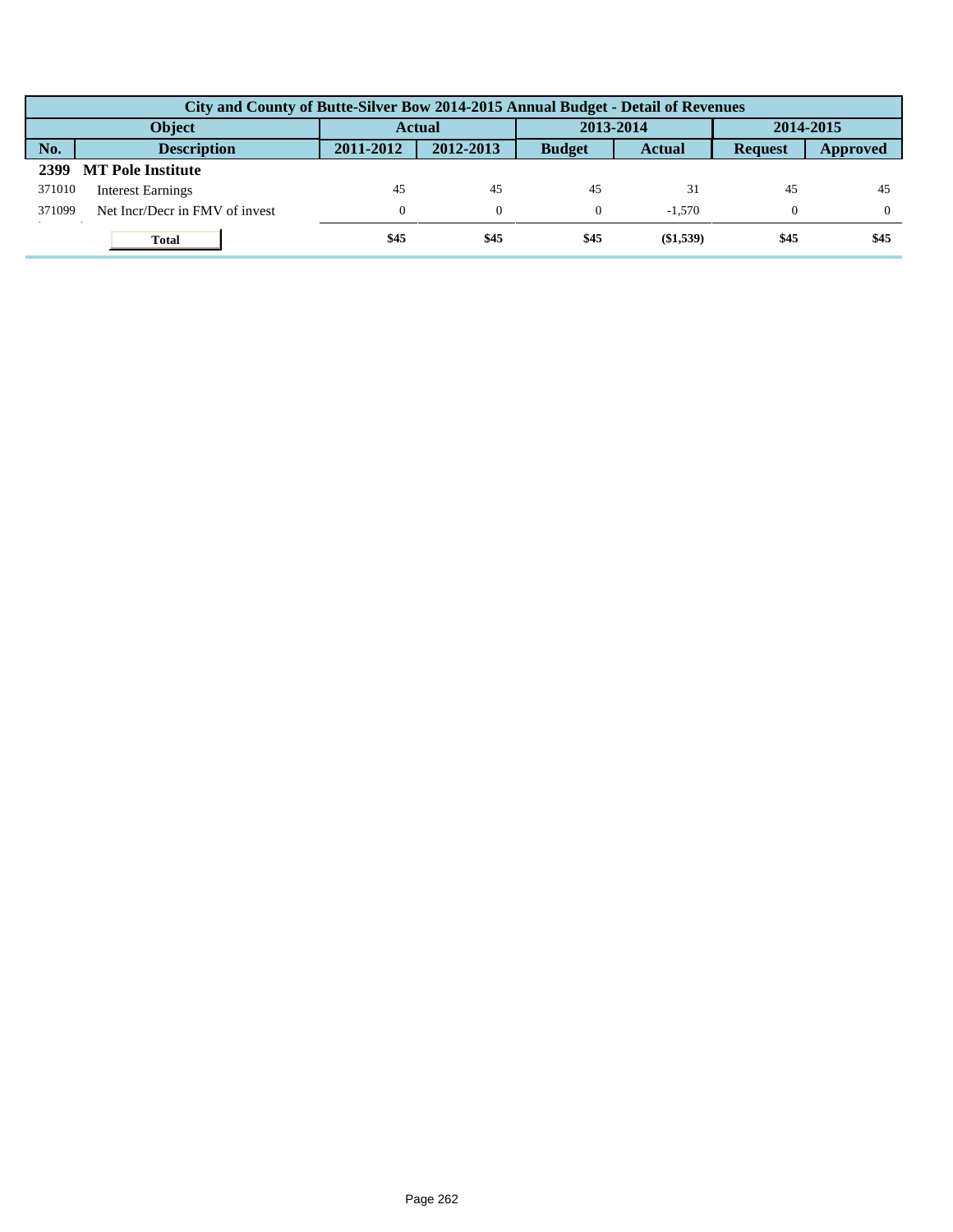| City and County of Butte-Silver Bow 2014-2015 Annual Budget - Detail of Revenues | | | | | | | |
|---|---|---|---|---|---|---|---|
| **Object** | | **Actual** | | **2013-2014** | | **2014-2015** | |
| **No.** | **Description** | **2011-2012** | **2012-2013** | **Budget** | **Actual** | **Request** | **Approved** |
| **2399** | **MT Pole Institute** | | | | | | |
| 371010 | Interest Earnings | 45 | 45 | 45 | 31 | 45 | 45 |
| 371099 | Net Incr/Decr in FMV of invest | 0 | 0 | 0 | -1,570 | 0 | 0 |
| | **Total** | **$45** | **$45** | **$45** | **($1,539)** | **$45** | **$45** |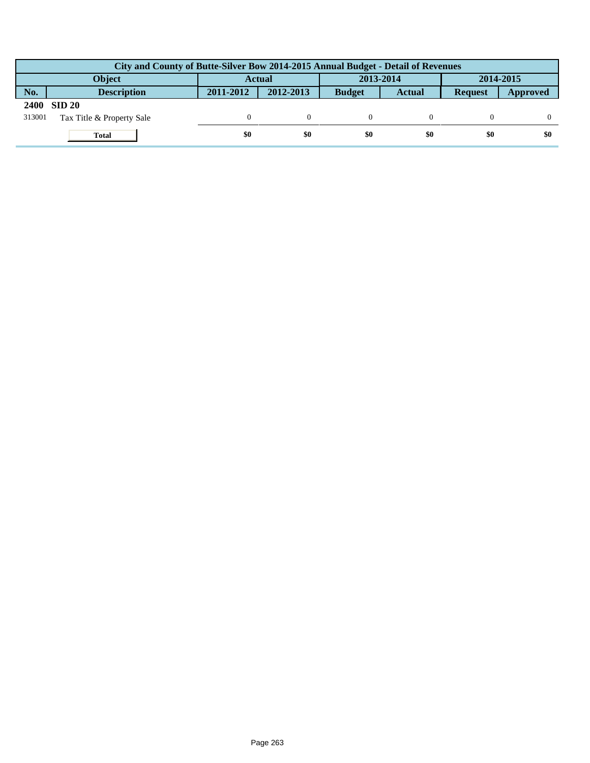| City and County of Butte-Silver Bow 2014-2015 Annual Budget - Detail of Revenues | | | | | | | |
|---|---|---|---|---|---|---|---|
| Object | | Actual | | 2013-2014 | | 2014-2015 | |
| No. | Description | 2011-2012 | 2012-2013 | Budget | Actual | Request | Approved |
| **2400** | **SID 20** | | | | | | |
| 313001 | Tax Title & Property Sale | 0 | 0 | 0 | 0 | 0 | 0 |
| | **Total** | **$0** | **$0** | **$0** | **$0** | **$0** | **$0** |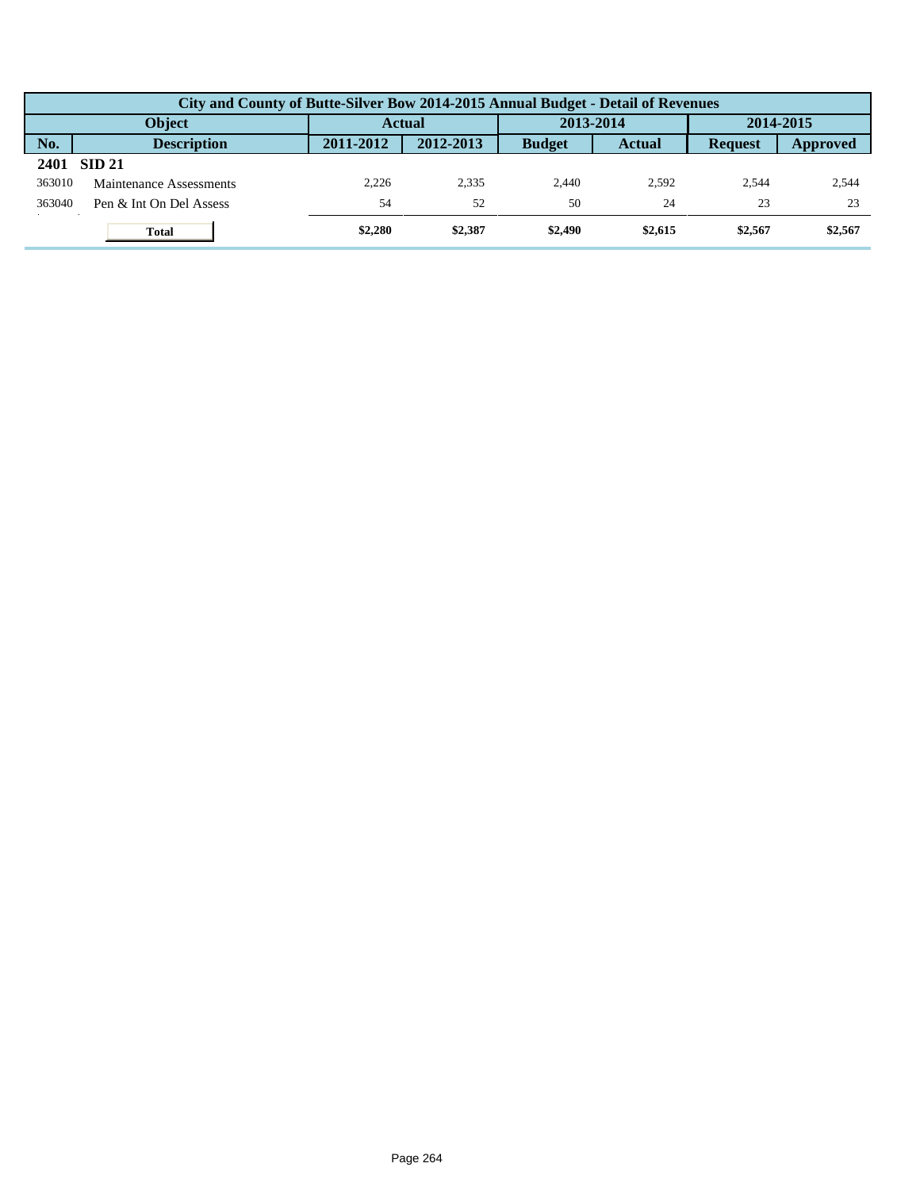| City and County of Butte-Silver Bow 2014-2015 Annual Budget - Detail of Revenues | | | | | | | |
|---|---|---|---|---|---|---|---|
| Object | | Actual | | 2013-2014 | | 2014-2015 | |
| No. | Description | 2011-2012 | 2012-2013 | Budget | Actual | Request | Approved |
| **2401** | **SID 21** | | | | | | |
| 363010 | Maintenance Assessments | 2,226 | 2,335 | 2,440 | 2,592 | 2,544 | 2,544 |
| 363040 | Pen & Int On Del Assess | 54 | 52 | 50 | 24 | 23 | 23 |
| | **Total** | **$2,280** | **$2,387** | **$2,490** | **$2,615** | **$2,567** | **$2,567** |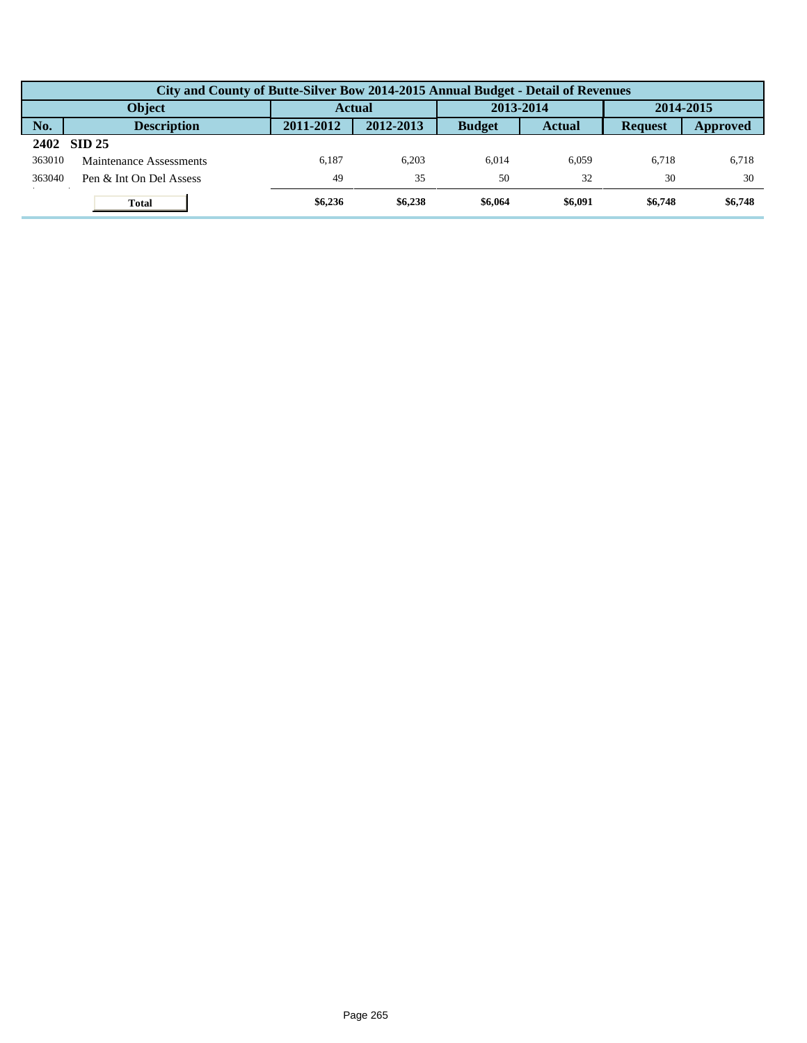| City and County of Butte-Silver Bow 2014-2015 Annual Budget - Detail of Revenues | | | | | | | |
|---|---|---|---|---|---|---|---|
| Object | | Actual | | 2013-2014 | | 2014-2015 | |
| No. | Description | 2011-2012 | 2012-2013 | Budget | Actual | Request | Approved |
| **2402** | **SID 25** | | | | | | |
| 363010 | Maintenance Assessments | 6,187 | 6,203 | 6,014 | 6,059 | 6,718 | 6,718 |
| 363040 | Pen & Int On Del Assess | 49 | 35 | 50 | 32 | 30 | 30 |
| | **Total** | **$6,236** | **$6,238** | **$6,064** | **$6,091** | **$6,748** | **$6,748** |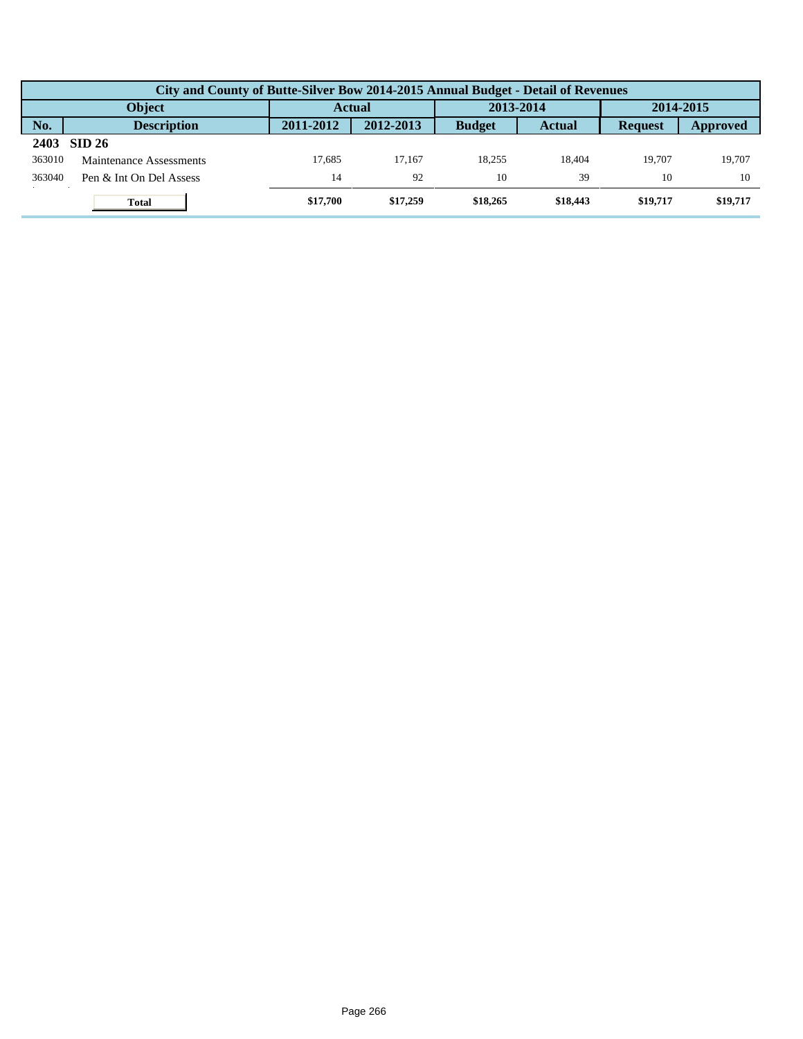| City and County of Butte-Silver Bow 2014-2015 Annual Budget - Detail of Revenues | | | | | | | |
|---|---|---|---|---|---|---|---|
| Object | | Actual | | 2013-2014 | | 2014-2015 | |
| No. | Description | 2011-2012 | 2012-2013 | Budget | Actual | Request | Approved |
| **2403** | **SID 26** | | | | | | |
| 363010 | Maintenance Assessments | 17,685 | 17,167 | 18,255 | 18,404 | 19,707 | 19,707 |
| 363040 | Pen & Int On Del Assess | 14 | 92 | 10 | 39 | 10 | 10 |
| | **Total** | **$17,700** | **$17,259** | **$18,265** | **$18,443** | **$19,717** | **$19,717** |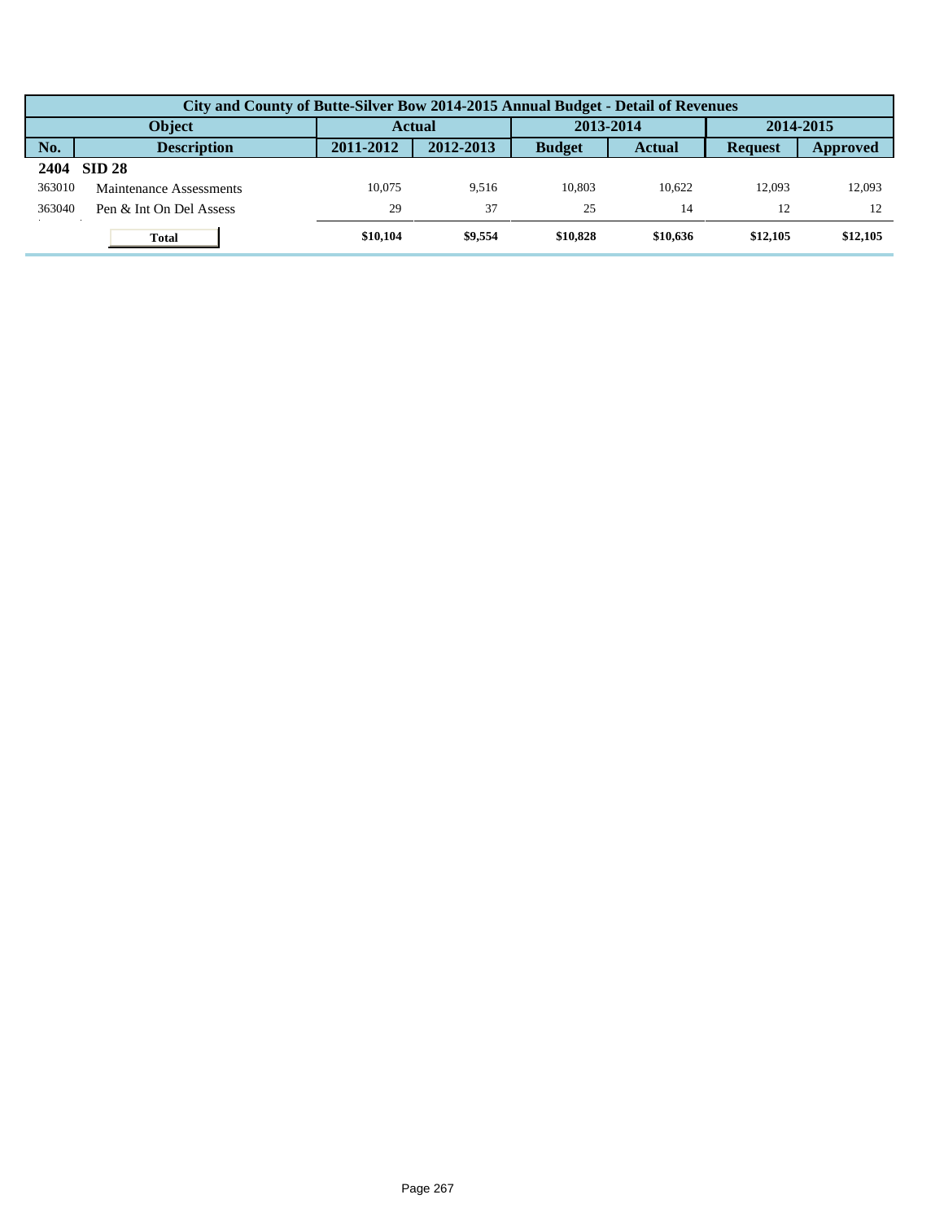| City and County of Butte-Silver Bow 2014-2015 Annual Budget - Detail of Revenues | | | | | | | |
|---|---|---|---|---|---|---|---|
| **Object** | | **Actual** | | **2013-2014** | | **2014-2015** | |
| **No.** | **Description** | **2011-2012** | **2012-2013** | **Budget** | **Actual** | **Request** | **Approved** |
| **2404** | **SID 28** | | | | | | |
| 363010 | Maintenance Assessments | 10,075 | 9,516 | 10,803 | 10,622 | 12,093 | 12,093 |
| 363040 | Pen & Int On Del Assess | 29 | 37 | 25 | 14 | 12 | 12 |
| | **Total** | **$10,104** | **$9,554** | **$10,828** | **$10,636** | **$12,105** | **$12,105** |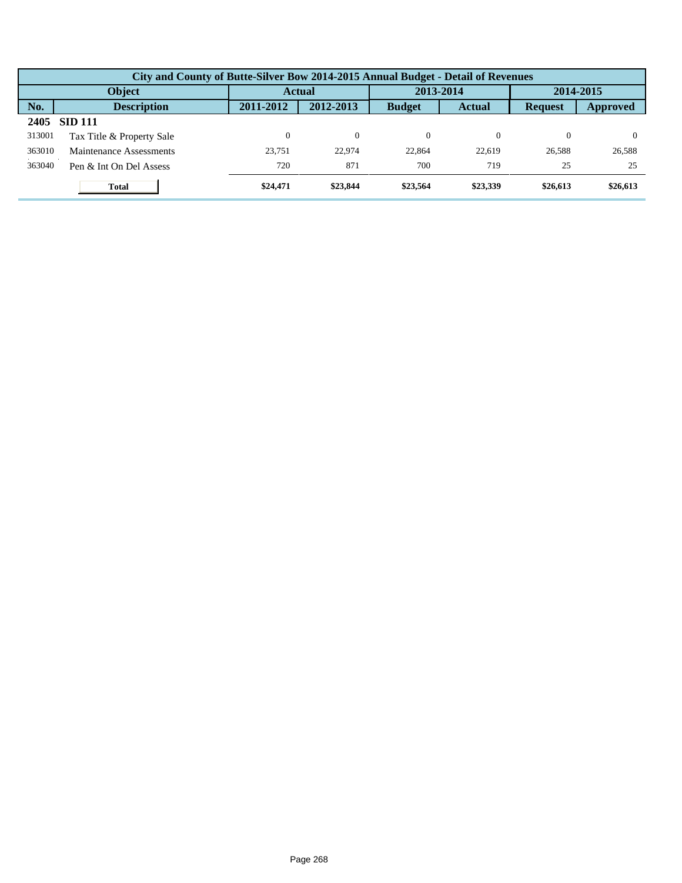| City and County of Butte-Silver Bow 2014-2015 Annual Budget - Detail of Revenues | | | | | | | |
|---|---|---|---|---|---|---|---|
| Object | | Actual | | 2013-2014 | | 2014-2015 | |
| No. | Description | 2011-2012 | 2012-2013 | Budget | Actual | Request | Approved |
| **2405** | **SID 111** | | | | | | |
| 313001 | Tax Title & Property Sale | 0 | 0 | 0 | 0 | 0 | 0 |
| 363010 | Maintenance Assessments | 23,751 | 22,974 | 22,864 | 22,619 | 26,588 | 26,588 |
| 363040 | Pen & Int On Del Assess | 720 | 871 | 700 | 719 | 25 | 25 |
| | **Total** | **$24,471** | **$23,844** | **$23,564** | **$23,339** | **$26,613** | **$26,613** |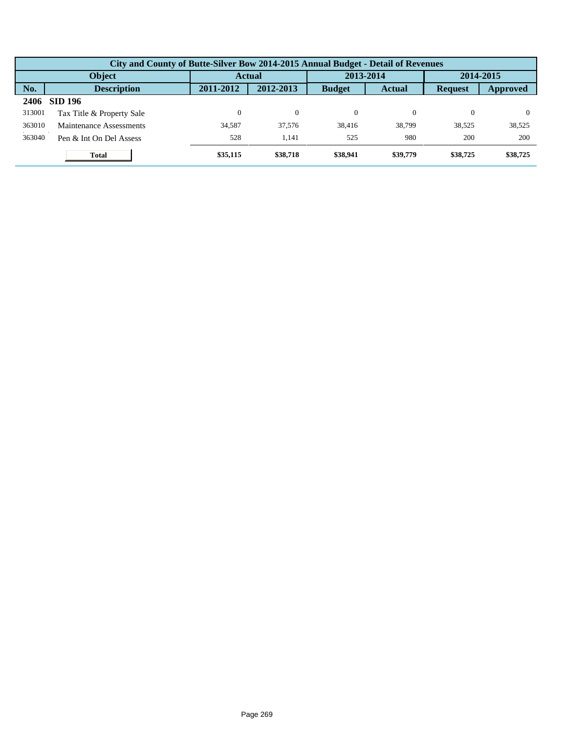| City and County of Butte-Silver Bow 2014-2015 Annual Budget - Detail of Revenues | | | | | | | |
|---|---|---|---|---|---|---|---|
| Object | | Actual | | 2013-2014 | | 2014-2015 | |
| No. | Description | 2011-2012 | 2012-2013 | Budget | Actual | Request | Approved |
| **2406** | **SID 196** | | | | | | |
| 313001 | Tax Title & Property Sale | 0 | 0 | 0 | 0 | 0 | 0 |
| 363010 | Maintenance Assessments | 34,587 | 37,576 | 38,416 | 38,799 | 38,525 | 38,525 |
| 363040 | Pen & Int On Del Assess | 528 | 1,141 | 525 | 980 | 200 | 200 |
| | **Total** | **$35,115** | **$38,718** | **$38,941** | **$39,779** | **$38,725** | **$38,725** |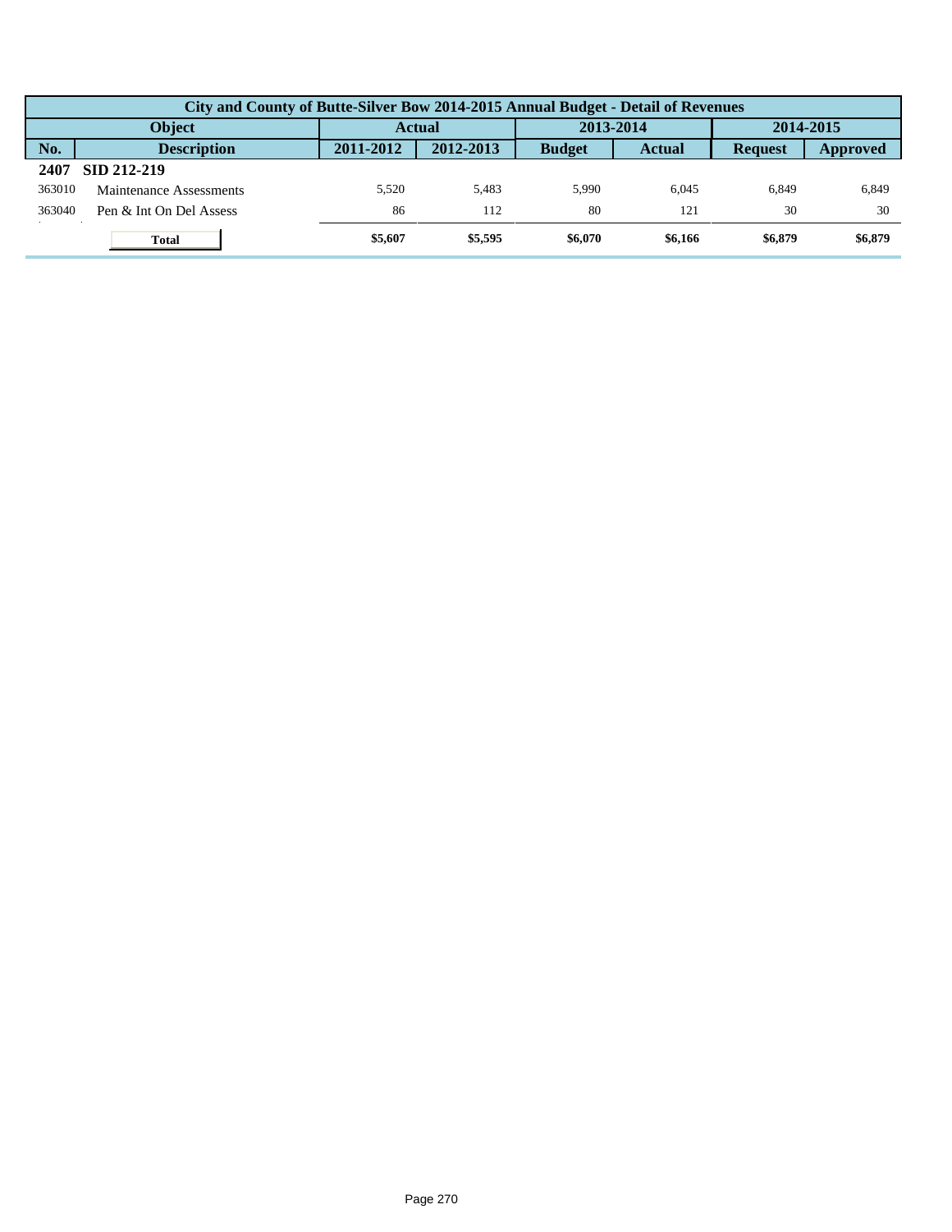| City and County of Butte-Silver Bow 2014-2015 Annual Budget - Detail of Revenues | | | | | | | |
|---|---|---|---|---|---|---|---|
| Object | | Actual | | 2013-2014 | | 2014-2015 | |
| No. | Description | 2011-2012 | 2012-2013 | Budget | Actual | Request | Approved |
| **2407** | **SID 212-219** | | | | | | |
| 363010 | Maintenance Assessments | 5,520 | 5,483 | 5,990 | 6,045 | 6,849 | 6,849 |
| 363040 | Pen & Int On Del Assess | 86 | 112 | 80 | 121 | 30 | 30 |
| | **Total** | **$5,607** | **$5,595** | **$6,070** | **$6,166** | **$6,879** | **$6,879** |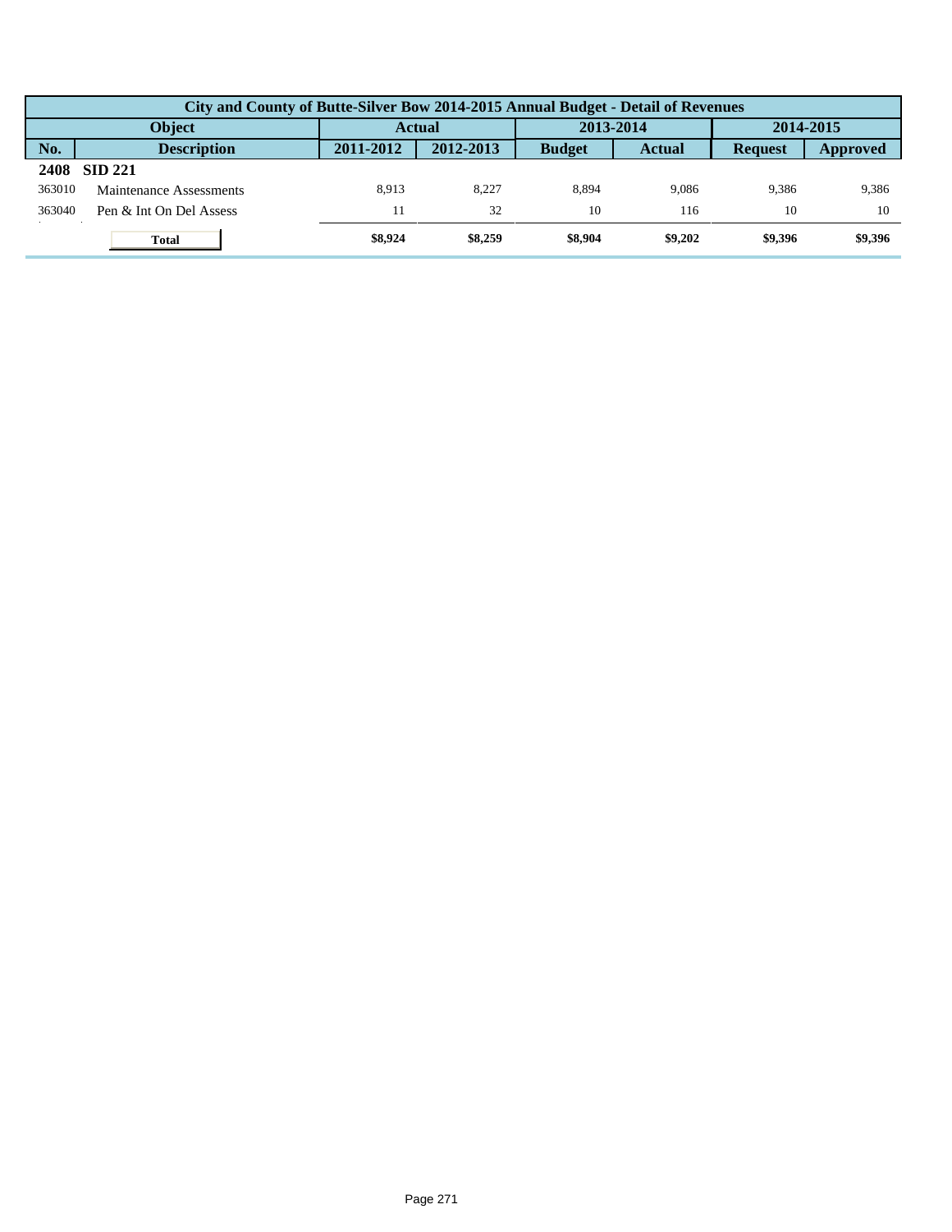| City and County of Butte-Silver Bow 2014-2015 Annual Budget - Detail of Revenues | | | | | | | |
|---|---|---|---|---|---|---|---|
| Object | | Actual | | 2013-2014 | | 2014-2015 | |
| No. | Description | 2011-2012 | 2012-2013 | Budget | Actual | Request | Approved |
| **2408** | **SID 221** | | | | | | |
| 363010 | Maintenance Assessments | 8,913 | 8,227 | 8,894 | 9,086 | 9,386 | 9,386 |
| 363040 | Pen & Int On Del Assess | 11 | 32 | 10 | 116 | 10 | 10 |
| | **Total** | **$8,924** | **$8,259** | **$8,904** | **$9,202** | **$9,396** | **$9,396** |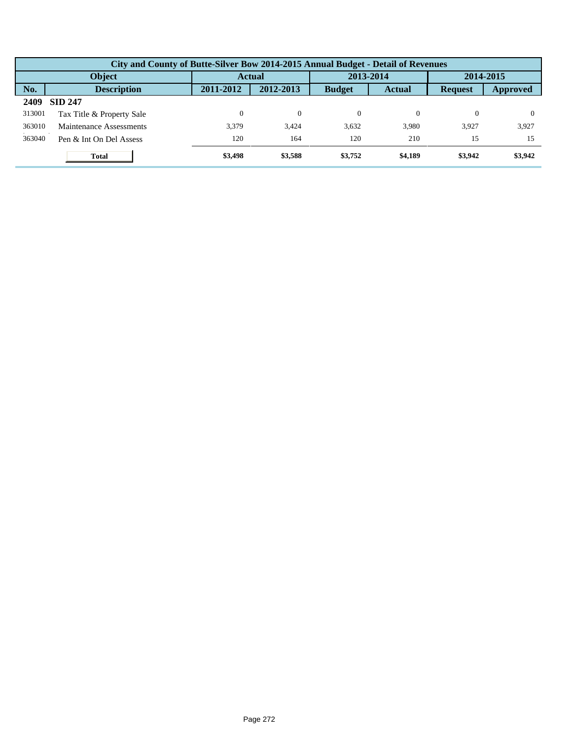| City and County of Butte-Silver Bow 2014-2015 Annual Budget - Detail of Revenues | | | | | | | |
|---|---|---|---|---|---|---|---|
| Object | | Actual | | 2013-2014 | | 2014-2015 | |
| No. | Description | 2011-2012 | 2012-2013 | Budget | Actual | Request | Approved |
| **2409** | **SID 247** | | | | | | |
| 313001 | Tax Title & Property Sale | 0 | 0 | 0 | 0 | 0 | 0 |
| 363010 | Maintenance Assessments | 3,379 | 3,424 | 3,632 | 3,980 | 3,927 | 3,927 |
| 363040 | Pen & Int On Del Assess | 120 | 164 | 120 | 210 | 15 | 15 |
| | **Total** | **$3,498** | **$3,588** | **$3,752** | **$4,189** | **$3,942** | **$3,942** |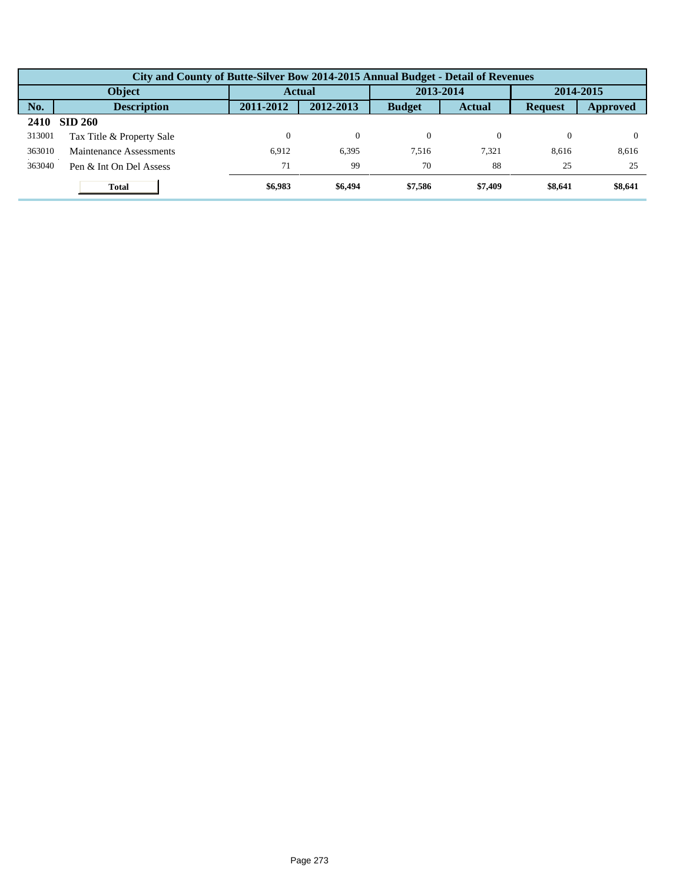| City and County of Butte-Silver Bow 2014-2015 Annual Budget - Detail of Revenues | | | | | | | |
|---|---|---|---|---|---|---|---|
| Object | | Actual | | 2013-2014 | | 2014-2015 | |
| No. | Description | 2011-2012 | 2012-2013 | Budget | Actual | Request | Approved |
| **2410** | **SID 260** | | | | | | |
| 313001 | Tax Title & Property Sale | 0 | 0 | 0 | 0 | 0 | 0 |
| 363010 | Maintenance Assessments | 6,912 | 6,395 | 7,516 | 7,321 | 8,616 | 8,616 |
| 363040 | Pen & Int On Del Assess | 71 | 99 | 70 | 88 | 25 | 25 |
| | **Total** | **$6,983** | **$6,494** | **$7,586** | **$7,409** | **$8,641** | **$8,641** |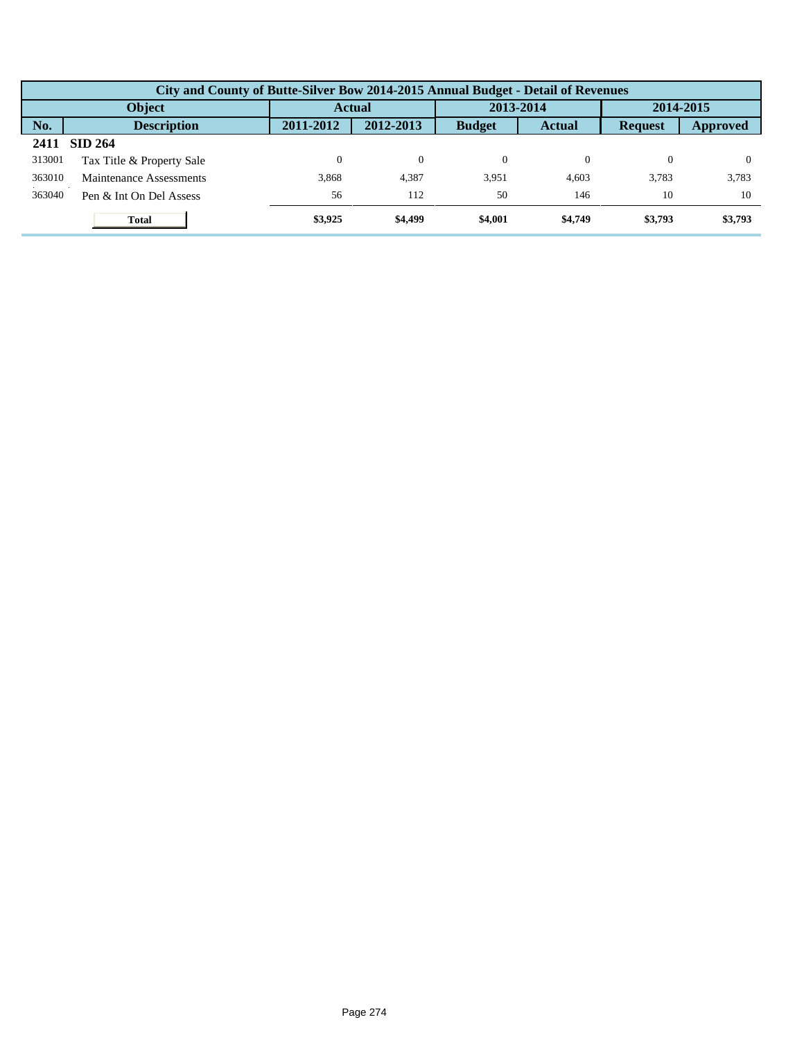| City and County of Butte-Silver Bow 2014-2015 Annual Budget - Detail of Revenues | | | | | | | |
|---|---|---|---|---|---|---|---|
| Object | | Actual | | 2013-2014 | | 2014-2015 | |
| No. | Description | 2011-2012 | 2012-2013 | Budget | Actual | Request | Approved |
| **2411** | **SID 264** | | | | | | |
| 313001 | Tax Title & Property Sale | 0 | 0 | 0 | 0 | 0 | 0 |
| 363010 | Maintenance Assessments | 3,868 | 4,387 | 3,951 | 4,603 | 3,783 | 3,783 |
| 363040 | Pen & Int On Del Assess | 56 | 112 | 50 | 146 | 10 | 10 |
| | **Total** | **$3,925** | **$4,499** | **$4,001** | **$4,749** | **$3,793** | **$3,793** |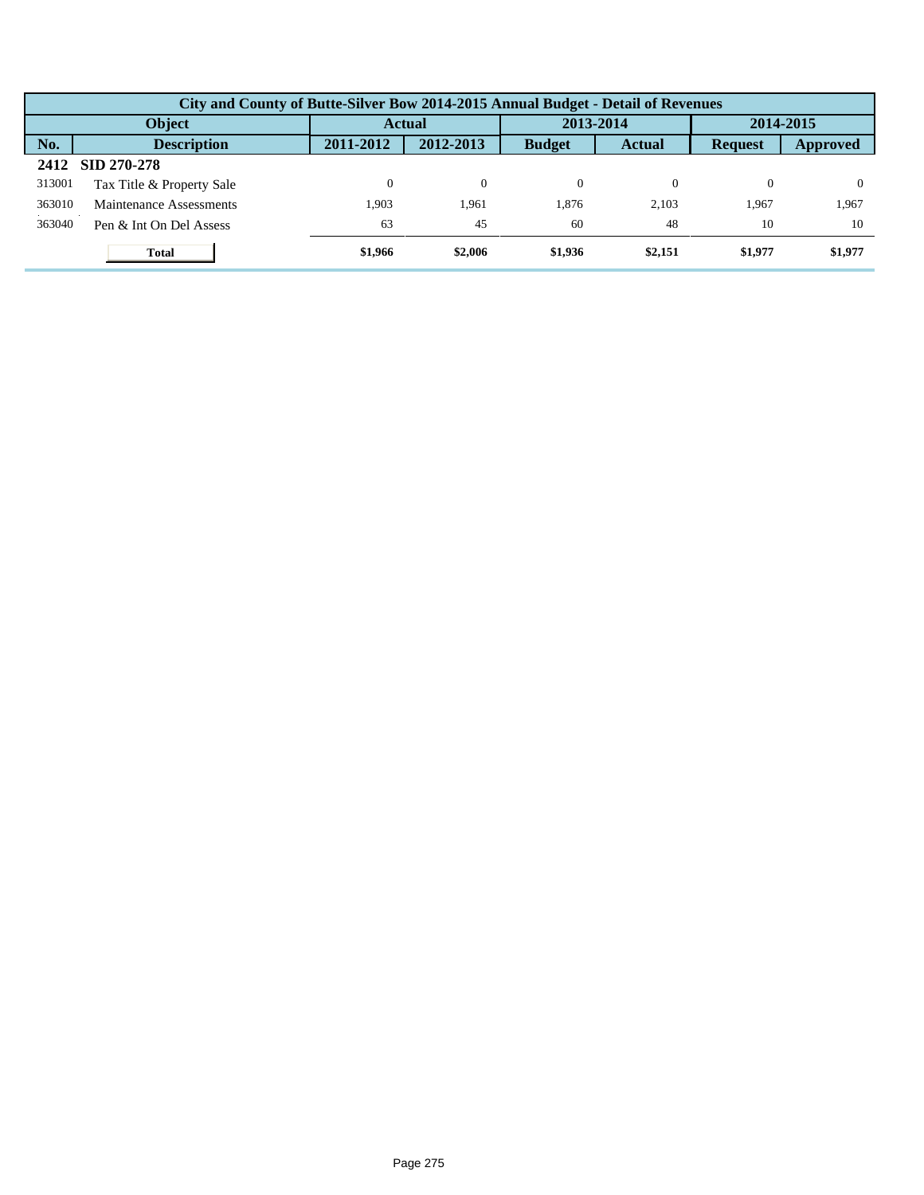| City and County of Butte-Silver Bow 2014-2015 Annual Budget - Detail of Revenues | | | | | | | |
|---|---|---|---|---|---|---|---|
| **Object** | | **Actual** | | **2013-2014** | | **2014-2015** | |
| **No.** | **Description** | **2011-2012** | **2012-2013** | **Budget** | **Actual** | **Request** | **Approved** |
| **2412** | **SID 270-278** | | | | | | |
| 313001 | Tax Title & Property Sale | 0 | 0 | 0 | 0 | 0 | 0 |
| 363010 | Maintenance Assessments | 1,903 | 1,961 | 1,876 | 2,103 | 1,967 | 1,967 |
| 363040 | Pen & Int On Del Assess | 63 | 45 | 60 | 48 | 10 | 10 |
| | **Total** | **$1,966** | **$2,006** | **$1,936** | **$2,151** | **$1,977** | **$1,977** |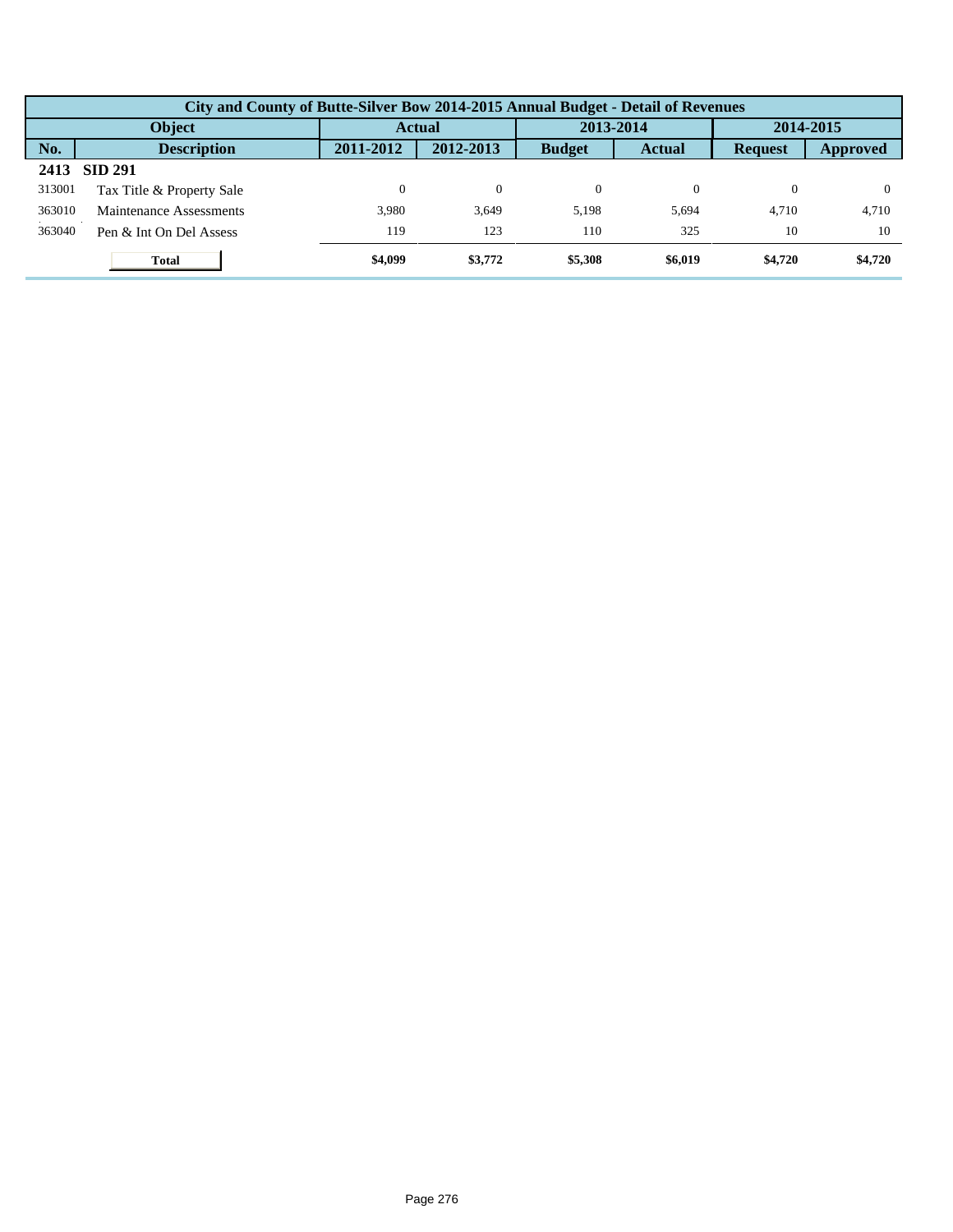| City and County of Butte-Silver Bow 2014-2015 Annual Budget - Detail of Revenues | | | | | | | |
|---|---|---|---|---|---|---|---|
| Object | | Actual | | 2013-2014 | | 2014-2015 | |
| No. | Description | 2011-2012 | 2012-2013 | Budget | Actual | Request | Approved |
| **2413** | **SID 291** | | | | | | |
| 313001 | Tax Title & Property Sale | 0 | 0 | 0 | 0 | 0 | 0 |
| 363010 | Maintenance Assessments | 3,980 | 3,649 | 5,198 | 5,694 | 4,710 | 4,710 |
| 363040 | Pen & Int On Del Assess | 119 | 123 | 110 | 325 | 10 | 10 |
| | **Total** | **$4,099** | **$3,772** | **$5,308** | **$6,019** | **$4,720** | **$4,720** |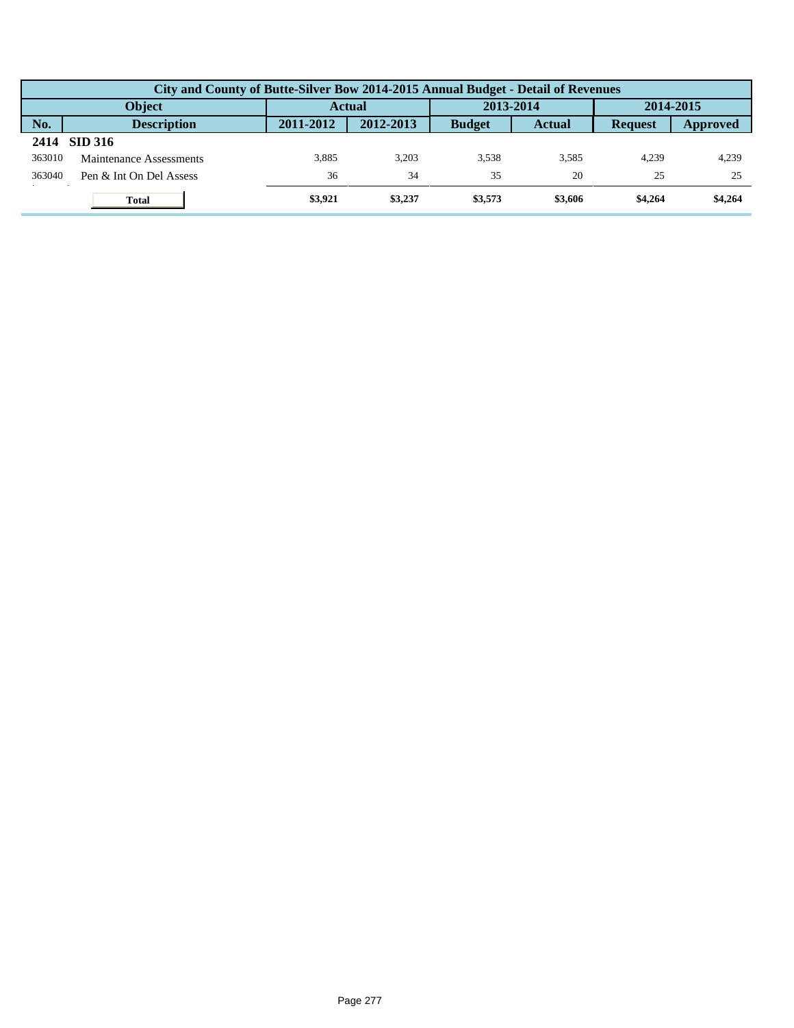| City and County of Butte-Silver Bow 2014-2015 Annual Budget - Detail of Revenues | | | | | | | |
|---|---|---|---|---|---|---|---|
| Object | | Actual | | 2013-2014 | | 2014-2015 | |
| No. | Description | 2011-2012 | 2012-2013 | Budget | Actual | Request | Approved |
| **2414** | **SID 316** | | | | | | |
| 363010 | Maintenance Assessments | 3,885 | 3,203 | 3,538 | 3,585 | 4,239 | 4,239 |
| 363040 | Pen & Int On Del Assess | 36 | 34 | 35 | 20 | 25 | 25 |
| | **Total** | **$3,921** | **$3,237** | **$3,573** | **$3,606** | **$4,264** | **$4,264** |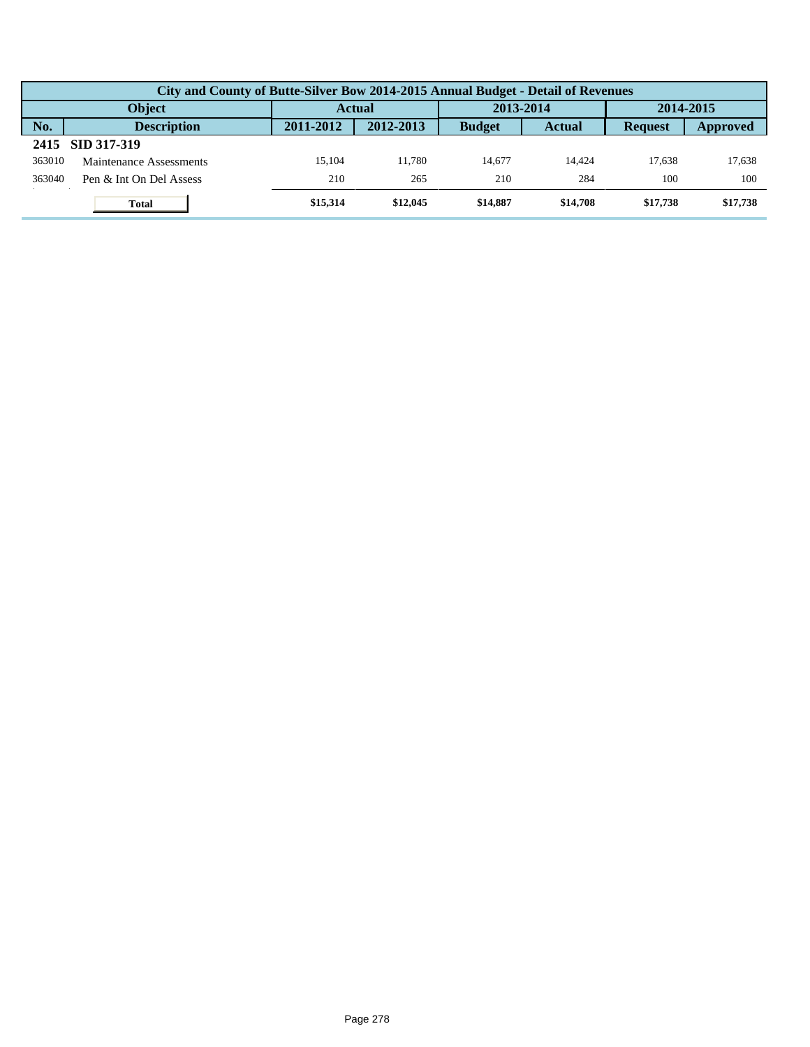| City and County of Butte-Silver Bow 2014-2015 Annual Budget - Detail of Revenues | | | | | | | |
|---|---|---|---|---|---|---|---|
| Object | | Actual | | 2013-2014 | | 2014-2015 | |
| No. | Description | 2011-2012 | 2012-2013 | Budget | Actual | Request | Approved |
| **2415** | **SID 317-319** | | | | | | |
| 363010 | Maintenance Assessments | 15,104 | 11,780 | 14,677 | 14,424 | 17,638 | 17,638 |
| 363040 | Pen & Int On Del Assess | 210 | 265 | 210 | 284 | 100 | 100 |
| | **Total** | **$15,314** | **$12,045** | **$14,887** | **$14,708** | **$17,738** | **$17,738** |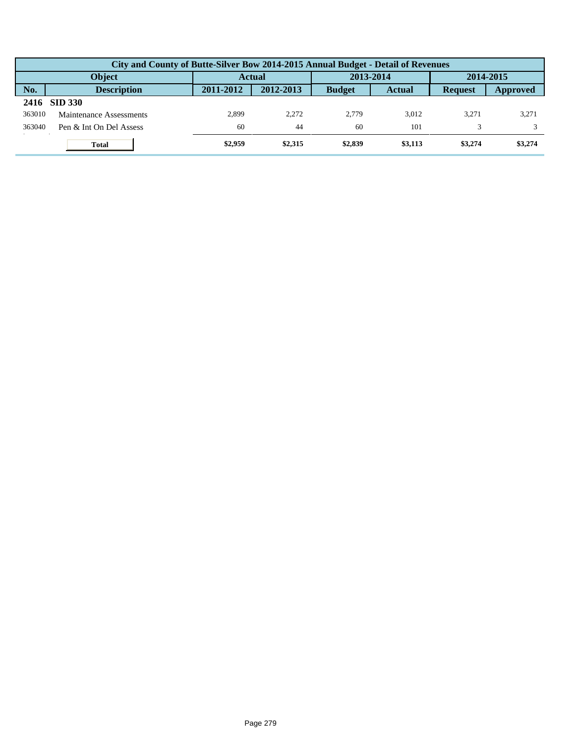| City and County of Butte-Silver Bow 2014-2015 Annual Budget - Detail of Revenues | | | | | | | |
|---|---|---|---|---|---|---|---|
| Object | | Actual | | 2013-2014 | | 2014-2015 | |
| No. | Description | 2011-2012 | 2012-2013 | Budget | Actual | Request | Approved |
| **2416** | **SID 330** | | | | | | |
| 363010 | Maintenance Assessments | 2,899 | 2,272 | 2,779 | 3,012 | 3,271 | 3,271 |
| 363040 | Pen & Int On Del Assess | 60 | 44 | 60 | 101 | 3 | 3 |
| | **Total** | **$2,959** | **$2,315** | **$2,839** | **$3,113** | **$3,274** | **$3,274** |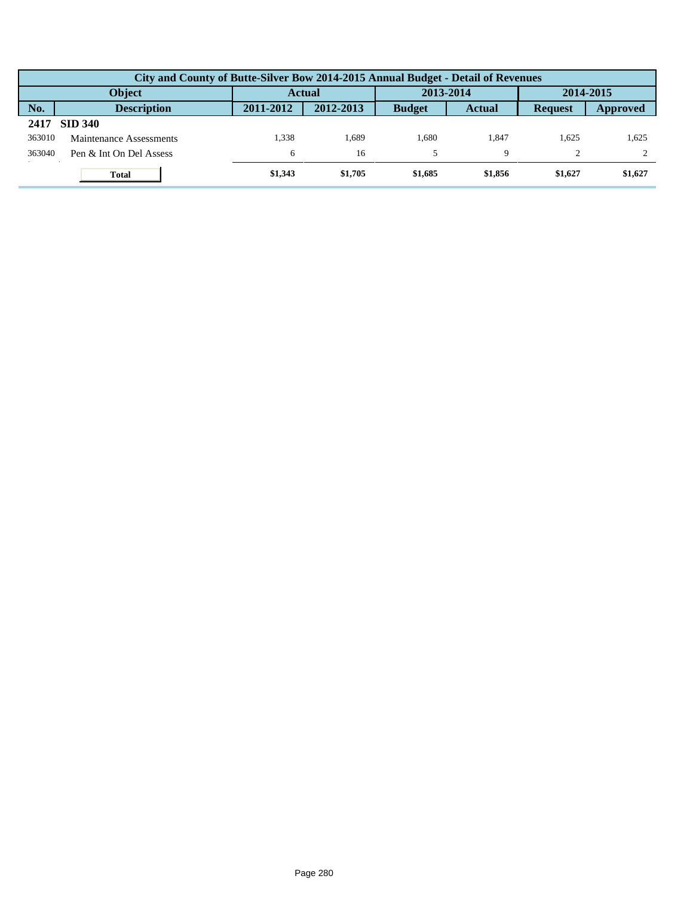| City and County of Butte-Silver Bow 2014-2015 Annual Budget - Detail of Revenues | | | | | | | |
|---|---|---|---|---|---|---|---|
| **Object** | | **Actual** | | **2013-2014** | | **2014-2015** | |
| **No.** | **Description** | **2011-2012** | **2012-2013** | **Budget** | **Actual** | **Request** | **Approved** |
| **2417** | **SID 340** | | | | | | |
| 363010 | Maintenance Assessments | 1,338 | 1,689 | 1,680 | 1,847 | 1,625 | 1,625 |
| 363040 | Pen & Int On Del Assess | 6 | 16 | 5 | 9 | 2 | 2 |
| | **Total** | **$1,343** | **$1,705** | **$1,685** | **$1,856** | **$1,627** | **$1,627** |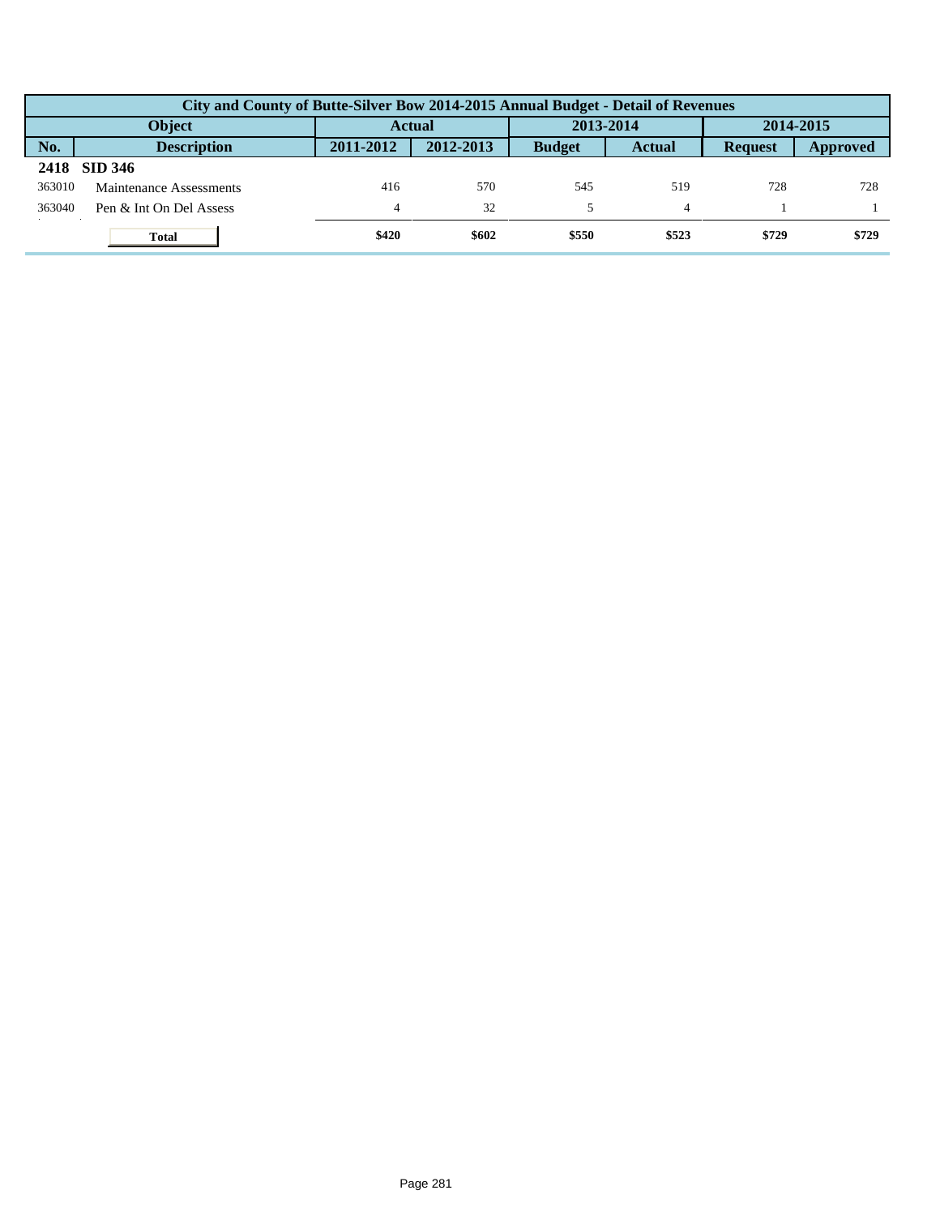| City and County of Butte-Silver Bow 2014-2015 Annual Budget - Detail of Revenues | | | | | | | |
|---|---|---|---|---|---|---|---|
| Object | | Actual | | 2013-2014 | | 2014-2015 | |
| No. | Description | 2011-2012 | 2012-2013 | Budget | Actual | Request | Approved |
| **2418** | **SID 346** | | | | | | |
| 363010 | Maintenance Assessments | 416 | 570 | 545 | 519 | 728 | 728 |
| 363040 | Pen & Int On Del Assess | 4 | 32 | 5 | 4 | 1 | 1 |
| | **Total** | **$420** | **$602** | **$550** | **$523** | **$729** | **$729** |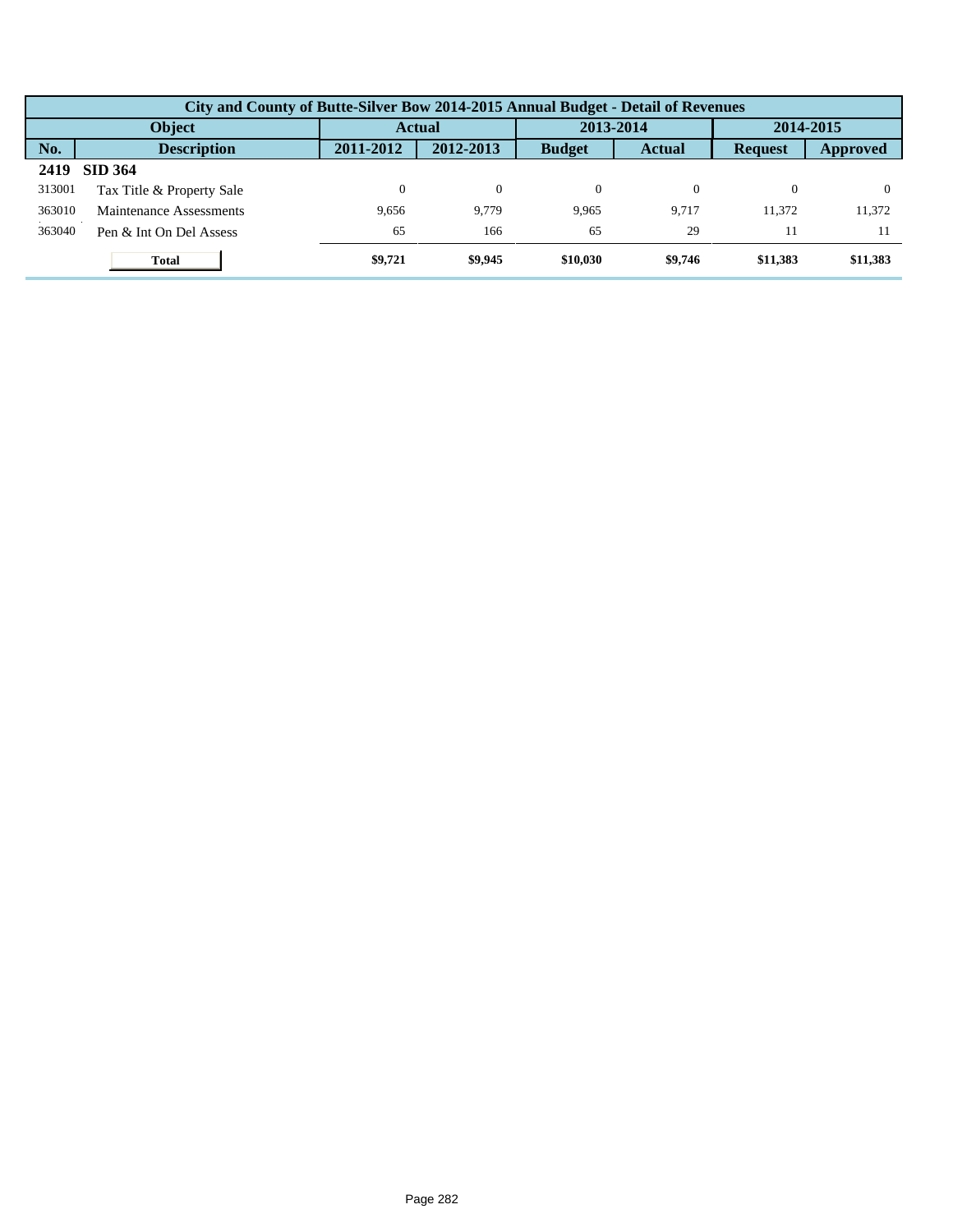| City and County of Butte-Silver Bow 2014-2015 Annual Budget - Detail of Revenues | | | | | | | |
|---|---|---|---|---|---|---|---|
| **Object** | | **Actual** | | **2013-2014** | | **2014-2015** | |
| **No.** | **Description** | **2011-2012** | **2012-2013** | **Budget** | **Actual** | **Request** | **Approved** |
| **2419** | **SID 364** | | | | | | |
| 313001 | Tax Title & Property Sale | 0 | 0 | 0 | 0 | 0 | 0 |
| 363010 | Maintenance Assessments | 9,656 | 9,779 | 9,965 | 9,717 | 11,372 | 11,372 |
| 363040 | Pen & Int On Del Assess | 65 | 166 | 65 | 29 | 11 | 11 |
| | **Total** | **$9,721** | **$9,945** | **$10,030** | **$9,746** | **$11,383** | **$11,383** |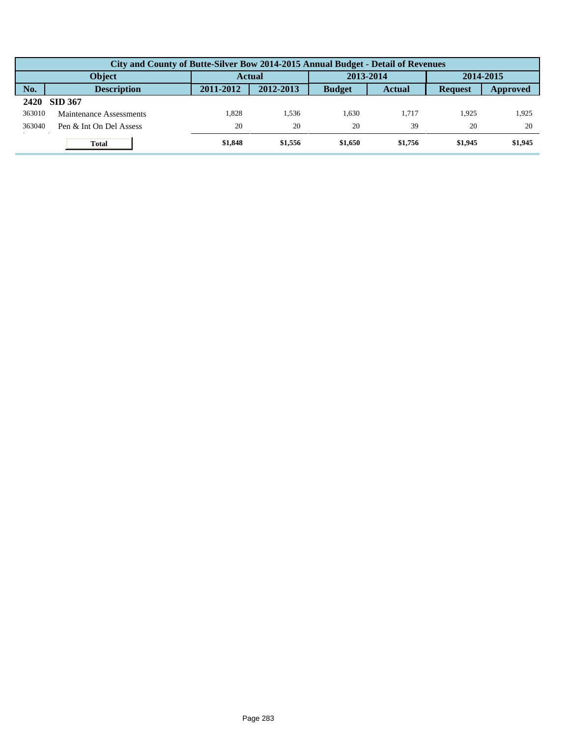| City and County of Butte-Silver Bow 2014-2015 Annual Budget - Detail of Revenues | | | | | | | |
|---|---|---|---|---|---|---|---|
| Object | | Actual | | 2013-2014 | | 2014-2015 | |
| No. | Description | 2011-2012 | 2012-2013 | Budget | Actual | Request | Approved |
| **2420** | **SID 367** | | | | | | |
| 363010 | Maintenance Assessments | 1,828 | 1,536 | 1,630 | 1,717 | 1,925 | 1,925 |
| 363040 | Pen & Int On Del Assess | 20 | 20 | 20 | 39 | 20 | 20 |
| | **Total** | **$1,848** | **$1,556** | **$1,650** | **$1,756** | **$1,945** | **$1,945** |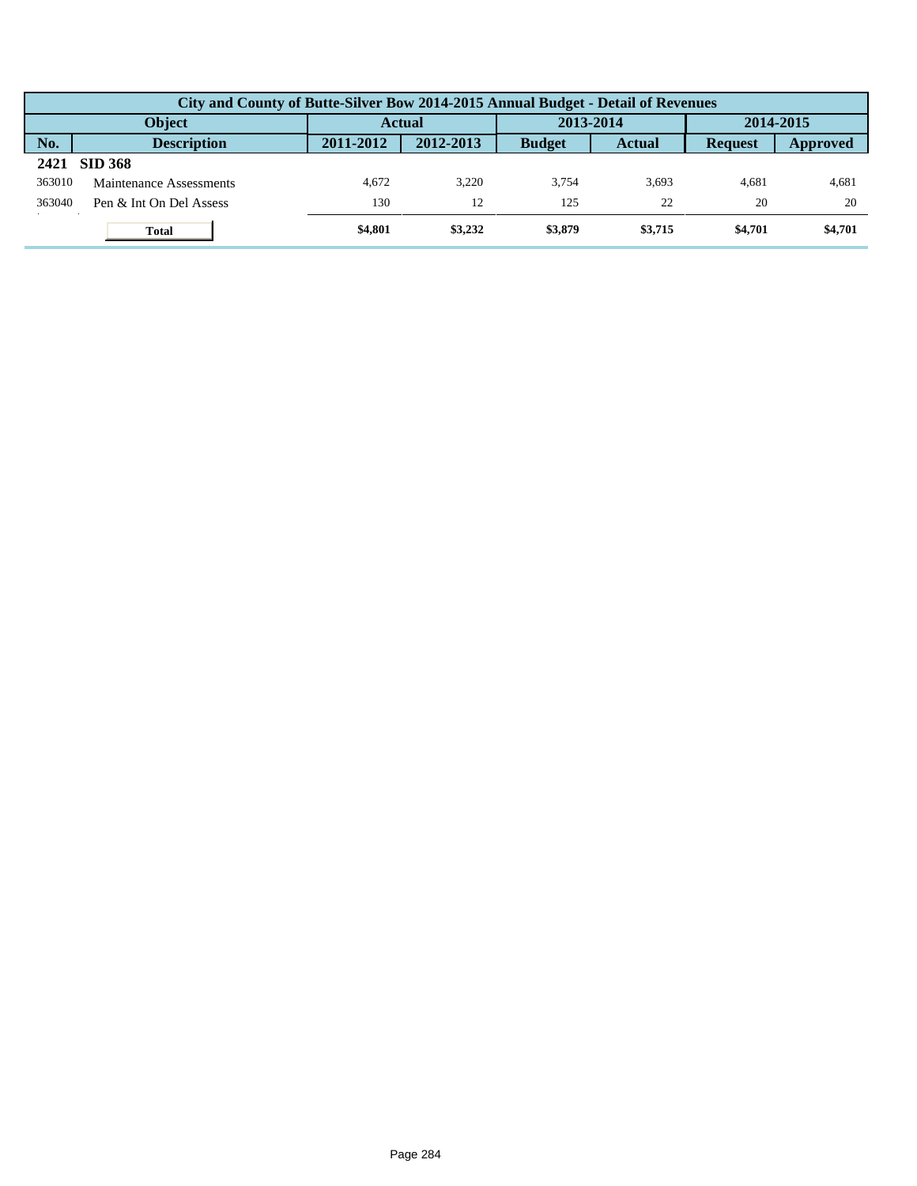| City and County of Butte-Silver Bow 2014-2015 Annual Budget - Detail of Revenues | | | | | | | |
|---|---|---|---|---|---|---|---|
| Object | | Actual | | 2013-2014 | | 2014-2015 | |
| No. | Description | 2011-2012 | 2012-2013 | Budget | Actual | Request | Approved |
| **2421** | **SID 368** | | | | | | |
| 363010 | Maintenance Assessments | 4,672 | 3,220 | 3,754 | 3,693 | 4,681 | 4,681 |
| 363040 | Pen & Int On Del Assess | 130 | 12 | 125 | 22 | 20 | 20 |
| | **Total** | **$4,801** | **$3,232** | **$3,879** | **$3,715** | **$4,701** | **$4,701** |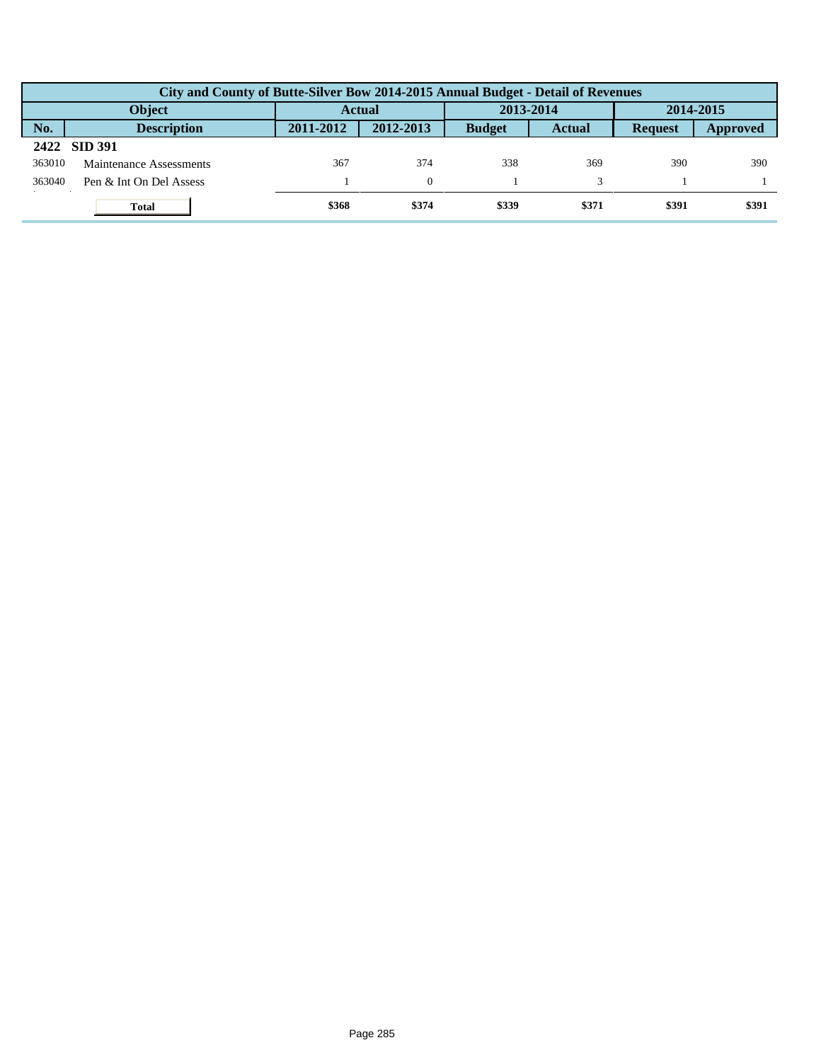| City and County of Butte-Silver Bow 2014-2015 Annual Budget - Detail of Revenues | | | | | | | |
|---|---|---|---|---|---|---|---|
| Object | | Actual | | 2013-2014 | | 2014-2015 | |
| No. | Description | 2011-2012 | 2012-2013 | Budget | Actual | Request | Approved |
| **2422** | **SID 391** | | | | | | |
| 363010 | Maintenance Assessments | 367 | 374 | 338 | 369 | 390 | 390 |
| 363040 | Pen & Int On Del Assess | 1 | 0 | 1 | 3 | 1 | 1 |
| | **Total** | **$368** | **$374** | **$339** | **$371** | **$391** | **$391** |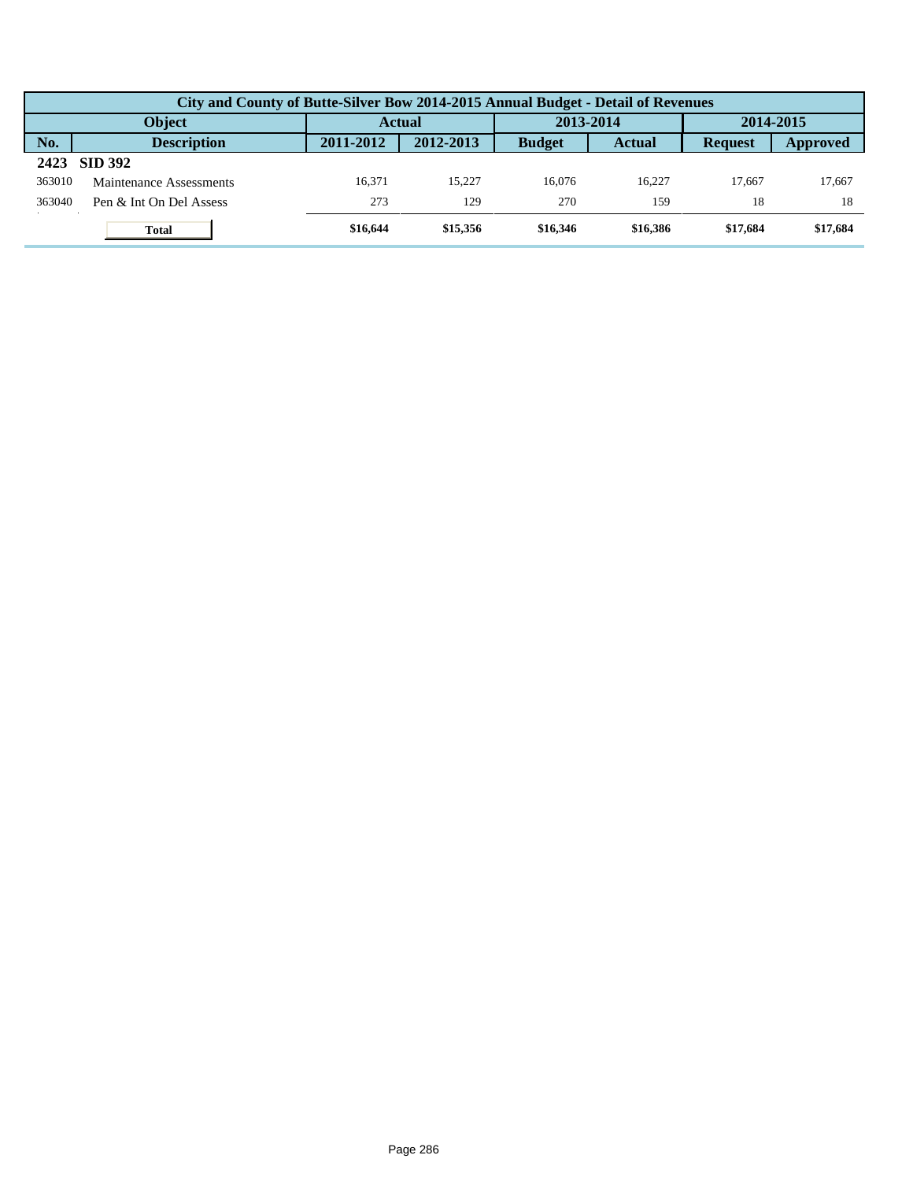| City and County of Butte-Silver Bow 2014-2015 Annual Budget - Detail of Revenues | | | | | | | |
|---|---|---|---|---|---|---|---|
| Object | | Actual | | 2013-2014 | | 2014-2015 | |
| No. | Description | 2011-2012 | 2012-2013 | Budget | Actual | Request | Approved |
| **2423** | **SID 392** | | | | | | |
| 363010 | Maintenance Assessments | 16,371 | 15,227 | 16,076 | 16,227 | 17,667 | 17,667 |
| 363040 | Pen & Int On Del Assess | 273 | 129 | 270 | 159 | 18 | 18 |
| | **Total** | **$16,644** | **$15,356** | **$16,346** | **$16,386** | **$17,684** | **$17,684** |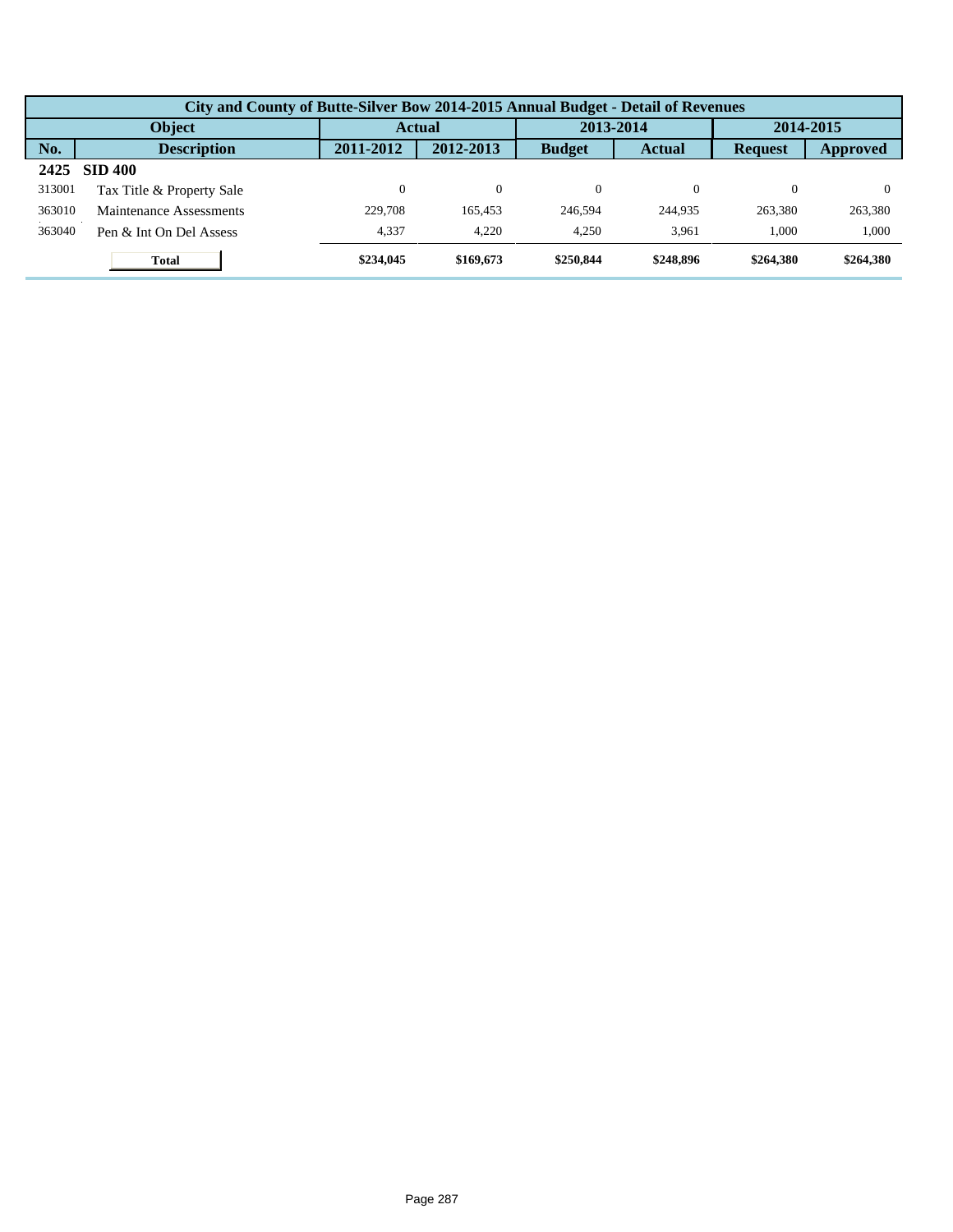| City and County of Butte-Silver Bow 2014-2015 Annual Budget - Detail of Revenues | | | | | | | |
|---|---|---|---|---|---|---|---|
| Object | | Actual | | 2013-2014 | | 2014-2015 | |
| No. | Description | 2011-2012 | 2012-2013 | Budget | Actual | Request | Approved |
| **2425** | **SID 400** | | | | | | |
| 313001 | Tax Title & Property Sale | 0 | 0 | 0 | 0 | 0 | 0 |
| 363010 | Maintenance Assessments | 229,708 | 165,453 | 246,594 | 244,935 | 263,380 | 263,380 |
| 363040 | Pen & Int On Del Assess | 4,337 | 4,220 | 4,250 | 3,961 | 1,000 | 1,000 |
| | **Total** | **$234,045** | **$169,673** | **$250,844** | **$248,896** | **$264,380** | **$264,380** |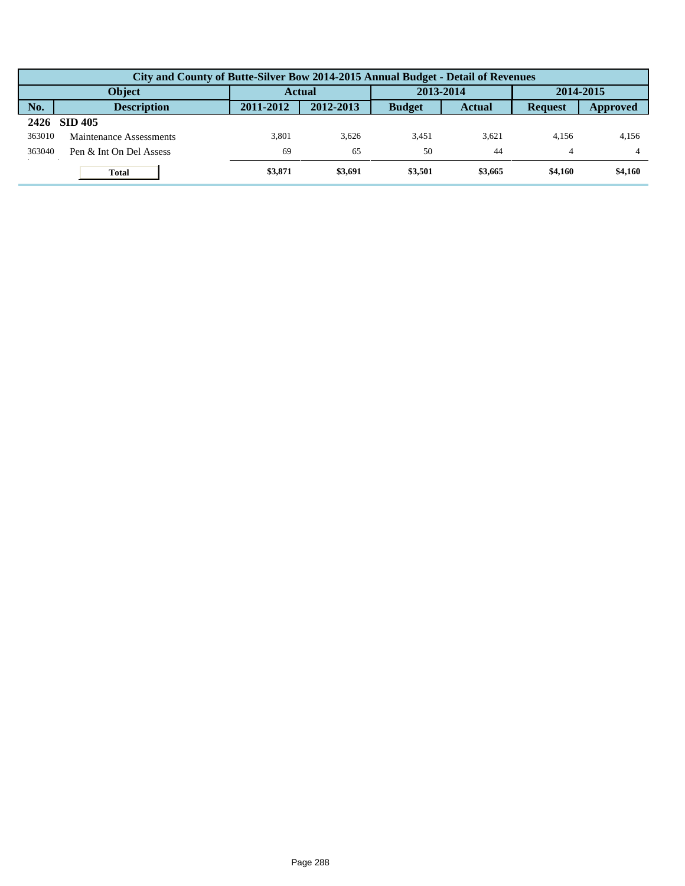| City and County of Butte-Silver Bow 2014-2015 Annual Budget - Detail of Revenues | | | | | | | |
|---|---|---|---|---|---|---|---|
| Object | | Actual | | 2013-2014 | | 2014-2015 | |
| No. | Description | 2011-2012 | 2012-2013 | Budget | Actual | Request | Approved |
| **2426** | **SID 405** | | | | | | |
| 363010 | Maintenance Assessments | 3,801 | 3,626 | 3,451 | 3,621 | 4,156 | 4,156 |
| 363040 | Pen & Int On Del Assess | 69 | 65 | 50 | 44 | 4 | 4 |
| | **Total** | **$3,871** | **$3,691** | **$3,501** | **$3,665** | **$4,160** | **$4,160** |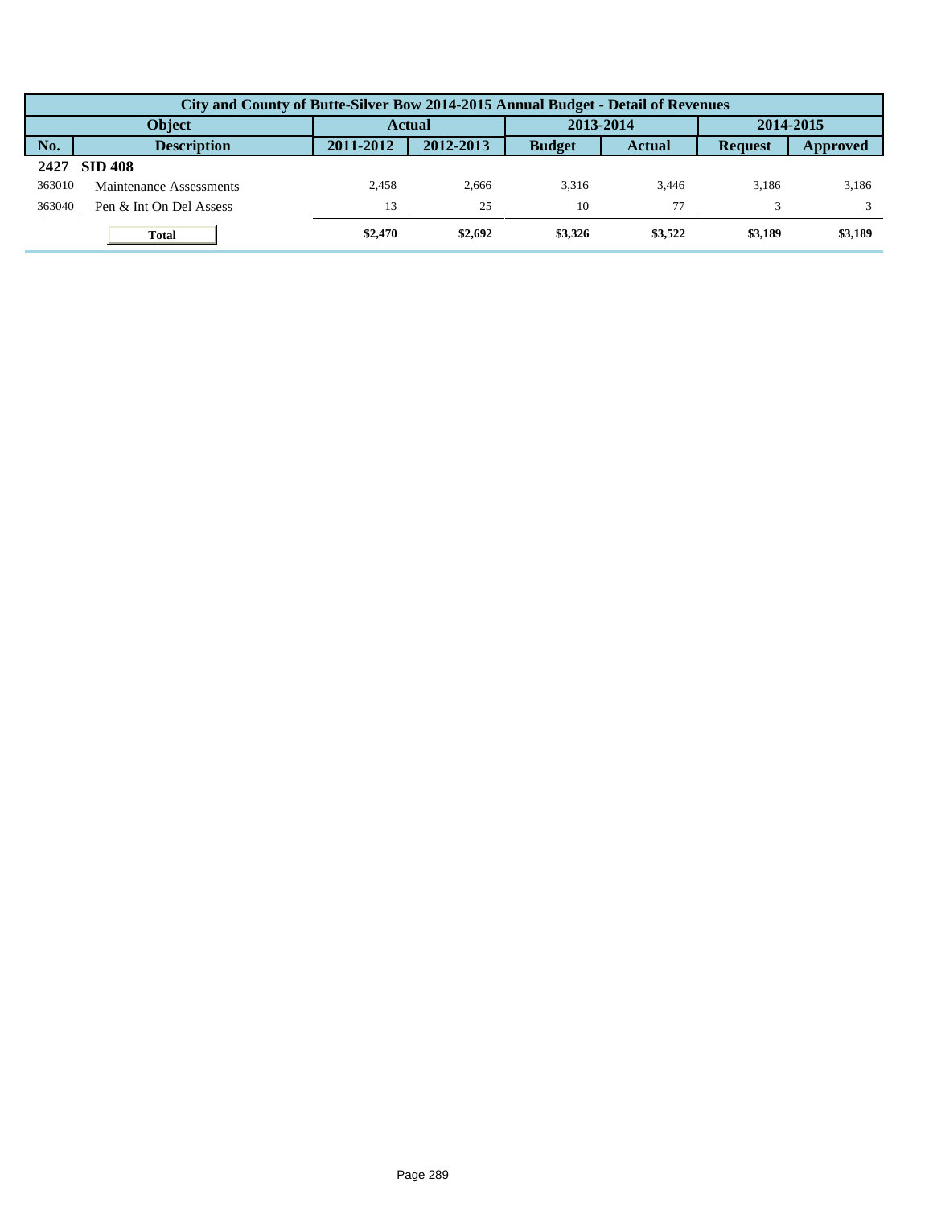| City and County of Butte-Silver Bow 2014-2015 Annual Budget - Detail of Revenues | | | | | | | |
|---|---|---|---|---|---|---|---|
| Object | | Actual | | 2013-2014 | | 2014-2015 | |
| No. | Description | 2011-2012 | 2012-2013 | Budget | Actual | Request | Approved |
| **2427** | **SID 408** | | | | | | |
| 363010 | Maintenance Assessments | 2,458 | 2,666 | 3,316 | 3,446 | 3,186 | 3,186 |
| 363040 | Pen & Int On Del Assess | 13 | 25 | 10 | 77 | 3 | 3 |
| | **Total** | **$2,470** | **$2,692** | **$3,326** | **$3,522** | **$3,189** | **$3,189** |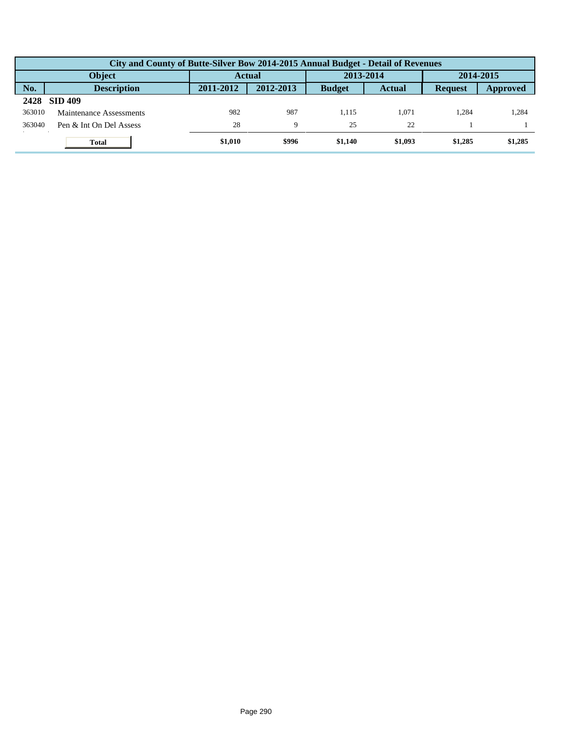| City and County of Butte-Silver Bow 2014-2015 Annual Budget - Detail of Revenues | | | | | | | |
|---|---|---|---|---|---|---|---|
| Object | | Actual | | 2013-2014 | | 2014-2015 | |
| No. | Description | 2011-2012 | 2012-2013 | Budget | Actual | Request | Approved |
| **2428** | **SID 409** | | | | | | |
| 363010 | Maintenance Assessments | 982 | 987 | 1,115 | 1,071 | 1,284 | 1,284 |
| 363040 | Pen & Int On Del Assess | 28 | 9 | 25 | 22 | 1 | 1 |
| | **Total** | **$1,010** | **$996** | **$1,140** | **$1,093** | **$1,285** | **$1,285** |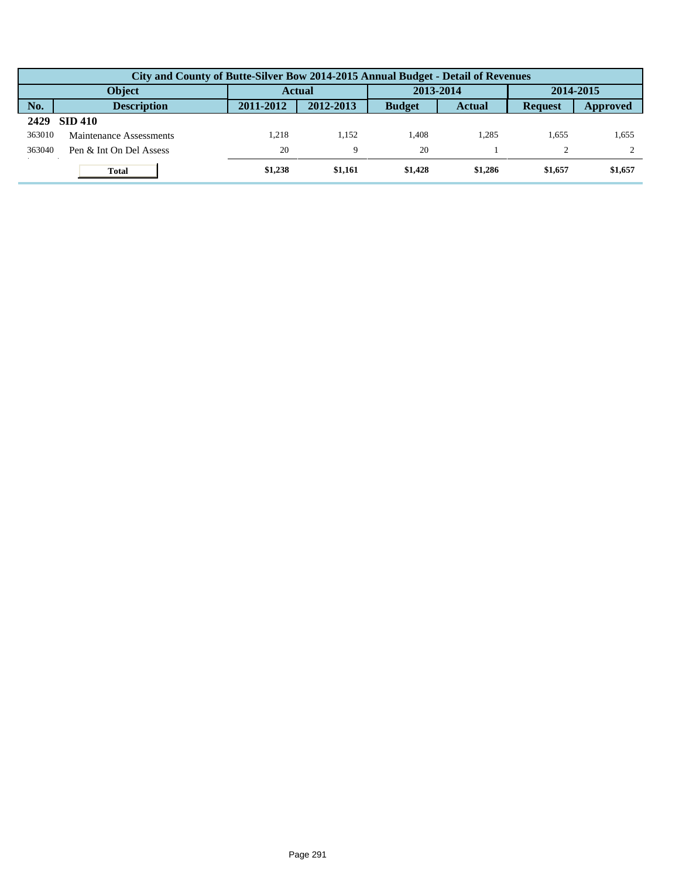| City and County of Butte-Silver Bow 2014-2015 Annual Budget - Detail of Revenues | | | | | | | |
|---|---|---|---|---|---|---|---|
| Object | | Actual | | 2013-2014 | | 2014-2015 | |
| No. | Description | 2011-2012 | 2012-2013 | Budget | Actual | Request | Approved |
| **2429** | **SID 410** | | | | | | |
| 363010 | Maintenance Assessments | 1,218 | 1,152 | 1,408 | 1,285 | 1,655 | 1,655 |
| 363040 | Pen & Int On Del Assess | 20 | 9 | 20 | 1 | 2 | 2 |
| | **Total** | **$1,238** | **$1,161** | **$1,428** | **$1,286** | **$1,657** | **$1,657** |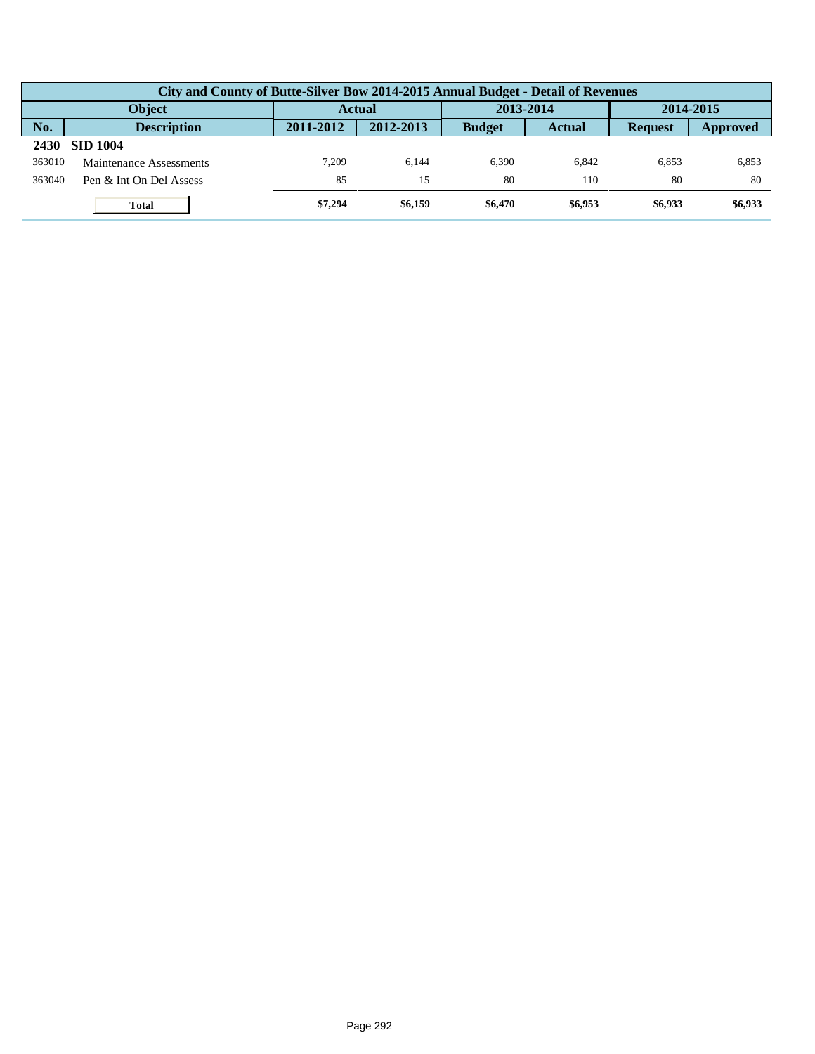| City and County of Butte-Silver Bow 2014-2015 Annual Budget - Detail of Revenues | | | | | | | |
|---|---|---|---|---|---|---|---|
| Object | | Actual | | 2013-2014 | | 2014-2015 | |
| No. | Description | 2011-2012 | 2012-2013 | Budget | Actual | Request | Approved |
| **2430** | **SID 1004** | | | | | | |
| 363010 | Maintenance Assessments | 7,209 | 6,144 | 6,390 | 6,842 | 6,853 | 6,853 |
| 363040 | Pen & Int On Del Assess | 85 | 15 | 80 | 110 | 80 | 80 |
| | **Total** | **$7,294** | **$6,159** | **$6,470** | **$6,953** | **$6,933** | **$6,933** |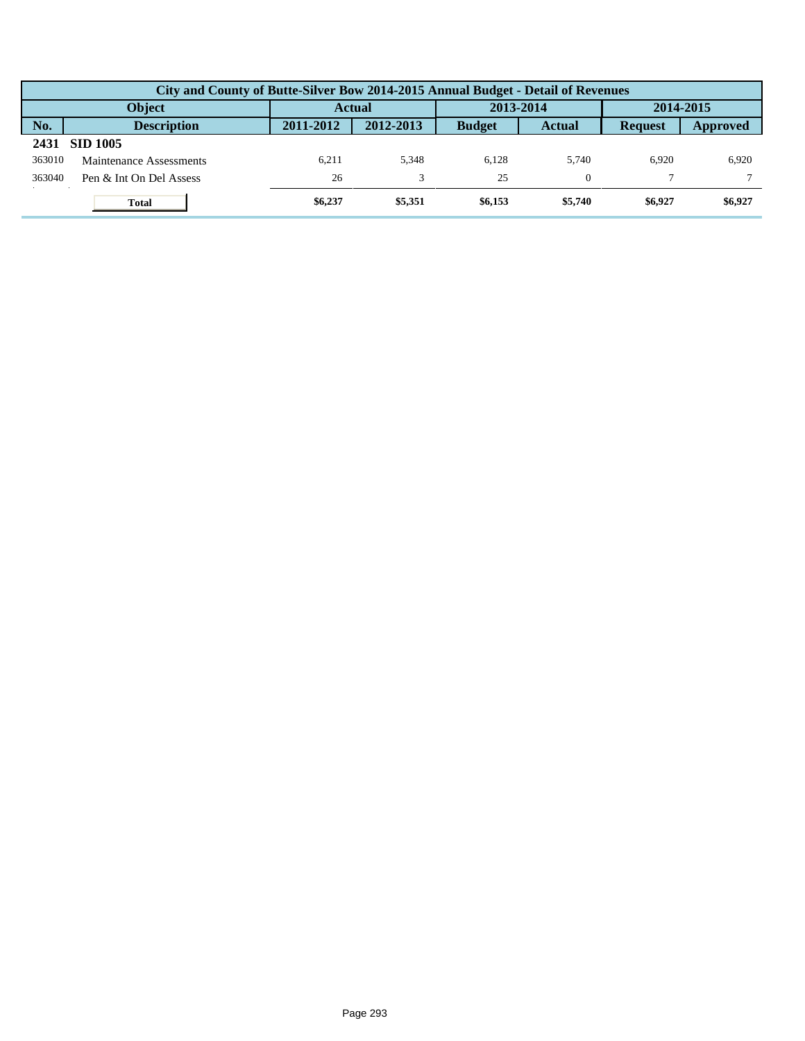| City and County of Butte-Silver Bow 2014-2015 Annual Budget - Detail of Revenues | | | | | | | |
|---|---|---|---|---|---|---|---|
| Object | | Actual | | 2013-2014 | | 2014-2015 | |
| No. | Description | 2011-2012 | 2012-2013 | Budget | Actual | Request | Approved |
| **2431** | **SID 1005** | | | | | | |
| 363010 | Maintenance Assessments | 6,211 | 5,348 | 6,128 | 5,740 | 6,920 | 6,920 |
| 363040 | Pen & Int On Del Assess | 26 | 3 | 25 | 0 | 7 | 7 |
| | **Total** | **$6,237** | **$5,351** | **$6,153** | **$5,740** | **$6,927** | **$6,927** |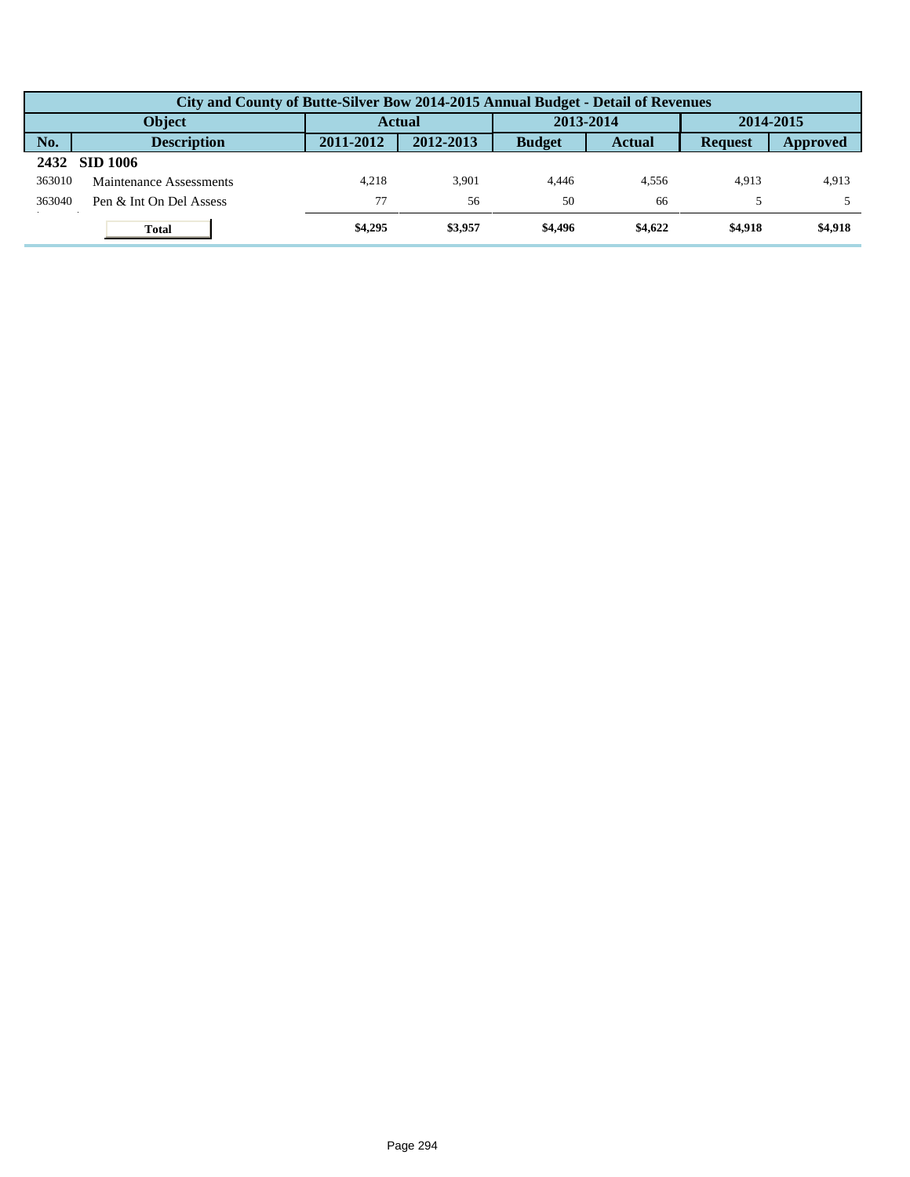| City and County of Butte-Silver Bow 2014-2015 Annual Budget - Detail of Revenues | | | | | | | |
|---|---|---|---|---|---|---|---|
| **Object** | | **Actual** | | **2013-2014** | | **2014-2015** | |
| **No.** | **Description** | **2011-2012** | **2012-2013** | **Budget** | **Actual** | **Request** | **Approved** |
| **2432** | **SID 1006** | | | | | | |
| 363010 | Maintenance Assessments | 4,218 | 3,901 | 4,446 | 4,556 | 4,913 | 4,913 |
| 363040 | Pen & Int On Del Assess | 77 | 56 | 50 | 66 | 5 | 5 |
| | **Total** | **$4,295** | **$3,957** | **$4,496** | **$4,622** | **$4,918** | **$4,918** |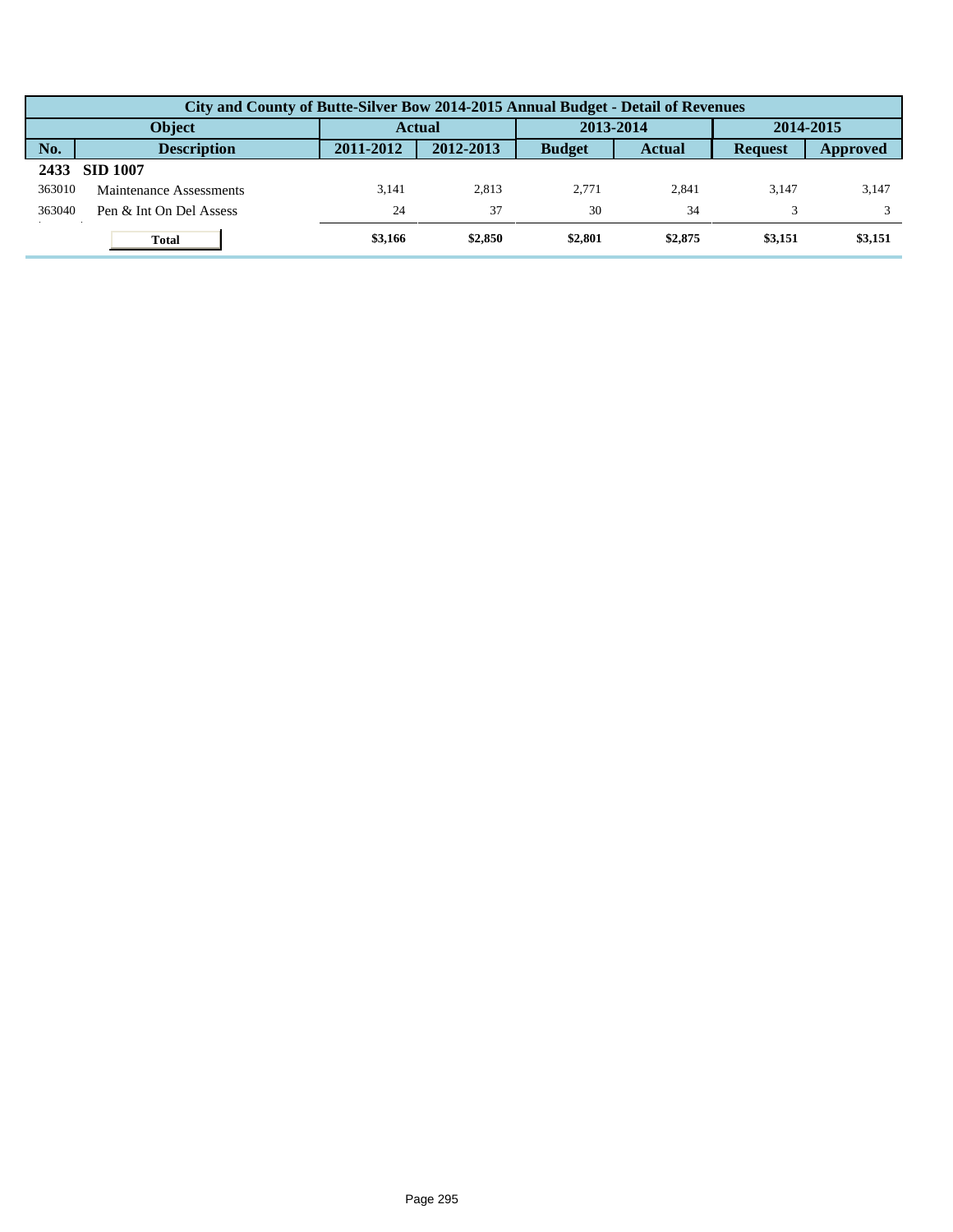| City and County of Butte-Silver Bow 2014-2015 Annual Budget - Detail of Revenues | | | | | | | |
|---|---|---|---|---|---|---|---|
| Object | | Actual | | 2013-2014 | | 2014-2015 | |
| No. | Description | 2011-2012 | 2012-2013 | Budget | Actual | Request | Approved |
| **2433** | **SID 1007** | | | | | | |
| 363010 | Maintenance Assessments | 3,141 | 2,813 | 2,771 | 2,841 | 3,147 | 3,147 |
| 363040 | Pen & Int On Del Assess | 24 | 37 | 30 | 34 | 3 | 3 |
| | **Total** | **$3,166** | **$2,850** | **$2,801** | **$2,875** | **$3,151** | **$3,151** |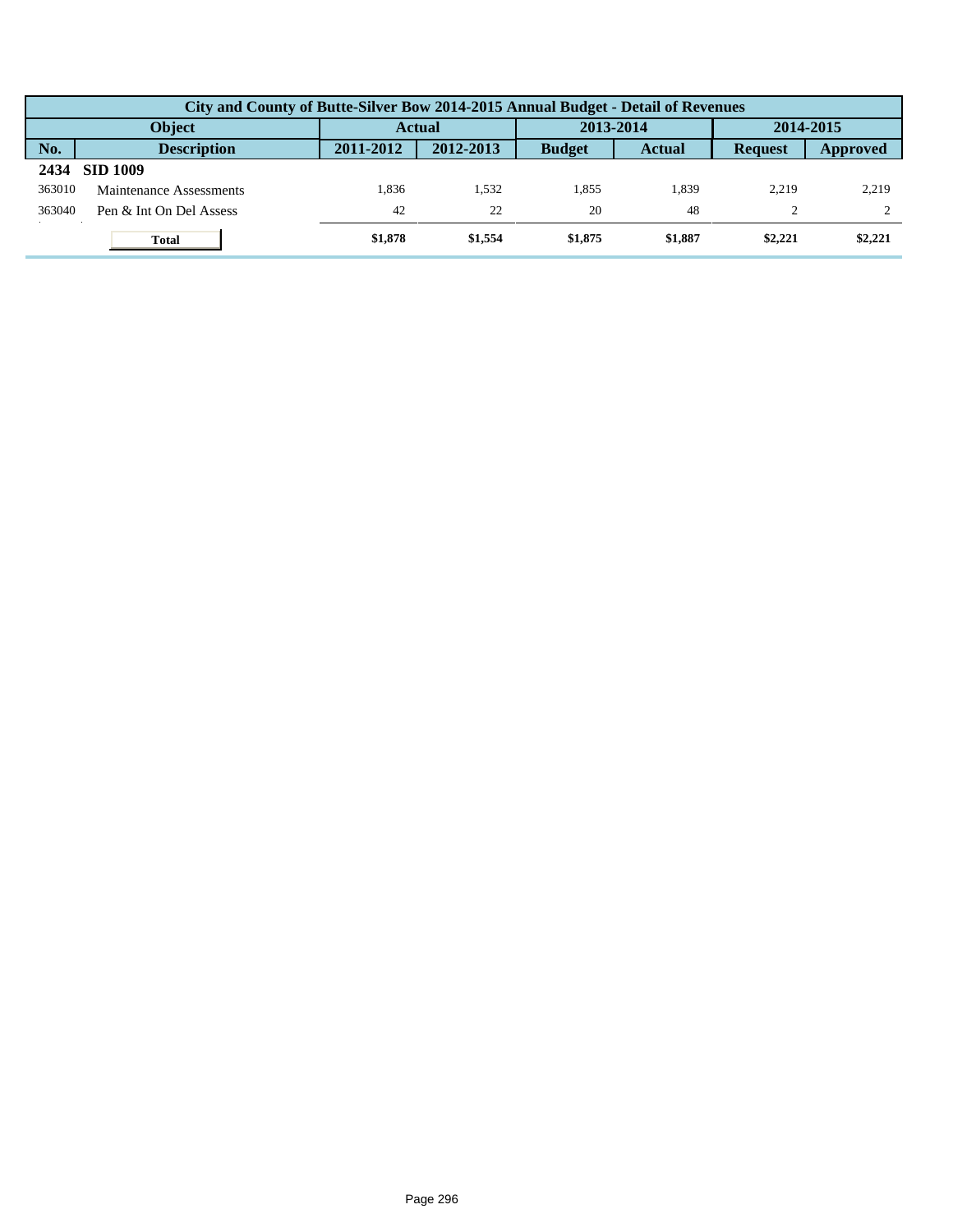| City and County of Butte-Silver Bow 2014-2015 Annual Budget - Detail of Revenues | | | | | | | |
|---|---|---|---|---|---|---|---|
| Object | | Actual | | 2013-2014 | | 2014-2015 | |
| No. | Description | 2011-2012 | 2012-2013 | Budget | Actual | Request | Approved |
| **2434** | **SID 1009** | | | | | | |
| 363010 | Maintenance Assessments | 1,836 | 1,532 | 1,855 | 1,839 | 2,219 | 2,219 |
| 363040 | Pen & Int On Del Assess | 42 | 22 | 20 | 48 | 2 | 2 |
| | **Total** | **$1,878** | **$1,554** | **$1,875** | **$1,887** | **$2,221** | **$2,221** |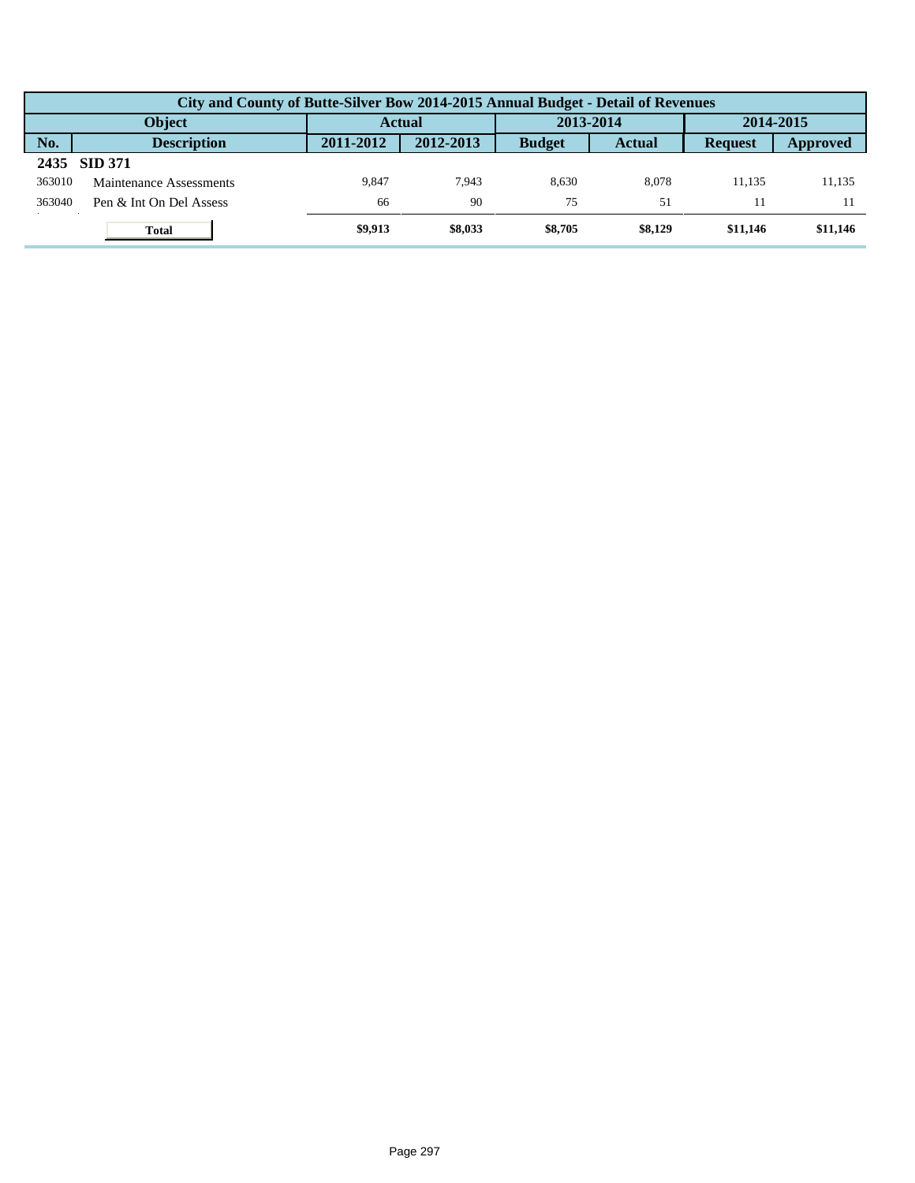| City and County of Butte-Silver Bow 2014-2015 Annual Budget - Detail of Revenues | | | | | | | |
|---|---|---|---|---|---|---|---|
| **Object** | | **Actual** | | **2013-2014** | | **2014-2015** | |
| **No.** | **Description** | **2011-2012** | **2012-2013** | **Budget** | **Actual** | **Request** | **Approved** |
| **2435** | **SID 371** | | | | | | |
| 363010 | Maintenance Assessments | 9,847 | 7,943 | 8,630 | 8,078 | 11,135 | 11,135 |
| 363040 | Pen & Int On Del Assess | 66 | 90 | 75 | 51 | 11 | 11 |
| | **Total** | **$9,913** | **$8,033** | **$8,705** | **$8,129** | **$11,146** | **$11,146** |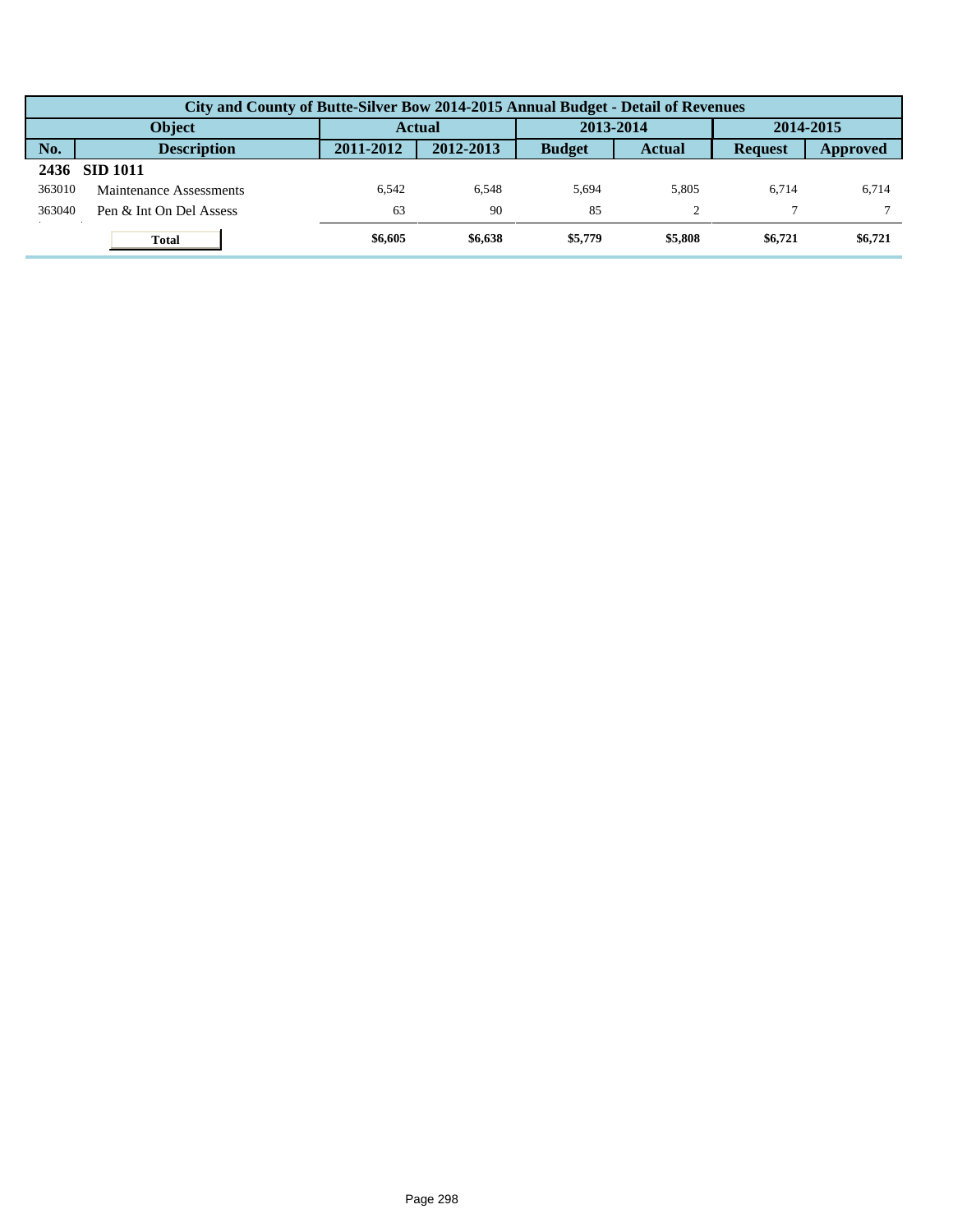| City and County of Butte-Silver Bow 2014-2015 Annual Budget - Detail of Revenues | | | | | | | |
|---|---|---|---|---|---|---|---|
| Object | | Actual | | 2013-2014 | | 2014-2015 | |
| No. | Description | 2011-2012 | 2012-2013 | Budget | Actual | Request | Approved |
| **2436** | **SID 1011** | | | | | | |
| 363010 | Maintenance Assessments | 6,542 | 6,548 | 5,694 | 5,805 | 6,714 | 6,714 |
| 363040 | Pen & Int On Del Assess | 63 | 90 | 85 | 2 | 7 | 7 |
| | **Total** | **$6,605** | **$6,638** | **$5,779** | **$5,808** | **$6,721** | **$6,721** |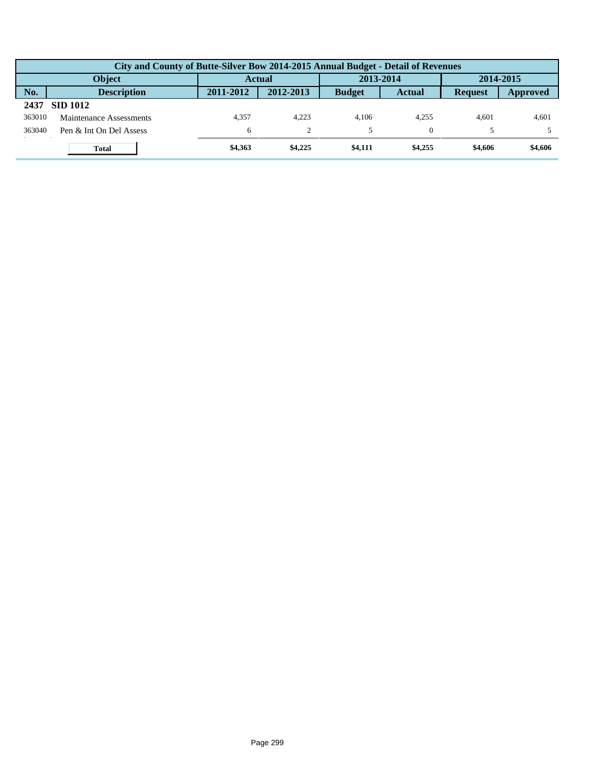| City and County of Butte-Silver Bow 2014-2015 Annual Budget - Detail of Revenues | | | | | | | |
|---|---|---|---|---|---|---|---|
| Object | | Actual | | 2013-2014 | | 2014-2015 | |
| No. | Description | 2011-2012 | 2012-2013 | Budget | Actual | Request | Approved |
| **2437** | **SID 1012** | | | | | | |
| 363010 | Maintenance Assessments | 4,357 | 4,223 | 4,106 | 4,255 | 4,601 | 4,601 |
| 363040 | Pen & Int On Del Assess | 6 | 2 | 5 | 0 | 5 | 5 |
| | **Total** | **$4,363** | **$4,225** | **$4,111** | **$4,255** | **$4,606** | **$4,606** |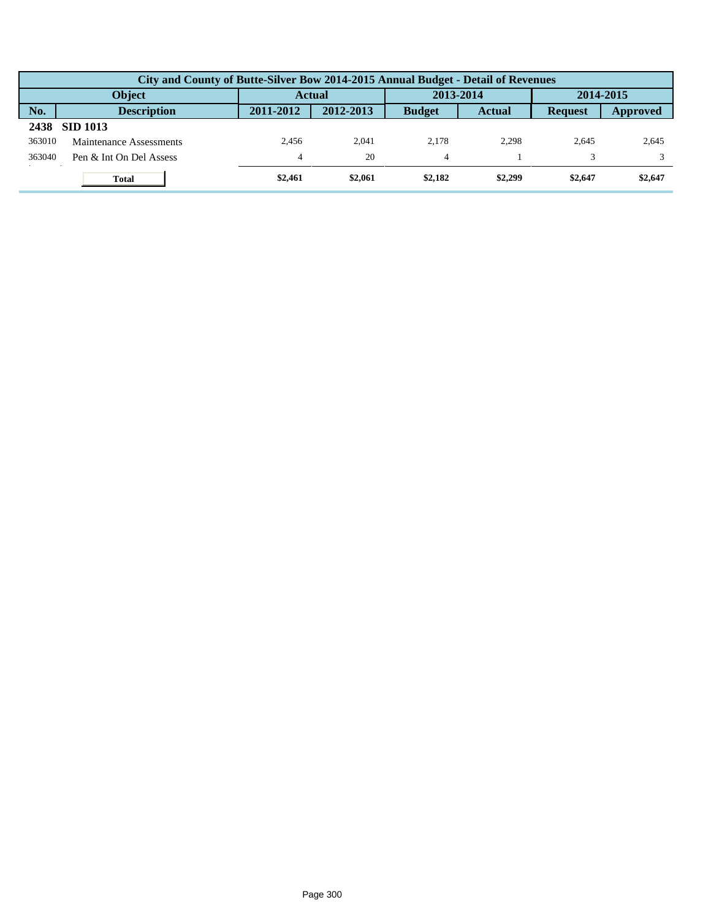| City and County of Butte-Silver Bow 2014-2015 Annual Budget - Detail of Revenues | | | | | | | |
|---|---|---|---|---|---|---|---|
| **Object** | | **Actual** | | **2013-2014** | | **2014-2015** | |
| **No.** | **Description** | **2011-2012** | **2012-2013** | **Budget** | **Actual** | **Request** | **Approved** |
| **2438** | **SID 1013** | | | | | | |
| 363010 | Maintenance Assessments | 2,456 | 2,041 | 2,178 | 2,298 | 2,645 | 2,645 |
| 363040 | Pen & Int On Del Assess | 4 | 20 | 4 | 1 | 3 | 3 |
| | **Total** | **$2,461** | **$2,061** | **$2,182** | **$2,299** | **$2,647** | **$2,647** |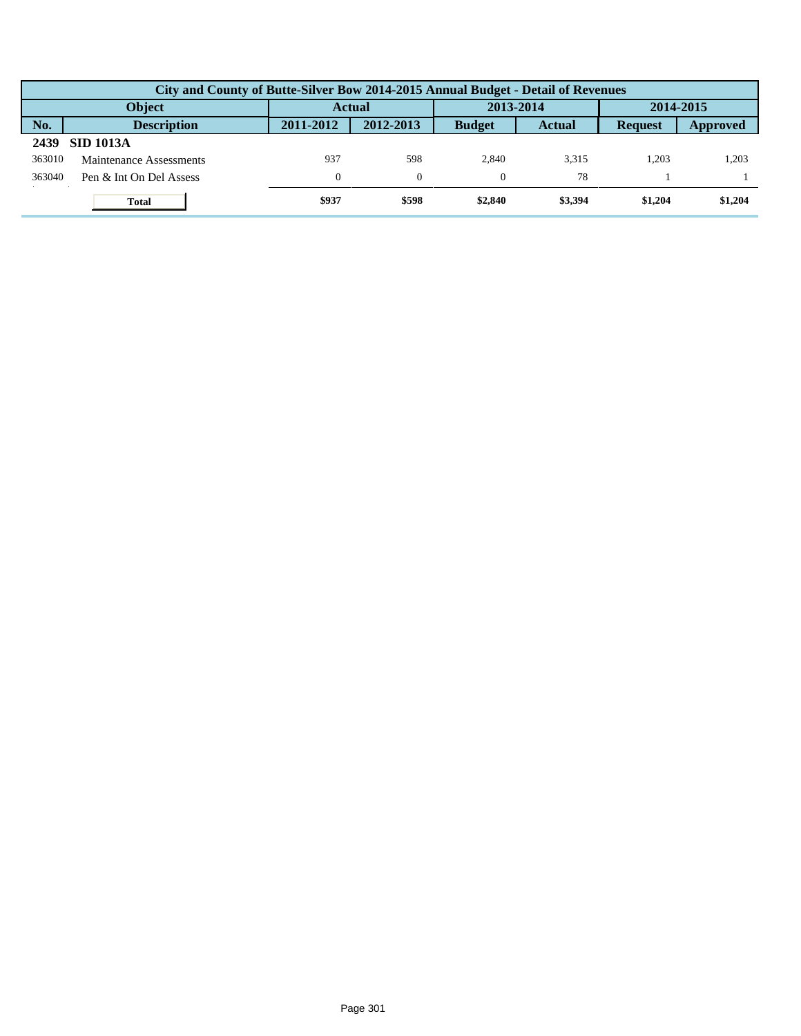| City and County of Butte-Silver Bow 2014-2015 Annual Budget - Detail of Revenues | | | | | | | |
|---|---|---|---|---|---|---|---|
| Object | | Actual | | 2013-2014 | | 2014-2015 | |
| No. | Description | 2011-2012 | 2012-2013 | Budget | Actual | Request | Approved |
| **2439** | **SID 1013A** | | | | | | |
| 363010 | Maintenance Assessments | 937 | 598 | 2,840 | 3,315 | 1,203 | 1,203 |
| 363040 | Pen & Int On Del Assess | 0 | 0 | 0 | 78 | 1 | 1 |
| | **Total** | **$937** | **$598** | **$2,840** | **$3,394** | **$1,204** | **$1,204** |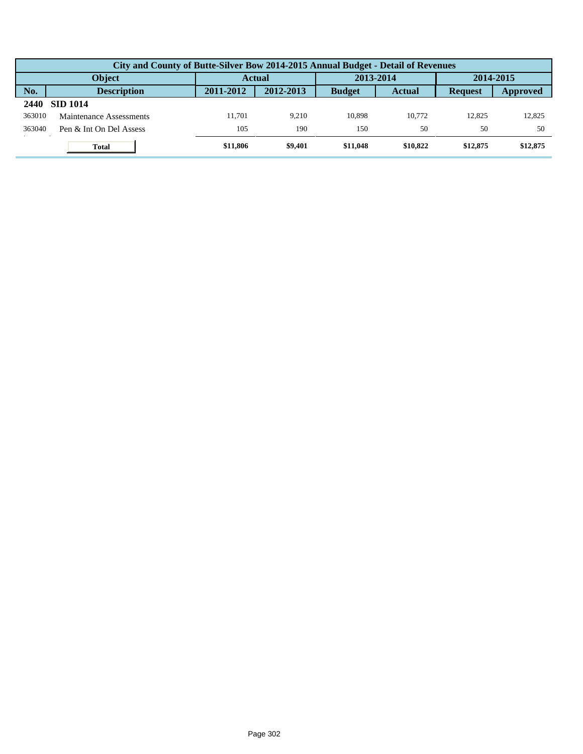| City and County of Butte-Silver Bow 2014-2015 Annual Budget - Detail of Revenues | | | | | | | |
|---|---|---|---|---|---|---|---|
| **Object** | | **Actual** | | **2013-2014** | | **2014-2015** | |
| **No.** | **Description** | **2011-2012** | **2012-2013** | **Budget** | **Actual** | **Request** | **Approved** |
| **2440** | **SID 1014** | | | | | | |
| 363010 | Maintenance Assessments | 11,701 | 9,210 | 10,898 | 10,772 | 12,825 | 12,825 |
| 363040 | Pen & Int On Del Assess | 105 | 190 | 150 | 50 | 50 | 50 |
| | **Total** | **$11,806** | **$9,401** | **$11,048** | **$10,822** | **$12,875** | **$12,875** |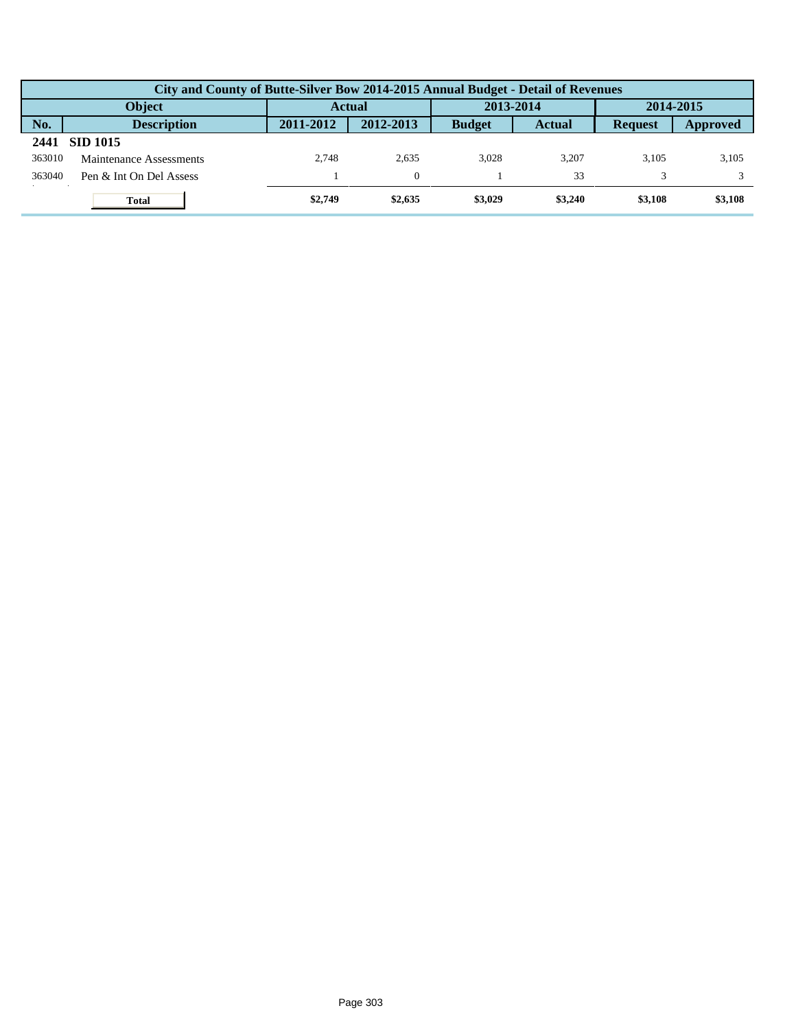| City and County of Butte-Silver Bow 2014-2015 Annual Budget - Detail of Revenues | | | | | | | |
|---|---|---|---|---|---|---|---|
| Object | | Actual | | 2013-2014 | | 2014-2015 | |
| No. | Description | 2011-2012 | 2012-2013 | Budget | Actual | Request | Approved |
| **2441** | **SID 1015** | | | | | | |
| 363010 | Maintenance Assessments | 2,748 | 2,635 | 3,028 | 3,207 | 3,105 | 3,105 |
| 363040 | Pen & Int On Del Assess | 1 | 0 | 1 | 33 | 3 | 3 |
| | **Total** | **$2,749** | **$2,635** | **$3,029** | **$3,240** | **$3,108** | **$3,108** |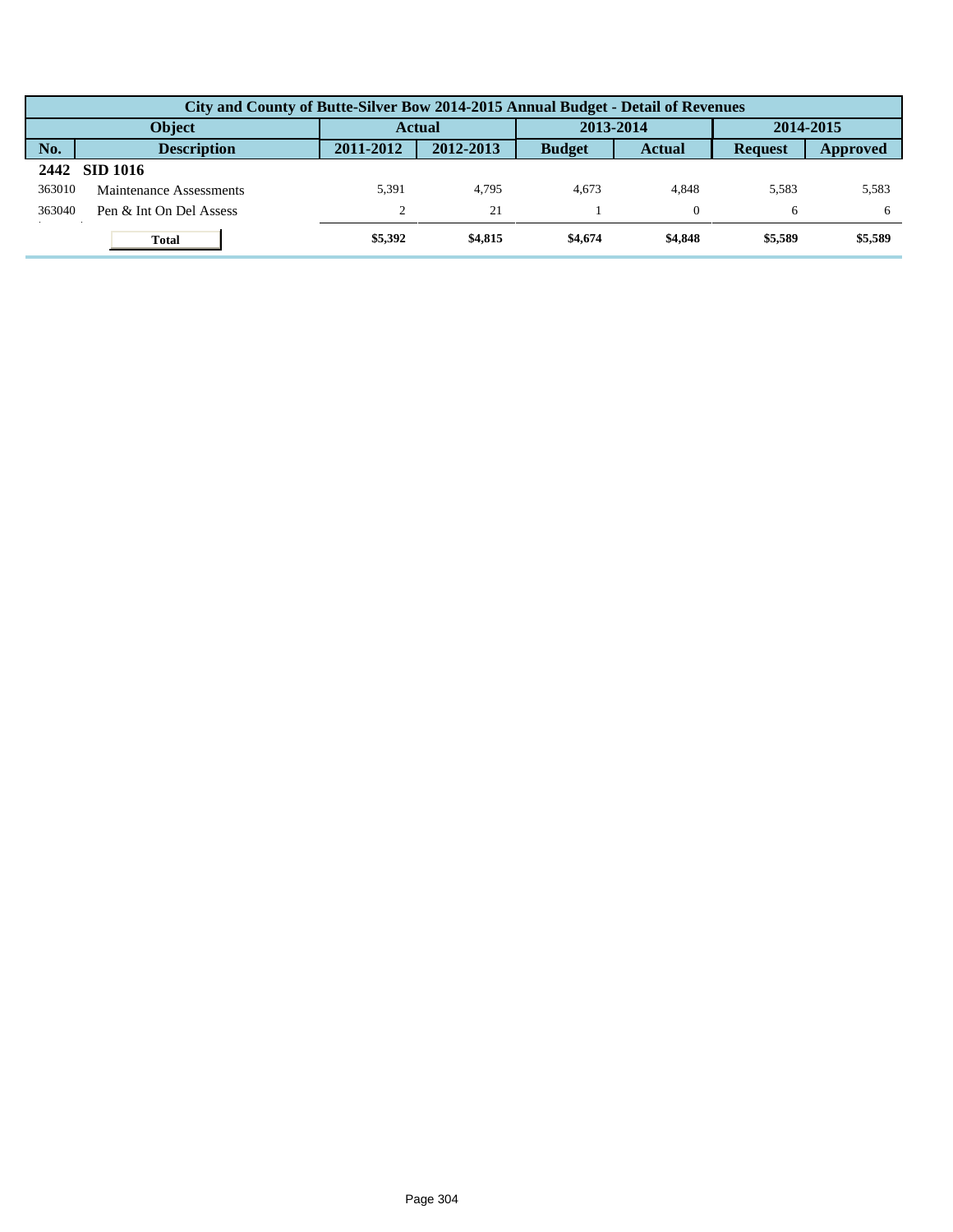| City and County of Butte-Silver Bow 2014-2015 Annual Budget - Detail of Revenues | | | | | | | |
|---|---|---|---|---|---|---|---|
| **Object** | | **Actual** | | **2013-2014** | | **2014-2015** | |
| **No.** | **Description** | **2011-2012** | **2012-2013** | **Budget** | **Actual** | **Request** | **Approved** |
| **2442** | **SID 1016** | | | | | | |
| 363010 | Maintenance Assessments | 5,391 | 4,795 | 4,673 | 4,848 | 5,583 | 5,583 |
| 363040 | Pen & Int On Del Assess | 2 | 21 | 1 | 0 | 6 | 6 |
| | **Total** | **$5,392** | **$4,815** | **$4,674** | **$4,848** | **$5,589** | **$5,589** |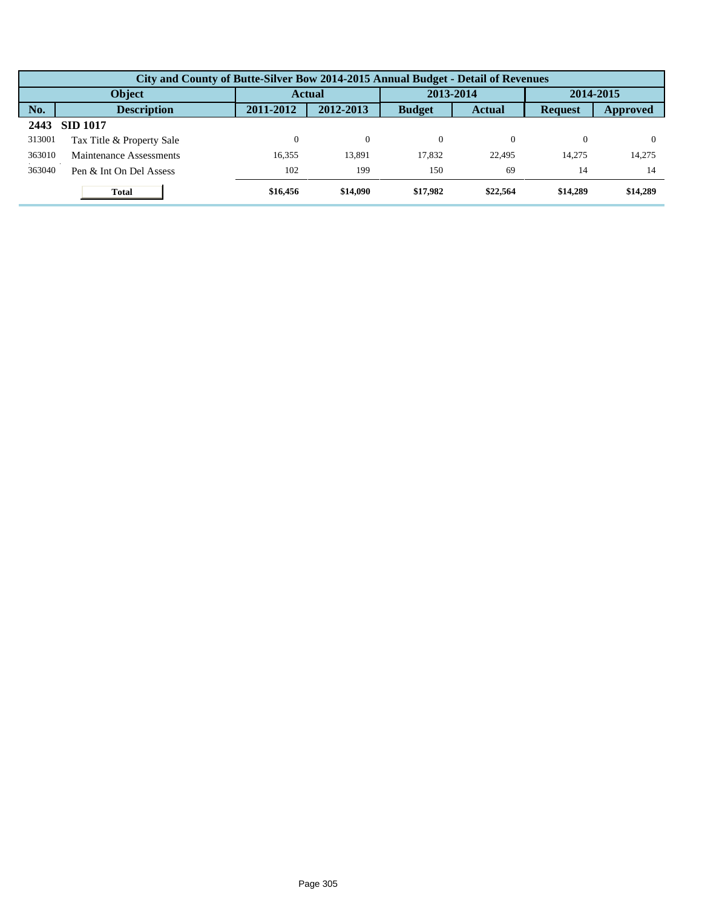| City and County of Butte-Silver Bow 2014-2015 Annual Budget - Detail of Revenues | | | | | | | |
|---|---|---|---|---|---|---|---|
| Object | | Actual | | 2013-2014 | | 2014-2015 | |
| No. | Description | 2011-2012 | 2012-2013 | Budget | Actual | Request | Approved |
| **2443** | **SID 1017** | | | | | | |
| 313001 | Tax Title & Property Sale | 0 | 0 | 0 | 0 | 0 | 0 |
| 363010 | Maintenance Assessments | 16,355 | 13,891 | 17,832 | 22,495 | 14,275 | 14,275 |
| 363040 | Pen & Int On Del Assess | 102 | 199 | 150 | 69 | 14 | 14 |
| | **Total** | **$16,456** | **$14,090** | **$17,982** | **$22,564** | **$14,289** | **$14,289** |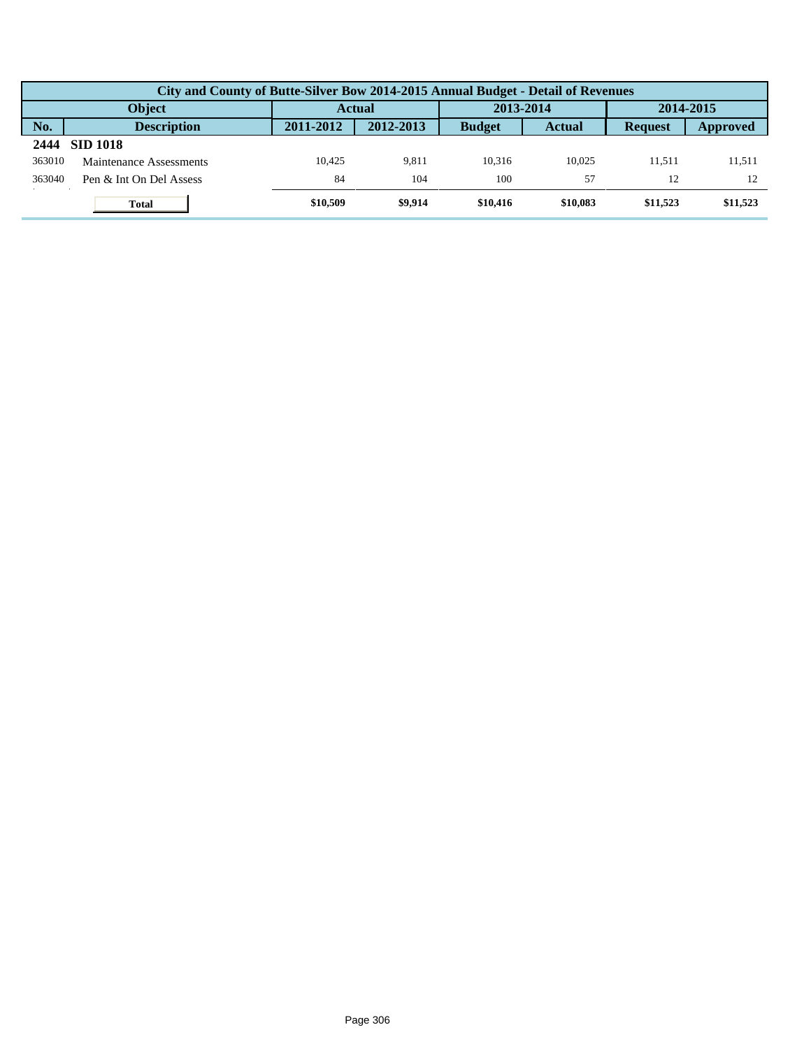| City and County of Butte-Silver Bow 2014-2015 Annual Budget - Detail of Revenues | | | | | | | |
|---|---|---|---|---|---|---|---|
| Object | | Actual | | 2013-2014 | | 2014-2015 | |
| No. | Description | 2011-2012 | 2012-2013 | Budget | Actual | Request | Approved |
| **2444** | **SID 1018** | | | | | | |
| 363010 | Maintenance Assessments | 10,425 | 9,811 | 10,316 | 10,025 | 11,511 | 11,511 |
| 363040 | Pen & Int On Del Assess | 84 | 104 | 100 | 57 | 12 | 12 |
| | **Total** | **$10,509** | **$9,914** | **$10,416** | **$10,083** | **$11,523** | **$11,523** |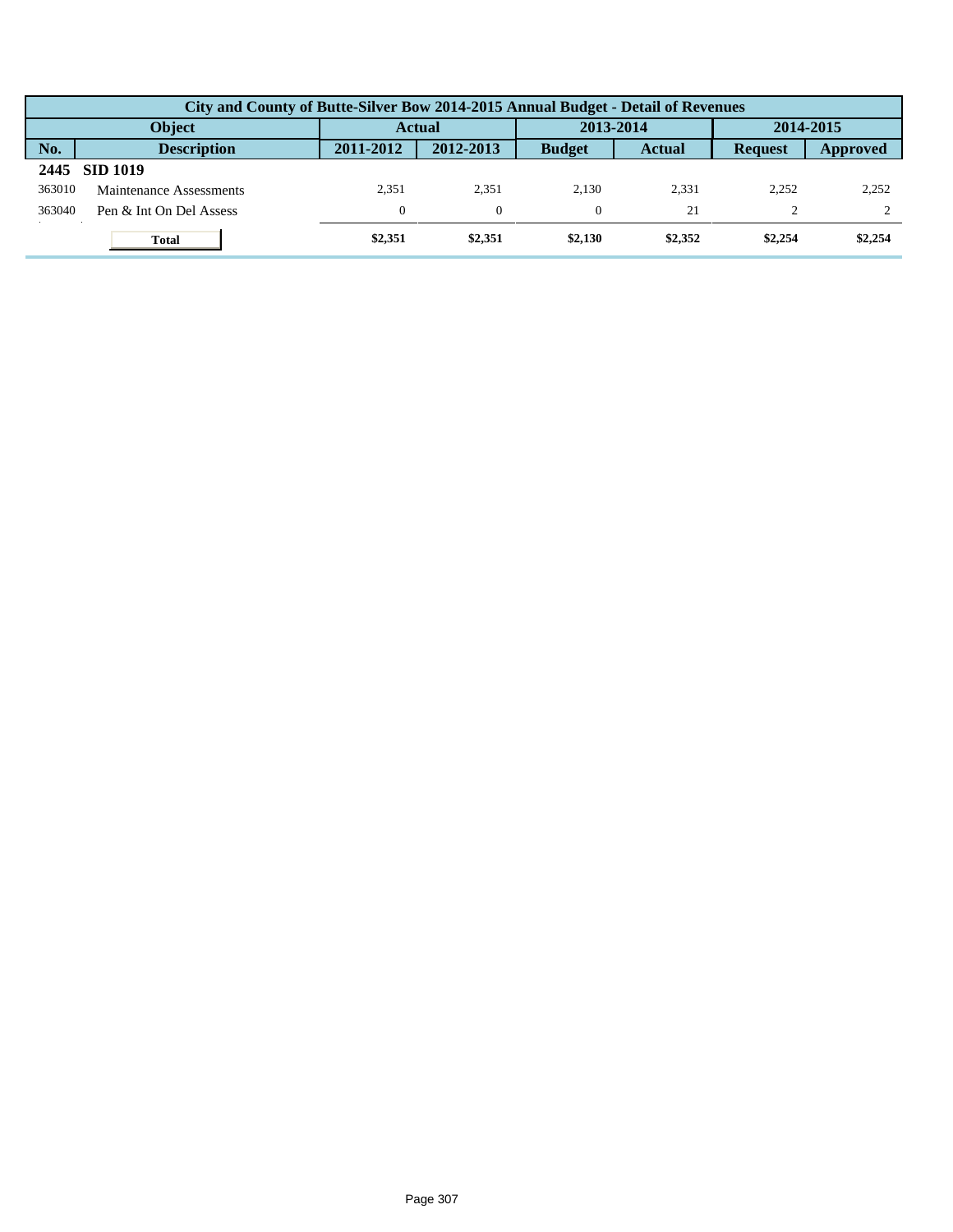| City and County of Butte-Silver Bow 2014-2015 Annual Budget - Detail of Revenues | | | | | | | |
|---|---|---|---|---|---|---|---|
| Object | | Actual | | 2013-2014 | | 2014-2015 | |
| No. | Description | 2011-2012 | 2012-2013 | Budget | Actual | Request | Approved |
| **2445** | **SID 1019** | | | | | | |
| 363010 | Maintenance Assessments | 2,351 | 2,351 | 2,130 | 2,331 | 2,252 | 2,252 |
| 363040 | Pen & Int On Del Assess | 0 | 0 | 0 | 21 | 2 | 2 |
| | **Total** | **$2,351** | **$2,351** | **$2,130** | **$2,352** | **$2,254** | **$2,254** |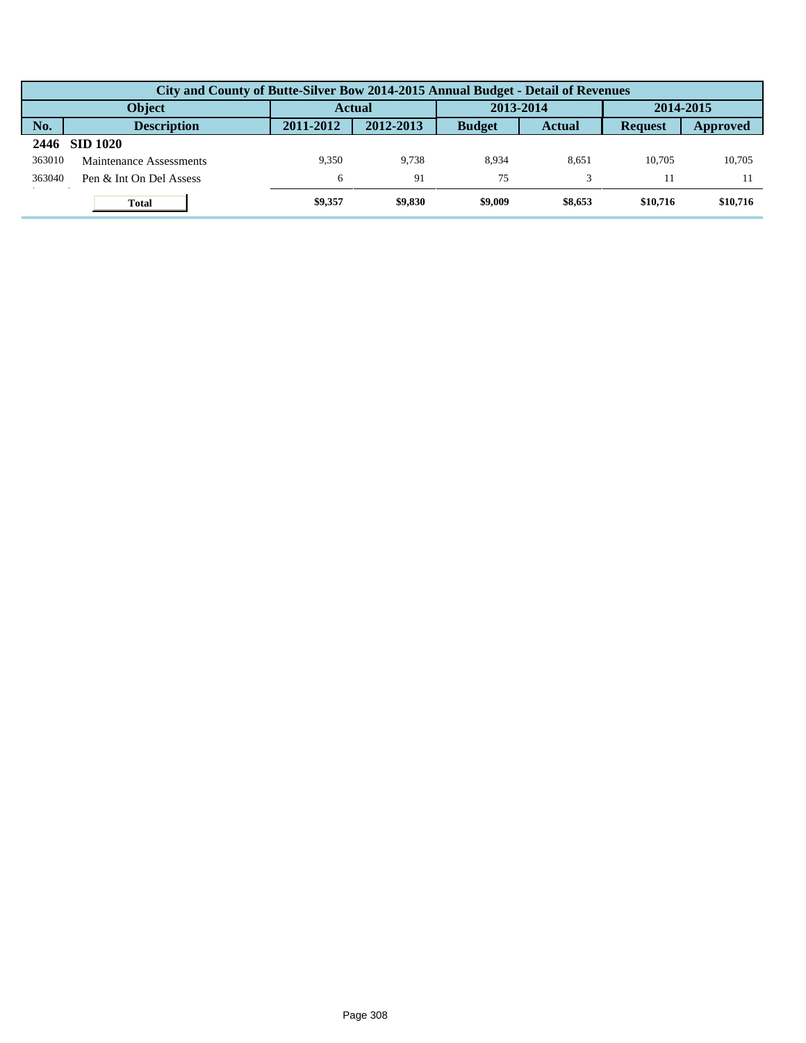| City and County of Butte-Silver Bow 2014-2015 Annual Budget - Detail of Revenues | | | | | | | |
|---|---|---|---|---|---|---|---|
| Object | | Actual | | 2013-2014 | | 2014-2015 | |
| No. | Description | 2011-2012 | 2012-2013 | Budget | Actual | Request | Approved |
| **2446** | **SID 1020** | | | | | | |
| 363010 | Maintenance Assessments | 9,350 | 9,738 | 8,934 | 8,651 | 10,705 | 10,705 |
| 363040 | Pen & Int On Del Assess | 6 | 91 | 75 | 3 | 11 | 11 |
| | **Total** | **$9,357** | **$9,830** | **$9,009** | **$8,653** | **$10,716** | **$10,716** |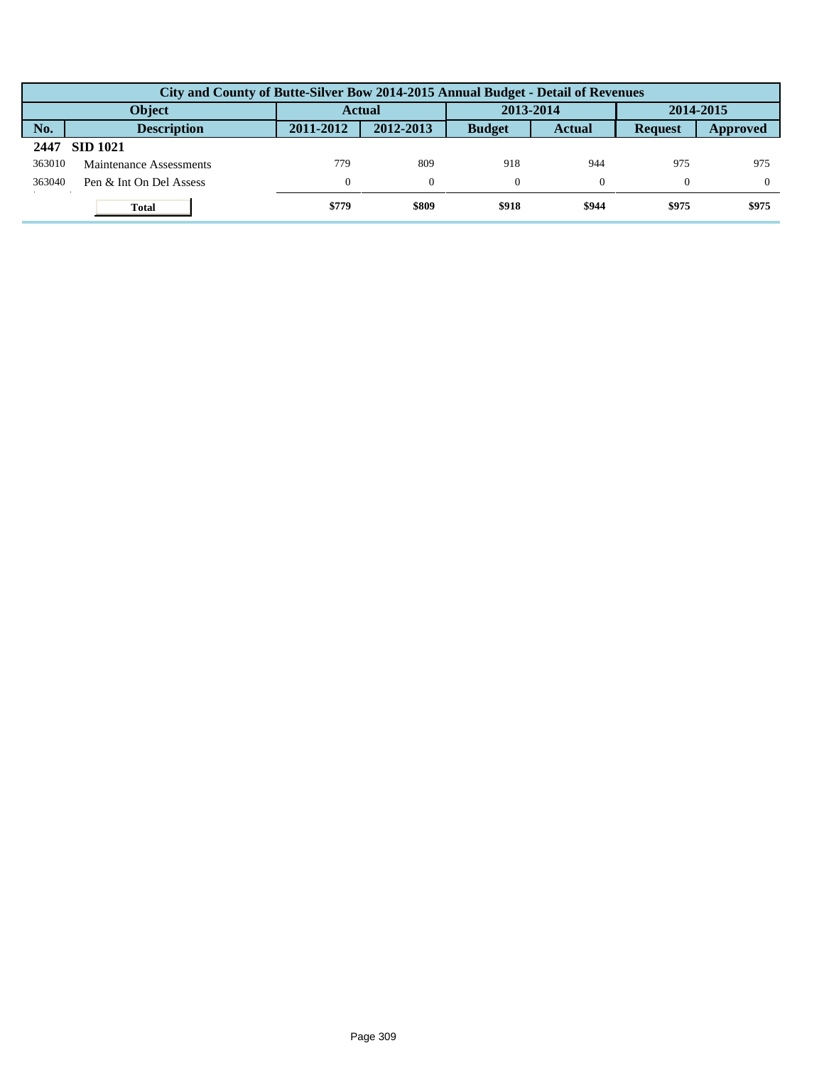| City and County of Butte-Silver Bow 2014-2015 Annual Budget - Detail of Revenues | | | | | | | |
|---|---|---|---|---|---|---|---|
| Object | | Actual | | 2013-2014 | | 2014-2015 | |
| No. | Description | 2011-2012 | 2012-2013 | Budget | Actual | Request | Approved |
| **2447** | **SID 1021** | | | | | | |
| 363010 | Maintenance Assessments | 779 | 809 | 918 | 944 | 975 | 975 |
| 363040 | Pen & Int On Del Assess | 0 | 0 | 0 | 0 | 0 | 0 |
| | **Total** | **$779** | **$809** | **$918** | **$944** | **$975** | **$975** |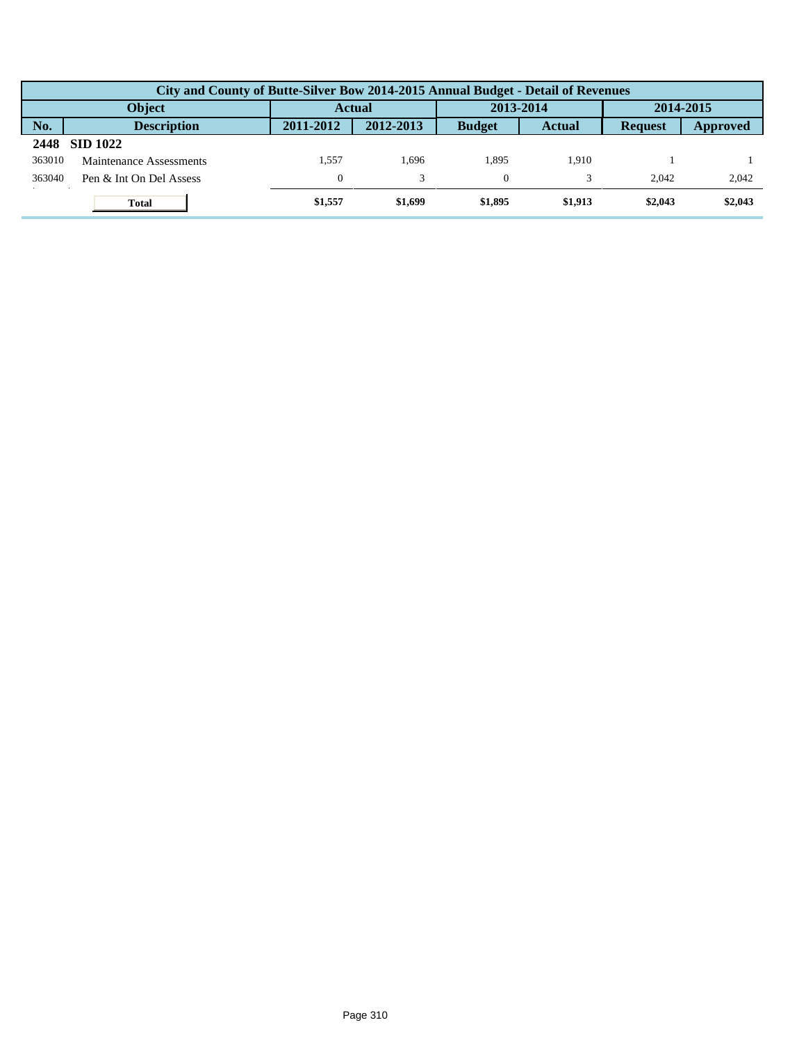| City and County of Butte-Silver Bow 2014-2015 Annual Budget - Detail of Revenues | | | | | | | |
|---|---|---|---|---|---|---|---|
| Object | | Actual | | 2013-2014 | | 2014-2015 | |
| No. | Description | 2011-2012 | 2012-2013 | Budget | Actual | Request | Approved |
| **2448** | **SID 1022** | | | | | | |
| 363010 | Maintenance Assessments | 1,557 | 1,696 | 1,895 | 1,910 | 1 | 1 |
| 363040 | Pen & Int On Del Assess | 0 | 3 | 0 | 3 | 2,042 | 2,042 |
| | **Total** | **$1,557** | **$1,699** | **$1,895** | **$1,913** | **$2,043** | **$2,043** |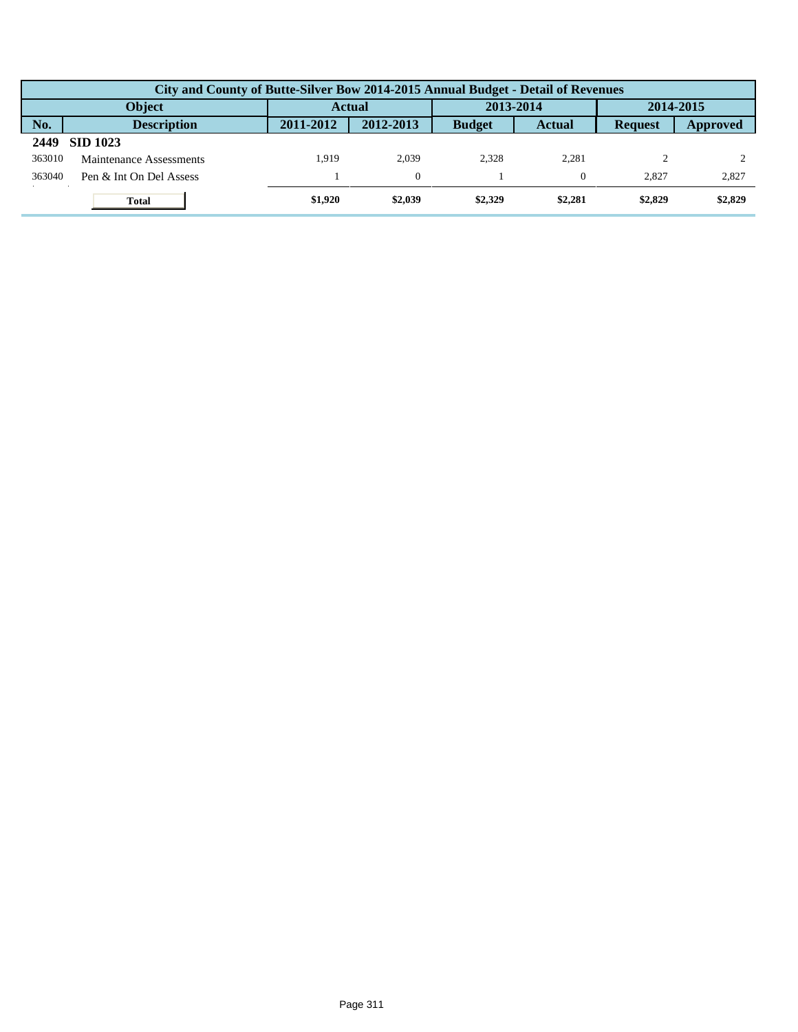| City and County of Butte-Silver Bow 2014-2015 Annual Budget - Detail of Revenues | | | | | | | |
|---|---|---|---|---|---|---|---|
| Object | | Actual | | 2013-2014 | | 2014-2015 | |
| No. | Description | 2011-2012 | 2012-2013 | Budget | Actual | Request | Approved |
| **2449** | **SID 1023** | | | | | | |
| 363010 | Maintenance Assessments | 1,919 | 2,039 | 2,328 | 2,281 | 2 | 2 |
| 363040 | Pen & Int On Del Assess | 1 | 0 | 1 | 0 | 2,827 | 2,827 |
| | **Total** | **$1,920** | **$2,039** | **$2,329** | **$2,281** | **$2,829** | **$2,829** |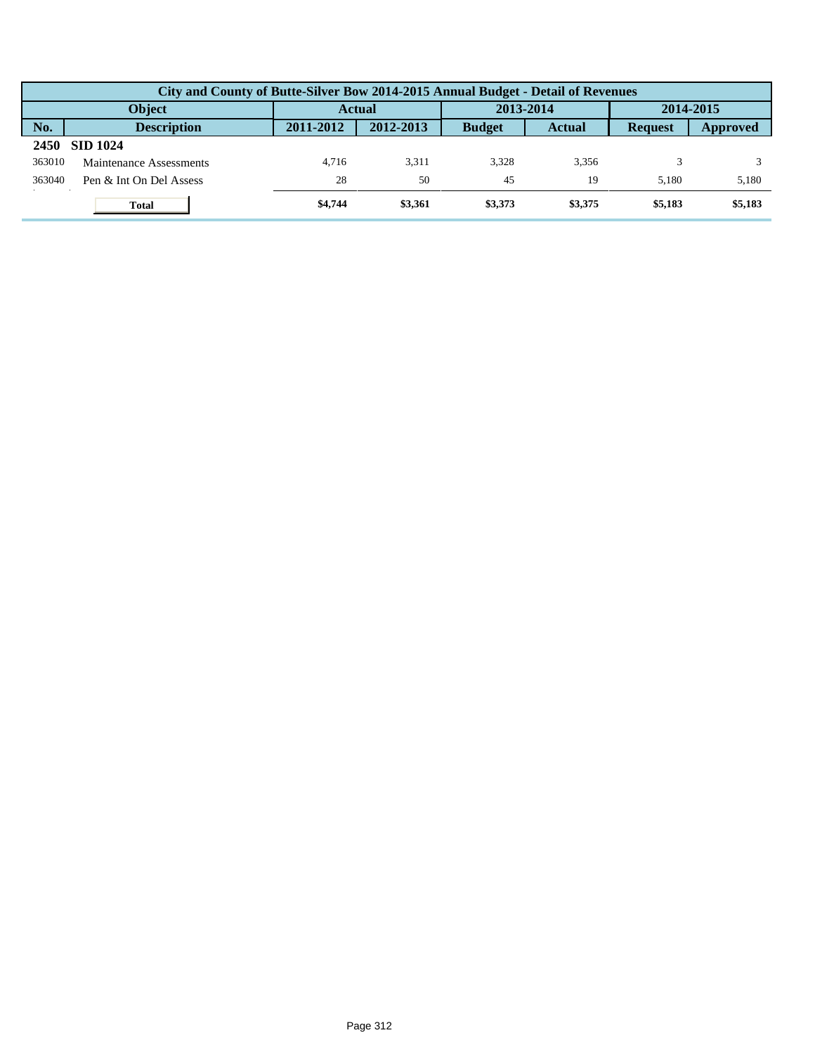| City and County of Butte-Silver Bow 2014-2015 Annual Budget - Detail of Revenues | | | | | | | |
|---|---|---|---|---|---|---|---|
| Object | | Actual | | 2013-2014 | | 2014-2015 | |
| No. | Description | 2011-2012 | 2012-2013 | Budget | Actual | Request | Approved |
| **2450** | **SID 1024** | | | | | | |
| 363010 | Maintenance Assessments | 4,716 | 3,311 | 3,328 | 3,356 | 3 | 3 |
| 363040 | Pen & Int On Del Assess | 28 | 50 | 45 | 19 | 5,180 | 5,180 |
| | **Total** | **$4,744** | **$3,361** | **$3,373** | **$3,375** | **$5,183** | **$5,183** |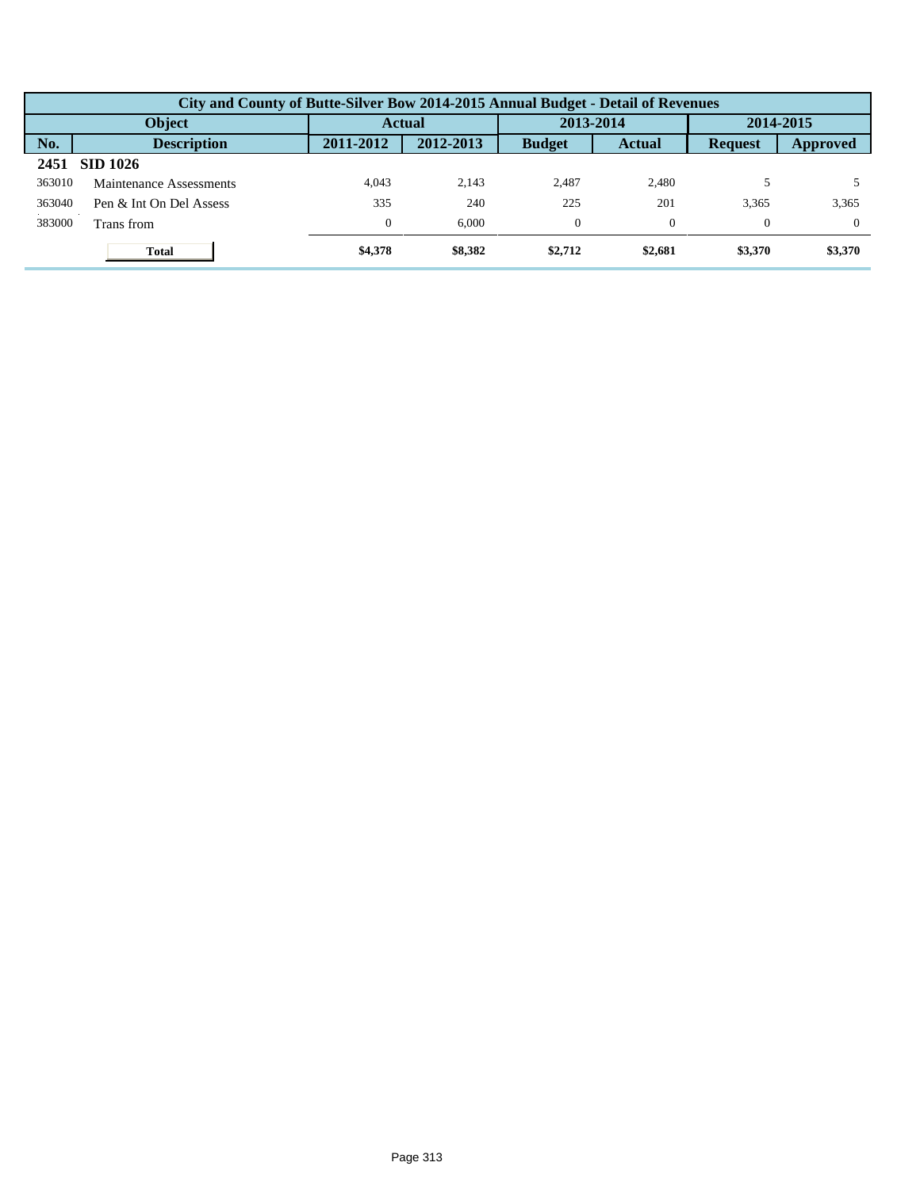| City and County of Butte-Silver Bow 2014-2015 Annual Budget - Detail of Revenues | | | | | | | |
|---|---|---|---|---|---|---|---|
| Object | | Actual | | 2013-2014 | | 2014-2015 | |
| No. | Description | 2011-2012 | 2012-2013 | Budget | Actual | Request | Approved |
| **2451** | **SID 1026** | | | | | | |
| 363010 | Maintenance Assessments | 4,043 | 2,143 | 2,487 | 2,480 | 5 | 5 |
| 363040 | Pen & Int On Del Assess | 335 | 240 | 225 | 201 | 3,365 | 3,365 |
| 383000 | Trans from | 0 | 6,000 | 0 | 0 | 0 | 0 |
| | **Total** | **$4,378** | **$8,382** | **$2,712** | **$2,681** | **$3,370** | **$3,370** |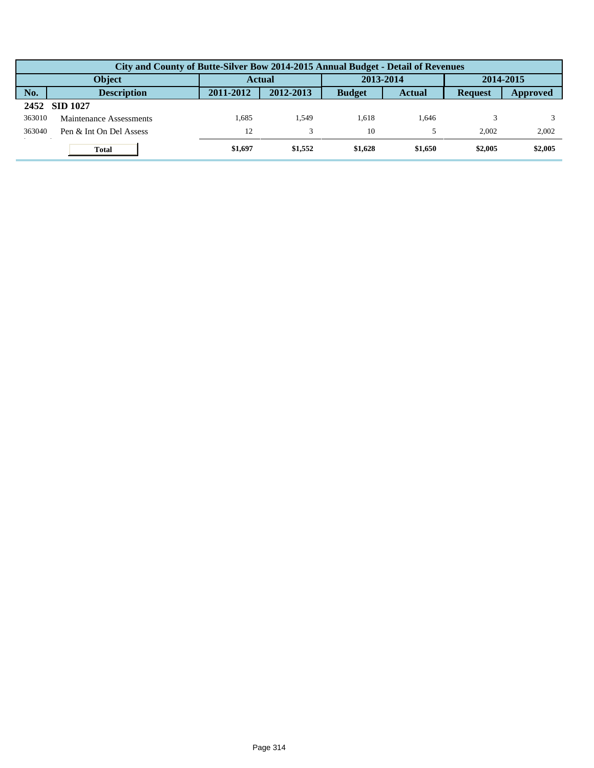| City and County of Butte-Silver Bow 2014-2015 Annual Budget - Detail of Revenues | | | | | | | |
|---|---|---|---|---|---|---|---|
| Object | | Actual | | 2013-2014 | | 2014-2015 | |
| No. | Description | 2011-2012 | 2012-2013 | Budget | Actual | Request | Approved |
| **2452** | **SID 1027** | | | | | | |
| 363010 | Maintenance Assessments | 1,685 | 1,549 | 1,618 | 1,646 | 3 | 3 |
| 363040 | Pen & Int On Del Assess | 12 | 3 | 10 | 5 | 2,002 | 2,002 |
| | **Total** | **$1,697** | **$1,552** | **$1,628** | **$1,650** | **$2,005** | **$2,005** |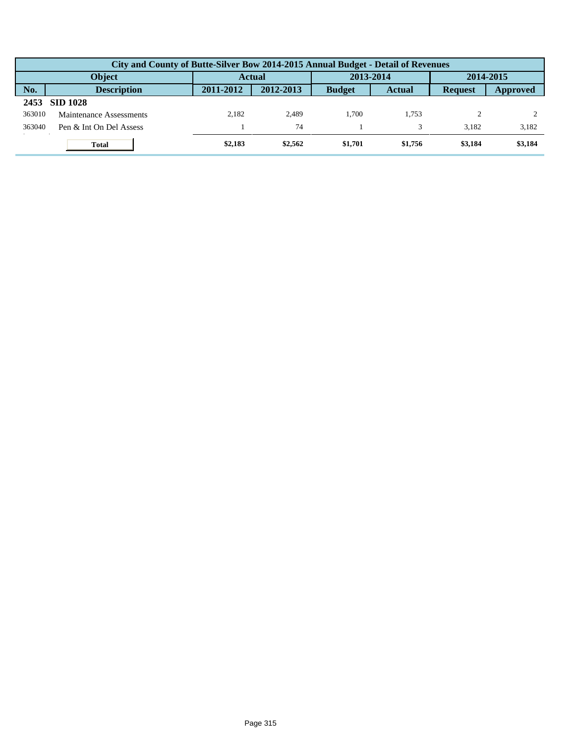| City and County of Butte-Silver Bow 2014-2015 Annual Budget - Detail of Revenues | | | | | | | |
|---|---|---|---|---|---|---|---|
| Object | | Actual | | 2013-2014 | | 2014-2015 | |
| No. | Description | 2011-2012 | 2012-2013 | Budget | Actual | Request | Approved |
| **2453** | **SID 1028** | | | | | | |
| 363010 | Maintenance Assessments | 2,182 | 2,489 | 1,700 | 1,753 | 2 | 2 |
| 363040 | Pen & Int On Del Assess | 1 | 74 | 1 | 3 | 3,182 | 3,182 |
| | **Total** | **$2,183** | **$2,562** | **$1,701** | **$1,756** | **$3,184** | **$3,184** |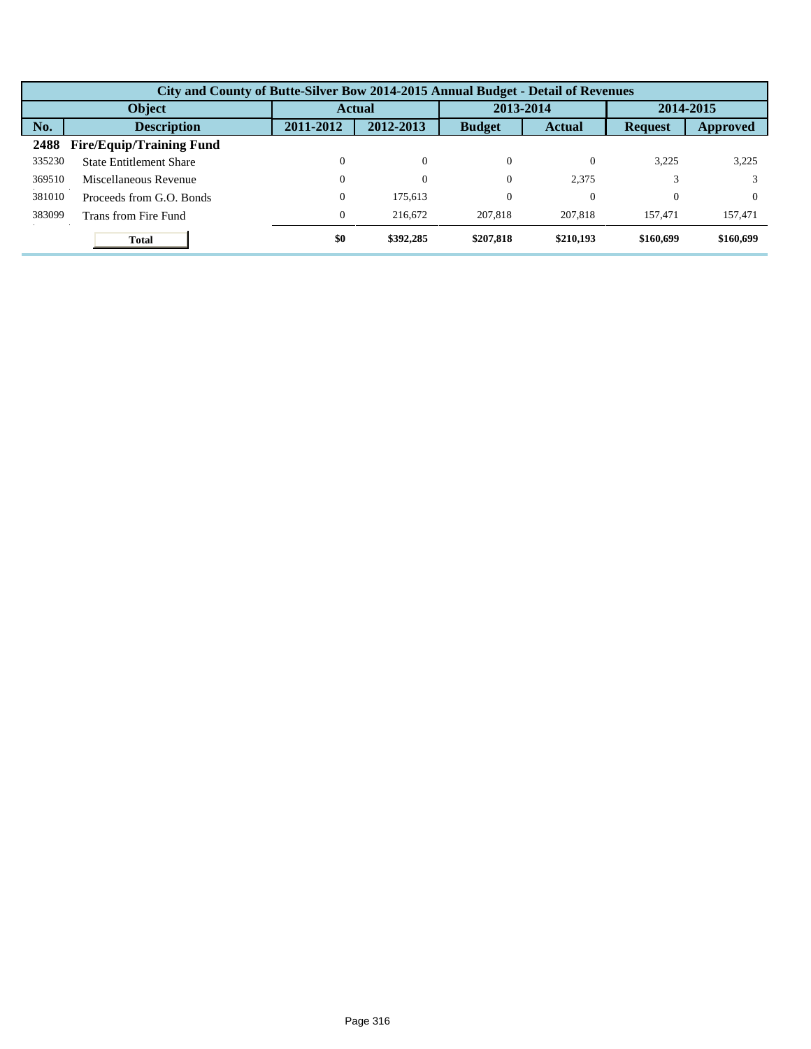| City and County of Butte-Silver Bow 2014-2015 Annual Budget - Detail of Revenues | | | | | | | |
|---|---|---|---|---|---|---|---|
| Object | | Actual | | 2013-2014 | | 2014-2015 | |
| No. | Description | 2011-2012 | 2012-2013 | Budget | Actual | Request | Approved |
| **2488** | **Fire/Equip/Training Fund** | | | | | | |
| 335230 | State Entitlement Share | 0 | 0 | 0 | 0 | 3,225 | 3,225 |
| 369510 | Miscellaneous Revenue | 0 | 0 | 0 | 2,375 | 3 | 3 |
| 381010 | Proceeds from G.O. Bonds | 0 | 175,613 | 0 | 0 | 0 | 0 |
| 383099 | Trans from Fire Fund | 0 | 216,672 | 207,818 | 207,818 | 157,471 | 157,471 |
| | **Total** | **$0** | **$392,285** | **$207,818** | **$210,193** | **$160,699** | **$160,699** |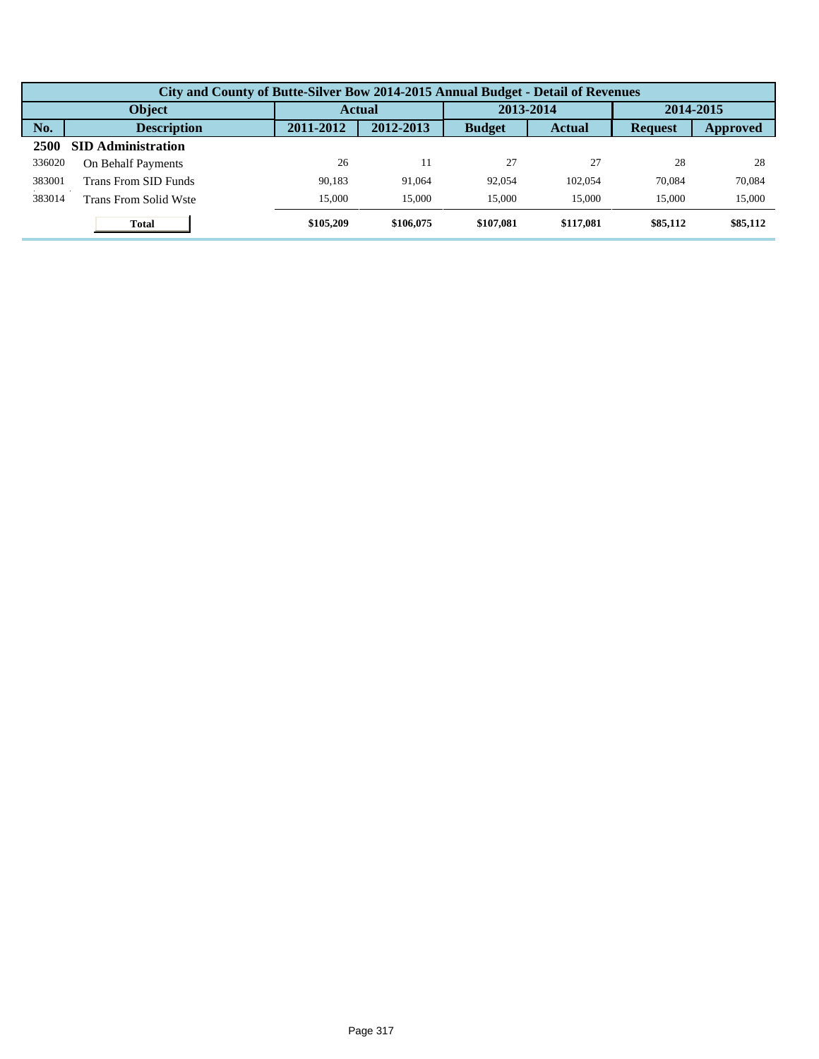| City and County of Butte-Silver Bow 2014-2015 Annual Budget - Detail of Revenues | | | | | | | |
|---|---|---|---|---|---|---|---|
| Object | | Actual | | 2013-2014 | | 2014-2015 | |
| No. | Description | 2011-2012 | 2012-2013 | Budget | Actual | Request | Approved |
| **2500** | **SID Administration** | | | | | | |
| 336020 | On Behalf Payments | 26 | 11 | 27 | 27 | 28 | 28 |
| 383001 | Trans From SID Funds | 90,183 | 91,064 | 92,054 | 102,054 | 70,084 | 70,084 |
| 383014 | Trans From Solid Wste | 15,000 | 15,000 | 15,000 | 15,000 | 15,000 | 15,000 |
| | **Total** | **$105,209** | **$106,075** | **$107,081** | **$117,081** | **$85,112** | **$85,112** |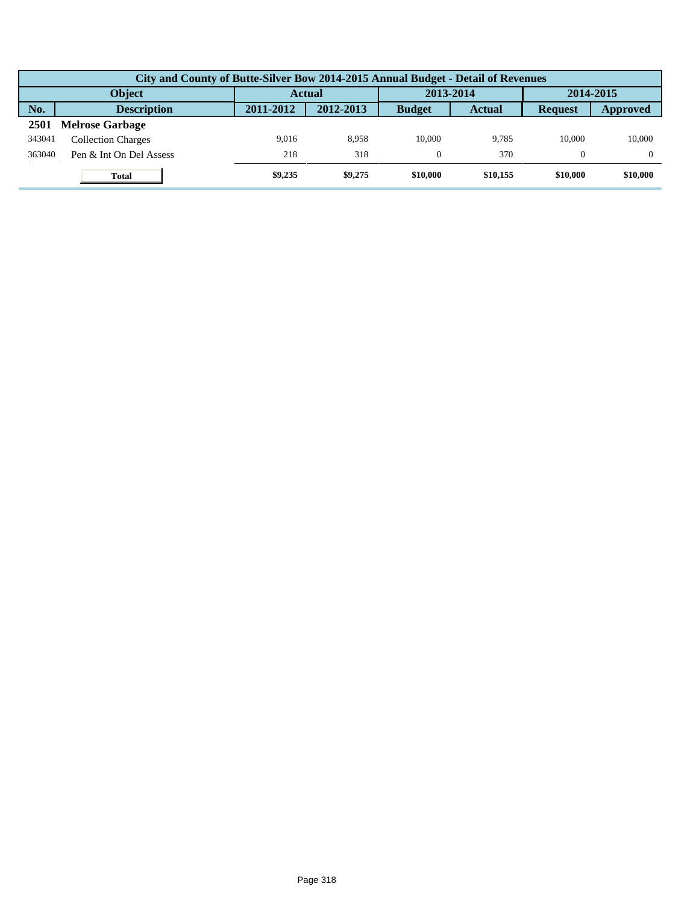| City and County of Butte-Silver Bow 2014-2015 Annual Budget - Detail of Revenues | | | | | | | |
|---|---|---|---|---|---|---|---|
| Object | | Actual | | 2013-2014 | | 2014-2015 | |
| No. | Description | 2011-2012 | 2012-2013 | Budget | Actual | Request | Approved |
| **2501** | **Melrose Garbage** | | | | | | |
| 343041 | Collection Charges | 9,016 | 8,958 | 10,000 | 9,785 | 10,000 | 10,000 |
| 363040 | Pen & Int On Del Assess | 218 | 318 | 0 | 370 | 0 | 0 |
| | **Total** | **$9,235** | **$9,275** | **$10,000** | **$10,155** | **$10,000** | **$10,000** |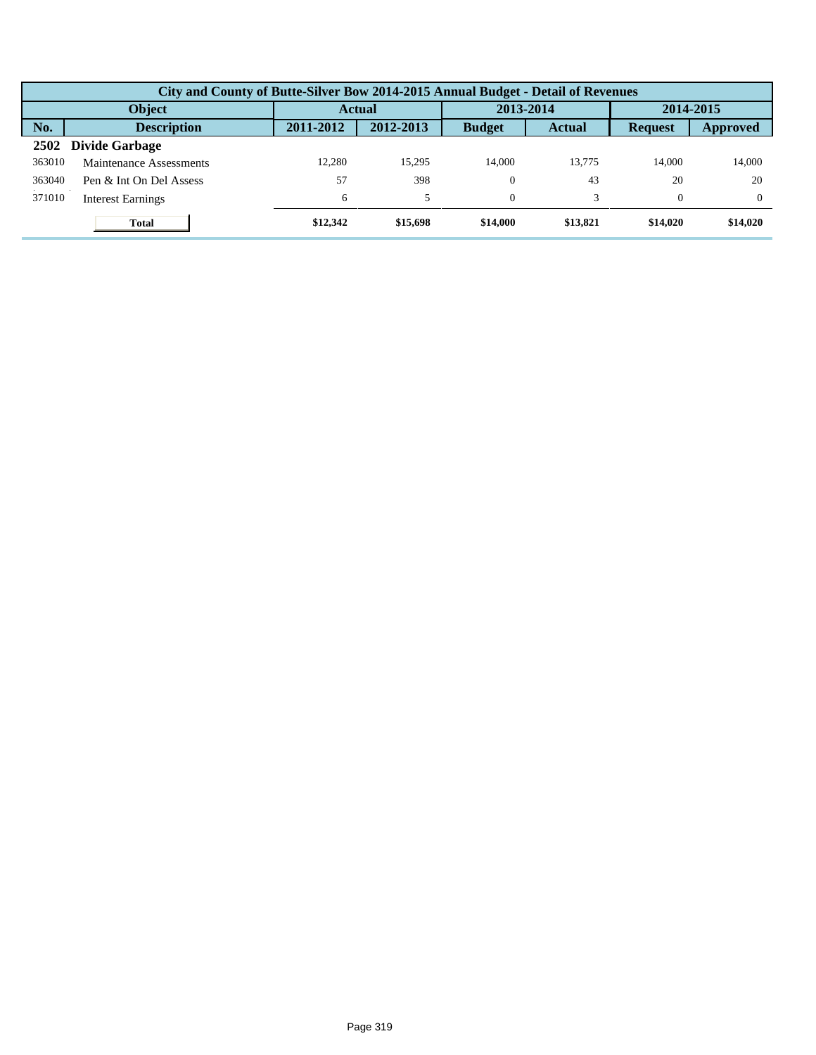| City and County of Butte-Silver Bow 2014-2015 Annual Budget - Detail of Revenues | | | | | | | |
|---|---|---|---|---|---|---|---|
| Object | | Actual | | 2013-2014 | | 2014-2015 | |
| No. | Description | 2011-2012 | 2012-2013 | Budget | Actual | Request | Approved |
| **2502** | **Divide Garbage** | | | | | | |
| 363010 | Maintenance Assessments | 12,280 | 15,295 | 14,000 | 13,775 | 14,000 | 14,000 |
| 363040 | Pen & Int On Del Assess | 57 | 398 | 0 | 43 | 20 | 20 |
| 371010 | Interest Earnings | 6 | 5 | 0 | 3 | 0 | 0 |
| | **Total** | **$12,342** | **$15,698** | **$14,000** | **$13,821** | **$14,020** | **$14,020** |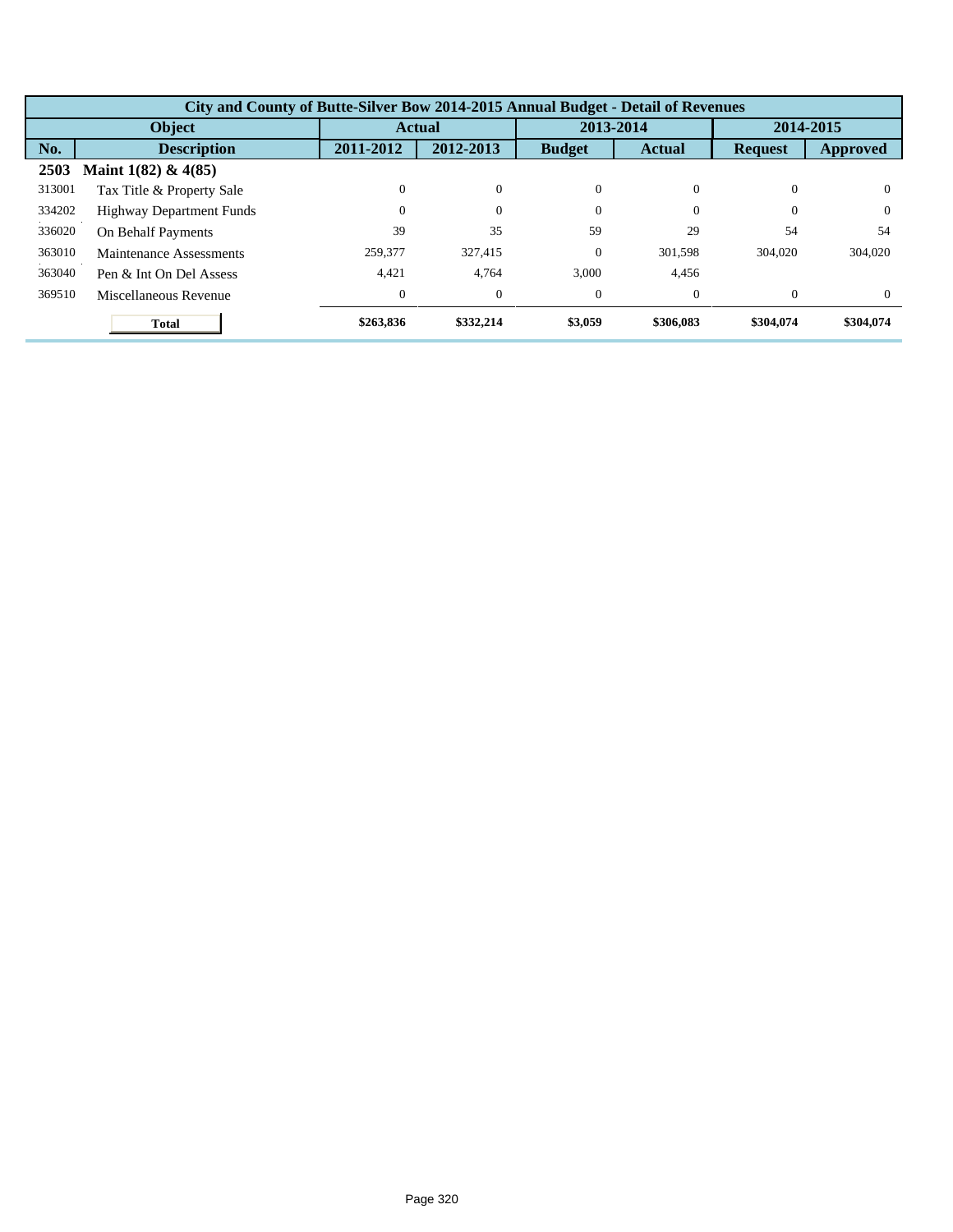| City and County of Butte-Silver Bow 2014-2015 Annual Budget - Detail of Revenues | | | | | | | |
|---|---|---|---|---|---|---|---|
| Object | | Actual | | 2013-2014 | | 2014-2015 | |
| No. | Description | 2011-2012 | 2012-2013 | Budget | Actual | Request | Approved |
| **2503** | **Maint 1(82) & 4(85)** | | | | | | |
| 313001 | Tax Title & Property Sale | 0 | 0 | 0 | 0 | 0 | 0 |
| 334202 | Highway Department Funds | 0 | 0 | 0 | 0 | 0 | 0 |
| 336020 | On Behalf Payments | 39 | 35 | 59 | 29 | 54 | 54 |
| 363010 | Maintenance Assessments | 259,377 | 327,415 | 0 | 301,598 | 304,020 | 304,020 |
| 363040 | Pen & Int On Del Assess | 4,421 | 4,764 | 3,000 | 4,456 | | |
| 369510 | Miscellaneous Revenue | 0 | 0 | 0 | 0 | 0 | 0 |
| | **Total** | **$263,836** | **$332,214** | **$3,059** | **$306,083** | **$304,074** | **$304,074** |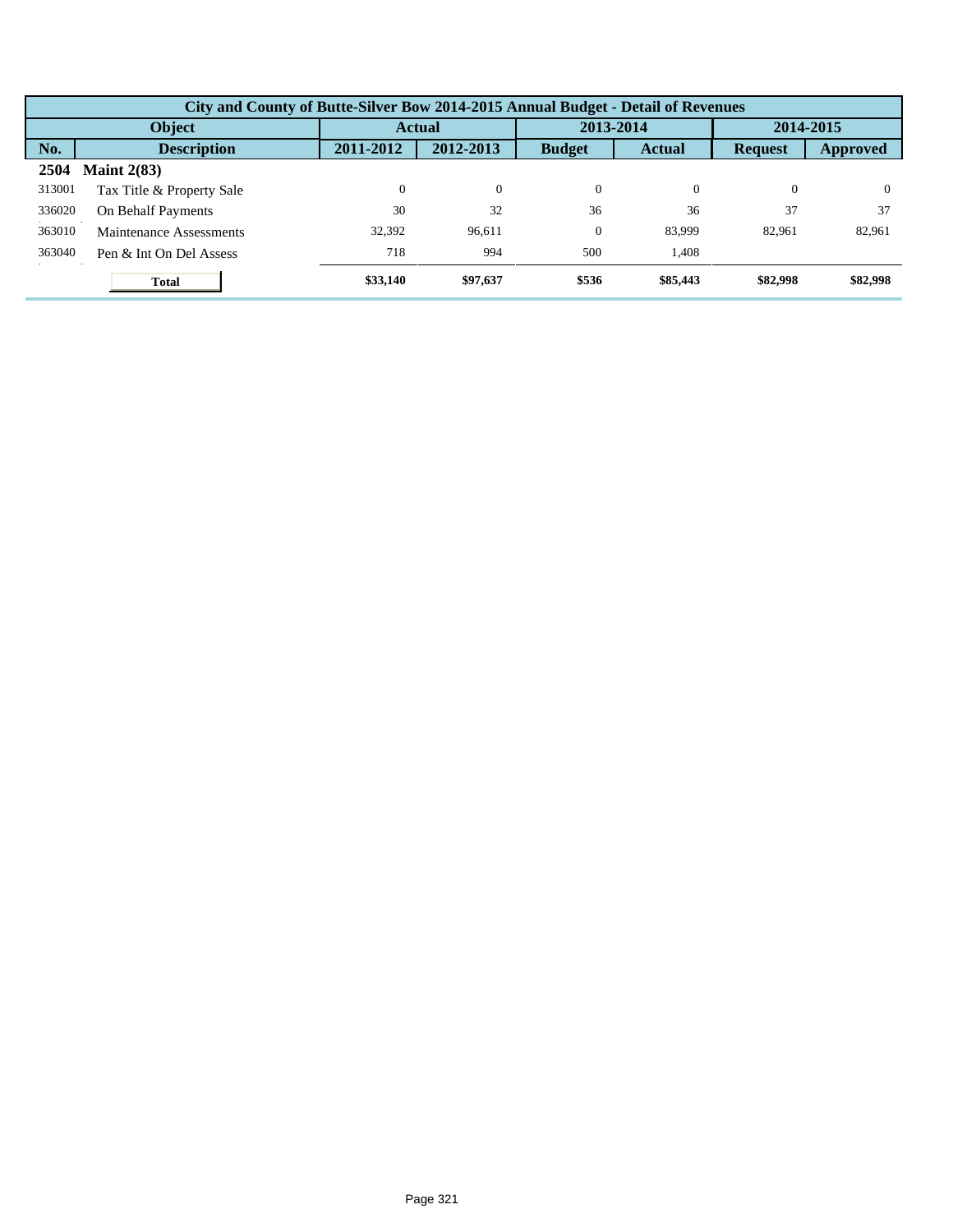| City and County of Butte-Silver Bow 2014-2015 Annual Budget - Detail of Revenues | | | | | | | |
|---|---|---|---|---|---|---|---|
| Object | | Actual | | 2013-2014 | | 2014-2015 | |
| No. | Description | 2011-2012 | 2012-2013 | Budget | Actual | Request | Approved |
| **2504** | **Maint 2(83)** | | | | | | |
| 313001 | Tax Title & Property Sale | 0 | 0 | 0 | 0 | 0 | 0 |
| 336020 | On Behalf Payments | 30 | 32 | 36 | 36 | 37 | 37 |
| 363010 | Maintenance Assessments | 32,392 | 96,611 | 0 | 83,999 | 82,961 | 82,961 |
| 363040 | Pen & Int On Del Assess | 718 | 994 | 500 | 1,408 | | |
| | **Total** | **$33,140** | **$97,637** | **$536** | **$85,443** | **$82,998** | **$82,998** |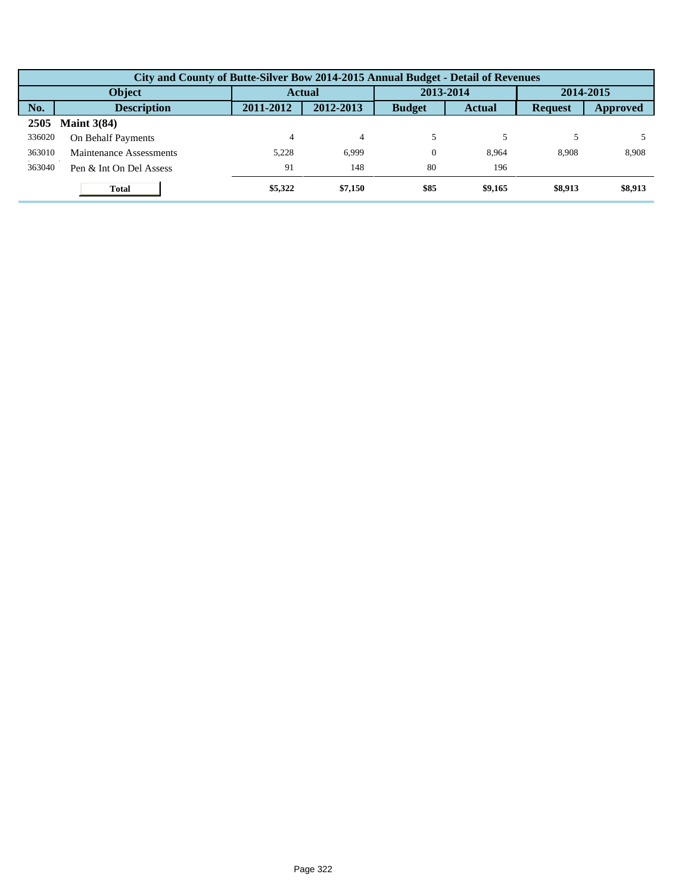| City and County of Butte-Silver Bow 2014-2015 Annual Budget - Detail of Revenues | | | | | | | |
|---|---|---|---|---|---|---|---|
| Object | | Actual | | 2013-2014 | | 2014-2015 | |
| No. | Description | 2011-2012 | 2012-2013 | Budget | Actual | Request | Approved |
| **2505** | **Maint 3(84)** | | | | | | |
| 336020 | On Behalf Payments | 4 | 4 | 5 | 5 | 5 | 5 |
| 363010 | Maintenance Assessments | 5,228 | 6,999 | 0 | 8,964 | 8,908 | 8,908 |
| 363040 | Pen & Int On Del Assess | 91 | 148 | 80 | 196 | | |
| | **Total** | **$5,322** | **$7,150** | **$85** | **$9,165** | **$8,913** | **$8,913** |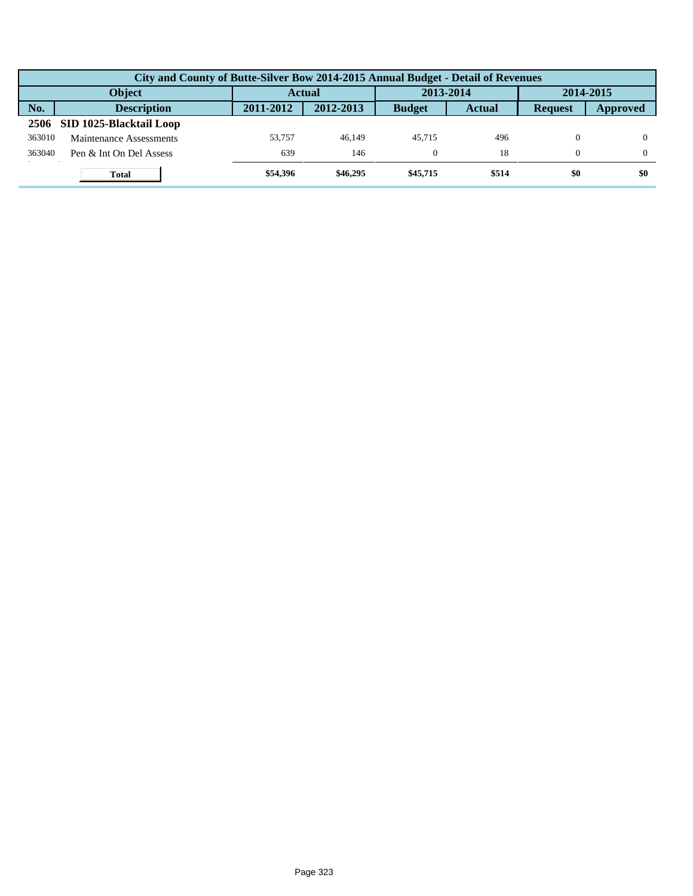| City and County of Butte-Silver Bow 2014-2015 Annual Budget - Detail of Revenues | | | | | | | |
|---|---|---|---|---|---|---|---|
| Object | | Actual | | 2013-2014 | | 2014-2015 | |
| No. | Description | 2011-2012 | 2012-2013 | Budget | Actual | Request | Approved |
| **2506** | **SID 1025-Blacktail Loop** | | | | | | |
| 363010 | Maintenance Assessments | 53,757 | 46,149 | 45,715 | 496 | 0 | 0 |
| 363040 | Pen & Int On Del Assess | 639 | 146 | 0 | 18 | 0 | 0 |
| | **Total** | **$54,396** | **$46,295** | **$45,715** | **$514** | **$0** | **$0** |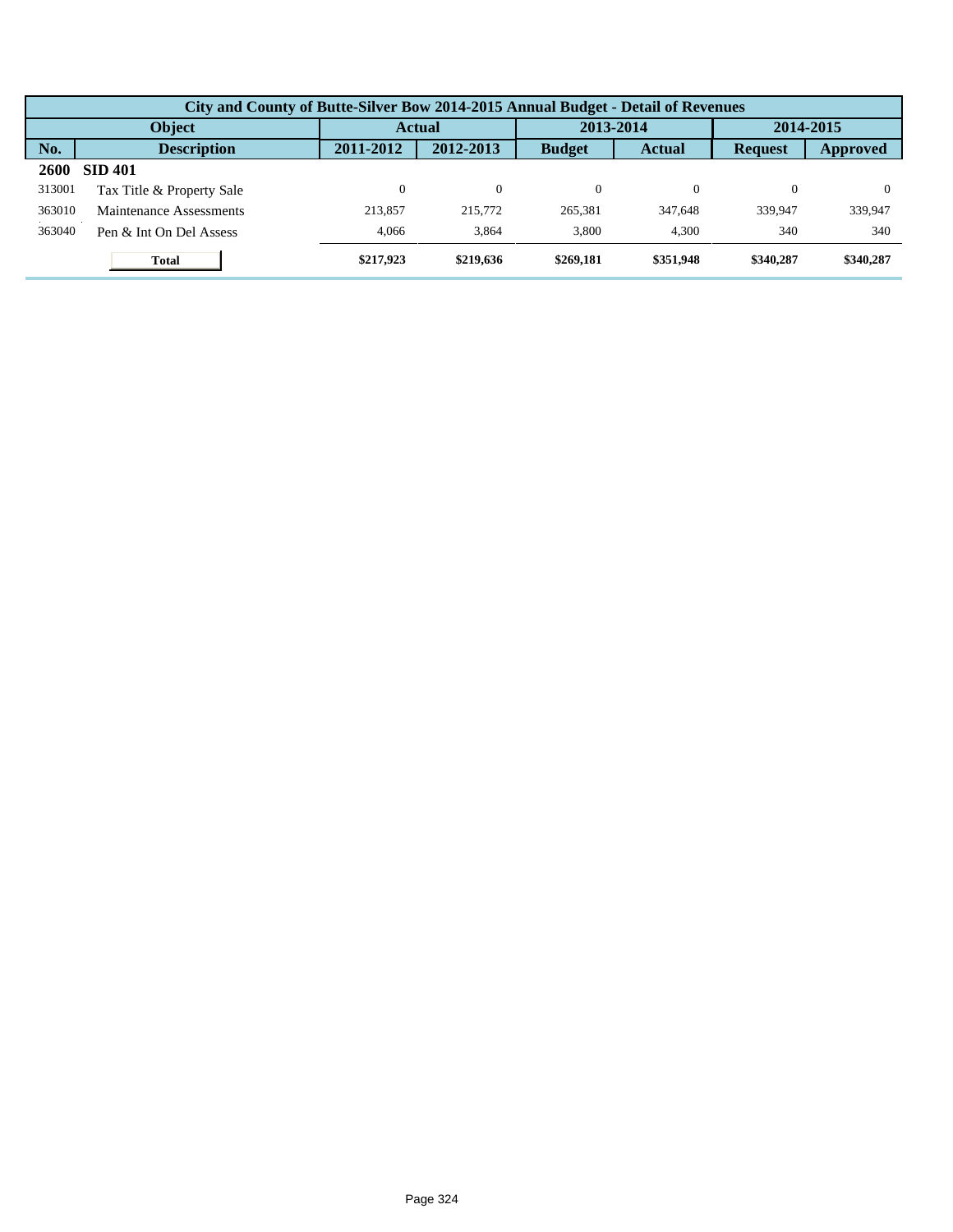| City and County of Butte-Silver Bow 2014-2015 Annual Budget - Detail of Revenues | | | | | | | |
|---|---|---|---|---|---|---|---|
| Object | | Actual | | 2013-2014 | | 2014-2015 | |
| No. | Description | 2011-2012 | 2012-2013 | Budget | Actual | Request | Approved |
| **2600** | **SID 401** | | | | | | |
| 313001 | Tax Title & Property Sale | 0 | 0 | 0 | 0 | 0 | 0 |
| 363010 | Maintenance Assessments | 213,857 | 215,772 | 265,381 | 347,648 | 339,947 | 339,947 |
| 363040 | Pen & Int On Del Assess | 4,066 | 3,864 | 3,800 | 4,300 | 340 | 340 |
| | **Total** | **$217,923** | **$219,636** | **$269,181** | **$351,948** | **$340,287** | **$340,287** |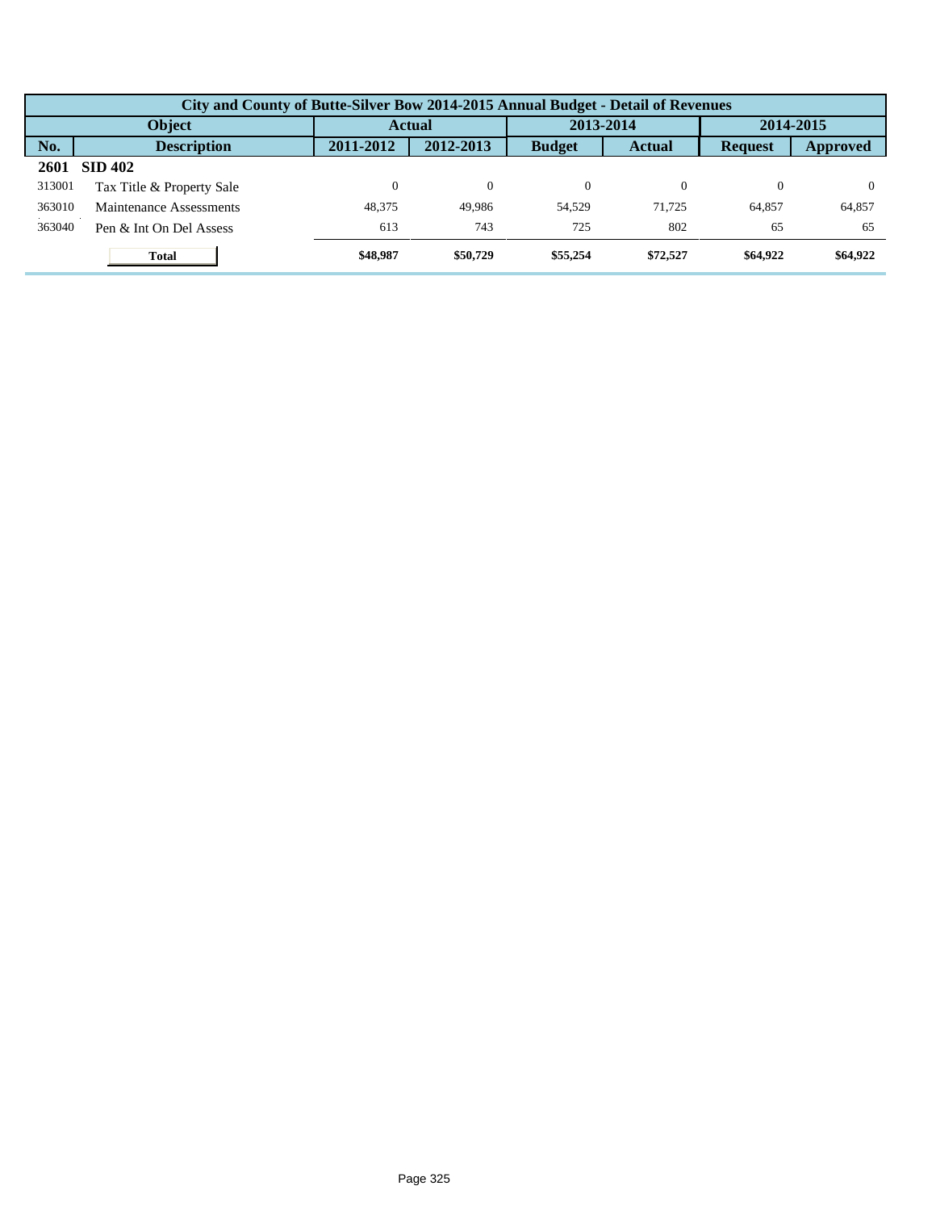| City and County of Butte-Silver Bow 2014-2015 Annual Budget - Detail of Revenues | | | | | | | |
|---|---|---|---|---|---|---|---|
| Object | | Actual | | 2013-2014 | | 2014-2015 | |
| No. | Description | 2011-2012 | 2012-2013 | Budget | Actual | Request | Approved |
| **2601** | **SID 402** | | | | | | |
| 313001 | Tax Title & Property Sale | 0 | 0 | 0 | 0 | 0 | 0 |
| 363010 | Maintenance Assessments | 48,375 | 49,986 | 54,529 | 71,725 | 64,857 | 64,857 |
| 363040 | Pen & Int On Del Assess | 613 | 743 | 725 | 802 | 65 | 65 |
| | **Total** | **$48,987** | **$50,729** | **$55,254** | **$72,527** | **$64,922** | **$64,922** |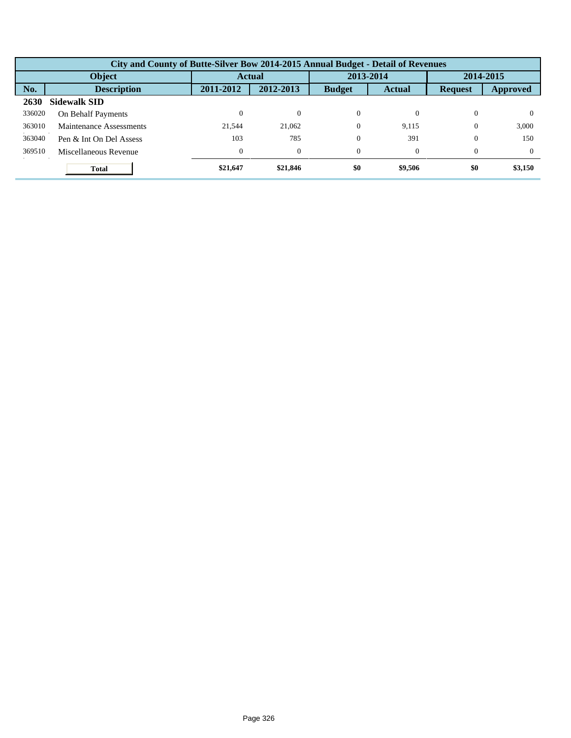| City and County of Butte-Silver Bow 2014-2015 Annual Budget - Detail of Revenues | | | | | | | |
|---|---|---|---|---|---|---|---|
| Object | | Actual | | 2013-2014 | | 2014-2015 | |
| No. | Description | 2011-2012 | 2012-2013 | Budget | Actual | Request | Approved |
| **2630** | **Sidewalk SID** | | | | | | |
| 336020 | On Behalf Payments | 0 | 0 | 0 | 0 | 0 | 0 |
| 363010 | Maintenance Assessments | 21,544 | 21,062 | 0 | 9,115 | 0 | 3,000 |
| 363040 | Pen & Int On Del Assess | 103 | 785 | 0 | 391 | 0 | 150 |
| 369510 | Miscellaneous Revenue | 0 | 0 | 0 | 0 | 0 | 0 |
| | **Total** | **$21,647** | **$21,846** | **$0** | **$9,506** | **$0** | **$3,150** |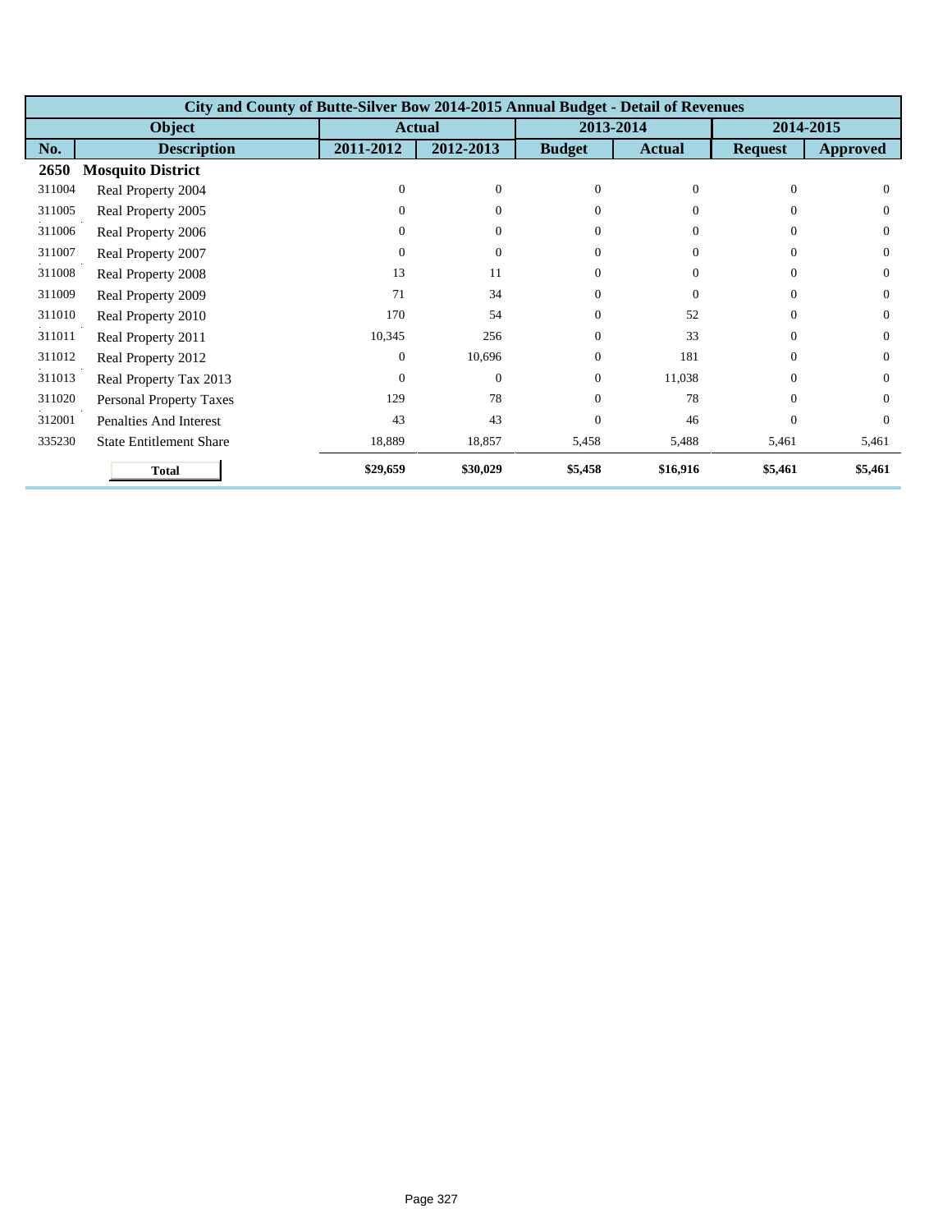| City and County of Butte-Silver Bow 2014-2015 Annual Budget - Detail of Revenues | | | | | | | |
|---|---|---|---|---|---|---|---|
| Object | | Actual | | 2013-2014 | | 2014-2015 | |
| No. | Description | 2011-2012 | 2012-2013 | Budget | Actual | Request | Approved |
| **2650** | **Mosquito District** | | | | | | |
| 311004 | Real Property 2004 | 0 | 0 | 0 | 0 | 0 | 0 |
| 311005 | Real Property 2005 | 0 | 0 | 0 | 0 | 0 | 0 |
| 311006 | Real Property 2006 | 0 | 0 | 0 | 0 | 0 | 0 |
| 311007 | Real Property 2007 | 0 | 0 | 0 | 0 | 0 | 0 |
| 311008 | Real Property 2008 | 13 | 11 | 0 | 0 | 0 | 0 |
| 311009 | Real Property 2009 | 71 | 34 | 0 | 0 | 0 | 0 |
| 311010 | Real Property 2010 | 170 | 54 | 0 | 52 | 0 | 0 |
| 311011 | Real Property 2011 | 10,345 | 256 | 0 | 33 | 0 | 0 |
| 311012 | Real Property 2012 | 0 | 10,696 | 0 | 181 | 0 | 0 |
| 311013 | Real Property Tax 2013 | 0 | 0 | 0 | 11,038 | 0 | 0 |
| 311020 | Personal Property Taxes | 129 | 78 | 0 | 78 | 0 | 0 |
| 312001 | Penalties And Interest | 43 | 43 | 0 | 46 | 0 | 0 |
| 335230 | State Entitlement Share | 18,889 | 18,857 | 5,458 | 5,488 | 5,461 | 5,461 |
| | **Total** | **$29,659** | **$30,029** | **$5,458** | **$16,916** | **$5,461** | **$5,461** |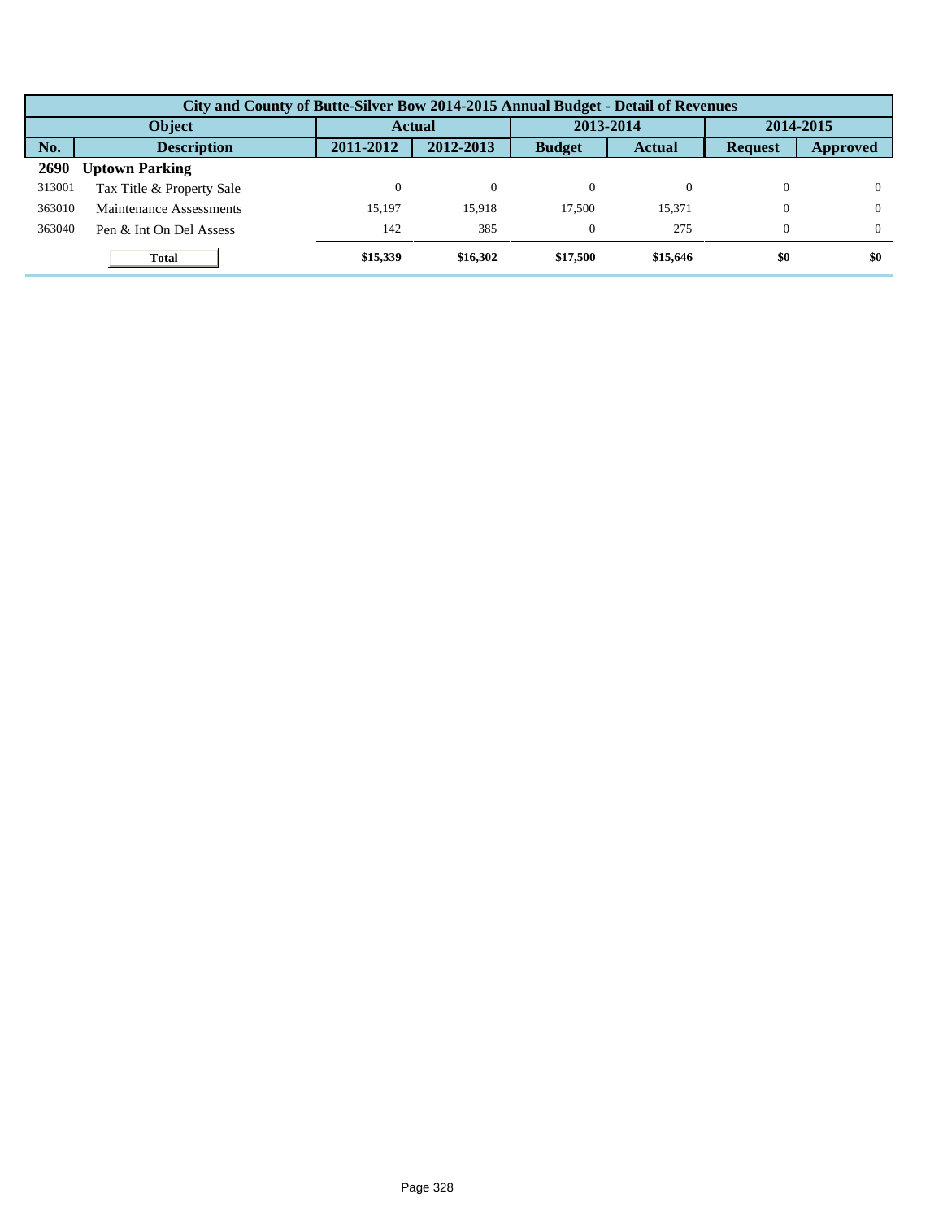| City and County of Butte-Silver Bow 2014-2015 Annual Budget - Detail of Revenues | | | | | | | |
|---|---|---|---|---|---|---|---|
| Object | | Actual | | 2013-2014 | | 2014-2015 | |
| No. | Description | 2011-2012 | 2012-2013 | Budget | Actual | Request | Approved |
| **2690** | **Uptown Parking** | | | | | | |
| 313001 | Tax Title & Property Sale | 0 | 0 | 0 | 0 | 0 | 0 |
| 363010 | Maintenance Assessments | 15,197 | 15,918 | 17,500 | 15,371 | 0 | 0 |
| 363040 | Pen & Int On Del Assess | 142 | 385 | 0 | 275 | 0 | 0 |
| | **Total** | **$15,339** | **$16,302** | **$17,500** | **$15,646** | **$0** | **$0** |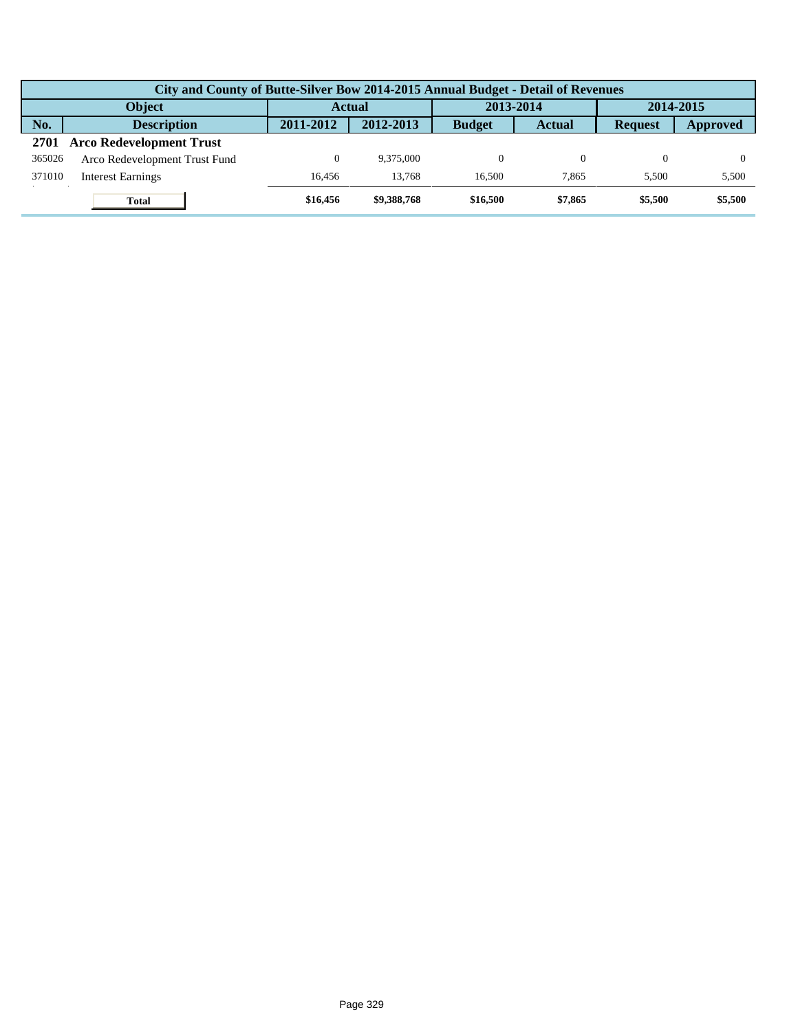| City and County of Butte-Silver Bow 2014-2015 Annual Budget - Detail of Revenues | | | | | | | |
|---|---|---|---|---|---|---|---|
| Object | | Actual | | 2013-2014 | | 2014-2015 | |
| No. | Description | 2011-2012 | 2012-2013 | Budget | Actual | Request | Approved |
| **2701** | **Arco Redevelopment Trust** | | | | | | |
| 365026 | Arco Redevelopment Trust Fund | 0 | 9,375,000 | 0 | 0 | 0 | 0 |
| 371010 | Interest Earnings | 16,456 | 13,768 | 16,500 | 7,865 | 5,500 | 5,500 |
| | **Total** | **$16,456** | **$9,388,768** | **$16,500** | **$7,865** | **$5,500** | **$5,500** |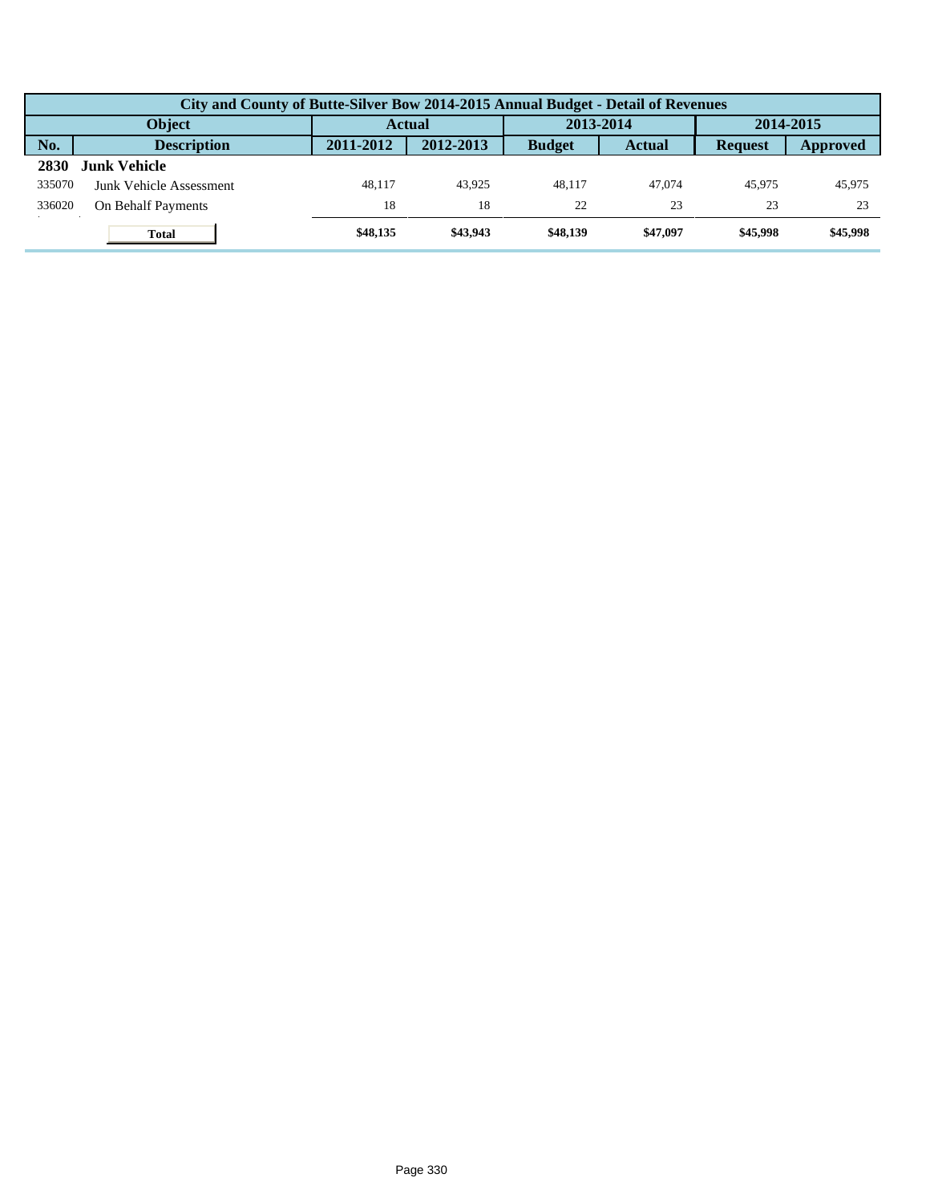| City and County of Butte-Silver Bow 2014-2015 Annual Budget - Detail of Revenues | | | | | | | |
|---|---|---|---|---|---|---|---|
| Object | | Actual | | 2013-2014 | | 2014-2015 | |
| No. | Description | 2011-2012 | 2012-2013 | Budget | Actual | Request | Approved |
| **2830** | **Junk Vehicle** | | | | | | |
| 335070 | Junk Vehicle Assessment | 48,117 | 43,925 | 48,117 | 47,074 | 45,975 | 45,975 |
| 336020 | On Behalf Payments | 18 | 18 | 22 | 23 | 23 | 23 |
| | **Total** | **$48,135** | **$43,943** | **$48,139** | **$47,097** | **$45,998** | **$45,998** |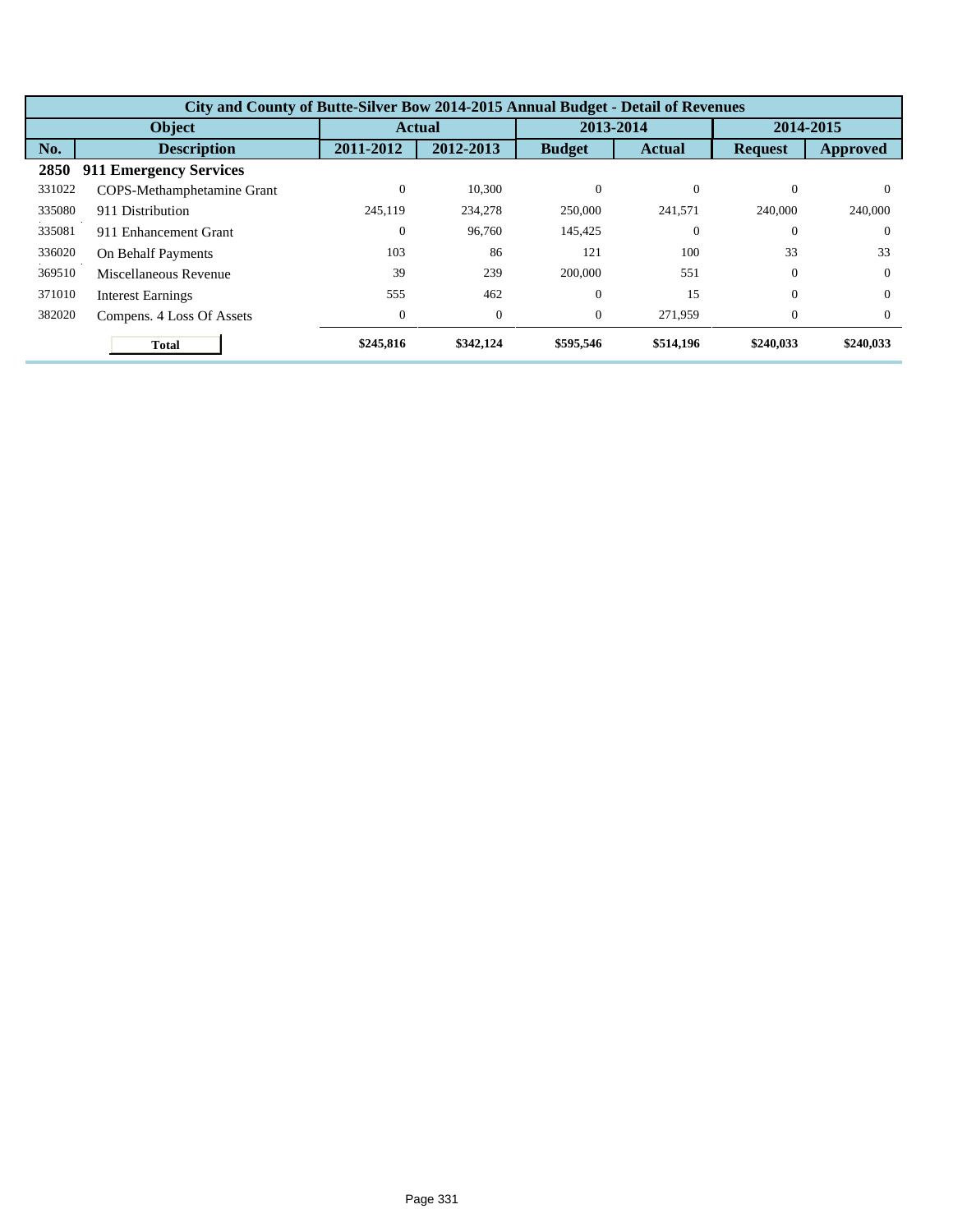| City and County of Butte-Silver Bow 2014-2015 Annual Budget - Detail of Revenues | | | | | | | |
|---|---|---|---|---|---|---|---|
| Object | | Actual | | 2013-2014 | | 2014-2015 | |
| No. | Description | 2011-2012 | 2012-2013 | Budget | Actual | Request | Approved |
| **2850** | **911 Emergency Services** | | | | | | |
| 331022 | COPS-Methamphetamine Grant | 0 | 10,300 | 0 | 0 | 0 | 0 |
| 335080 | 911 Distribution | 245,119 | 234,278 | 250,000 | 241,571 | 240,000 | 240,000 |
| 335081 | 911 Enhancement Grant | 0 | 96,760 | 145,425 | 0 | 0 | 0 |
| 336020 | On Behalf Payments | 103 | 86 | 121 | 100 | 33 | 33 |
| 369510 | Miscellaneous Revenue | 39 | 239 | 200,000 | 551 | 0 | 0 |
| 371010 | Interest Earnings | 555 | 462 | 0 | 15 | 0 | 0 |
| 382020 | Compens. 4 Loss Of Assets | 0 | 0 | 0 | 271,959 | 0 | 0 |
| | **Total** | **$245,816** | **$342,124** | **$595,546** | **$514,196** | **$240,033** | **$240,033** |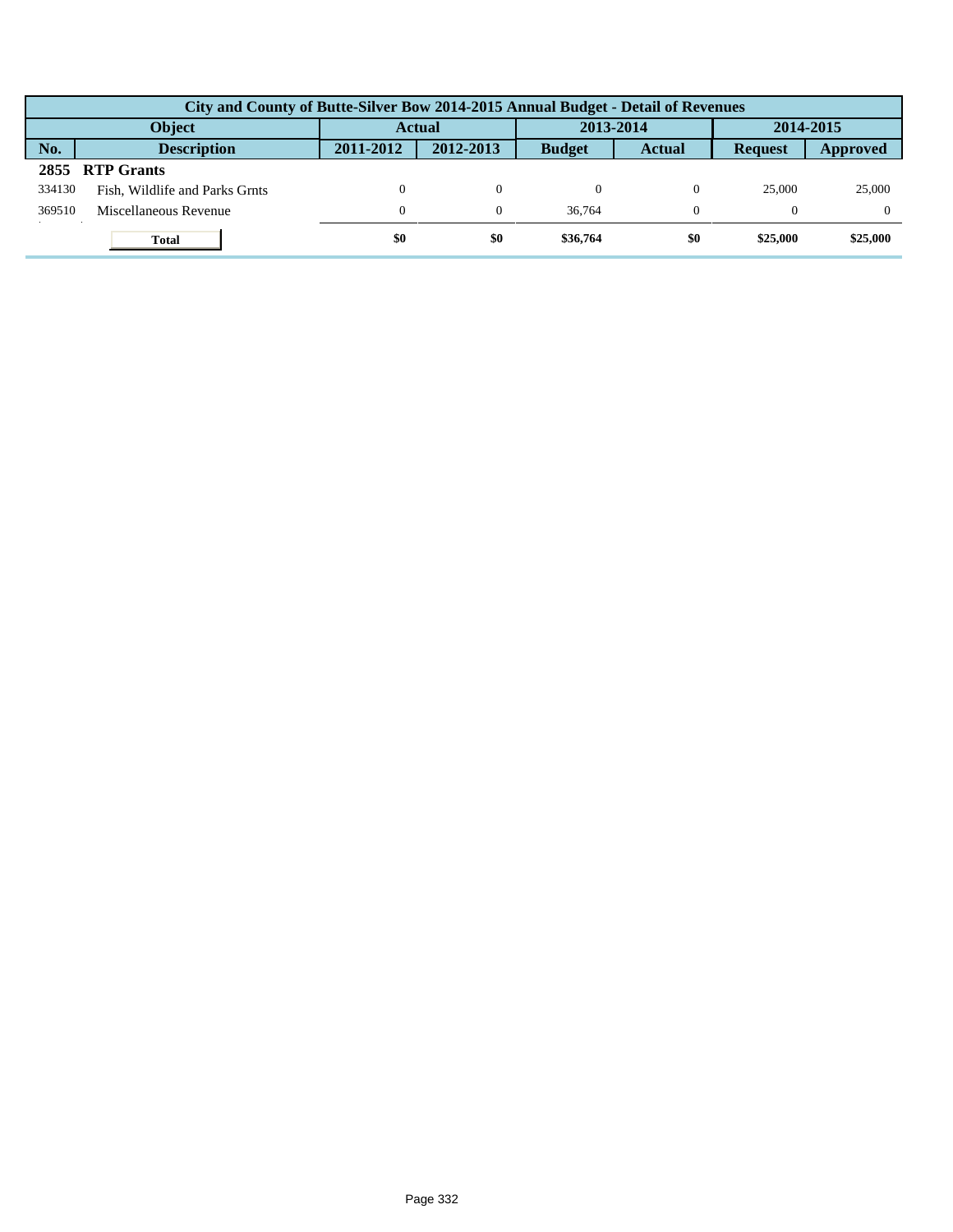| City and County of Butte-Silver Bow 2014-2015 Annual Budget - Detail of Revenues | | | | | | | |
|---|---|---|---|---|---|---|---|
| Object | | Actual | | 2013-2014 | | 2014-2015 | |
| No. | Description | 2011-2012 | 2012-2013 | Budget | Actual | Request | Approved |
| **2855** | **RTP Grants** | | | | | | |
| 334130 | Fish, Wildlife and Parks Grnts | 0 | 0 | 0 | 0 | 25,000 | 25,000 |
| 369510 | Miscellaneous Revenue | 0 | 0 | 36,764 | 0 | 0 | 0 |
| | **Total** | **$0** | **$0** | **$36,764** | **$0** | **$25,000** | **$25,000** |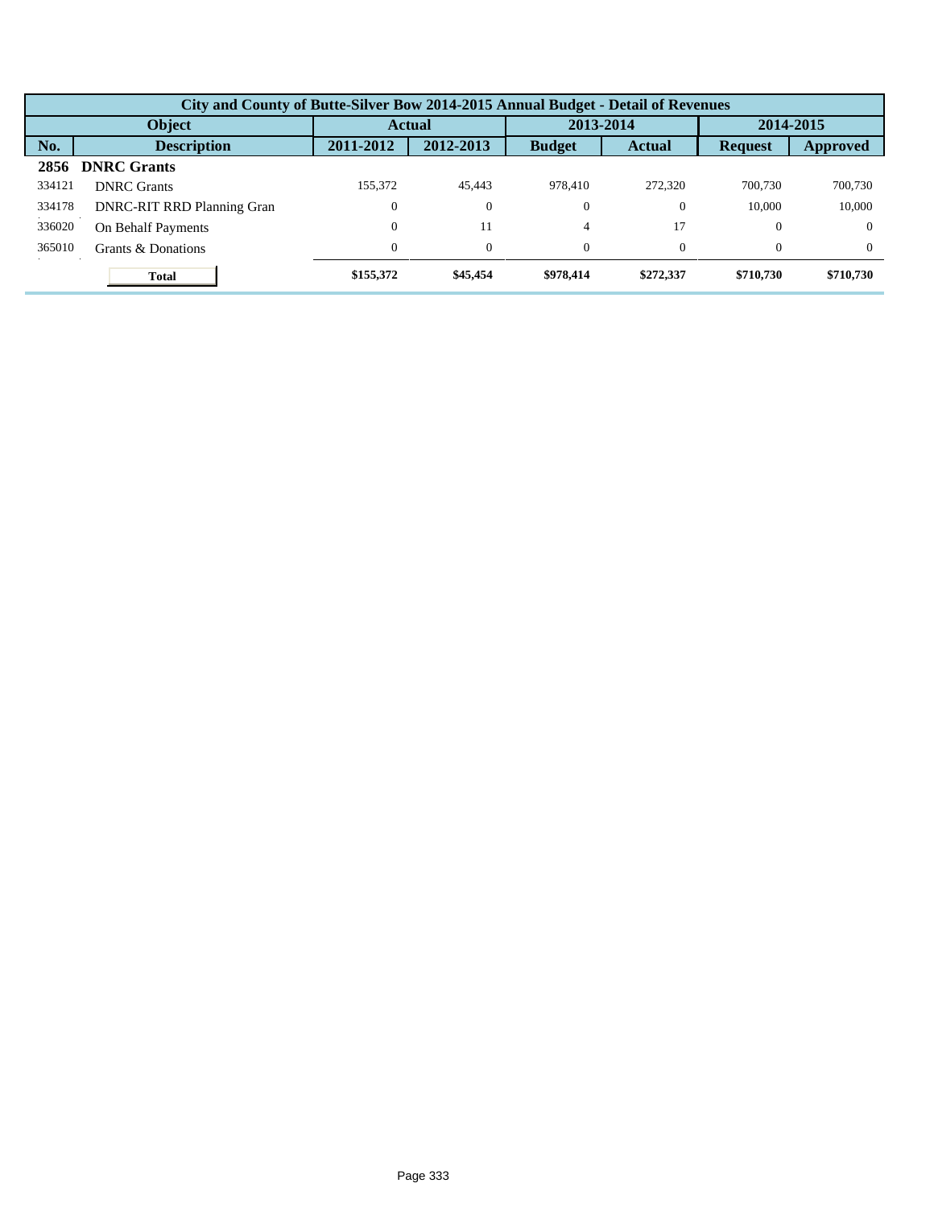| City and County of Butte-Silver Bow 2014-2015 Annual Budget - Detail of Revenues | | | | | | | |
|---|---|---|---|---|---|---|---|
| Object | | Actual | | 2013-2014 | | 2014-2015 | |
| No. | Description | 2011-2012 | 2012-2013 | Budget | Actual | Request | Approved |
| **2856** | **DNRC Grants** | | | | | | |
| 334121 | DNRC Grants | 155,372 | 45,443 | 978,410 | 272,320 | 700,730 | 700,730 |
| 334178 | DNRC-RIT RRD Planning Gran | 0 | 0 | 0 | 0 | 10,000 | 10,000 |
| 336020 | On Behalf Payments | 0 | 11 | 4 | 17 | 0 | 0 |
| 365010 | Grants & Donations | 0 | 0 | 0 | 0 | 0 | 0 |
| | **Total** | **$155,372** | **$45,454** | **$978,414** | **$272,337** | **$710,730** | **$710,730** |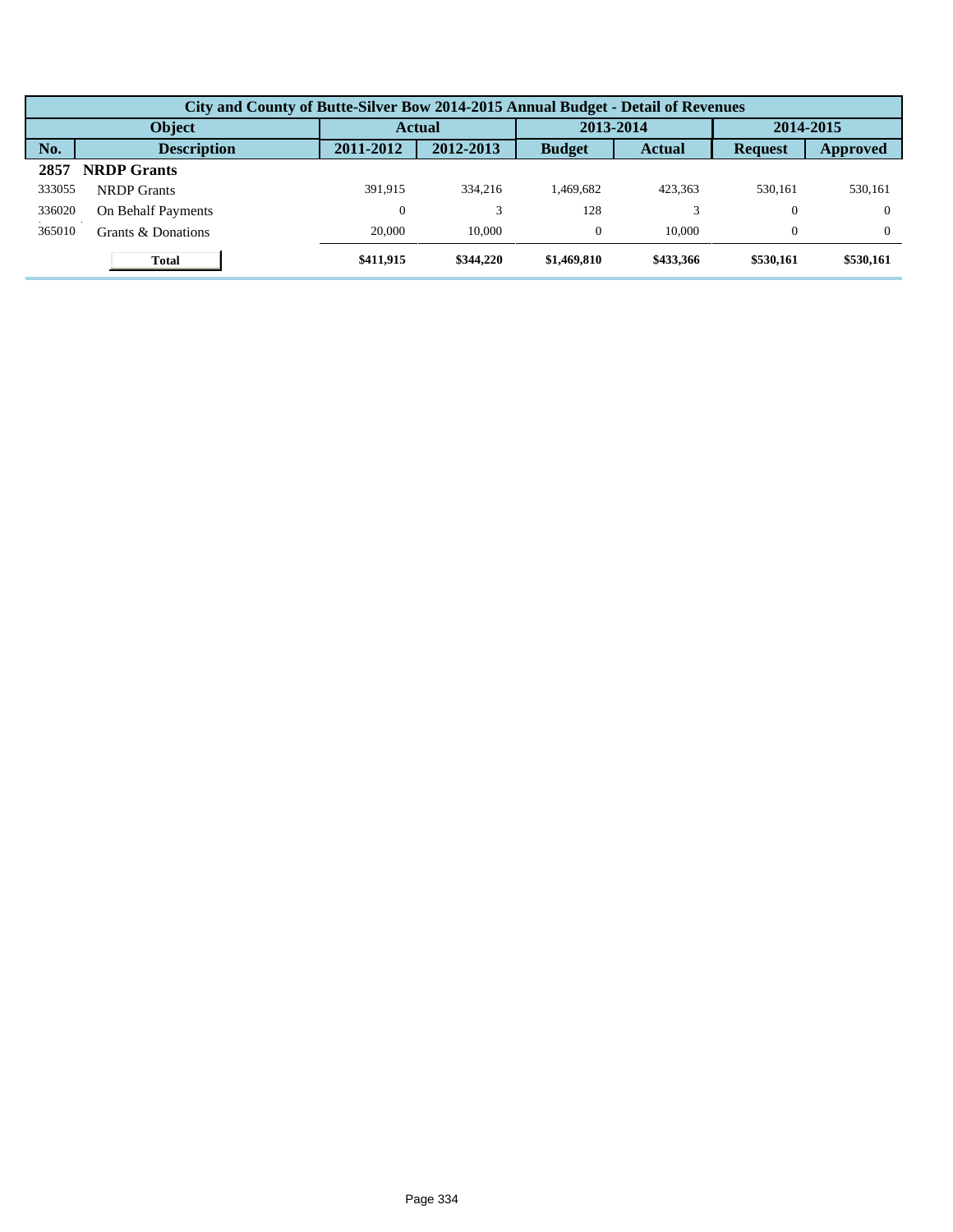| City and County of Butte-Silver Bow 2014-2015 Annual Budget - Detail of Revenues | | | | | | | |
|---|---|---|---|---|---|---|---|
| Object | | Actual | | 2013-2014 | | 2014-2015 | |
| No. | Description | 2011-2012 | 2012-2013 | Budget | Actual | Request | Approved |
| **2857** | **NRDP Grants** | | | | | | |
| 333055 | NRDP Grants | 391,915 | 334,216 | 1,469,682 | 423,363 | 530,161 | 530,161 |
| 336020 | On Behalf Payments | 0 | 3 | 128 | 3 | 0 | 0 |
| 365010 | Grants & Donations | 20,000 | 10,000 | 0 | 10,000 | 0 | 0 |
| | **Total** | **$411,915** | **$344,220** | **$1,469,810** | **$433,366** | **$530,161** | **$530,161** |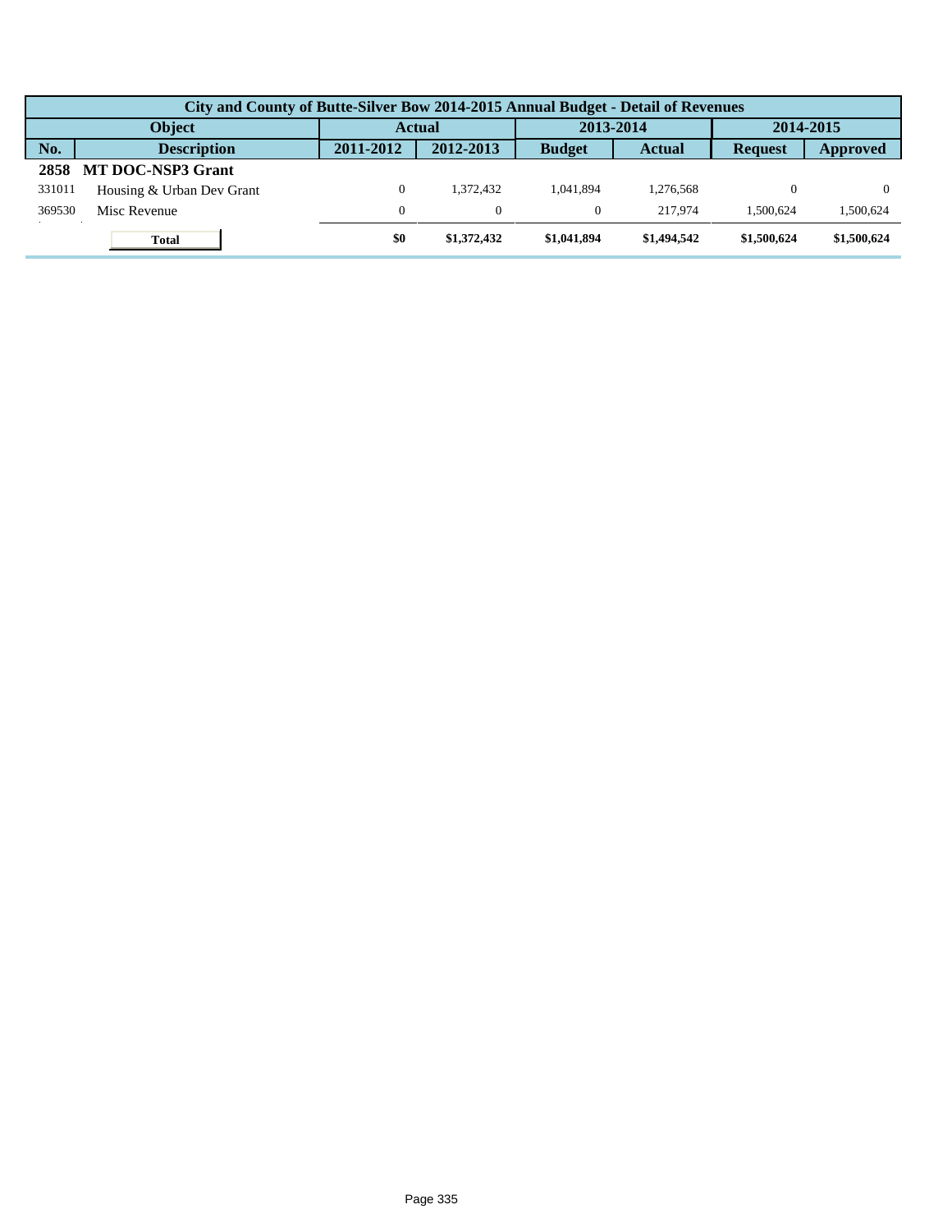| City and County of Butte-Silver Bow 2014-2015 Annual Budget - Detail of Revenues | | | | | | | |
|---|---|---|---|---|---|---|---|
| Object | | Actual | | 2013-2014 | | 2014-2015 | |
| No. | Description | 2011-2012 | 2012-2013 | Budget | Actual | Request | Approved |
| **2858** | **MT DOC-NSP3 Grant** | | | | | | |
| 331011 | Housing & Urban Dev Grant | 0 | 1,372,432 | 1,041,894 | 1,276,568 | 0 | 0 |
| 369530 | Misc Revenue | 0 | 0 | 0 | 217,974 | 1,500,624 | 1,500,624 |
| | **Total** | **$0** | **$1,372,432** | **$1,041,894** | **$1,494,542** | **$1,500,624** | **$1,500,624** |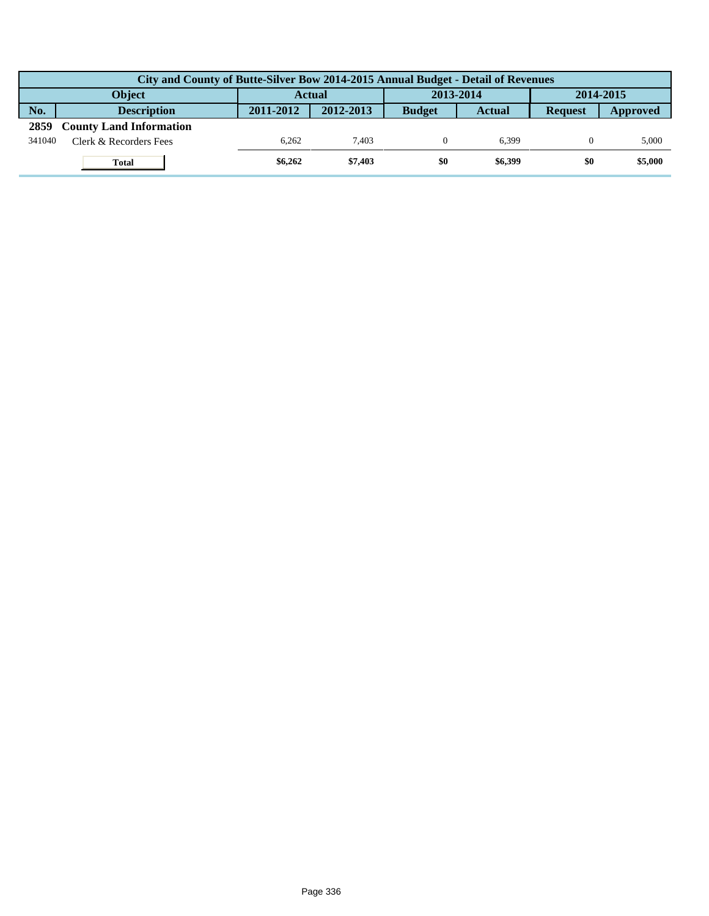| City and County of Butte-Silver Bow 2014-2015 Annual Budget - Detail of Revenues | | | | | | | |
|---|---|---|---|---|---|---|---|
| Object | | Actual | | 2013-2014 | | 2014-2015 | |
| No. | Description | 2011-2012 | 2012-2013 | Budget | Actual | Request | Approved |
| **2859** | **County Land Information** | | | | | | |
| 341040 | Clerk & Recorders Fees | 6,262 | 7,403 | 0 | 6,399 | 0 | 5,000 |
| | **Total** | **$6,262** | **$7,403** | **$0** | **$6,399** | **$0** | **$5,000** |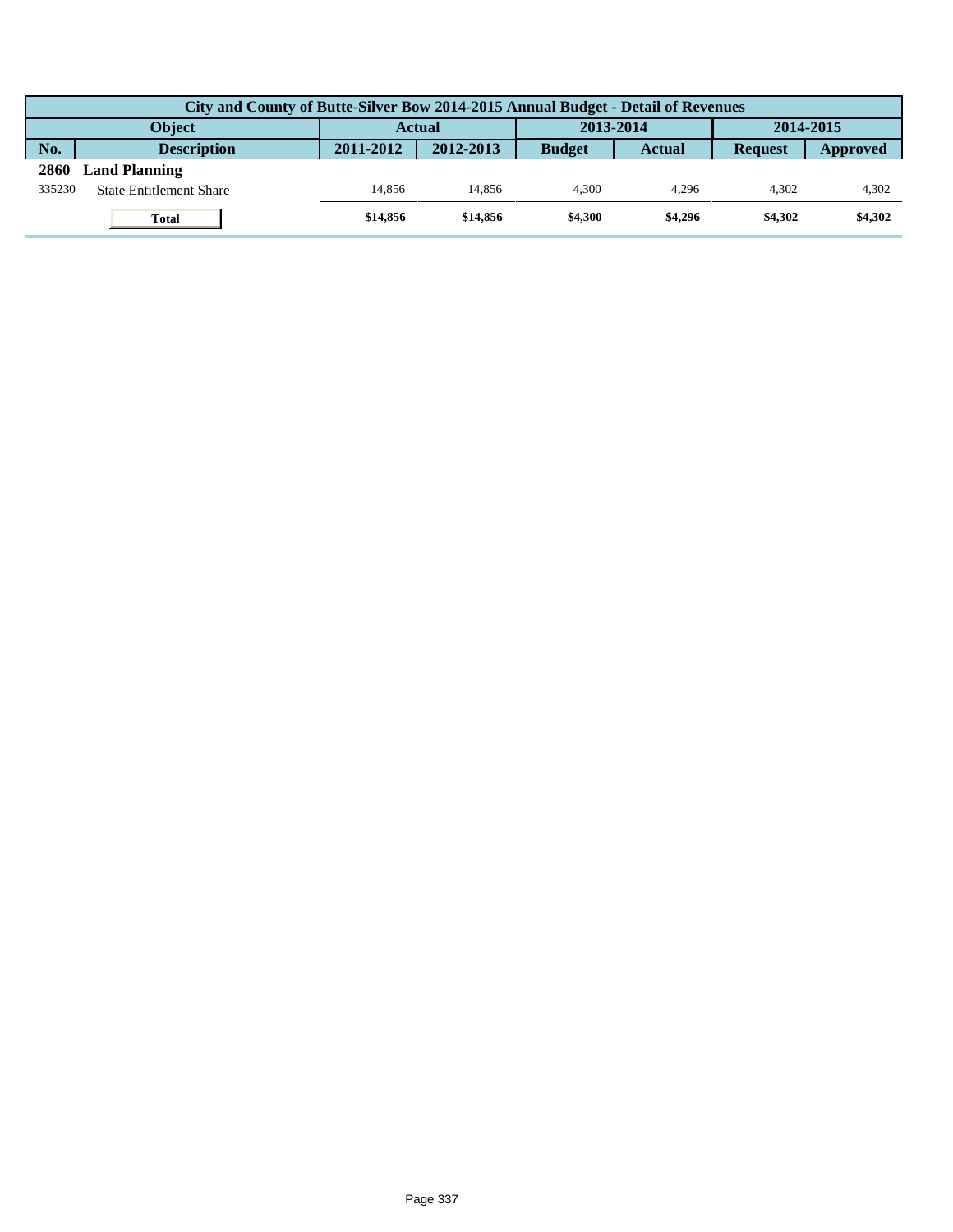| City and County of Butte-Silver Bow 2014-2015 Annual Budget - Detail of Revenues | | | | | | | |
|---|---|---|---|---|---|---|---|
| Object | | Actual | | 2013-2014 | | 2014-2015 | |
| No. | Description | 2011-2012 | 2012-2013 | Budget | Actual | Request | Approved |
| **2860** | **Land Planning** | | | | | | |
| 335230 | State Entitlement Share | 14,856 | 14,856 | 4,300 | 4,296 | 4,302 | 4,302 |
| | **Total** | **$14,856** | **$14,856** | **$4,300** | **$4,296** | **$4,302** | **$4,302** |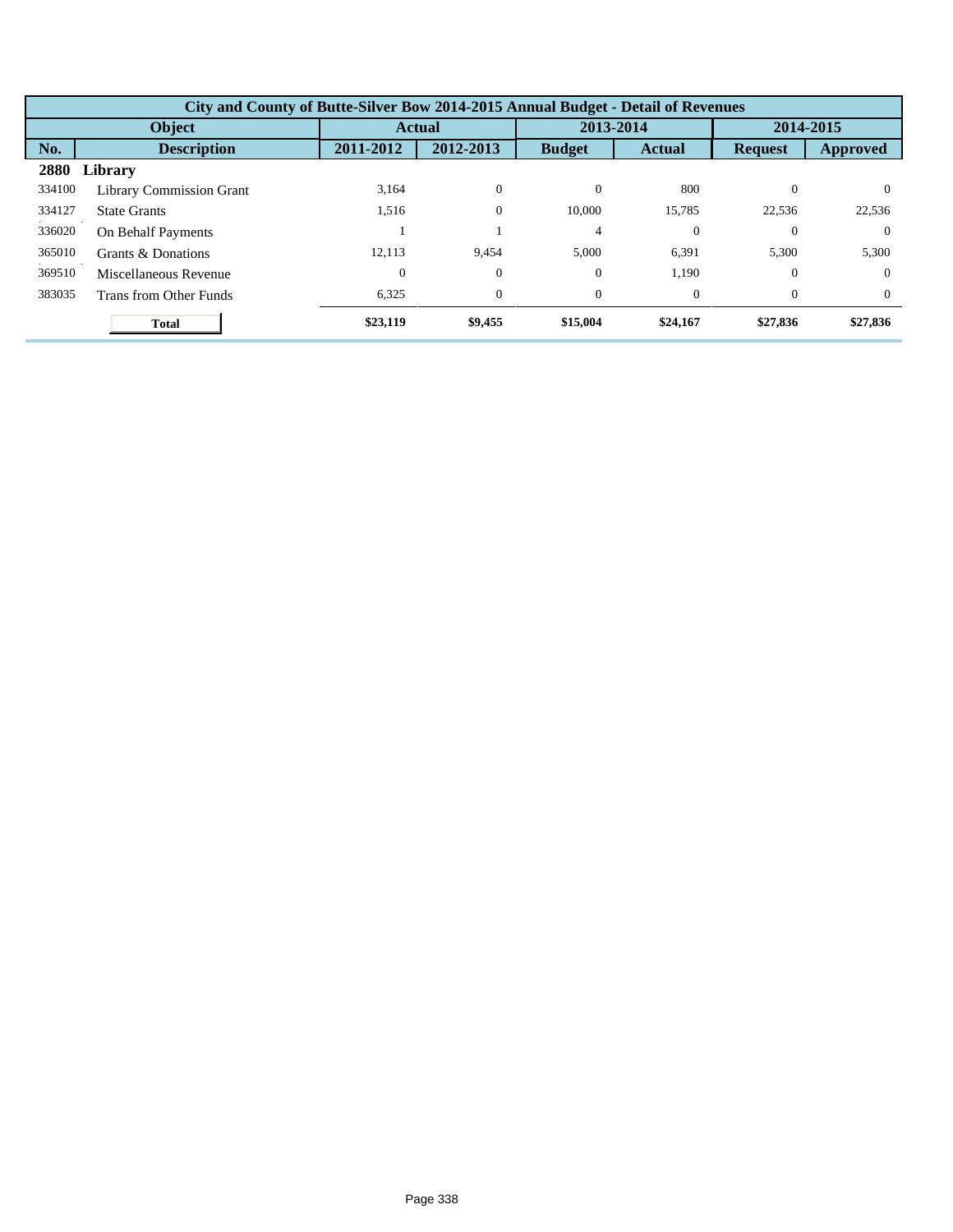| City and County of Butte-Silver Bow 2014-2015 Annual Budget - Detail of Revenues | | | | | | | |
|---|---|---|---|---|---|---|---|
| Object | | Actual | | 2013-2014 | | 2014-2015 | |
| No. | Description | 2011-2012 | 2012-2013 | Budget | Actual | Request | Approved |
| **2880** | **Library** | | | | | | |
| 334100 | Library Commission Grant | 3,164 | 0 | 0 | 800 | 0 | 0 |
| 334127 | State Grants | 1,516 | 0 | 10,000 | 15,785 | 22,536 | 22,536 |
| 336020 | On Behalf Payments | 1 | 1 | 4 | 0 | 0 | 0 |
| 365010 | Grants & Donations | 12,113 | 9,454 | 5,000 | 6,391 | 5,300 | 5,300 |
| 369510 | Miscellaneous Revenue | 0 | 0 | 0 | 1,190 | 0 | 0 |
| 383035 | Trans from Other Funds | 6,325 | 0 | 0 | 0 | 0 | 0 |
| | **Total** | **$23,119** | **$9,455** | **$15,004** | **$24,167** | **$27,836** | **$27,836** |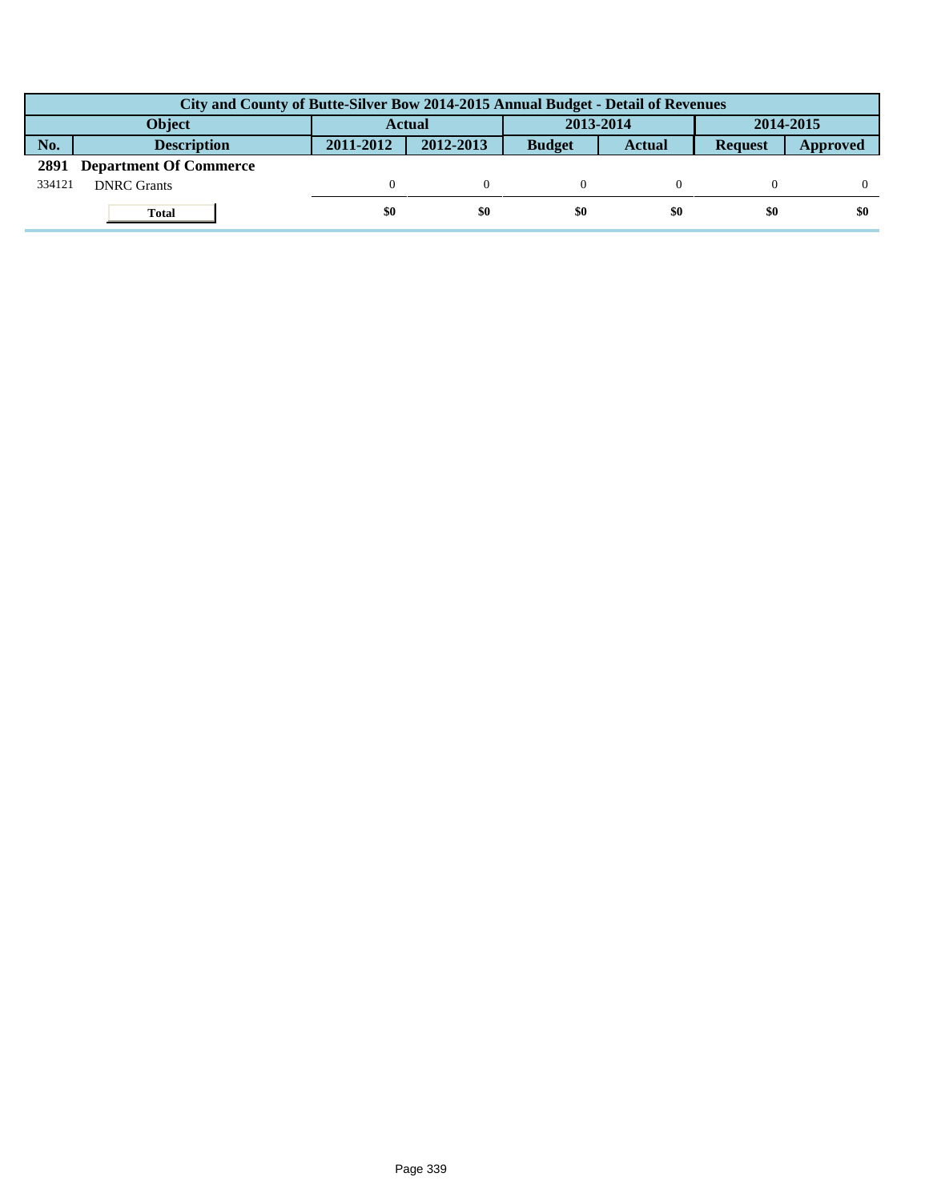| City and County of Butte-Silver Bow 2014-2015 Annual Budget - Detail of Revenues | | | | | | | |
|---|---|---|---|---|---|---|---|
| Object | | Actual | | 2013-2014 | | 2014-2015 | |
| No. | Description | 2011-2012 | 2012-2013 | Budget | Actual | Request | Approved |
| **2891** | **Department Of Commerce** | | | | | | |
| 334121 | DNRC Grants | 0 | 0 | 0 | 0 | 0 | 0 |
| | **Total** | **$0** | **$0** | **$0** | **$0** | **$0** | **$0** |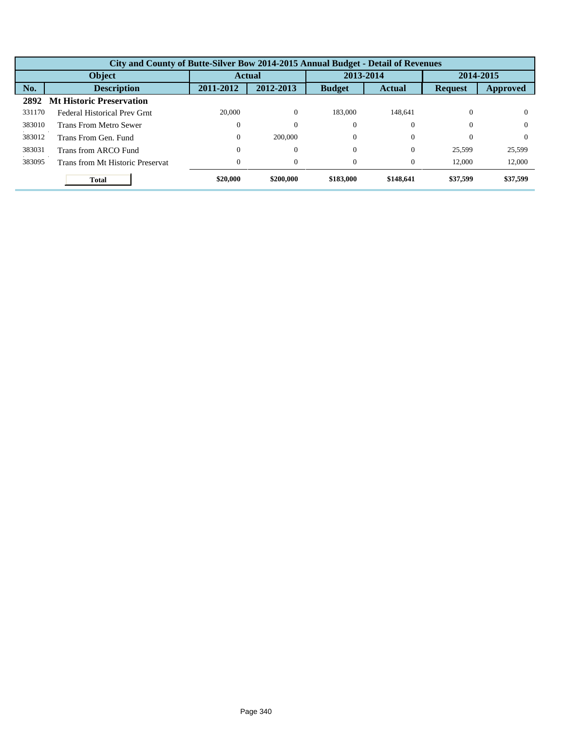| City and County of Butte-Silver Bow 2014-2015 Annual Budget - Detail of Revenues | | | | | | | |
|---|---|---|---|---|---|---|---|
| Object | | Actual | | 2013-2014 | | 2014-2015 | |
| No. | Description | 2011-2012 | 2012-2013 | Budget | Actual | Request | Approved |
| **2892** | **Mt Historic Preservation** | | | | | | |
| 331170 | Federal Historical Prev Grnt | 20,000 | 0 | 183,000 | 148,641 | 0 | 0 |
| 383010 | Trans From Metro Sewer | 0 | 0 | 0 | 0 | 0 | 0 |
| 383012 | Trans From Gen. Fund | 0 | 200,000 | 0 | 0 | 0 | 0 |
| 383031 | Trans from ARCO Fund | 0 | 0 | 0 | 0 | 25,599 | 25,599 |
| 383095 | Trans from Mt Historic Preservat | 0 | 0 | 0 | 0 | 12,000 | 12,000 |
| | **Total** | **$20,000** | **$200,000** | **$183,000** | **$148,641** | **$37,599** | **$37,599** |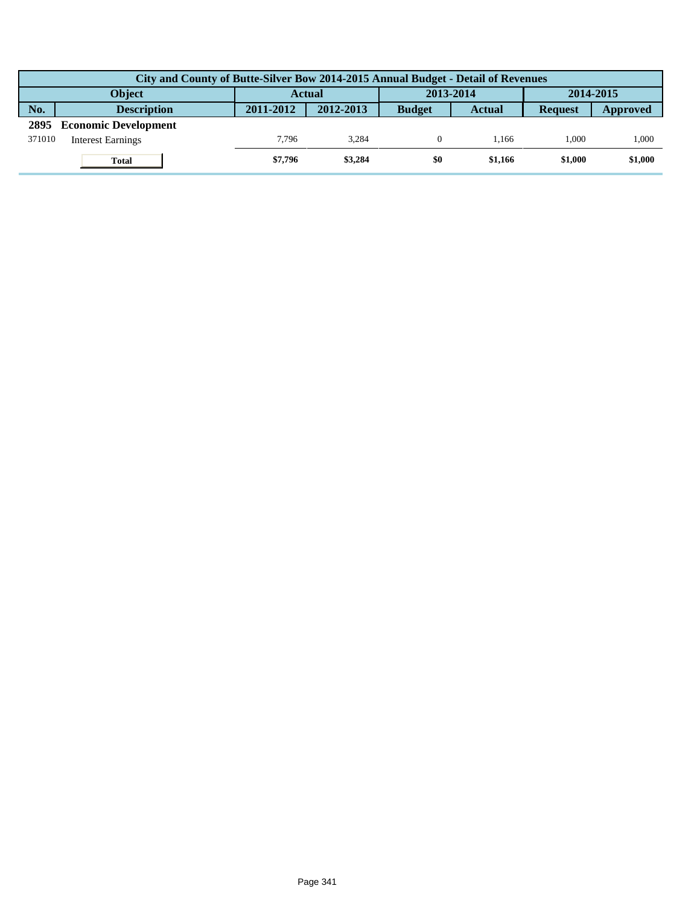| City and County of Butte-Silver Bow 2014-2015 Annual Budget - Detail of Revenues | | | | | | | |
|---|---|---|---|---|---|---|---|
| Object | | Actual | | 2013-2014 | | 2014-2015 | |
| No. | Description | 2011-2012 | 2012-2013 | Budget | Actual | Request | Approved |
| **2895** | **Economic Development** | | | | | | |
| 371010 | Interest Earnings | 7,796 | 3,284 | 0 | 1,166 | 1,000 | 1,000 |
| | **Total** | **$7,796** | **$3,284** | **$0** | **$1,166** | **$1,000** | **$1,000** |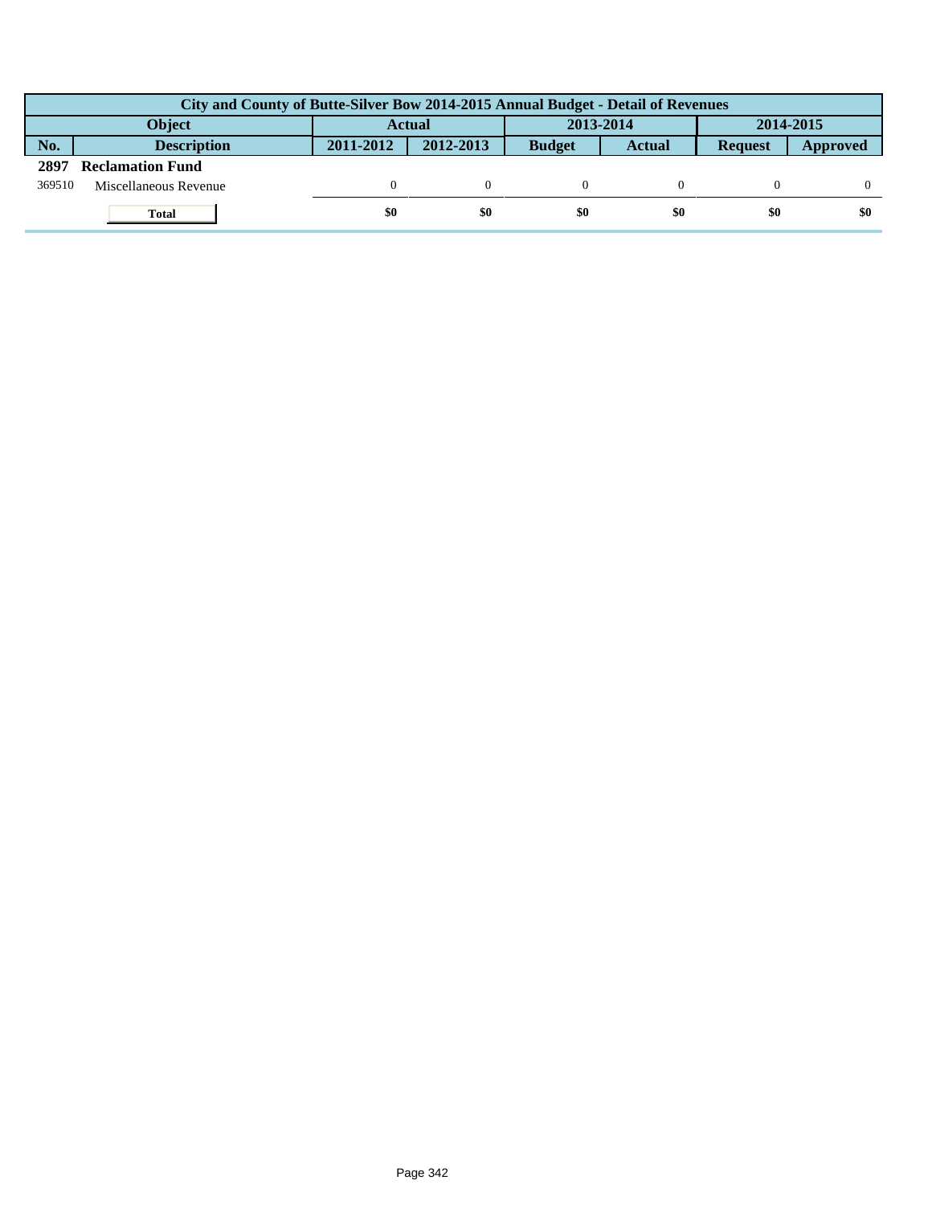| City and County of Butte-Silver Bow 2014-2015 Annual Budget - Detail of Revenues | | | | | | | |
|---|---|---|---|---|---|---|---|
| Object | | Actual | | 2013-2014 | | 2014-2015 | |
| No. | Description | 2011-2012 | 2012-2013 | Budget | Actual | Request | Approved |
| **2897** | **Reclamation Fund** | | | | | | |
| 369510 | Miscellaneous Revenue | 0 | 0 | 0 | 0 | 0 | 0 |
| | **Total** | **$0** | **$0** | **$0** | **$0** | **$0** | **$0** |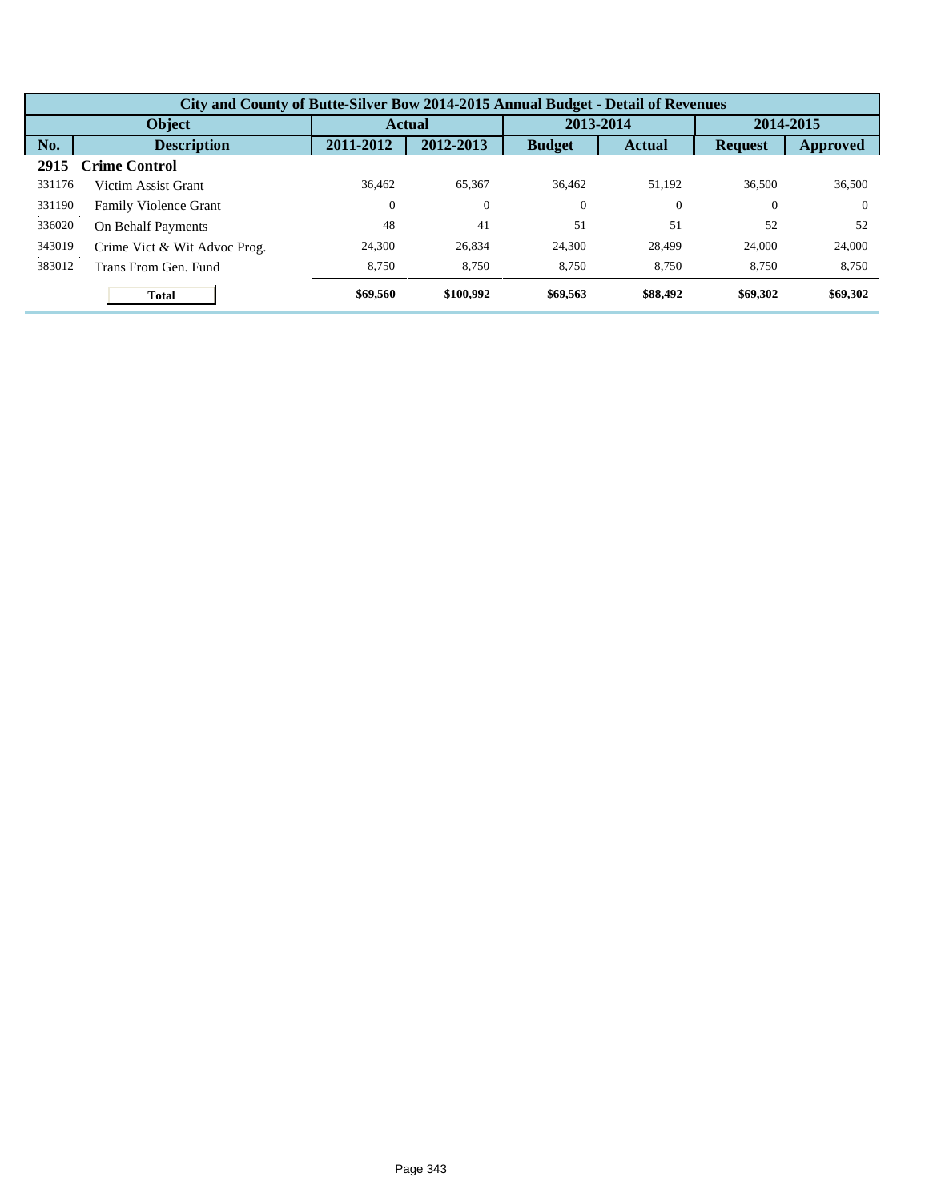| City and County of Butte-Silver Bow 2014-2015 Annual Budget - Detail of Revenues | | | | | | | |
|---|---|---|---|---|---|---|---|
| Object | | Actual | | 2013-2014 | | 2014-2015 | |
| No. | Description | 2011-2012 | 2012-2013 | Budget | Actual | Request | Approved |
| **2915** | **Crime Control** | | | | | | |
| 331176 | Victim Assist Grant | 36,462 | 65,367 | 36,462 | 51,192 | 36,500 | 36,500 |
| 331190 | Family Violence Grant | 0 | 0 | 0 | 0 | 0 | 0 |
| 336020 | On Behalf Payments | 48 | 41 | 51 | 51 | 52 | 52 |
| 343019 | Crime Vict & Wit Advoc Prog. | 24,300 | 26,834 | 24,300 | 28,499 | 24,000 | 24,000 |
| 383012 | Trans From Gen. Fund | 8,750 | 8,750 | 8,750 | 8,750 | 8,750 | 8,750 |
| | **Total** | **$69,560** | **$100,992** | **$69,563** | **$88,492** | **$69,302** | **$69,302** |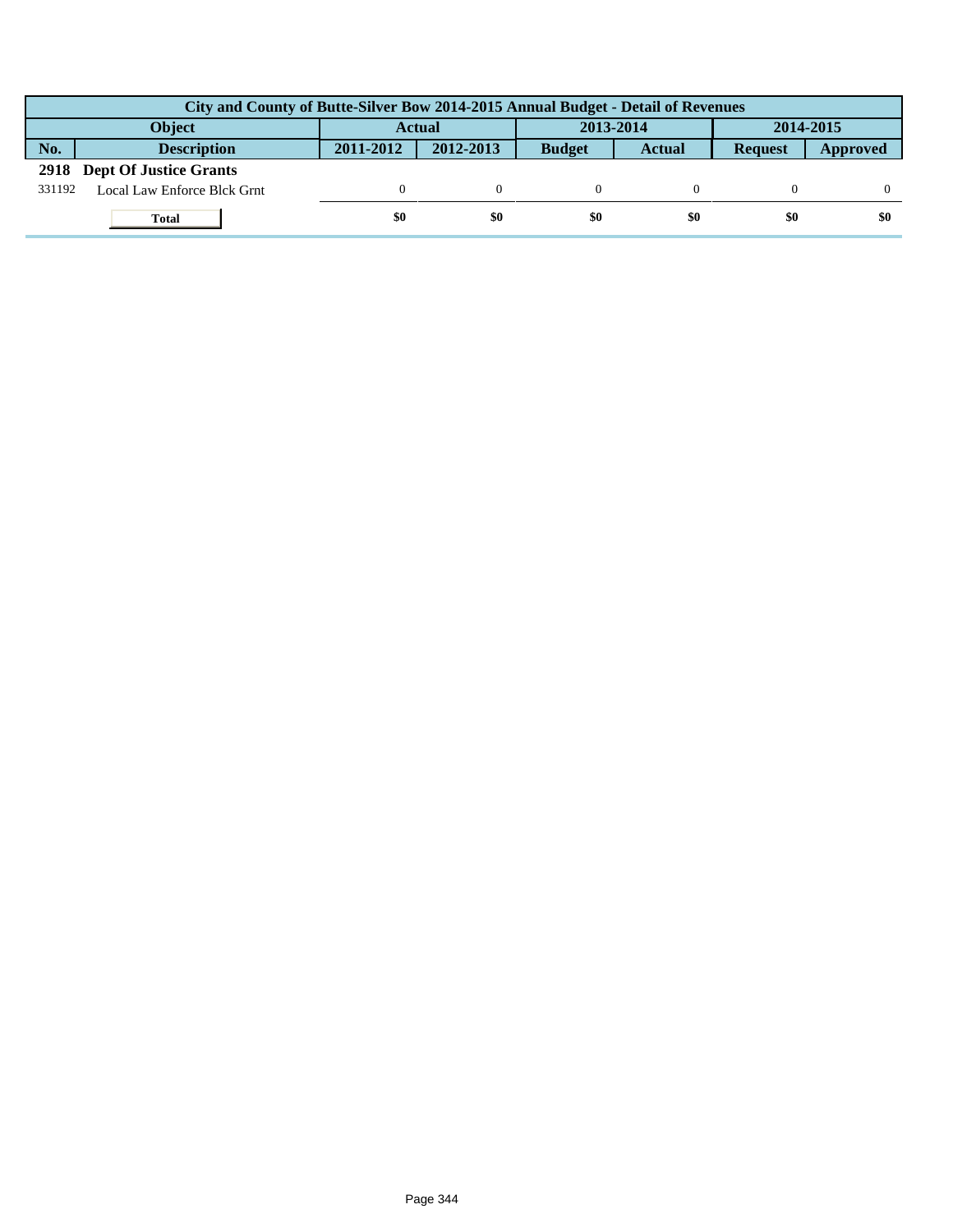| City and County of Butte-Silver Bow 2014-2015 Annual Budget - Detail of Revenues | | | | | | | |
|---|---|---|---|---|---|---|---|
| **Object** | | **Actual** | | **2013-2014** | | **2014-2015** | |
| **No.** | **Description** | **2011-2012** | **2012-2013** | **Budget** | **Actual** | **Request** | **Approved** |
| **2918** | **Dept Of Justice Grants** | | | | | | |
| 331192 | Local Law Enforce Blck Grnt | 0 | 0 | 0 | 0 | 0 | 0 |
| | **Total** | **$0** | **$0** | **$0** | **$0** | **$0** | **$0** |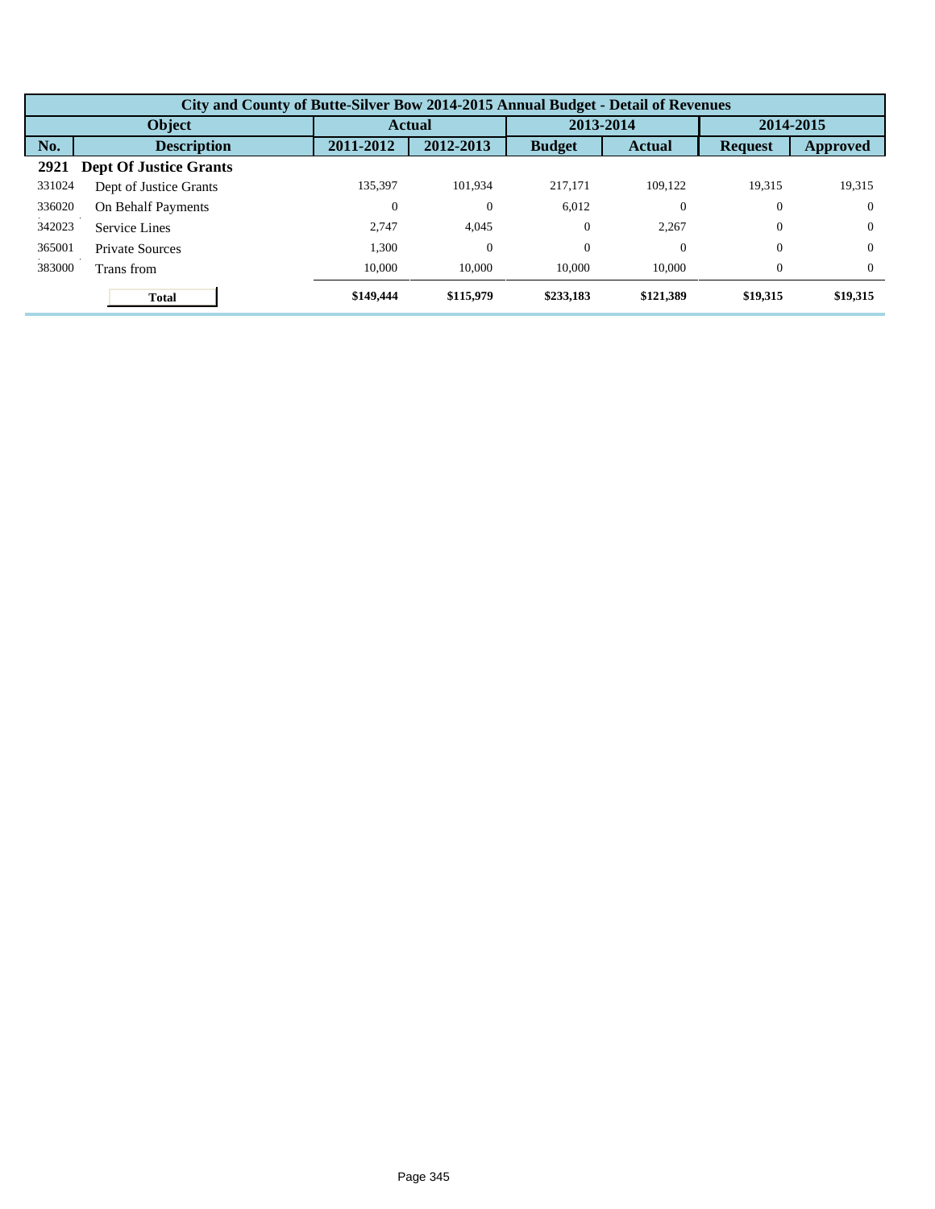| City and County of Butte-Silver Bow 2014-2015 Annual Budget - Detail of Revenues | | | | | | | |
|---|---|---|---|---|---|---|---|
| **Object** | | **Actual** | | **2013-2014** | | **2014-2015** | |
| **No.** | **Description** | **2011-2012** | **2012-2013** | **Budget** | **Actual** | **Request** | **Approved** |
| **2921** | **Dept Of Justice Grants** | | | | | | |
| 331024 | Dept of Justice Grants | 135,397 | 101,934 | 217,171 | 109,122 | 19,315 | 19,315 |
| 336020 | On Behalf Payments | 0 | 0 | 6,012 | 0 | 0 | 0 |
| 342023 | Service Lines | 2,747 | 4,045 | 0 | 2,267 | 0 | 0 |
| 365001 | Private Sources | 1,300 | 0 | 0 | 0 | 0 | 0 |
| 383000 | Trans from | 10,000 | 10,000 | 10,000 | 10,000 | 0 | 0 |
| | **Total** | **$149,444** | **$115,979** | **$233,183** | **$121,389** | **$19,315** | **$19,315** |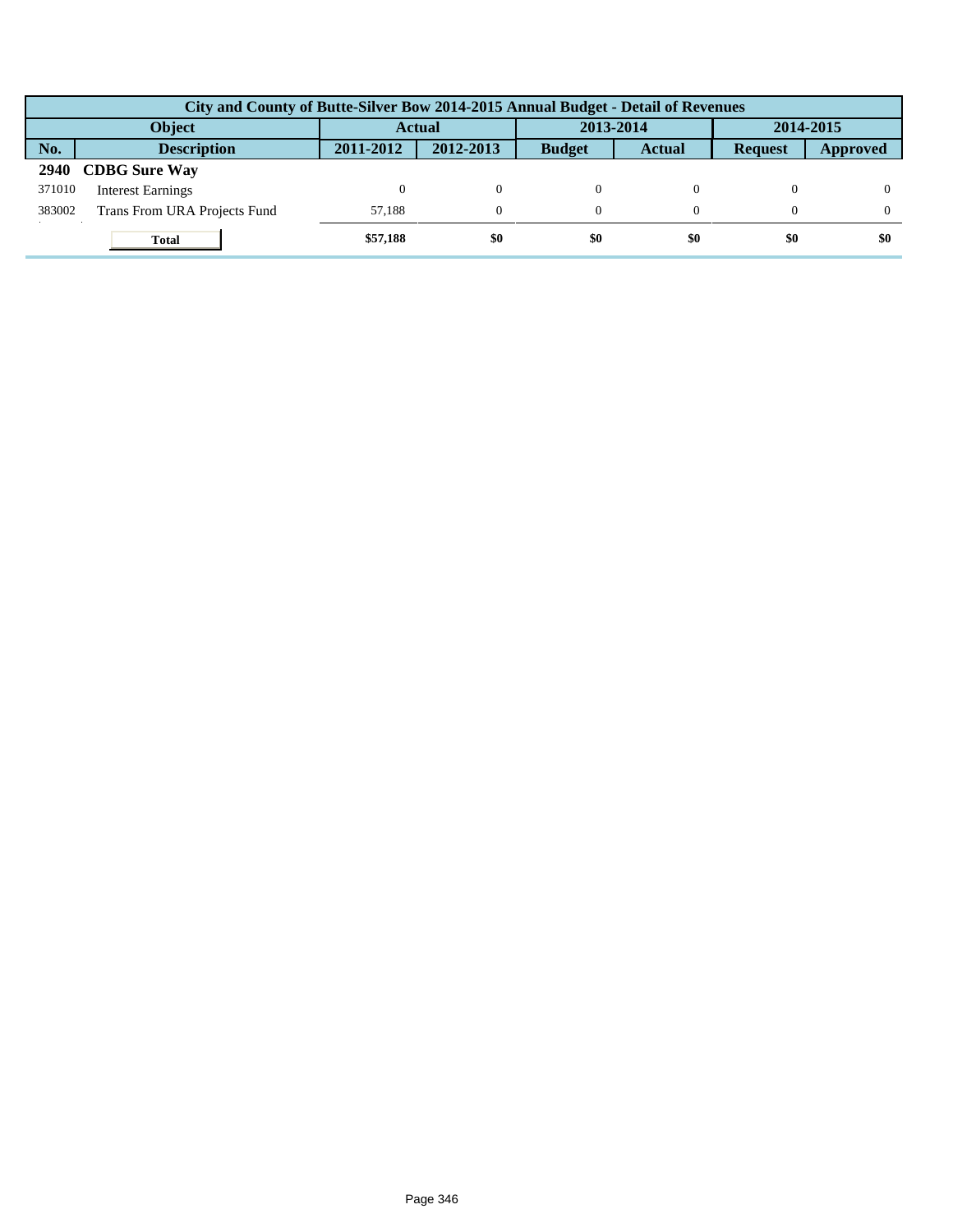| City and County of Butte-Silver Bow 2014-2015 Annual Budget - Detail of Revenues | | | | | | | |
|---|---|---|---|---|---|---|---|
| Object | | Actual | | 2013-2014 | | 2014-2015 | |
| No. | Description | 2011-2012 | 2012-2013 | Budget | Actual | Request | Approved |
| **2940** | **CDBG Sure Way** | | | | | | |
| 371010 | Interest Earnings | 0 | 0 | 0 | 0 | 0 | 0 |
| 383002 | Trans From URA Projects Fund | 57,188 | 0 | 0 | 0 | 0 | 0 |
| | **Total** | **$57,188** | **$0** | **$0** | **$0** | **$0** | **$0** |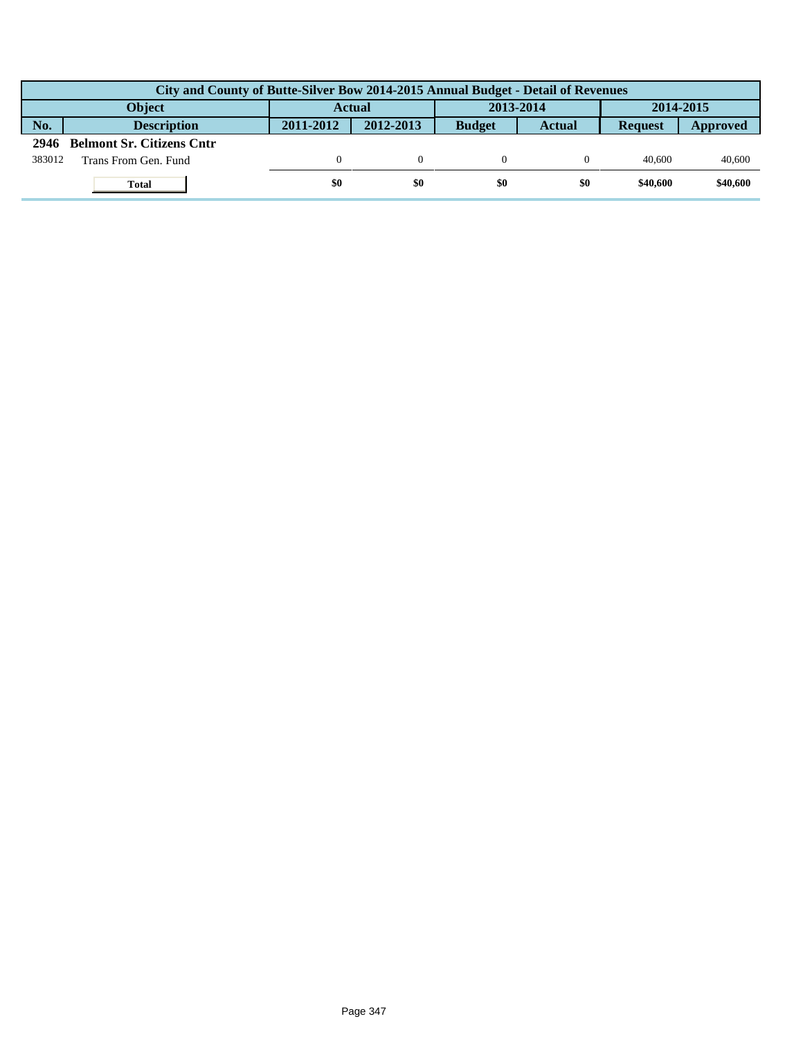| City and County of Butte-Silver Bow 2014-2015 Annual Budget - Detail of Revenues | | | | | | | |
|---|---|---|---|---|---|---|---|
| Object | | Actual | | 2013-2014 | | 2014-2015 | |
| No. | Description | 2011-2012 | 2012-2013 | Budget | Actual | Request | Approved |
| **2946** | **Belmont Sr. Citizens Cntr** | | | | | | |
| 383012 | Trans From Gen. Fund | 0 | 0 | 0 | 0 | 40,600 | 40,600 |
| | **Total** | **$0** | **$0** | **$0** | **$0** | **$40,600** | **$40,600** |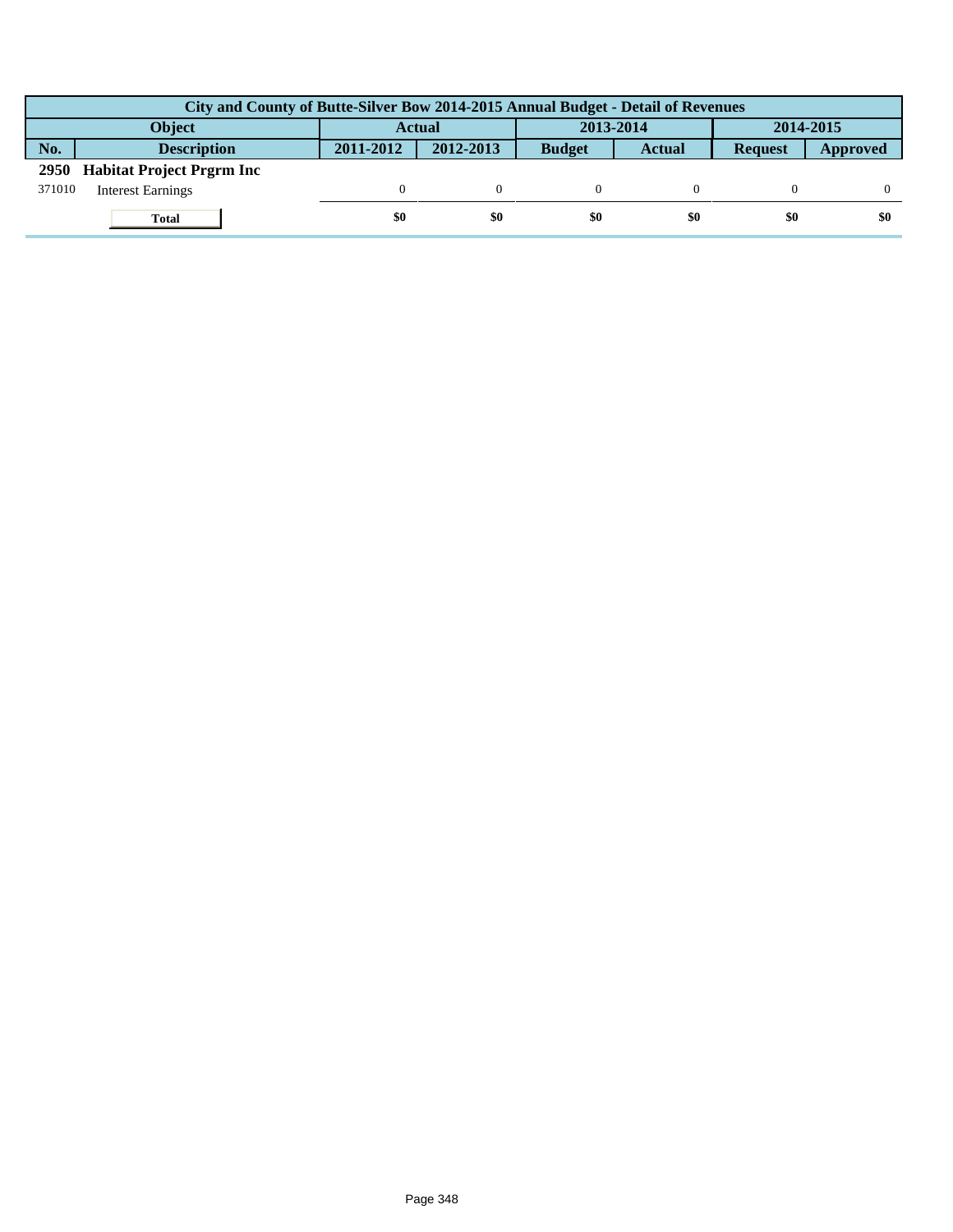| City and County of Butte-Silver Bow 2014-2015 Annual Budget - Detail of Revenues | | | | | | | |
|---|---|---|---|---|---|---|---|
| Object | | Actual | | 2013-2014 | | 2014-2015 | |
| No. | Description | 2011-2012 | 2012-2013 | Budget | Actual | Request | Approved |
| **2950** | **Habitat Project Prgrm Inc** | | | | | | |
| 371010 | Interest Earnings | 0 | 0 | 0 | 0 | 0 | 0 |
| | **Total** | **$0** | **$0** | **$0** | **$0** | **$0** | **$0** |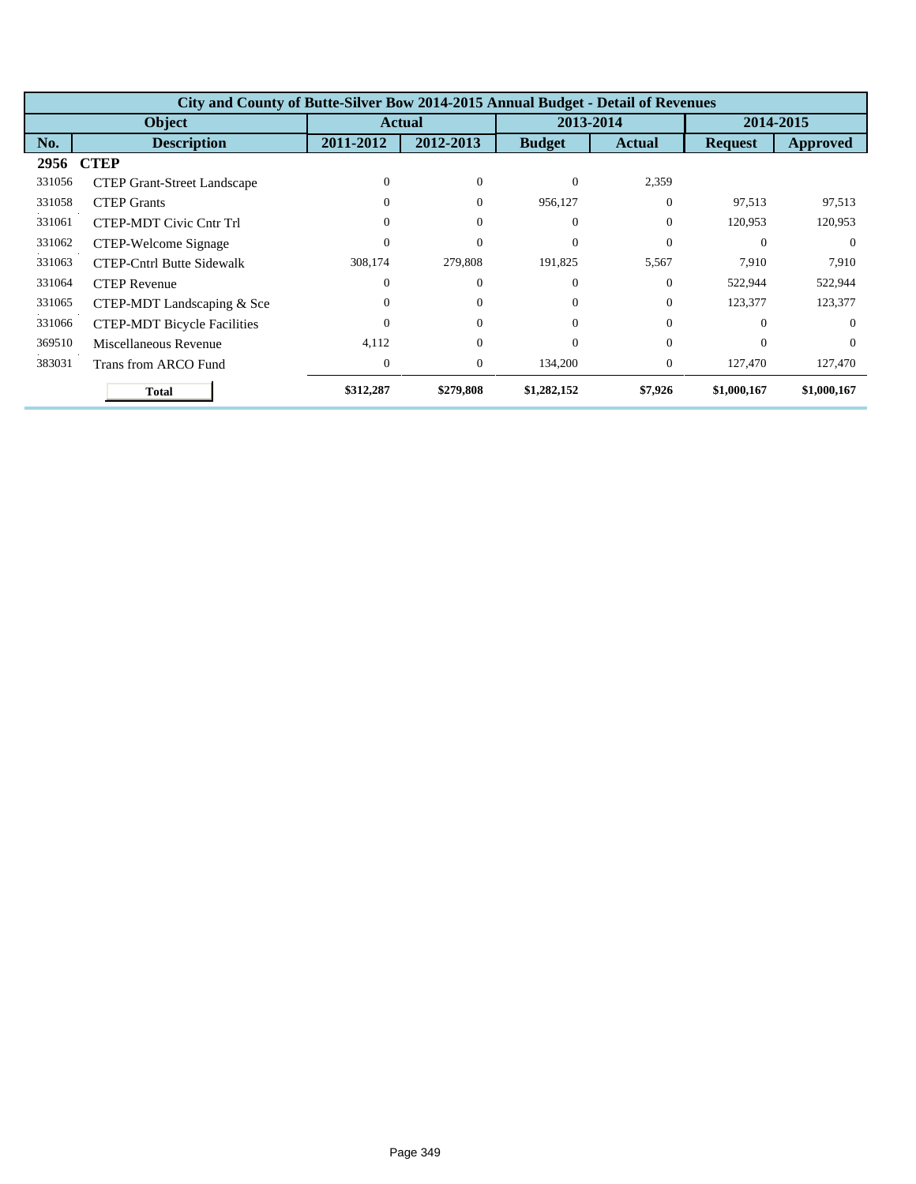| City and County of Butte-Silver Bow 2014-2015 Annual Budget - Detail of Revenues | | | | | | | |
|---|---|---|---|---|---|---|---|
| Object | | Actual | | 2013-2014 | | 2014-2015 | |
| No. | Description | 2011-2012 | 2012-2013 | Budget | Actual | Request | Approved |
| **2956** | **CTEP** | | | | | | |
| 331056 | CTEP Grant-Street Landscape | 0 | 0 | 0 | 2,359 | | |
| 331058 | CTEP Grants | 0 | 0 | 956,127 | 0 | 97,513 | 97,513 |
| 331061 | CTEP-MDT Civic Cntr Trl | 0 | 0 | 0 | 0 | 120,953 | 120,953 |
| 331062 | CTEP-Welcome Signage | 0 | 0 | 0 | 0 | 0 | 0 |
| 331063 | CTEP-Cntrl Butte Sidewalk | 308,174 | 279,808 | 191,825 | 5,567 | 7,910 | 7,910 |
| 331064 | CTEP Revenue | 0 | 0 | 0 | 0 | 522,944 | 522,944 |
| 331065 | CTEP-MDT Landscaping & Sce | 0 | 0 | 0 | 0 | 123,377 | 123,377 |
| 331066 | CTEP-MDT Bicycle Facilities | 0 | 0 | 0 | 0 | 0 | 0 |
| 369510 | Miscellaneous Revenue | 4,112 | 0 | 0 | 0 | 0 | 0 |
| 383031 | Trans from ARCO Fund | 0 | 0 | 134,200 | 0 | 127,470 | 127,470 |
| | **Total** | **$312,287** | **$279,808** | **$1,282,152** | **$7,926** | **$1,000,167** | **$1,000,167** |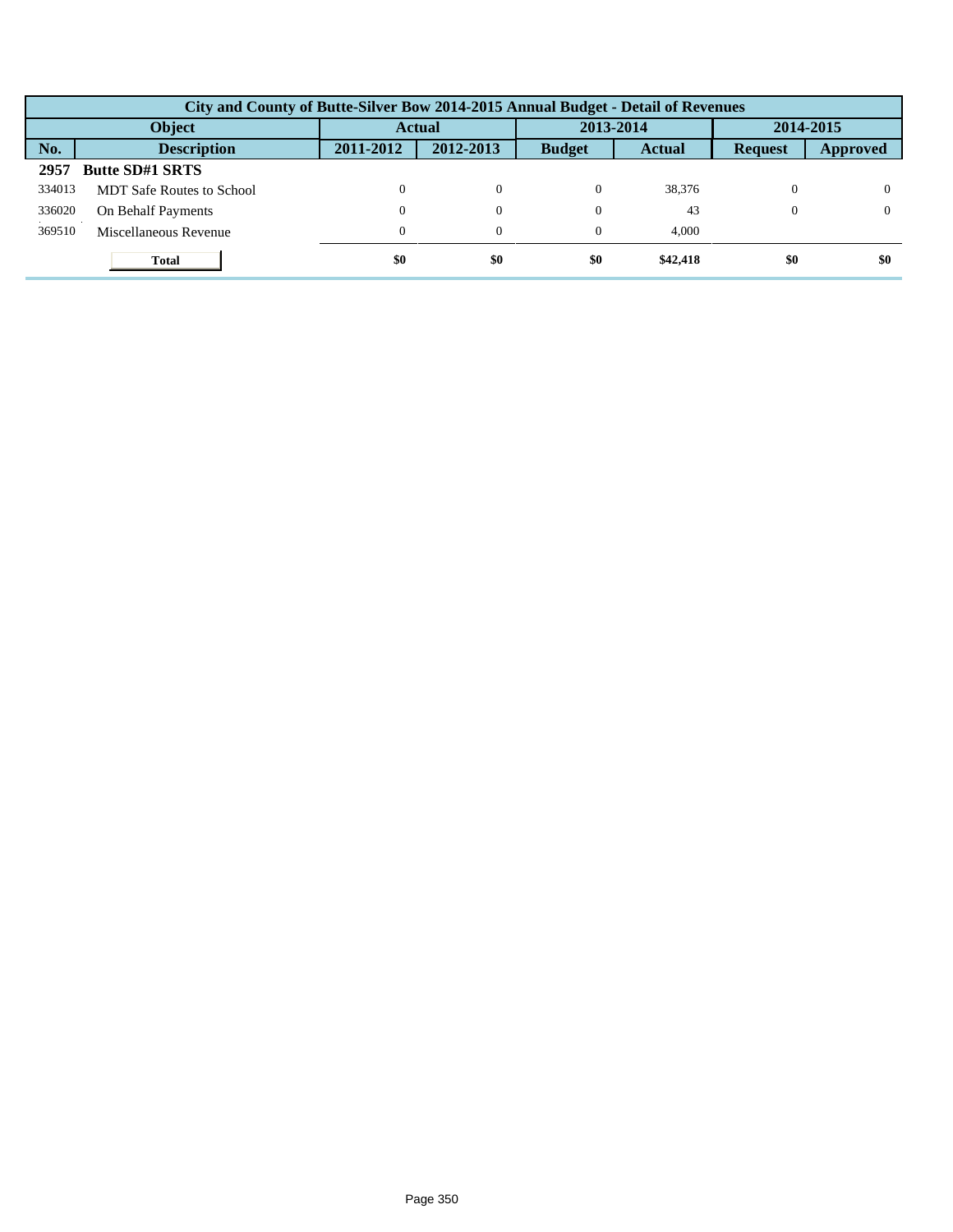| City and County of Butte-Silver Bow 2014-2015 Annual Budget - Detail of Revenues | | | | | | | |
|---|---|---|---|---|---|---|---|
| Object | | Actual | | 2013-2014 | | 2014-2015 | |
| No. | Description | 2011-2012 | 2012-2013 | Budget | Actual | Request | Approved |
| **2957** | **Butte SD#1 SRTS** | | | | | | |
| 334013 | MDT Safe Routes to School | 0 | 0 | 0 | 38,376 | 0 | 0 |
| 336020 | On Behalf Payments | 0 | 0 | 0 | 43 | 0 | 0 |
| 369510 | Miscellaneous Revenue | 0 | 0 | 0 | 4,000 | | |
| | **Total** | **$0** | **$0** | **$0** | **$42,418** | **$0** | **$0** |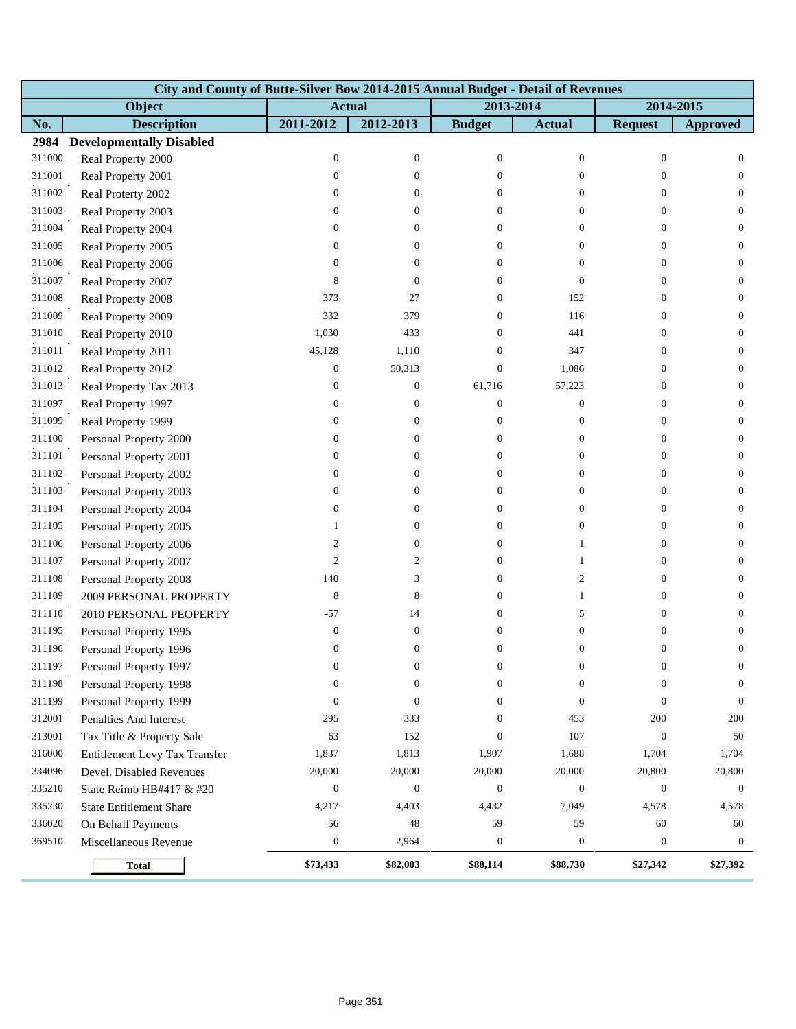| City and County of Butte-Silver Bow 2014-2015 Annual Budget - Detail of Revenues | | | | | | | |
|---|---|---|---|---|---|---|---|
| Object | | Actual | | 2013-2014 | | 2014-2015 | |
| No. | Description | 2011-2012 | 2012-2013 | Budget | Actual | Request | Approved |
| **2984** | **Developmentally Disabled** | | | | | | |
| 311000 | Real Property 2000 | 0 | 0 | 0 | 0 | 0 | 0 |
| 311001 | Real Property 2001 | 0 | 0 | 0 | 0 | 0 | 0 |
| 311002 | Real Proterty 2002 | 0 | 0 | 0 | 0 | 0 | 0 |
| 311003 | Real Property 2003 | 0 | 0 | 0 | 0 | 0 | 0 |
| 311004 | Real Property 2004 | 0 | 0 | 0 | 0 | 0 | 0 |
| 311005 | Real Property 2005 | 0 | 0 | 0 | 0 | 0 | 0 |
| 311006 | Real Property 2006 | 0 | 0 | 0 | 0 | 0 | 0 |
| 311007 | Real Property 2007 | 8 | 0 | 0 | 0 | 0 | 0 |
| 311008 | Real Property 2008 | 373 | 27 | 0 | 152 | 0 | 0 |
| 311009 | Real Property 2009 | 332 | 379 | 0 | 116 | 0 | 0 |
| 311010 | Real Property 2010 | 1,030 | 433 | 0 | 441 | 0 | 0 |
| 311011 | Real Property 2011 | 45,128 | 1,110 | 0 | 347 | 0 | 0 |
| 311012 | Real Property 2012 | 0 | 50,313 | 0 | 1,086 | 0 | 0 |
| 311013 | Real Property Tax 2013 | 0 | 0 | 61,716 | 57,223 | 0 | 0 |
| 311097 | Real Property 1997 | 0 | 0 | 0 | 0 | 0 | 0 |
| 311099 | Real Property 1999 | 0 | 0 | 0 | 0 | 0 | 0 |
| 311100 | Personal Property 2000 | 0 | 0 | 0 | 0 | 0 | 0 |
| 311101 | Personal Property 2001 | 0 | 0 | 0 | 0 | 0 | 0 |
| 311102 | Personal Property 2002 | 0 | 0 | 0 | 0 | 0 | 0 |
| 311103 | Personal Property 2003 | 0 | 0 | 0 | 0 | 0 | 0 |
| 311104 | Personal Property 2004 | 0 | 0 | 0 | 0 | 0 | 0 |
| 311105 | Personal Property 2005 | 1 | 0 | 0 | 0 | 0 | 0 |
| 311106 | Personal Property 2006 | 2 | 0 | 0 | 1 | 0 | 0 |
| 311107 | Personal Property 2007 | 2 | 2 | 0 | 1 | 0 | 0 |
| 311108 | Personal Property 2008 | 140 | 3 | 0 | 2 | 0 | 0 |
| 311109 | 2009 PERSONAL PROPERTY | 8 | 8 | 0 | 1 | 0 | 0 |
| 311110 | 2010 PERSONAL PEOPERTY | -57 | 14 | 0 | 5 | 0 | 0 |
| 311195 | Personal Property 1995 | 0 | 0 | 0 | 0 | 0 | 0 |
| 311196 | Personal Property 1996 | 0 | 0 | 0 | 0 | 0 | 0 |
| 311197 | Personal Property 1997 | 0 | 0 | 0 | 0 | 0 | 0 |
| 311198 | Personal Property 1998 | 0 | 0 | 0 | 0 | 0 | 0 |
| 311199 | Personal Property 1999 | 0 | 0 | 0 | 0 | 0 | 0 |
| 312001 | Penalties And Interest | 295 | 333 | 0 | 453 | 200 | 200 |
| 313001 | Tax Title & Property Sale | 63 | 152 | 0 | 107 | 0 | 50 |
| 316000 | Entitlement Levy Tax Transfer | 1,837 | 1,813 | 1,907 | 1,688 | 1,704 | 1,704 |
| 334096 | Devel. Disabled Revenues | 20,000 | 20,000 | 20,000 | 20,000 | 20,800 | 20,800 |
| 335210 | State Reimb HB#417 & #20 | 0 | 0 | 0 | 0 | 0 | 0 |
| 335230 | State Entitlement Share | 4,217 | 4,403 | 4,432 | 7,049 | 4,578 | 4,578 |
| 336020 | On Behalf Payments | 56 | 48 | 59 | 59 | 60 | 60 |
| 369510 | Miscellaneous Revenue | 0 | 2,964 | 0 | 0 | 0 | 0 |
| | **Total** | **$73,433** | **$82,003** | **$88,114** | **$88,730** | **$27,342** | **$27,392** |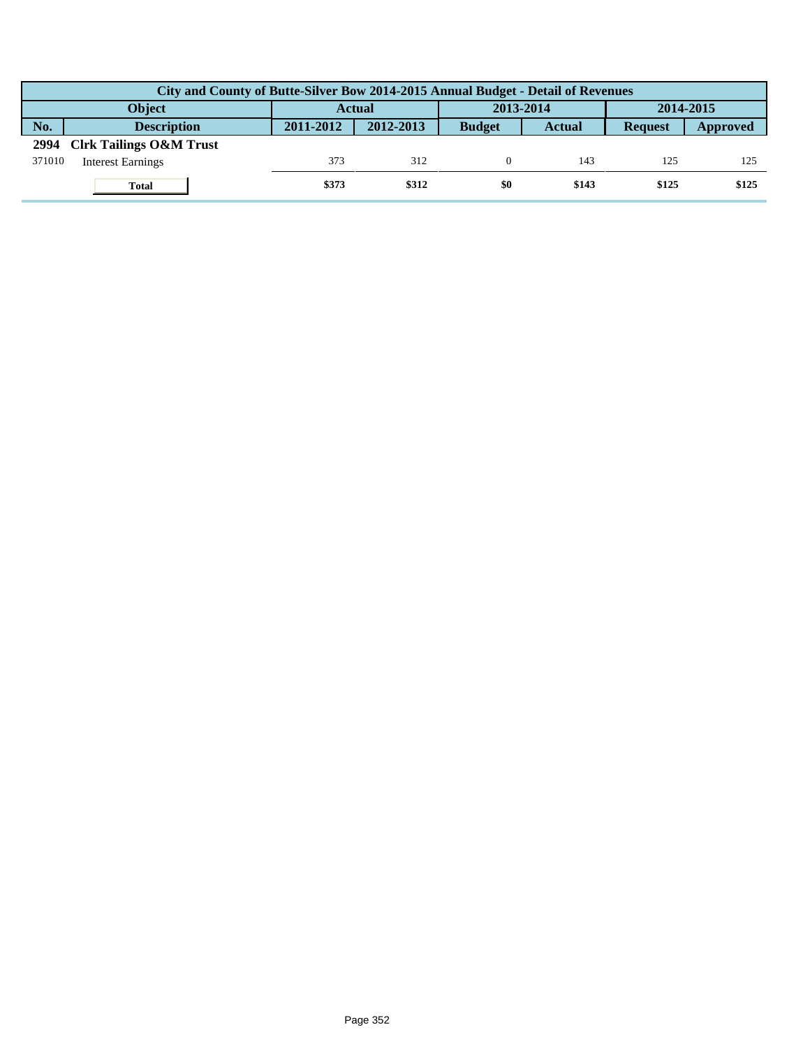| City and County of Butte-Silver Bow 2014-2015 Annual Budget - Detail of Revenues | | | | | | | |
|---|---|---|---|---|---|---|---|
| Object | | Actual | | 2013-2014 | | 2014-2015 | |
| No. | Description | 2011-2012 | 2012-2013 | Budget | Actual | Request | Approved |
| **2994** | **Clrk Tailings O&M Trust** | | | | | | |
| 371010 | Interest Earnings | 373 | 312 | 0 | 143 | 125 | 125 |
| | **Total** | **$373** | **$312** | **$0** | **$143** | **$125** | **$125** |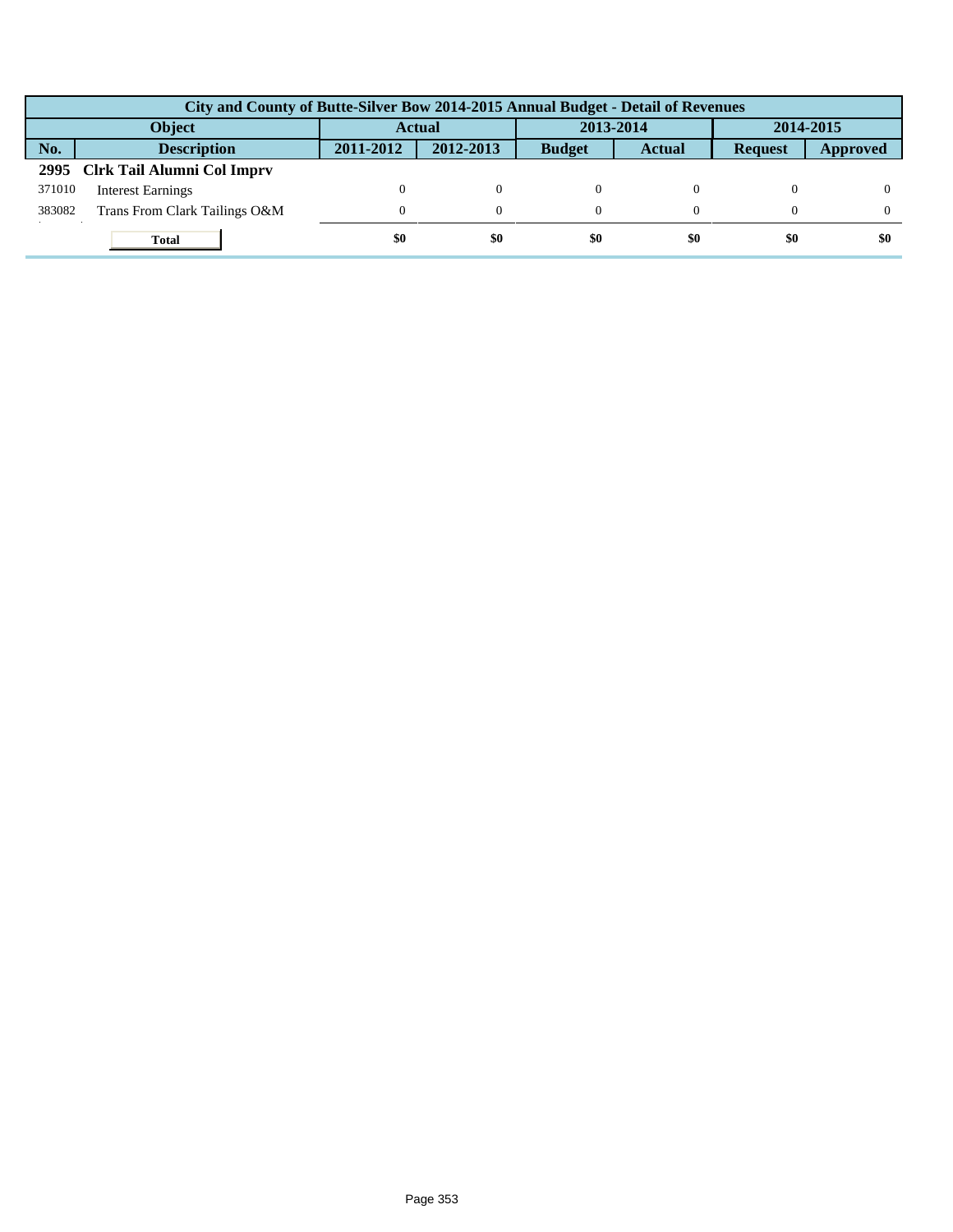| City and County of Butte-Silver Bow 2014-2015 Annual Budget - Detail of Revenues | | | | | | | |
|---|---|---|---|---|---|---|---|
| Object | | Actual | | 2013-2014 | | 2014-2015 | |
| No. | Description | 2011-2012 | 2012-2013 | Budget | Actual | Request | Approved |
| **2995** | **Clrk Tail Alumni Col Imprv** | | | | | | |
| 371010 | Interest Earnings | 0 | 0 | 0 | 0 | 0 | 0 |
| 383082 | Trans From Clark Tailings O&M | 0 | 0 | 0 | 0 | 0 | 0 |
| | **Total** | **$0** | **$0** | **$0** | **$0** | **$0** | **$0** |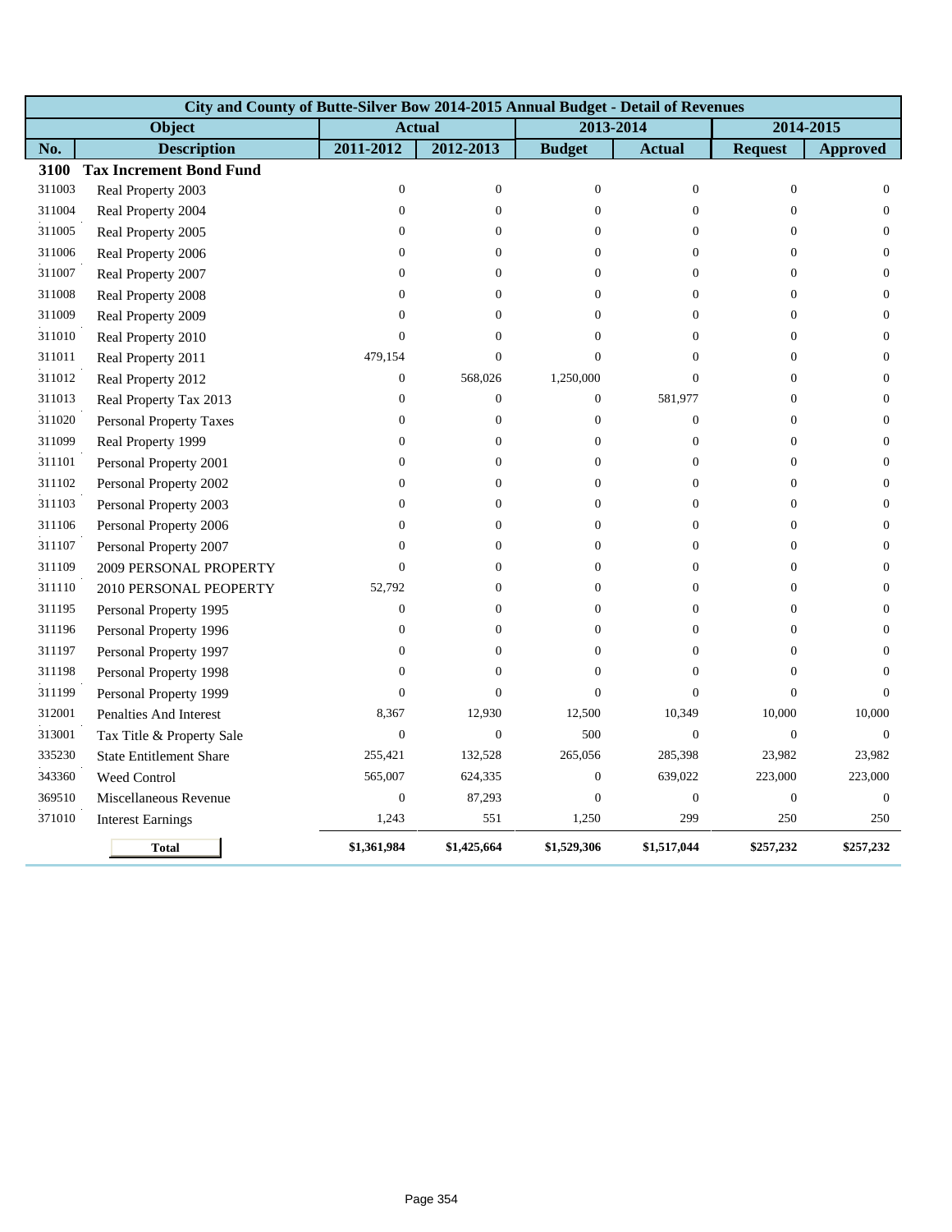| City and County of Butte-Silver Bow 2014-2015 Annual Budget - Detail of Revenues | | | | | | | |
|---|---|---|---|---|---|---|---|
| Object | | Actual | | 2013-2014 | | 2014-2015 | |
| No. | Description | 2011-2012 | 2012-2013 | Budget | Actual | Request | Approved |
| **3100** | **Tax Increment Bond Fund** | | | | | | |
| 311003 | Real Property 2003 | 0 | 0 | 0 | 0 | 0 | 0 |
| 311004 | Real Property 2004 | 0 | 0 | 0 | 0 | 0 | 0 |
| 311005 | Real Property 2005 | 0 | 0 | 0 | 0 | 0 | 0 |
| 311006 | Real Property 2006 | 0 | 0 | 0 | 0 | 0 | 0 |
| 311007 | Real Property 2007 | 0 | 0 | 0 | 0 | 0 | 0 |
| 311008 | Real Property 2008 | 0 | 0 | 0 | 0 | 0 | 0 |
| 311009 | Real Property 2009 | 0 | 0 | 0 | 0 | 0 | 0 |
| 311010 | Real Property 2010 | 0 | 0 | 0 | 0 | 0 | 0 |
| 311011 | Real Property 2011 | 479,154 | 0 | 0 | 0 | 0 | 0 |
| 311012 | Real Property 2012 | 0 | 568,026 | 1,250,000 | 0 | 0 | 0 |
| 311013 | Real Property Tax 2013 | 0 | 0 | 0 | 581,977 | 0 | 0 |
| 311020 | Personal Property Taxes | 0 | 0 | 0 | 0 | 0 | 0 |
| 311099 | Real Property 1999 | 0 | 0 | 0 | 0 | 0 | 0 |
| 311101 | Personal Property 2001 | 0 | 0 | 0 | 0 | 0 | 0 |
| 311102 | Personal Property 2002 | 0 | 0 | 0 | 0 | 0 | 0 |
| 311103 | Personal Property 2003 | 0 | 0 | 0 | 0 | 0 | 0 |
| 311106 | Personal Property 2006 | 0 | 0 | 0 | 0 | 0 | 0 |
| 311107 | Personal Property 2007 | 0 | 0 | 0 | 0 | 0 | 0 |
| 311109 | 2009 PERSONAL PROPERTY | 0 | 0 | 0 | 0 | 0 | 0 |
| 311110 | 2010 PERSONAL PEOPERTY | 52,792 | 0 | 0 | 0 | 0 | 0 |
| 311195 | Personal Property 1995 | 0 | 0 | 0 | 0 | 0 | 0 |
| 311196 | Personal Property 1996 | 0 | 0 | 0 | 0 | 0 | 0 |
| 311197 | Personal Property 1997 | 0 | 0 | 0 | 0 | 0 | 0 |
| 311198 | Personal Property 1998 | 0 | 0 | 0 | 0 | 0 | 0 |
| 311199 | Personal Property 1999 | 0 | 0 | 0 | 0 | 0 | 0 |
| 312001 | Penalties And Interest | 8,367 | 12,930 | 12,500 | 10,349 | 10,000 | 10,000 |
| 313001 | Tax Title & Property Sale | 0 | 0 | 500 | 0 | 0 | 0 |
| 335230 | State Entitlement Share | 255,421 | 132,528 | 265,056 | 285,398 | 23,982 | 23,982 |
| 343360 | Weed Control | 565,007 | 624,335 | 0 | 639,022 | 223,000 | 223,000 |
| 369510 | Miscellaneous Revenue | 0 | 87,293 | 0 | 0 | 0 | 0 |
| 371010 | Interest Earnings | 1,243 | 551 | 1,250 | 299 | 250 | 250 |
| | **Total** | **$1,361,984** | **$1,425,664** | **$1,529,306** | **$1,517,044** | **$257,232** | **$257,232** |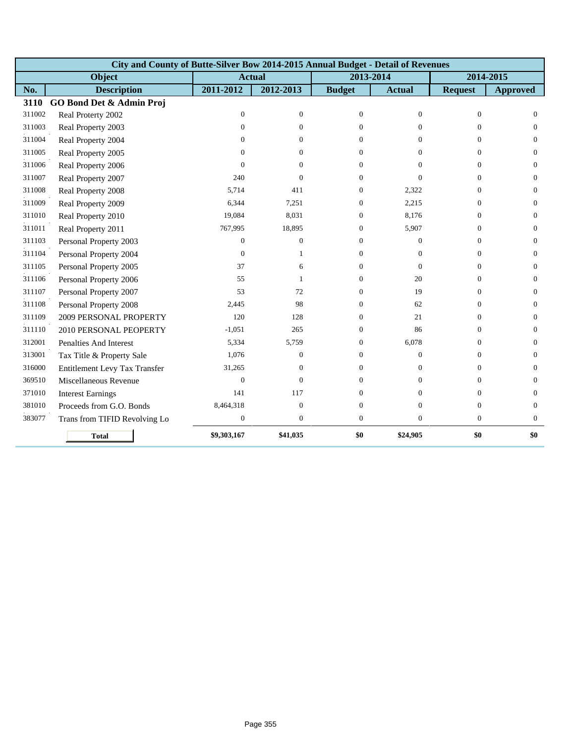| City and County of Butte-Silver Bow 2014-2015 Annual Budget - Detail of Revenues | | | | | | | |
|---|---|---|---|---|---|---|---|
| Object | | Actual | | 2013-2014 | | 2014-2015 | |
| No. | Description | 2011-2012 | 2012-2013 | Budget | Actual | Request | Approved |
| **3110** | **GO Bond Det & Admin Proj** | | | | | | |
| 311002 | Real Proterty 2002 | 0 | 0 | 0 | 0 | 0 | 0 |
| 311003 | Real Property 2003 | 0 | 0 | 0 | 0 | 0 | 0 |
| 311004 | Real Property 2004 | 0 | 0 | 0 | 0 | 0 | 0 |
| 311005 | Real Property 2005 | 0 | 0 | 0 | 0 | 0 | 0 |
| 311006 | Real Property 2006 | 0 | 0 | 0 | 0 | 0 | 0 |
| 311007 | Real Property 2007 | 240 | 0 | 0 | 0 | 0 | 0 |
| 311008 | Real Property 2008 | 5,714 | 411 | 0 | 2,322 | 0 | 0 |
| 311009 | Real Property 2009 | 6,344 | 7,251 | 0 | 2,215 | 0 | 0 |
| 311010 | Real Property 2010 | 19,084 | 8,031 | 0 | 8,176 | 0 | 0 |
| 311011 | Real Property 2011 | 767,995 | 18,895 | 0 | 5,907 | 0 | 0 |
| 311103 | Personal Property 2003 | 0 | 0 | 0 | 0 | 0 | 0 |
| 311104 | Personal Property 2004 | 0 | 1 | 0 | 0 | 0 | 0 |
| 311105 | Personal Property 2005 | 37 | 6 | 0 | 0 | 0 | 0 |
| 311106 | Personal Property 2006 | 55 | 1 | 0 | 20 | 0 | 0 |
| 311107 | Personal Property 2007 | 53 | 72 | 0 | 19 | 0 | 0 |
| 311108 | Personal Property 2008 | 2,445 | 98 | 0 | 62 | 0 | 0 |
| 311109 | 2009 PERSONAL PROPERTY | 120 | 128 | 0 | 21 | 0 | 0 |
| 311110 | 2010 PERSONAL PEOPERTY | -1,051 | 265 | 0 | 86 | 0 | 0 |
| 312001 | Penalties And Interest | 5,334 | 5,759 | 0 | 6,078 | 0 | 0 |
| 313001 | Tax Title & Property Sale | 1,076 | 0 | 0 | 0 | 0 | 0 |
| 316000 | Entitlement Levy Tax Transfer | 31,265 | 0 | 0 | 0 | 0 | 0 |
| 369510 | Miscellaneous Revenue | 0 | 0 | 0 | 0 | 0 | 0 |
| 371010 | Interest Earnings | 141 | 117 | 0 | 0 | 0 | 0 |
| 381010 | Proceeds from G.O. Bonds | 8,464,318 | 0 | 0 | 0 | 0 | 0 |
| 383077 | Trans from TIFID Revolving Lo | 0 | 0 | 0 | 0 | 0 | 0 |
| | **Total** | **$9,303,167** | **$41,035** | **$0** | **$24,905** | **$0** | **$0** |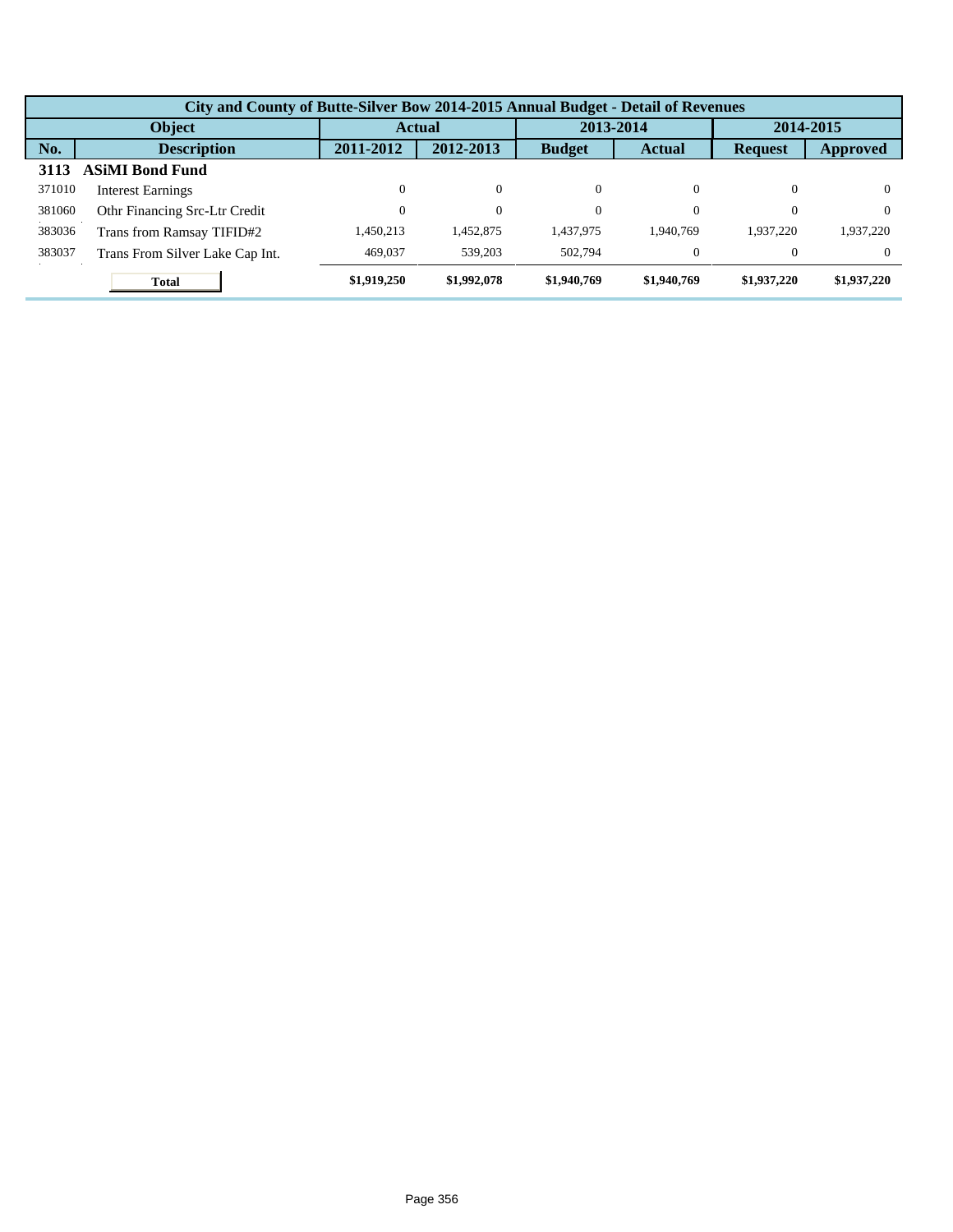| City and County of Butte-Silver Bow 2014-2015 Annual Budget - Detail of Revenues | | | | | | | |
|---|---|---|---|---|---|---|---|
| Object | | Actual | | 2013-2014 | | 2014-2015 | |
| No. | Description | 2011-2012 | 2012-2013 | Budget | Actual | Request | Approved |
| **3113** | **ASiMI Bond Fund** | | | | | | |
| 371010 | Interest Earnings | 0 | 0 | 0 | 0 | 0 | 0 |
| 381060 | Othr Financing Src-Ltr Credit | 0 | 0 | 0 | 0 | 0 | 0 |
| 383036 | Trans from Ramsay TIFID#2 | 1,450,213 | 1,452,875 | 1,437,975 | 1,940,769 | 1,937,220 | 1,937,220 |
| 383037 | Trans From Silver Lake Cap Int. | 469,037 | 539,203 | 502,794 | 0 | 0 | 0 |
| | **Total** | **$1,919,250** | **$1,992,078** | **$1,940,769** | **$1,940,769** | **$1,937,220** | **$1,937,220** |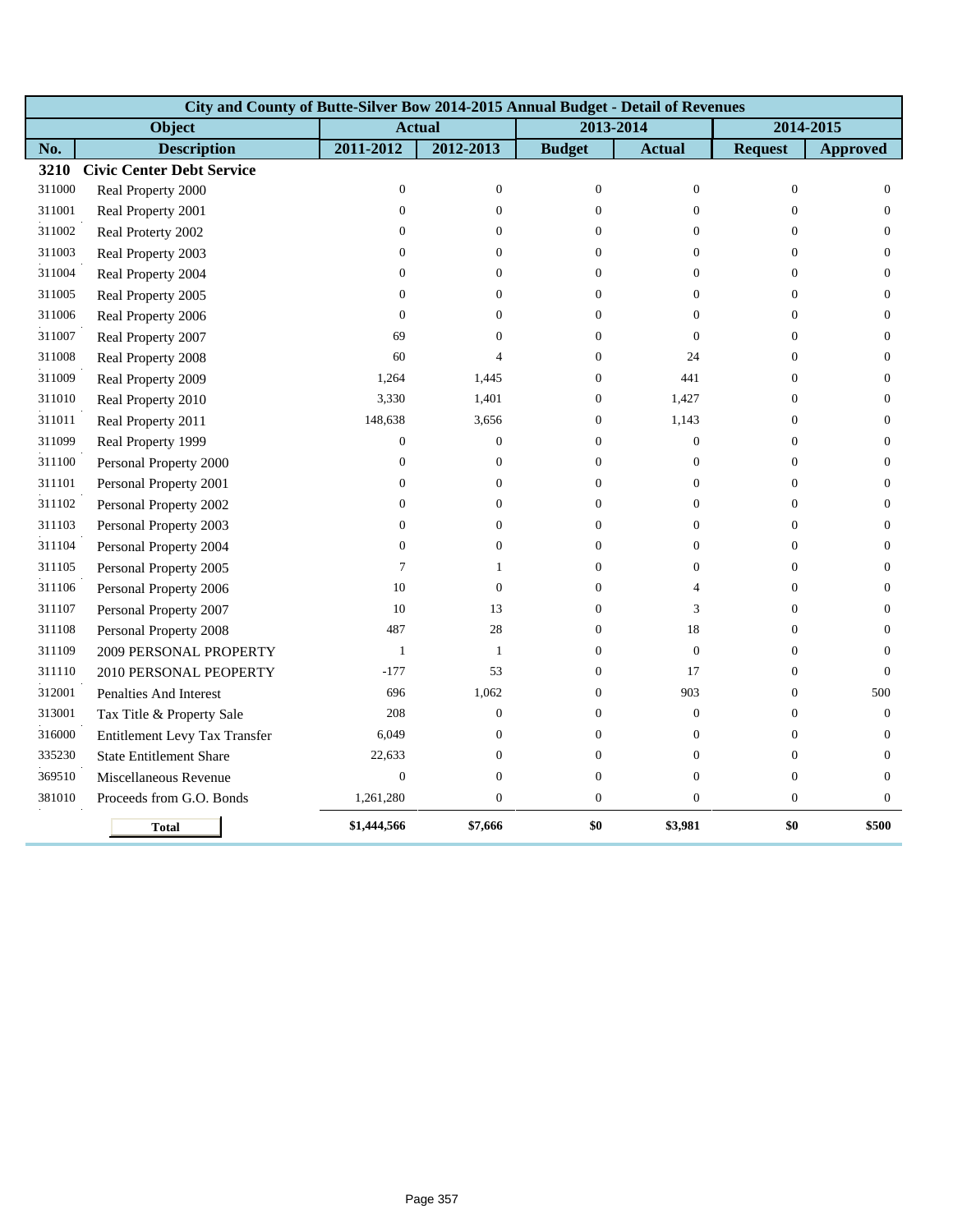| City and County of Butte-Silver Bow 2014-2015 Annual Budget - Detail of Revenues | | | | | | | |
|---|---|---|---|---|---|---|---|
| Object | | Actual | | 2013-2014 | | 2014-2015 | |
| No. | Description | 2011-2012 | 2012-2013 | Budget | Actual | Request | Approved |
| **3210** | **Civic Center Debt Service** | | | | | | |
| 311000 | Real Property 2000 | 0 | 0 | 0 | 0 | 0 | 0 |
| 311001 | Real Property 2001 | 0 | 0 | 0 | 0 | 0 | 0 |
| 311002 | Real Proterty 2002 | 0 | 0 | 0 | 0 | 0 | 0 |
| 311003 | Real Property 2003 | 0 | 0 | 0 | 0 | 0 | 0 |
| 311004 | Real Property 2004 | 0 | 0 | 0 | 0 | 0 | 0 |
| 311005 | Real Property 2005 | 0 | 0 | 0 | 0 | 0 | 0 |
| 311006 | Real Property 2006 | 0 | 0 | 0 | 0 | 0 | 0 |
| 311007 | Real Property 2007 | 69 | 0 | 0 | 0 | 0 | 0 |
| 311008 | Real Property 2008 | 60 | 4 | 0 | 24 | 0 | 0 |
| 311009 | Real Property 2009 | 1,264 | 1,445 | 0 | 441 | 0 | 0 |
| 311010 | Real Property 2010 | 3,330 | 1,401 | 0 | 1,427 | 0 | 0 |
| 311011 | Real Property 2011 | 148,638 | 3,656 | 0 | 1,143 | 0 | 0 |
| 311099 | Real Property 1999 | 0 | 0 | 0 | 0 | 0 | 0 |
| 311100 | Personal Property 2000 | 0 | 0 | 0 | 0 | 0 | 0 |
| 311101 | Personal Property 2001 | 0 | 0 | 0 | 0 | 0 | 0 |
| 311102 | Personal Property 2002 | 0 | 0 | 0 | 0 | 0 | 0 |
| 311103 | Personal Property 2003 | 0 | 0 | 0 | 0 | 0 | 0 |
| 311104 | Personal Property 2004 | 0 | 0 | 0 | 0 | 0 | 0 |
| 311105 | Personal Property 2005 | 7 | 1 | 0 | 0 | 0 | 0 |
| 311106 | Personal Property 2006 | 10 | 0 | 0 | 4 | 0 | 0 |
| 311107 | Personal Property 2007 | 10 | 13 | 0 | 3 | 0 | 0 |
| 311108 | Personal Property 2008 | 487 | 28 | 0 | 18 | 0 | 0 |
| 311109 | 2009 PERSONAL PROPERTY | 1 | 1 | 0 | 0 | 0 | 0 |
| 311110 | 2010 PERSONAL PEOPERTY | -177 | 53 | 0 | 17 | 0 | 0 |
| 312001 | Penalties And Interest | 696 | 1,062 | 0 | 903 | 0 | 500 |
| 313001 | Tax Title & Property Sale | 208 | 0 | 0 | 0 | 0 | 0 |
| 316000 | Entitlement Levy Tax Transfer | 6,049 | 0 | 0 | 0 | 0 | 0 |
| 335230 | State Entitlement Share | 22,633 | 0 | 0 | 0 | 0 | 0 |
| 369510 | Miscellaneous Revenue | 0 | 0 | 0 | 0 | 0 | 0 |
| 381010 | Proceeds from G.O. Bonds | 1,261,280 | 0 | 0 | 0 | 0 | 0 |
| | **Total** | **$1,444,566** | **$7,666** | **$0** | **$3,981** | **$0** | **$500** |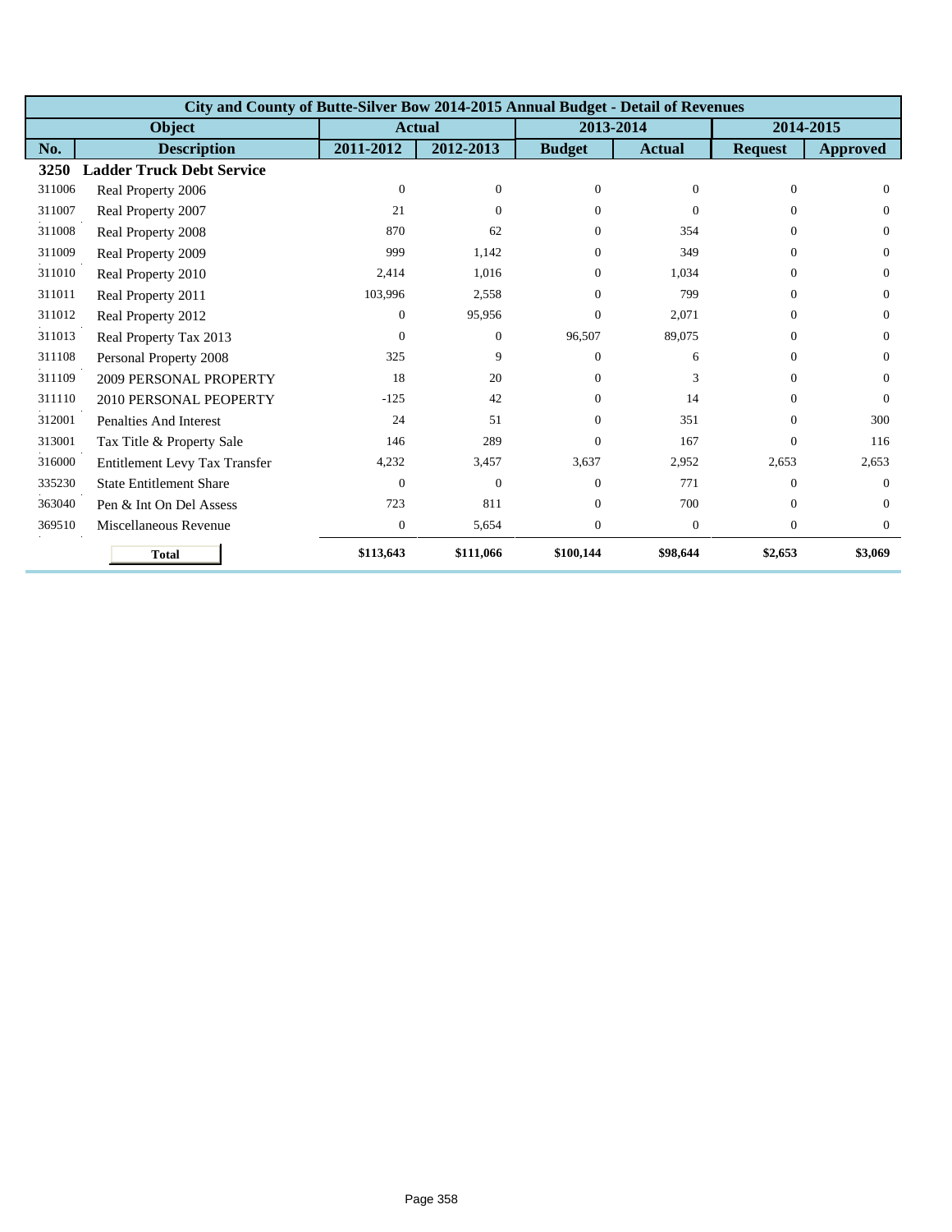| City and County of Butte-Silver Bow 2014-2015 Annual Budget - Detail of Revenues | | | | | | | |
|---|---|---|---|---|---|---|---|
| Object | | Actual | | 2013-2014 | | 2014-2015 | |
| No. | Description | 2011-2012 | 2012-2013 | Budget | Actual | Request | Approved |
| **3250** | **Ladder Truck Debt Service** | | | | | | |
| 311006 | Real Property 2006 | 0 | 0 | 0 | 0 | 0 | 0 |
| 311007 | Real Property 2007 | 21 | 0 | 0 | 0 | 0 | 0 |
| 311008 | Real Property 2008 | 870 | 62 | 0 | 354 | 0 | 0 |
| 311009 | Real Property 2009 | 999 | 1,142 | 0 | 349 | 0 | 0 |
| 311010 | Real Property 2010 | 2,414 | 1,016 | 0 | 1,034 | 0 | 0 |
| 311011 | Real Property 2011 | 103,996 | 2,558 | 0 | 799 | 0 | 0 |
| 311012 | Real Property 2012 | 0 | 95,956 | 0 | 2,071 | 0 | 0 |
| 311013 | Real Property Tax 2013 | 0 | 0 | 96,507 | 89,075 | 0 | 0 |
| 311108 | Personal Property 2008 | 325 | 9 | 0 | 6 | 0 | 0 |
| 311109 | 2009 PERSONAL PROPERTY | 18 | 20 | 0 | 3 | 0 | 0 |
| 311110 | 2010 PERSONAL PEOPERTY | -125 | 42 | 0 | 14 | 0 | 0 |
| 312001 | Penalties And Interest | 24 | 51 | 0 | 351 | 0 | 300 |
| 313001 | Tax Title & Property Sale | 146 | 289 | 0 | 167 | 0 | 116 |
| 316000 | Entitlement Levy Tax Transfer | 4,232 | 3,457 | 3,637 | 2,952 | 2,653 | 2,653 |
| 335230 | State Entitlement Share | 0 | 0 | 0 | 771 | 0 | 0 |
| 363040 | Pen & Int On Del Assess | 723 | 811 | 0 | 700 | 0 | 0 |
| 369510 | Miscellaneous Revenue | 0 | 5,654 | 0 | 0 | 0 | 0 |
| | **Total** | **$113,643** | **$111,066** | **$100,144** | **$98,644** | **$2,653** | **$3,069** |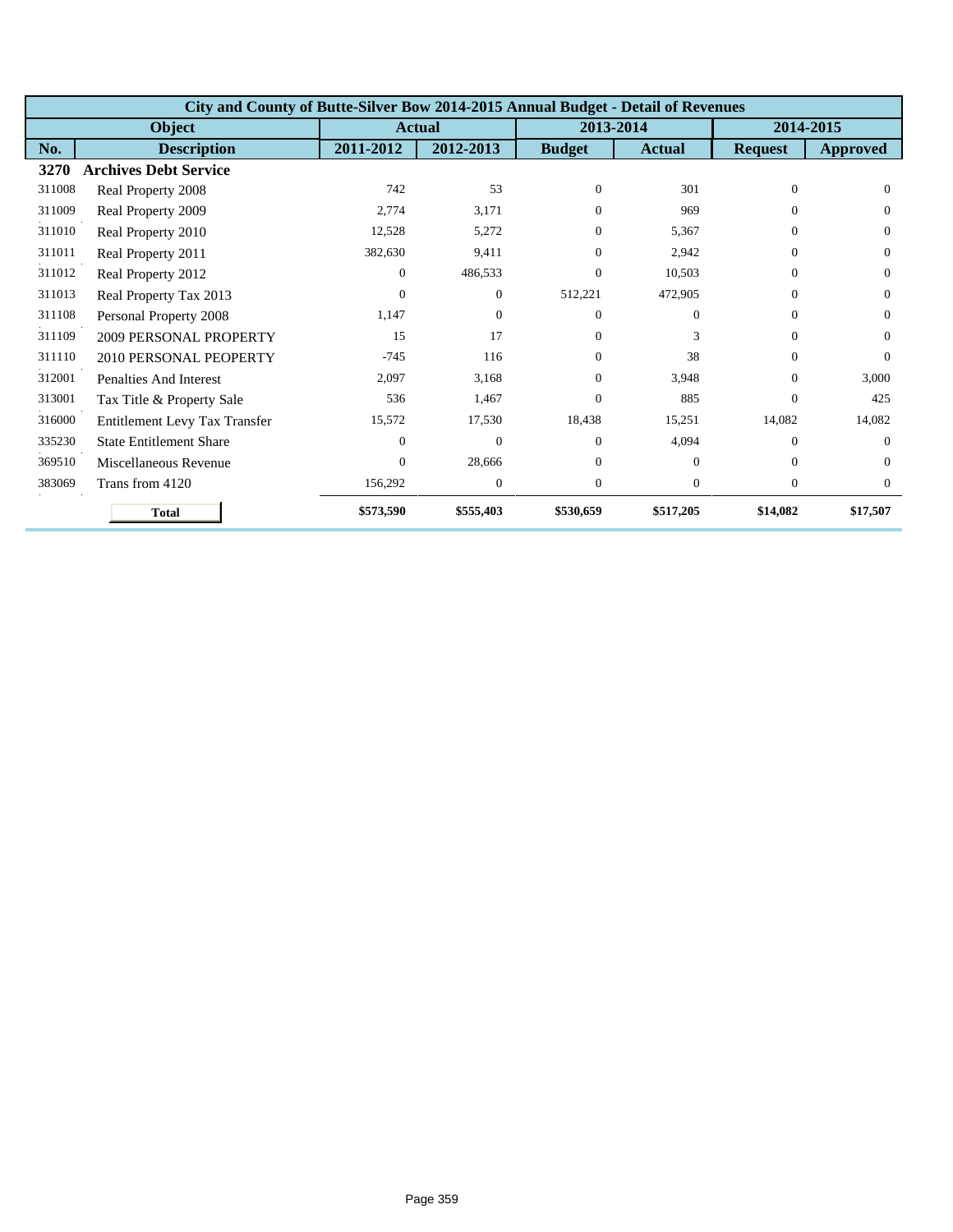| City and County of Butte-Silver Bow 2014-2015 Annual Budget - Detail of Revenues | | | | | | | |
|---|---|---|---|---|---|---|---|
| Object | | Actual | | 2013-2014 | | 2014-2015 | |
| No. | Description | 2011-2012 | 2012-2013 | Budget | Actual | Request | Approved |
| **3270** | **Archives Debt Service** | | | | | | |
| 311008 | Real Property 2008 | 742 | 53 | 0 | 301 | 0 | 0 |
| 311009 | Real Property 2009 | 2,774 | 3,171 | 0 | 969 | 0 | 0 |
| 311010 | Real Property 2010 | 12,528 | 5,272 | 0 | 5,367 | 0 | 0 |
| 311011 | Real Property 2011 | 382,630 | 9,411 | 0 | 2,942 | 0 | 0 |
| 311012 | Real Property 2012 | 0 | 486,533 | 0 | 10,503 | 0 | 0 |
| 311013 | Real Property Tax 2013 | 0 | 0 | 512,221 | 472,905 | 0 | 0 |
| 311108 | Personal Property 2008 | 1,147 | 0 | 0 | 0 | 0 | 0 |
| 311109 | 2009 PERSONAL PROPERTY | 15 | 17 | 0 | 3 | 0 | 0 |
| 311110 | 2010 PERSONAL PEOPERTY | -745 | 116 | 0 | 38 | 0 | 0 |
| 312001 | Penalties And Interest | 2,097 | 3,168 | 0 | 3,948 | 0 | 3,000 |
| 313001 | Tax Title & Property Sale | 536 | 1,467 | 0 | 885 | 0 | 425 |
| 316000 | Entitlement Levy Tax Transfer | 15,572 | 17,530 | 18,438 | 15,251 | 14,082 | 14,082 |
| 335230 | State Entitlement Share | 0 | 0 | 0 | 4,094 | 0 | 0 |
| 369510 | Miscellaneous Revenue | 0 | 28,666 | 0 | 0 | 0 | 0 |
| 383069 | Trans from 4120 | 156,292 | 0 | 0 | 0 | 0 | 0 |
| | **Total** | **$573,590** | **$555,403** | **$530,659** | **$517,205** | **$14,082** | **$17,507** |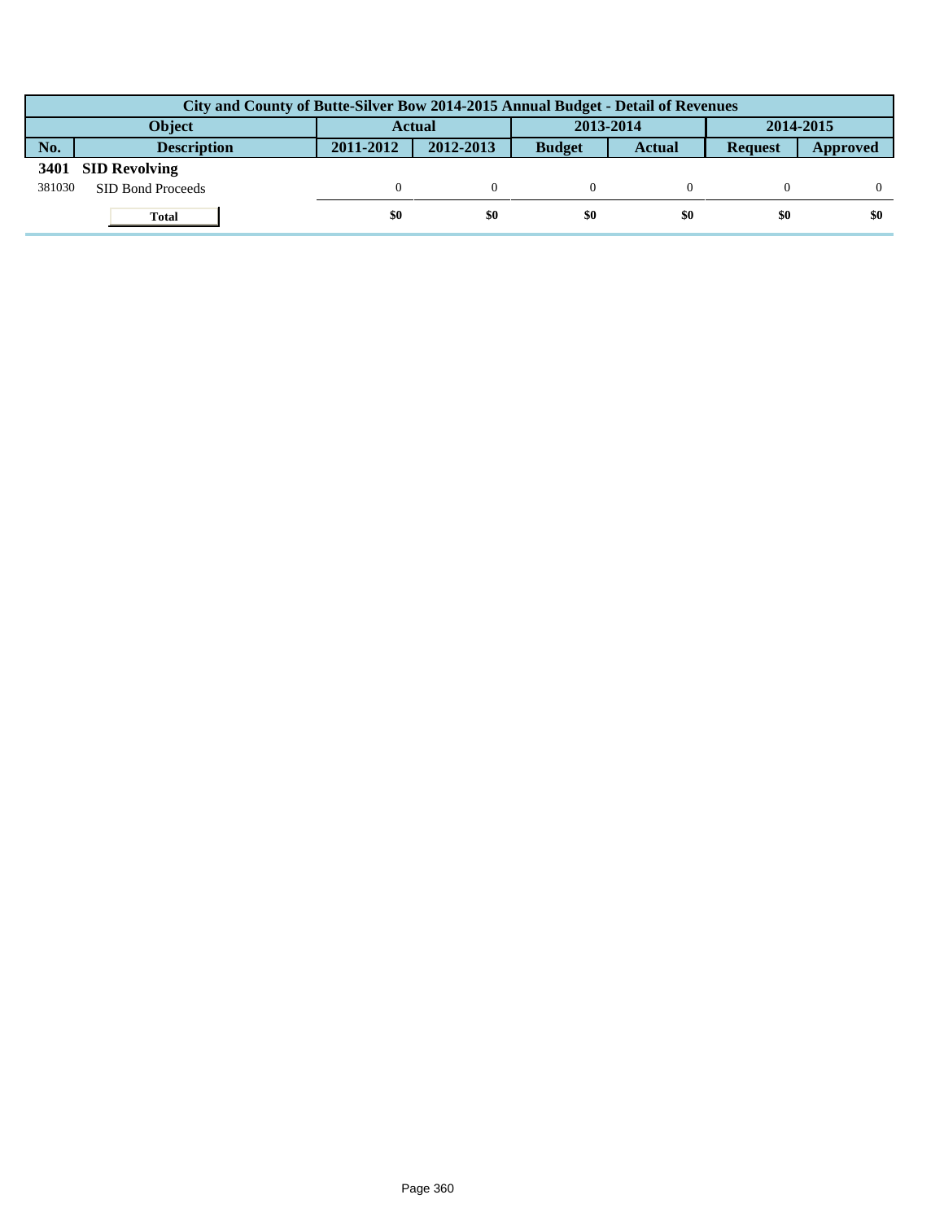| City and County of Butte-Silver Bow 2014-2015 Annual Budget - Detail of Revenues | | | | | | | |
|---|---|---|---|---|---|---|---|
| Object | | Actual | | 2013-2014 | | 2014-2015 | |
| No. | Description | 2011-2012 | 2012-2013 | Budget | Actual | Request | Approved |
| **3401** | **SID Revolving** | | | | | | |
| 381030 | SID Bond Proceeds | 0 | 0 | 0 | 0 | 0 | 0 |
| | **Total** | **$0** | **$0** | **$0** | **$0** | **$0** | **$0** |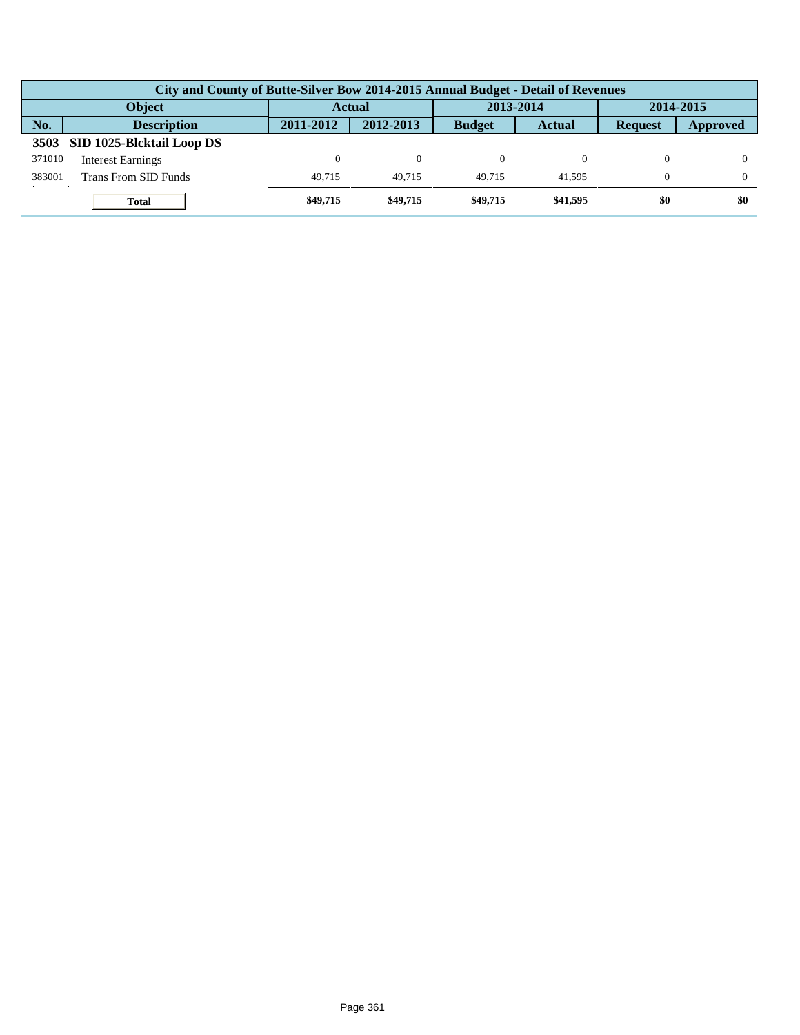| City and County of Butte-Silver Bow 2014-2015 Annual Budget - Detail of Revenues | | | | | | | |
|---|---|---|---|---|---|---|---|
| Object | | Actual | | 2013-2014 | | 2014-2015 | |
| No. | Description | 2011-2012 | 2012-2013 | Budget | Actual | Request | Approved |
| **3503** | **SID 1025-Blcktail Loop DS** | | | | | | |
| 371010 | Interest Earnings | 0 | 0 | 0 | 0 | 0 | 0 |
| 383001 | Trans From SID Funds | 49,715 | 49,715 | 49,715 | 41,595 | 0 | 0 |
| | **Total** | **$49,715** | **$49,715** | **$49,715** | **$41,595** | **$0** | **$0** |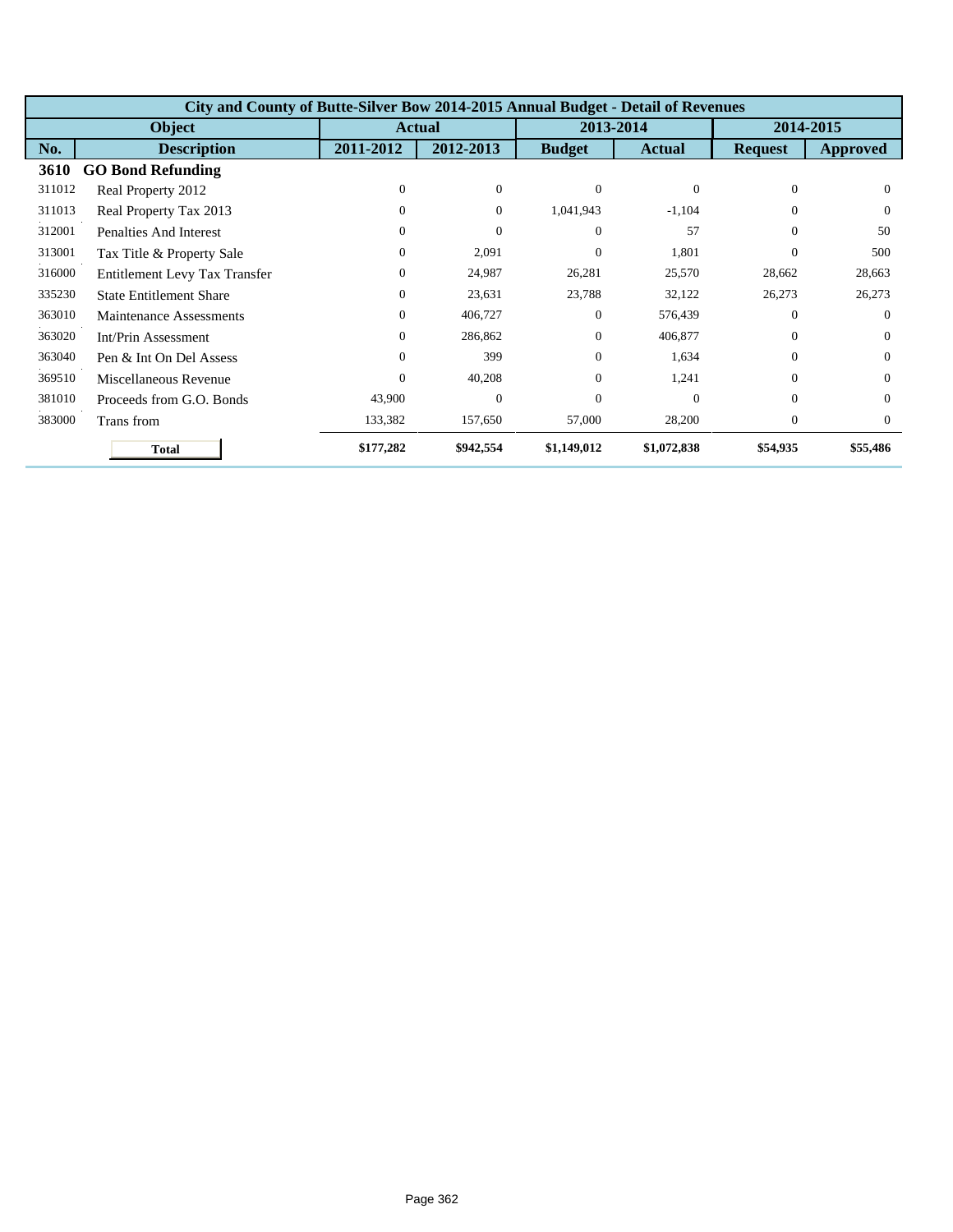| City and County of Butte-Silver Bow 2014-2015 Annual Budget - Detail of Revenues | | | | | | | |
|---|---|---|---|---|---|---|---|
| Object | | Actual | | 2013-2014 | | 2014-2015 | |
| No. | Description | 2011-2012 | 2012-2013 | Budget | Actual | Request | Approved |
| **3610** | **GO Bond Refunding** | | | | | | |
| 311012 | Real Property 2012 | 0 | 0 | 0 | 0 | 0 | 0 |
| 311013 | Real Property Tax 2013 | 0 | 0 | 1,041,943 | -1,104 | 0 | 0 |
| 312001 | Penalties And Interest | 0 | 0 | 0 | 57 | 0 | 50 |
| 313001 | Tax Title & Property Sale | 0 | 2,091 | 0 | 1,801 | 0 | 500 |
| 316000 | Entitlement Levy Tax Transfer | 0 | 24,987 | 26,281 | 25,570 | 28,662 | 28,663 |
| 335230 | State Entitlement Share | 0 | 23,631 | 23,788 | 32,122 | 26,273 | 26,273 |
| 363010 | Maintenance Assessments | 0 | 406,727 | 0 | 576,439 | 0 | 0 |
| 363020 | Int/Prin Assessment | 0 | 286,862 | 0 | 406,877 | 0 | 0 |
| 363040 | Pen & Int On Del Assess | 0 | 399 | 0 | 1,634 | 0 | 0 |
| 369510 | Miscellaneous Revenue | 0 | 40,208 | 0 | 1,241 | 0 | 0 |
| 381010 | Proceeds from G.O. Bonds | 43,900 | 0 | 0 | 0 | 0 | 0 |
| 383000 | Trans from | 133,382 | 157,650 | 57,000 | 28,200 | 0 | 0 |
| | **Total** | **$177,282** | **$942,554** | **$1,149,012** | **$1,072,838** | **$54,935** | **$55,486** |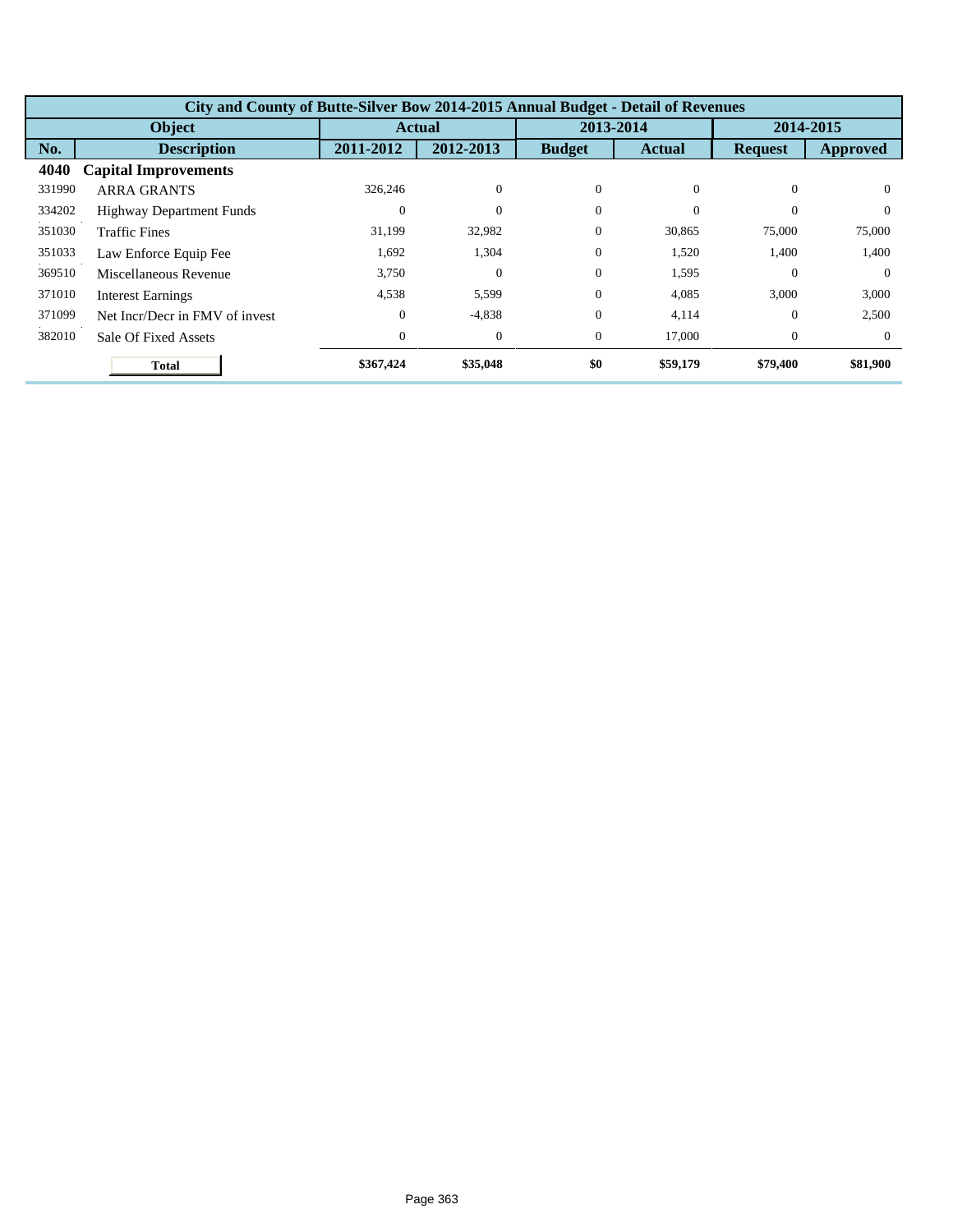| City and County of Butte-Silver Bow 2014-2015 Annual Budget - Detail of Revenues | | | | | | | |
|---|---|---|---|---|---|---|---|
| Object | | Actual | | 2013-2014 | | 2014-2015 | |
| No. | Description | 2011-2012 | 2012-2013 | Budget | Actual | Request | Approved |
| **4040** | **Capital Improvements** | | | | | | |
| 331990 | ARRA GRANTS | 326,246 | 0 | 0 | 0 | 0 | 0 |
| 334202 | Highway Department Funds | 0 | 0 | 0 | 0 | 0 | 0 |
| 351030 | Traffic Fines | 31,199 | 32,982 | 0 | 30,865 | 75,000 | 75,000 |
| 351033 | Law Enforce Equip Fee | 1,692 | 1,304 | 0 | 1,520 | 1,400 | 1,400 |
| 369510 | Miscellaneous Revenue | 3,750 | 0 | 0 | 1,595 | 0 | 0 |
| 371010 | Interest Earnings | 4,538 | 5,599 | 0 | 4,085 | 3,000 | 3,000 |
| 371099 | Net Incr/Decr in FMV of invest | 0 | -4,838 | 0 | 4,114 | 0 | 2,500 |
| 382010 | Sale Of Fixed Assets | 0 | 0 | 0 | 17,000 | 0 | 0 |
| | **Total** | **$367,424** | **$35,048** | **$0** | **$59,179** | **$79,400** | **$81,900** |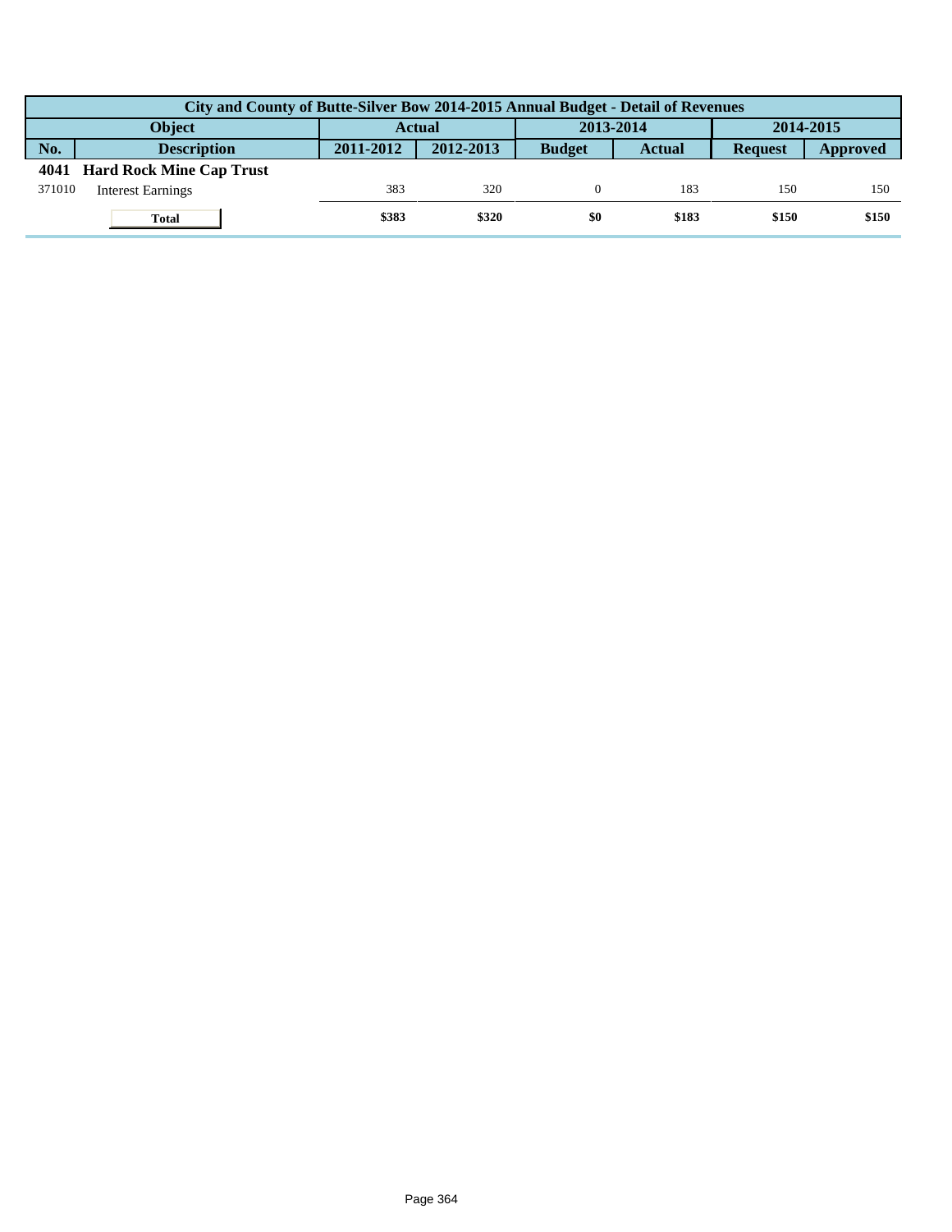| City and County of Butte-Silver Bow 2014-2015 Annual Budget - Detail of Revenues | | | | | | | |
|---|---|---|---|---|---|---|---|
| **Object** | | **Actual** | | **2013-2014** | | **2014-2015** | |
| **No.** | **Description** | **2011-2012** | **2012-2013** | **Budget** | **Actual** | **Request** | **Approved** |
| **4041** | **Hard Rock Mine Cap Trust** | | | | | | |
| 371010 | Interest Earnings | 383 | 320 | 0 | 183 | 150 | 150 |
| | **Total** | **$383** | **$320** | **$0** | **$183** | **$150** | **$150** |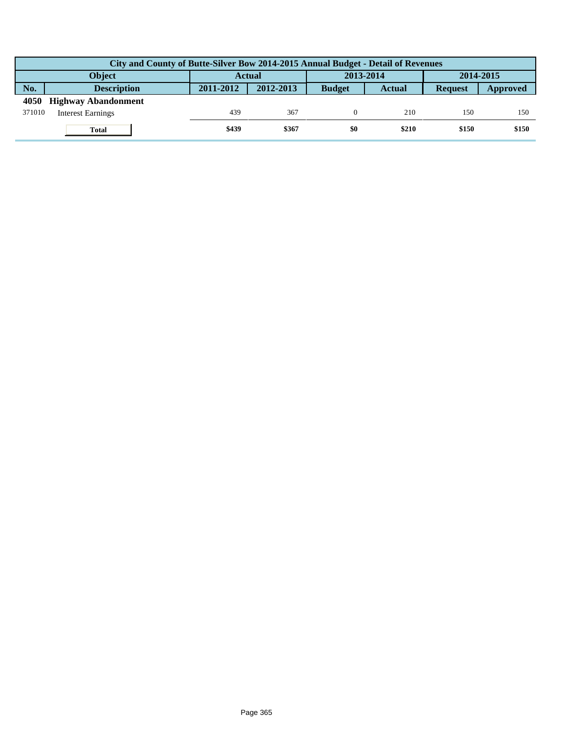| City and County of Butte-Silver Bow 2014-2015 Annual Budget - Detail of Revenues | | | | | | | |
|---|---|---|---|---|---|---|---|
| Object | | Actual | | 2013-2014 | | 2014-2015 | |
| No. | Description | 2011-2012 | 2012-2013 | Budget | Actual | Request | Approved |
| **4050** | **Highway Abandonment** | | | | | | |
| 371010 | Interest Earnings | 439 | 367 | 0 | 210 | 150 | 150 |
| | **Total** | **$439** | **$367** | **$0** | **$210** | **$150** | **$150** |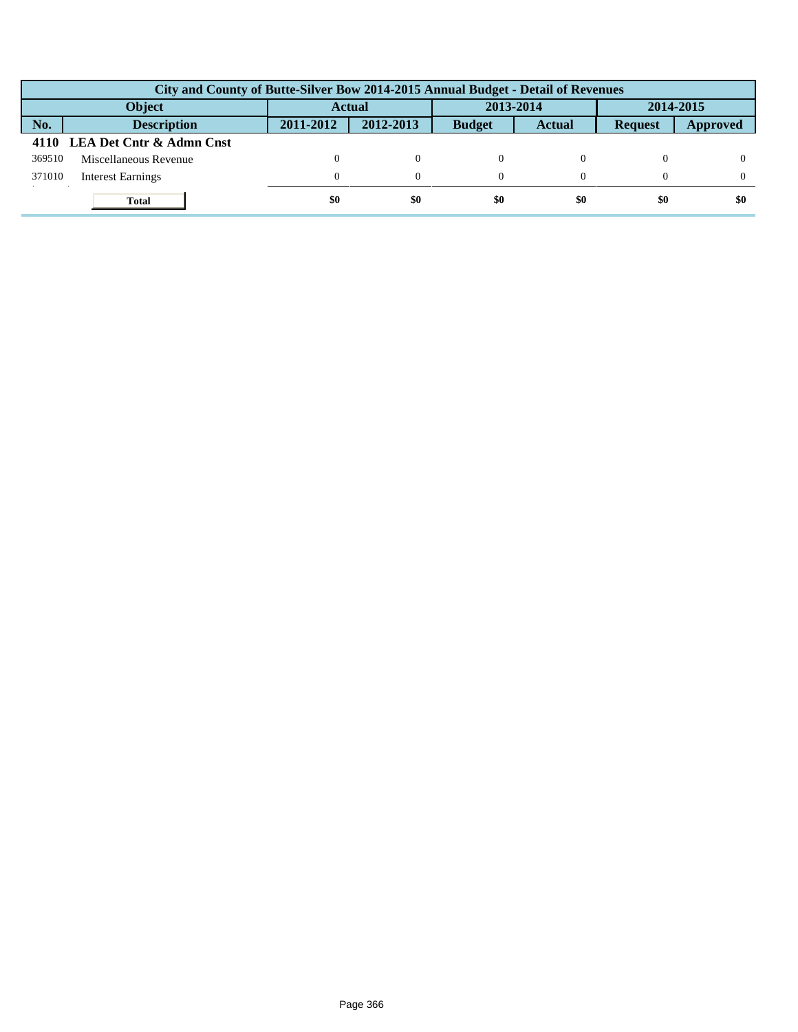| City and County of Butte-Silver Bow 2014-2015 Annual Budget - Detail of Revenues | | | | | | | |
|---|---|---|---|---|---|---|---|
| Object | | Actual | | 2013-2014 | | 2014-2015 | |
| No. | Description | 2011-2012 | 2012-2013 | Budget | Actual | Request | Approved |
| **4110** | **LEA Det Cntr & Admn Cnst** | | | | | | |
| 369510 | Miscellaneous Revenue | 0 | 0 | 0 | 0 | 0 | 0 |
| 371010 | Interest Earnings | 0 | 0 | 0 | 0 | 0 | 0 |
| | **Total** | **$0** | **$0** | **$0** | **$0** | **$0** | **$0** |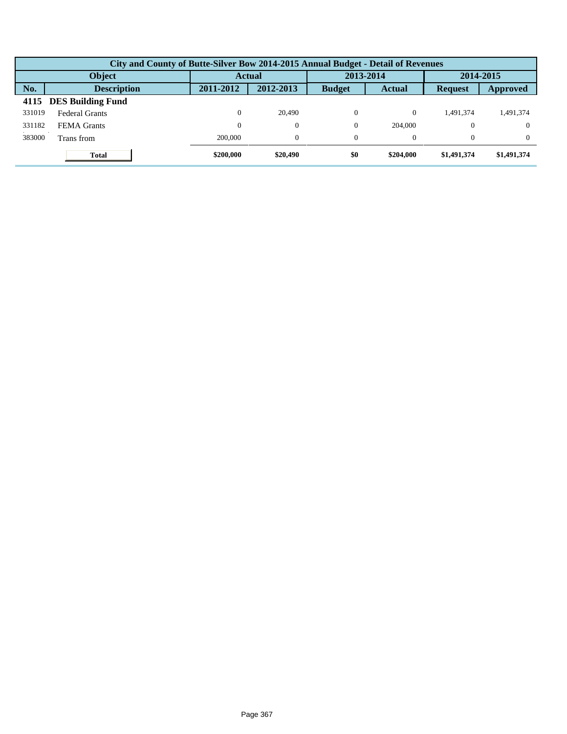| City and County of Butte-Silver Bow 2014-2015 Annual Budget - Detail of Revenues | | | | | | | |
|---|---|---|---|---|---|---|---|
| Object | | Actual | | 2013-2014 | | 2014-2015 | |
| No. | Description | 2011-2012 | 2012-2013 | Budget | Actual | Request | Approved |
| **4115** | **DES Building Fund** | | | | | | |
| 331019 | Federal Grants | 0 | 20,490 | 0 | 0 | 1,491,374 | 1,491,374 |
| 331182 | FEMA Grants | 0 | 0 | 0 | 204,000 | 0 | 0 |
| 383000 | Trans from | 200,000 | 0 | 0 | 0 | 0 | 0 |
| | **Total** | **$200,000** | **$20,490** | **$0** | **$204,000** | **$1,491,374** | **$1,491,374** |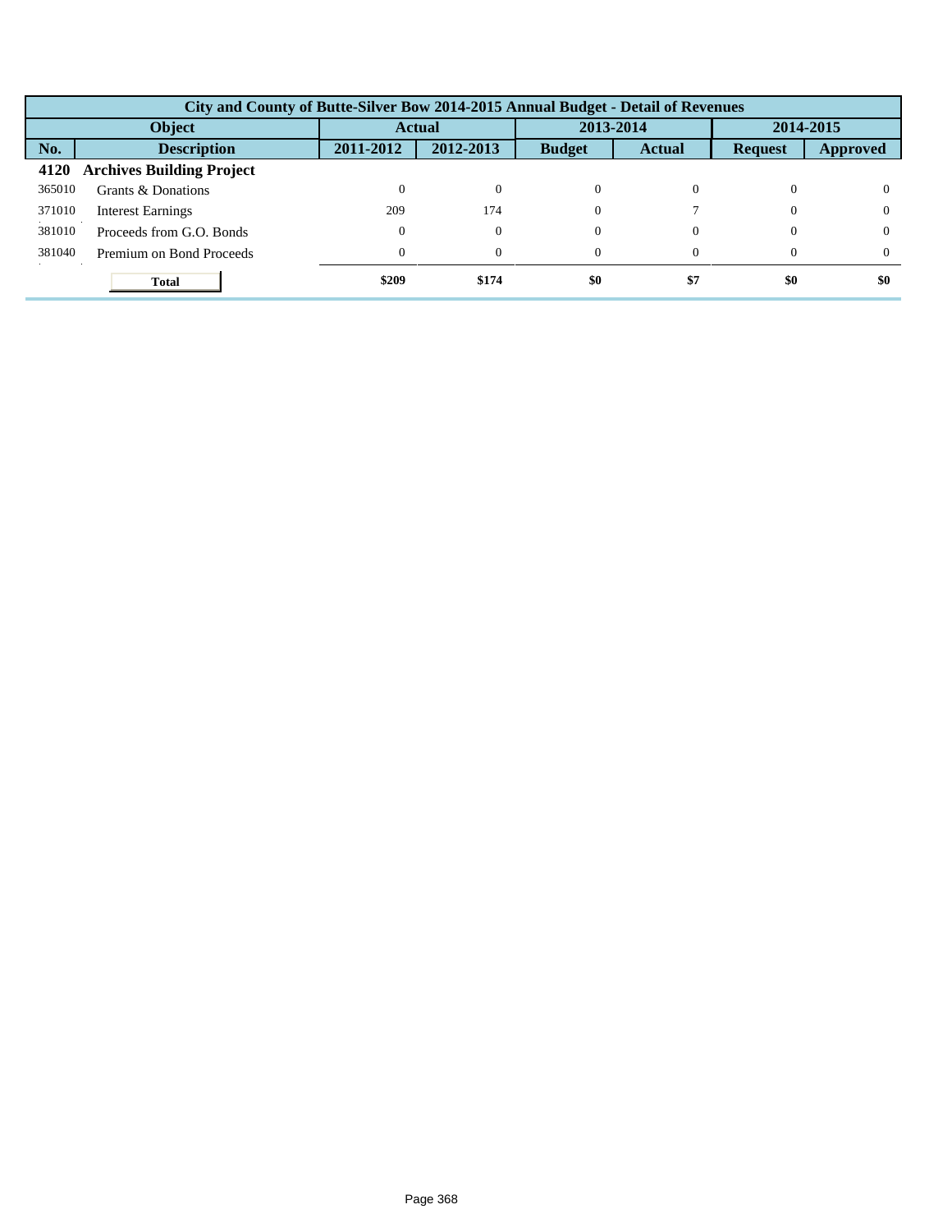| City and County of Butte-Silver Bow 2014-2015 Annual Budget - Detail of Revenues | | | | | | | |
|---|---|---|---|---|---|---|---|
| Object | | Actual | | 2013-2014 | | 2014-2015 | |
| No. | Description | 2011-2012 | 2012-2013 | Budget | Actual | Request | Approved |
| **4120** | **Archives Building Project** | | | | | | |
| 365010 | Grants & Donations | 0 | 0 | 0 | 0 | 0 | 0 |
| 371010 | Interest Earnings | 209 | 174 | 0 | 7 | 0 | 0 |
| 381010 | Proceeds from G.O. Bonds | 0 | 0 | 0 | 0 | 0 | 0 |
| 381040 | Premium on Bond Proceeds | 0 | 0 | 0 | 0 | 0 | 0 |
| | **Total** | **$209** | **$174** | **$0** | **$7** | **$0** | **$0** |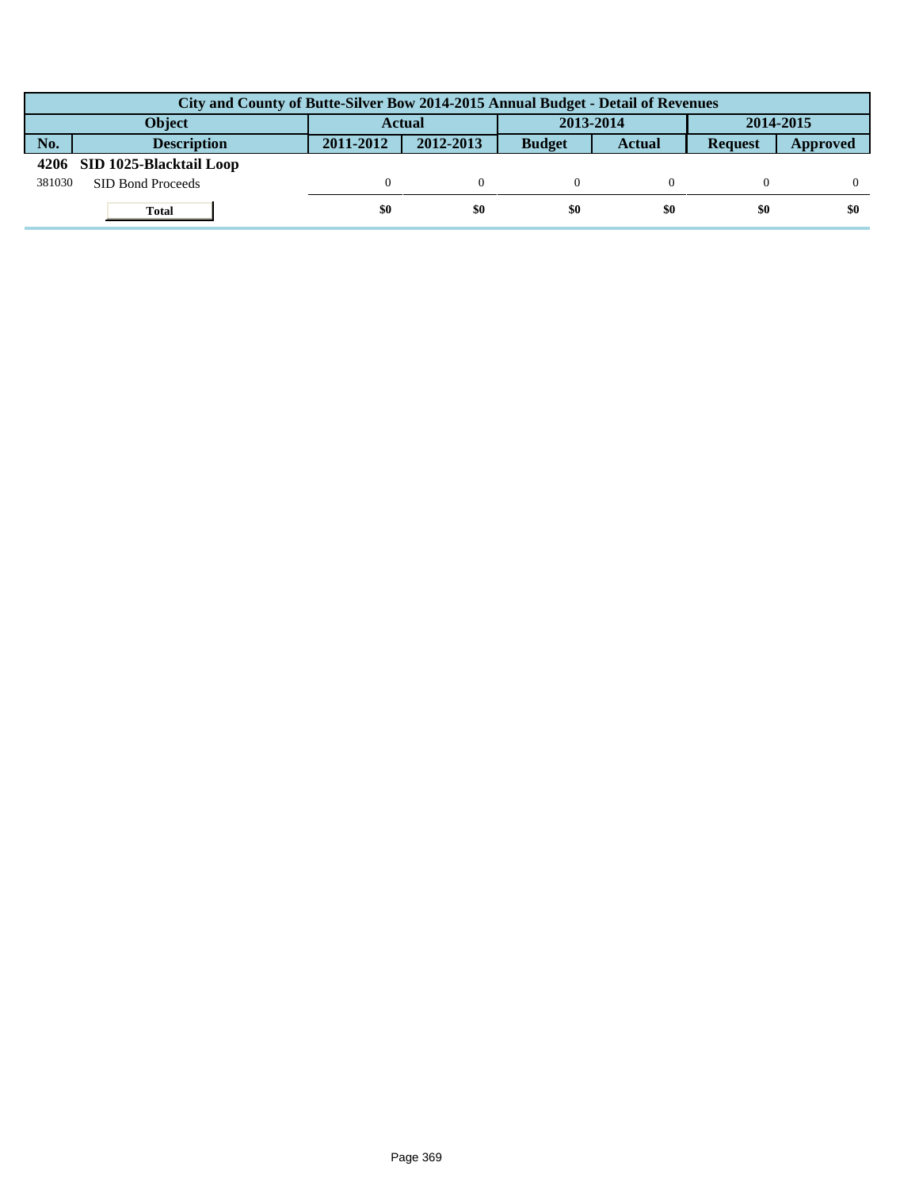| City and County of Butte-Silver Bow 2014-2015 Annual Budget - Detail of Revenues | | | | | | | |
|---|---|---|---|---|---|---|---|
| Object | | Actual | | 2013-2014 | | 2014-2015 | |
| No. | Description | 2011-2012 | 2012-2013 | Budget | Actual | Request | Approved |
| **4206** | **SID 1025-Blacktail Loop** | | | | | | |
| 381030 | SID Bond Proceeds | 0 | 0 | 0 | 0 | 0 | 0 |
| | **Total** | **$0** | **$0** | **$0** | **$0** | **$0** | **$0** |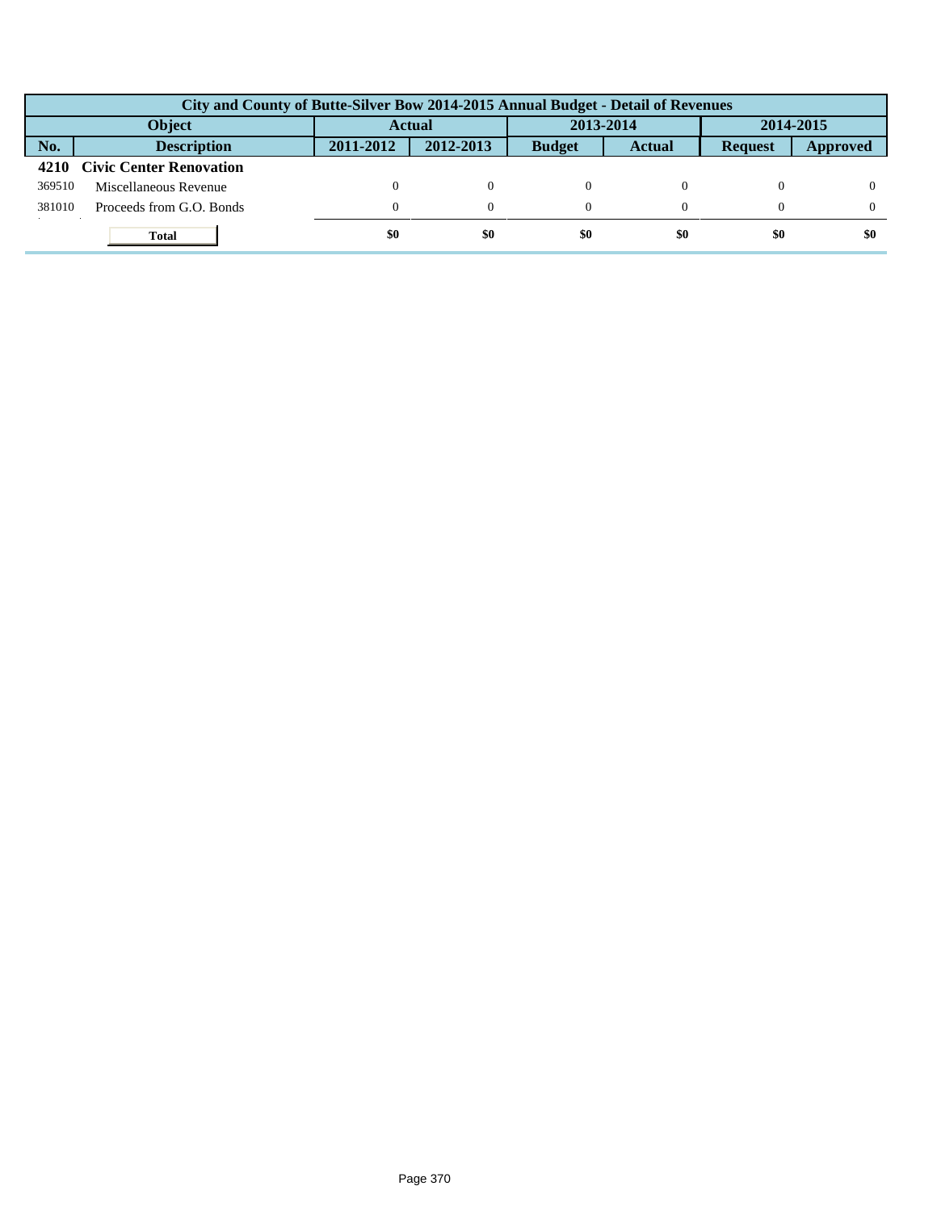| City and County of Butte-Silver Bow 2014-2015 Annual Budget - Detail of Revenues | | | | | | | |
|---|---|---|---|---|---|---|---|
| Object | | Actual | | 2013-2014 | | 2014-2015 | |
| No. | Description | 2011-2012 | 2012-2013 | Budget | Actual | Request | Approved |
| **4210** | **Civic Center Renovation** | | | | | | |
| 369510 | Miscellaneous Revenue | 0 | 0 | 0 | 0 | 0 | 0 |
| 381010 | Proceeds from G.O. Bonds | 0 | 0 | 0 | 0 | 0 | 0 |
| | **Total** | **$0** | **$0** | **$0** | **$0** | **$0** | **$0** |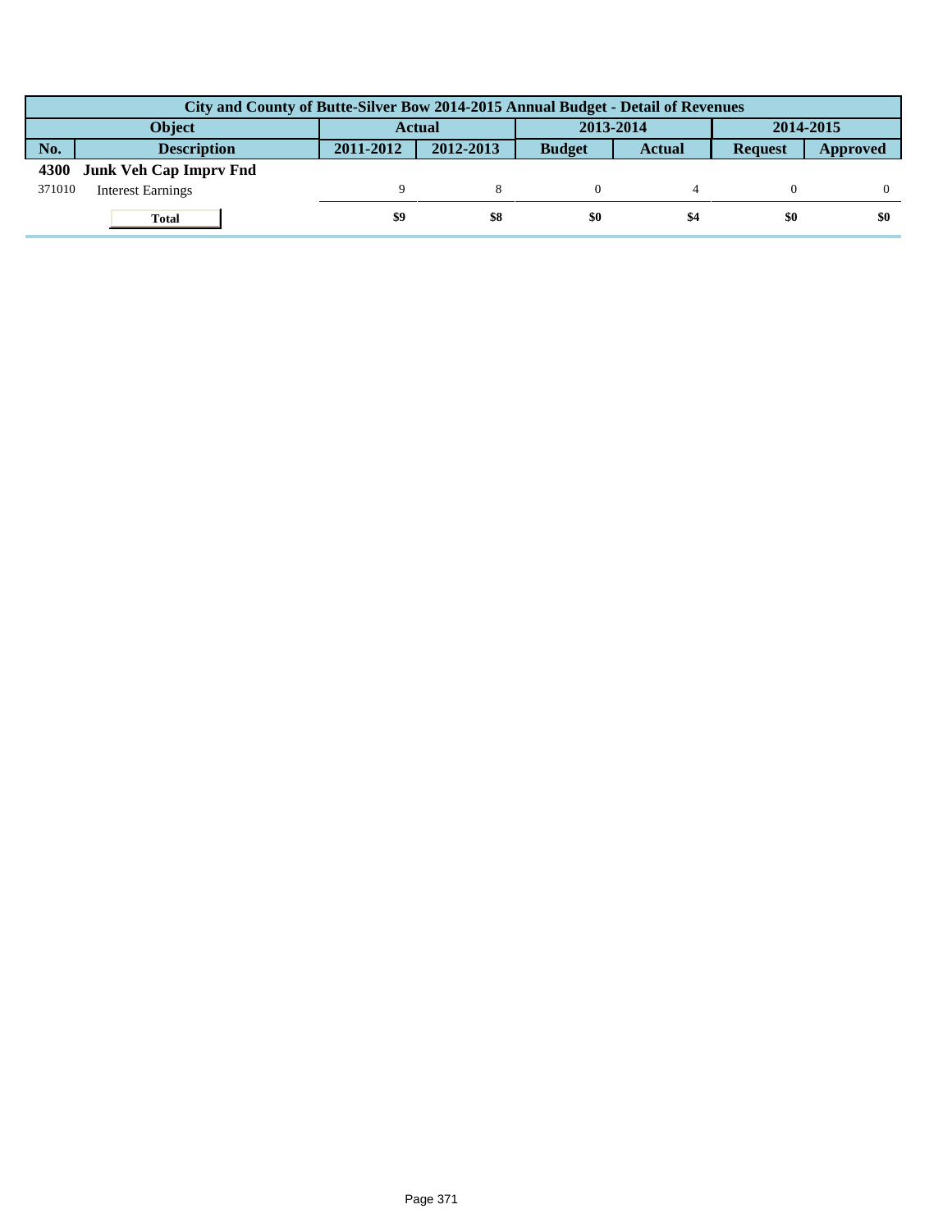| City and County of Butte-Silver Bow 2014-2015 Annual Budget - Detail of Revenues | | | | | | | |
|---|---|---|---|---|---|---|---|
| Object | | Actual | | 2013-2014 | | 2014-2015 | |
| No. | Description | 2011-2012 | 2012-2013 | Budget | Actual | Request | Approved |
| **4300** | **Junk Veh Cap Imprv Fnd** | | | | | | |
| 371010 | Interest Earnings | 9 | 8 | 0 | 4 | 0 | 0 |
| | **Total** | **$9** | **$8** | **$0** | **$4** | **$0** | **$0** |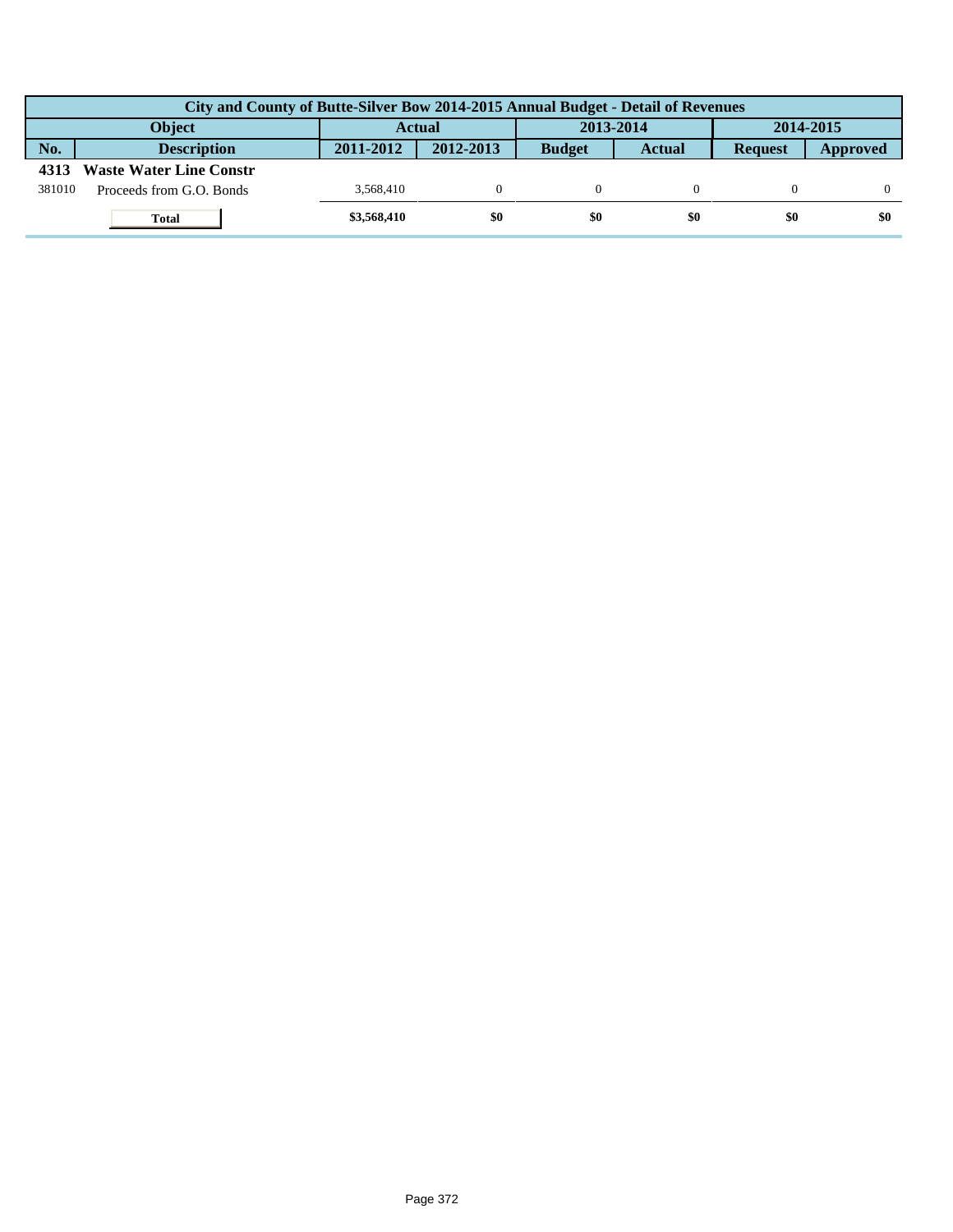| City and County of Butte-Silver Bow 2014-2015 Annual Budget - Detail of Revenues | | | | | | | |
|---|---|---|---|---|---|---|---|
| Object | | Actual | | 2013-2014 | | 2014-2015 | |
| No. | Description | 2011-2012 | 2012-2013 | Budget | Actual | Request | Approved |
| **4313** | **Waste Water Line Constr** | | | | | | |
| 381010 | Proceeds from G.O. Bonds | 3,568,410 | 0 | 0 | 0 | 0 | 0 |
| | **Total** | **$3,568,410** | **$0** | **$0** | **$0** | **$0** | **$0** |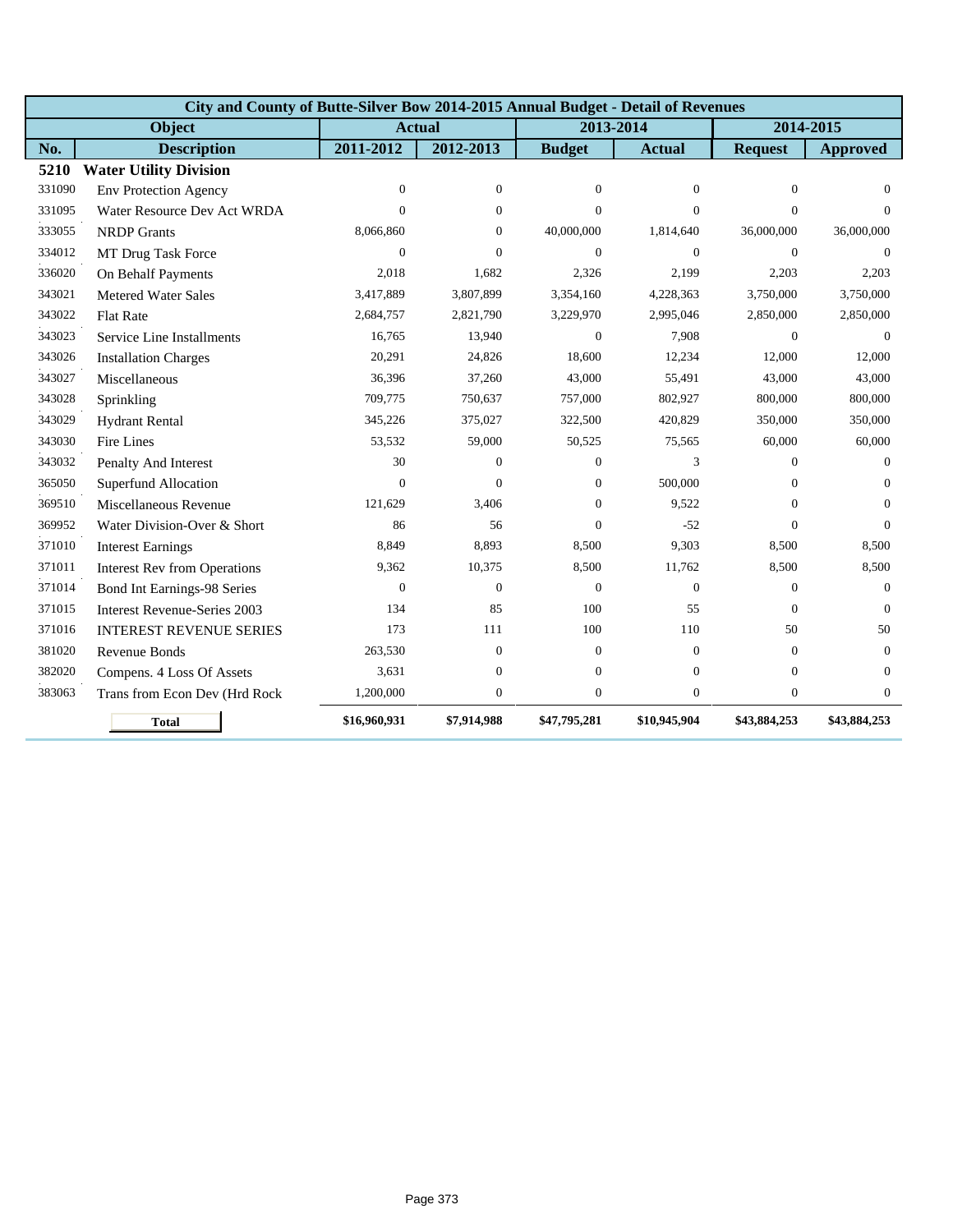| City and County of Butte-Silver Bow 2014-2015 Annual Budget - Detail of Revenues | | | | | | | |
|---|---|---|---|---|---|---|---|
| Object | | Actual | | 2013-2014 | | 2014-2015 | |
| No. | Description | 2011-2012 | 2012-2013 | Budget | Actual | Request | Approved |
| **5210** | **Water Utility Division** | | | | | | |
| 331090 | Env Protection Agency | 0 | 0 | 0 | 0 | 0 | 0 |
| 331095 | Water Resource Dev Act WRDA | 0 | 0 | 0 | 0 | 0 | 0 |
| 333055 | NRDP Grants | 8,066,860 | 0 | 40,000,000 | 1,814,640 | 36,000,000 | 36,000,000 |
| 334012 | MT Drug Task Force | 0 | 0 | 0 | 0 | 0 | 0 |
| 336020 | On Behalf Payments | 2,018 | 1,682 | 2,326 | 2,199 | 2,203 | 2,203 |
| 343021 | Metered Water Sales | 3,417,889 | 3,807,899 | 3,354,160 | 4,228,363 | 3,750,000 | 3,750,000 |
| 343022 | Flat Rate | 2,684,757 | 2,821,790 | 3,229,970 | 2,995,046 | 2,850,000 | 2,850,000 |
| 343023 | Service Line Installments | 16,765 | 13,940 | 0 | 7,908 | 0 | 0 |
| 343026 | Installation Charges | 20,291 | 24,826 | 18,600 | 12,234 | 12,000 | 12,000 |
| 343027 | Miscellaneous | 36,396 | 37,260 | 43,000 | 55,491 | 43,000 | 43,000 |
| 343028 | Sprinkling | 709,775 | 750,637 | 757,000 | 802,927 | 800,000 | 800,000 |
| 343029 | Hydrant Rental | 345,226 | 375,027 | 322,500 | 420,829 | 350,000 | 350,000 |
| 343030 | Fire Lines | 53,532 | 59,000 | 50,525 | 75,565 | 60,000 | 60,000 |
| 343032 | Penalty And Interest | 30 | 0 | 0 | 3 | 0 | 0 |
| 365050 | Superfund Allocation | 0 | 0 | 0 | 500,000 | 0 | 0 |
| 369510 | Miscellaneous Revenue | 121,629 | 3,406 | 0 | 9,522 | 0 | 0 |
| 369952 | Water Division-Over & Short | 86 | 56 | 0 | -52 | 0 | 0 |
| 371010 | Interest Earnings | 8,849 | 8,893 | 8,500 | 9,303 | 8,500 | 8,500 |
| 371011 | Interest Rev from Operations | 9,362 | 10,375 | 8,500 | 11,762 | 8,500 | 8,500 |
| 371014 | Bond Int Earnings-98 Series | 0 | 0 | 0 | 0 | 0 | 0 |
| 371015 | Interest Revenue-Series 2003 | 134 | 85 | 100 | 55 | 0 | 0 |
| 371016 | INTEREST REVENUE SERIES | 173 | 111 | 100 | 110 | 50 | 50 |
| 381020 | Revenue Bonds | 263,530 | 0 | 0 | 0 | 0 | 0 |
| 382020 | Compens. 4 Loss Of Assets | 3,631 | 0 | 0 | 0 | 0 | 0 |
| 383063 | Trans from Econ Dev (Hrd Rock | 1,200,000 | 0 | 0 | 0 | 0 | 0 |
| | **Total** | **$16,960,931** | **$7,914,988** | **$47,795,281** | **$10,945,904** | **$43,884,253** | **$43,884,253** |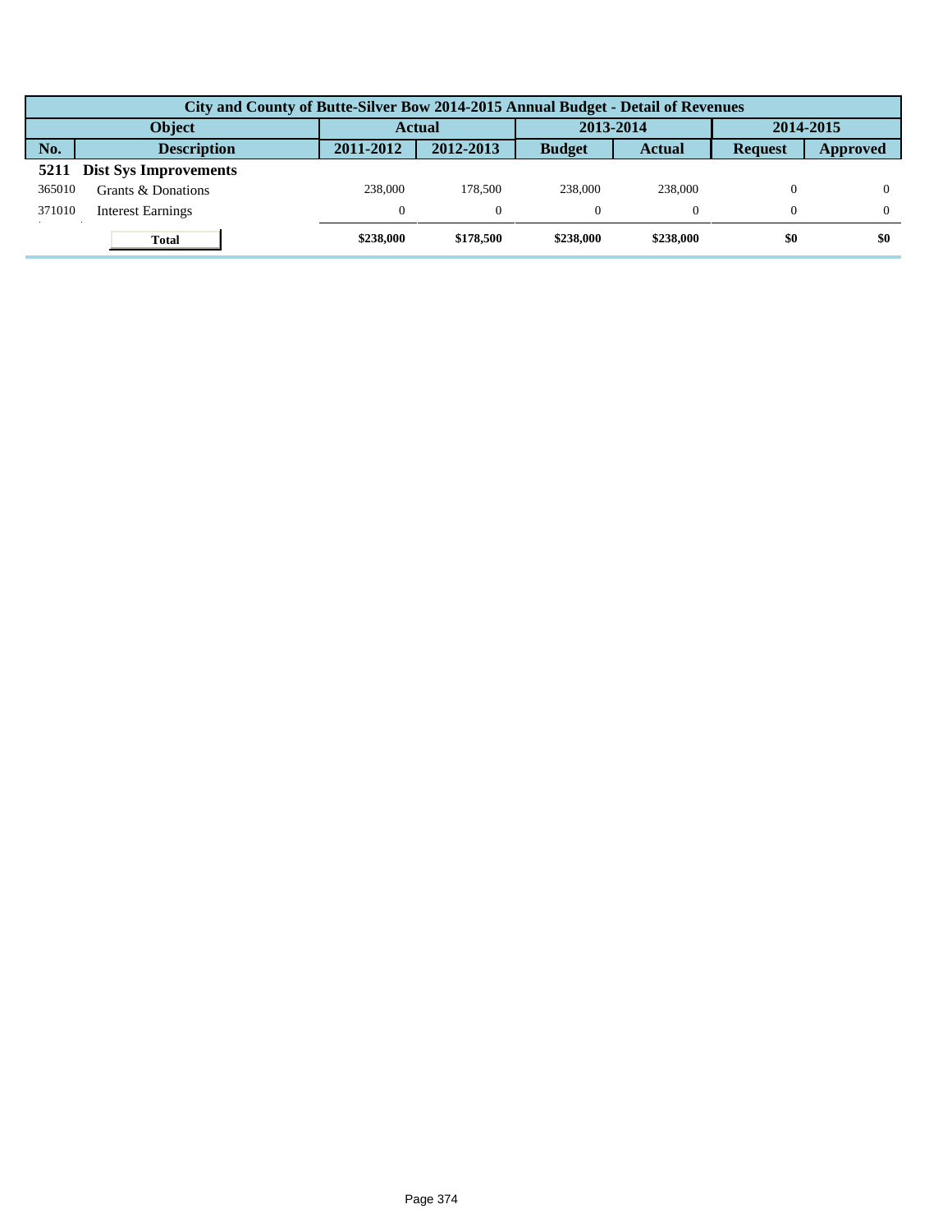| City and County of Butte-Silver Bow 2014-2015 Annual Budget - Detail of Revenues | | | | | | | |
|---|---|---|---|---|---|---|---|
| Object | | Actual | | 2013-2014 | | 2014-2015 | |
| No. | Description | 2011-2012 | 2012-2013 | Budget | Actual | Request | Approved |
| **5211** | **Dist Sys Improvements** | | | | | | |
| 365010 | Grants & Donations | 238,000 | 178,500 | 238,000 | 238,000 | 0 | 0 |
| 371010 | Interest Earnings | 0 | 0 | 0 | 0 | 0 | 0 |
| | **Total** | **$238,000** | **$178,500** | **$238,000** | **$238,000** | **$0** | **$0** |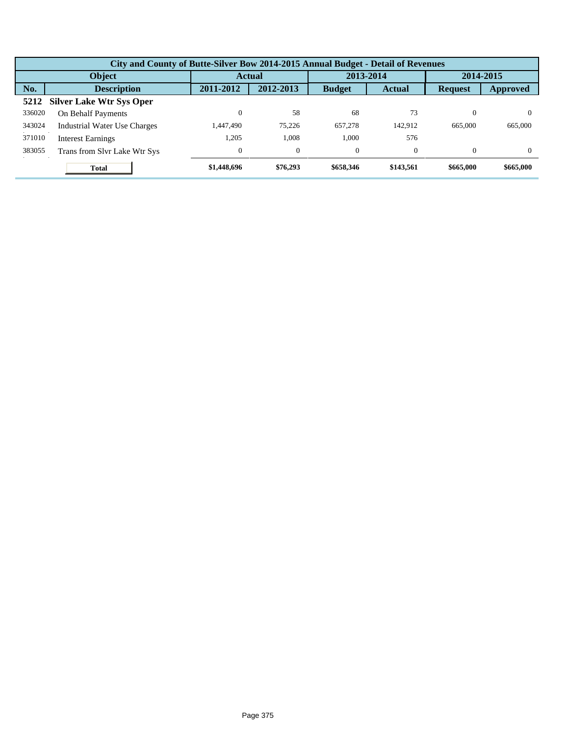| City and County of Butte-Silver Bow 2014-2015 Annual Budget - Detail of Revenues | | | | | | | |
|---|---|---|---|---|---|---|---|
| Object | | Actual | | 2013-2014 | | 2014-2015 | |
| No. | Description | 2011-2012 | 2012-2013 | Budget | Actual | Request | Approved |
| **5212** | **Silver Lake Wtr Sys Oper** | | | | | | |
| 336020 | On Behalf Payments | 0 | 58 | 68 | 73 | 0 | 0 |
| 343024 | Industrial Water Use Charges | 1,447,490 | 75,226 | 657,278 | 142,912 | 665,000 | 665,000 |
| 371010 | Interest Earnings | 1,205 | 1,008 | 1,000 | 576 | | |
| 383055 | Trans from Slvr Lake Wtr Sys | 0 | 0 | 0 | 0 | 0 | 0 |
| | **Total** | **$1,448,696** | **$76,293** | **$658,346** | **$143,561** | **$665,000** | **$665,000** |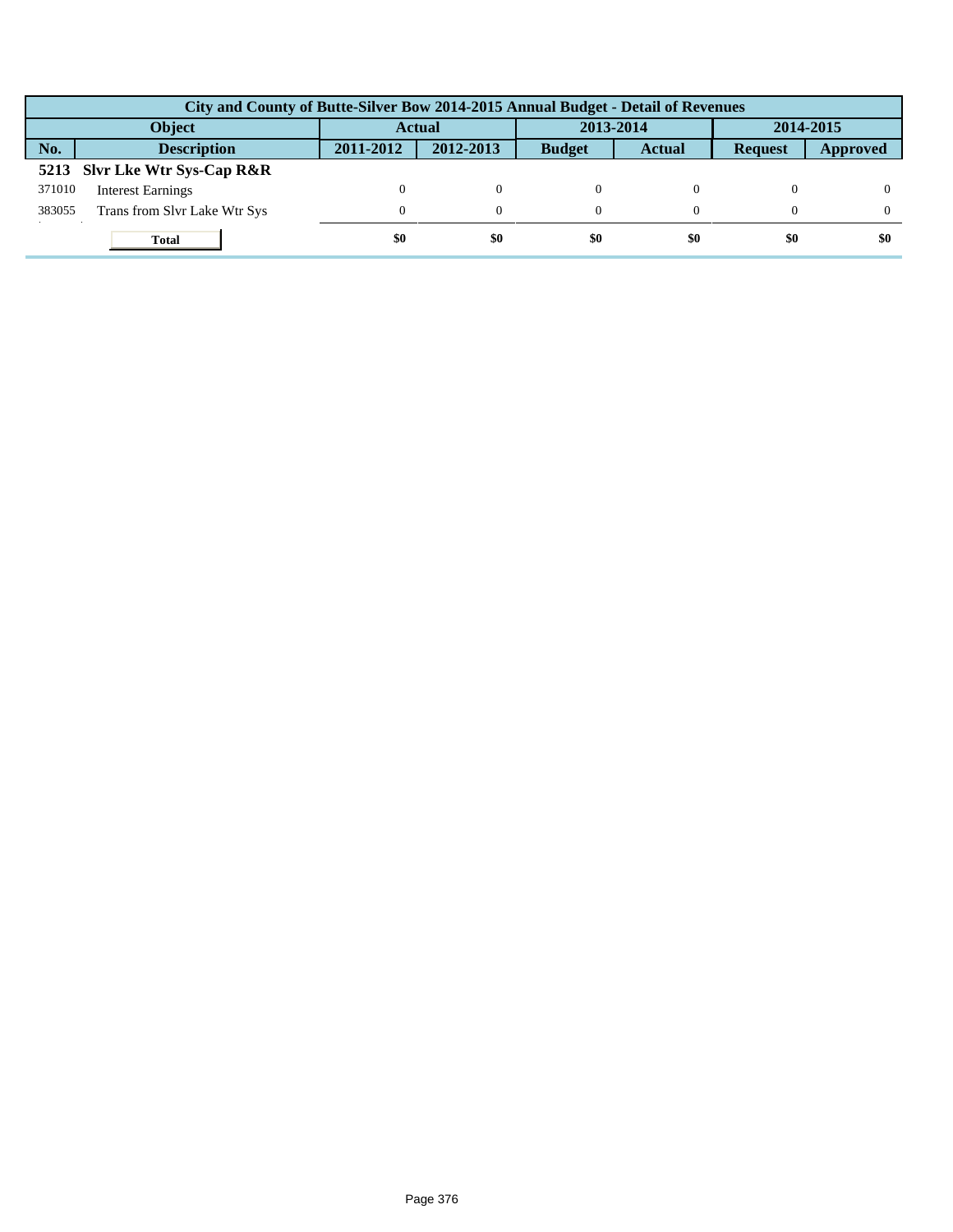| City and County of Butte-Silver Bow 2014-2015 Annual Budget - Detail of Revenues | | | | | | | |
|---|---|---|---|---|---|---|---|
| Object | | Actual | | 2013-2014 | | 2014-2015 | |
| No. | Description | 2011-2012 | 2012-2013 | Budget | Actual | Request | Approved |
| **5213** | **Slvr Lke Wtr Sys-Cap R&R** | | | | | | |
| 371010 | Interest Earnings | 0 | 0 | 0 | 0 | 0 | 0 |
| 383055 | Trans from Slvr Lake Wtr Sys | 0 | 0 | 0 | 0 | 0 | 0 |
| | **Total** | **$0** | **$0** | **$0** | **$0** | **$0** | **$0** |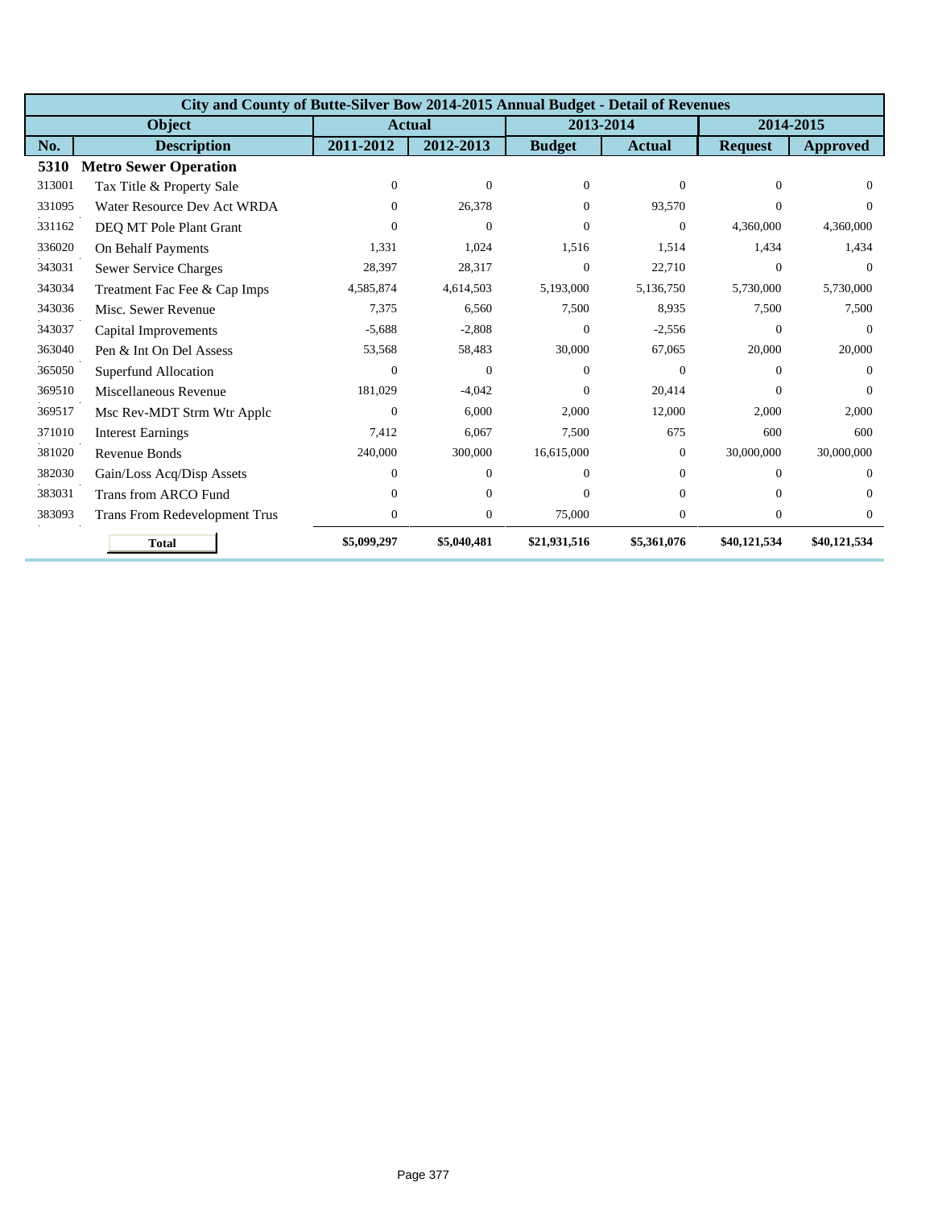| City and County of Butte-Silver Bow 2014-2015 Annual Budget - Detail of Revenues | | | | | | | |
|---|---|---|---|---|---|---|---|
| **Object** | | **Actual** | | **2013-2014** | | **2014-2015** | |
| **No.** | **Description** | **2011-2012** | **2012-2013** | **Budget** | **Actual** | **Request** | **Approved** |
| **5310** | **Metro Sewer Operation** | | | | | | |
| 313001 | Tax Title & Property Sale | 0 | 0 | 0 | 0 | 0 | 0 |
| 331095 | Water Resource Dev Act WRDA | 0 | 26,378 | 0 | 93,570 | 0 | 0 |
| 331162 | DEQ MT Pole Plant Grant | 0 | 0 | 0 | 0 | 4,360,000 | 4,360,000 |
| 336020 | On Behalf Payments | 1,331 | 1,024 | 1,516 | 1,514 | 1,434 | 1,434 |
| 343031 | Sewer Service Charges | 28,397 | 28,317 | 0 | 22,710 | 0 | 0 |
| 343034 | Treatment Fac Fee & Cap Imps | 4,585,874 | 4,614,503 | 5,193,000 | 5,136,750 | 5,730,000 | 5,730,000 |
| 343036 | Misc. Sewer Revenue | 7,375 | 6,560 | 7,500 | 8,935 | 7,500 | 7,500 |
| 343037 | Capital Improvements | -5,688 | -2,808 | 0 | -2,556 | 0 | 0 |
| 363040 | Pen & Int On Del Assess | 53,568 | 58,483 | 30,000 | 67,065 | 20,000 | 20,000 |
| 365050 | Superfund Allocation | 0 | 0 | 0 | 0 | 0 | 0 |
| 369510 | Miscellaneous Revenue | 181,029 | -4,042 | 0 | 20,414 | 0 | 0 |
| 369517 | Msc Rev-MDT Strm Wtr Applc | 0 | 6,000 | 2,000 | 12,000 | 2,000 | 2,000 |
| 371010 | Interest Earnings | 7,412 | 6,067 | 7,500 | 675 | 600 | 600 |
| 381020 | Revenue Bonds | 240,000 | 300,000 | 16,615,000 | 0 | 30,000,000 | 30,000,000 |
| 382030 | Gain/Loss Acq/Disp Assets | 0 | 0 | 0 | 0 | 0 | 0 |
| 383031 | Trans from ARCO Fund | 0 | 0 | 0 | 0 | 0 | 0 |
| 383093 | Trans From Redevelopment Trus | 0 | 0 | 75,000 | 0 | 0 | 0 |
| | **Total** | **$5,099,297** | **$5,040,481** | **$21,931,516** | **$5,361,076** | **$40,121,534** | **$40,121,534** |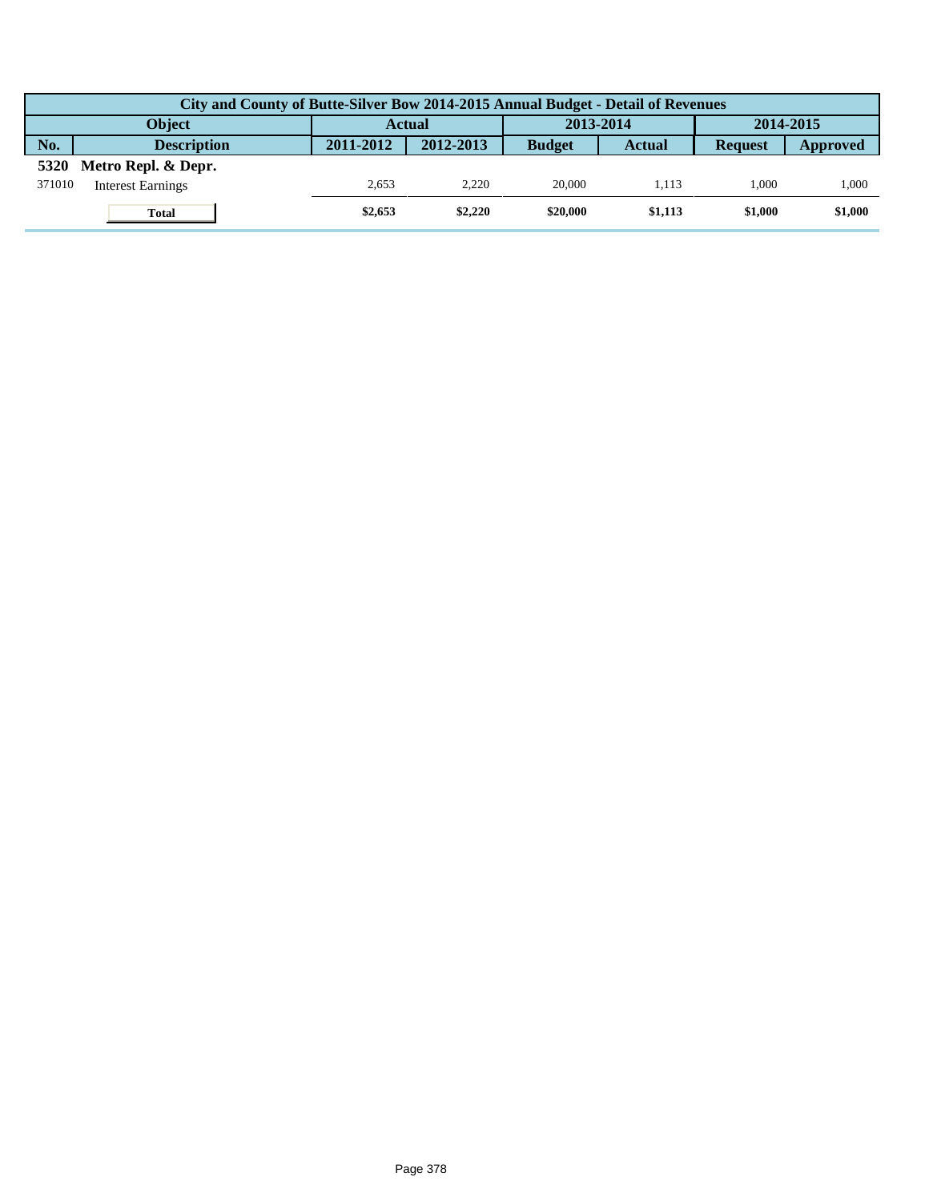| City and County of Butte-Silver Bow 2014-2015 Annual Budget - Detail of Revenues | | | | | | | |
|---|---|---|---|---|---|---|---|
| **Object** | | **Actual** | | **2013-2014** | | **2014-2015** | |
| **No.** | **Description** | **2011-2012** | **2012-2013** | **Budget** | **Actual** | **Request** | **Approved** |
| **5320** | **Metro Repl. & Depr.** | | | | | | |
| 371010 | Interest Earnings | 2,653 | 2,220 | 20,000 | 1,113 | 1,000 | 1,000 |
| | **Total** | **$2,653** | **$2,220** | **$20,000** | **$1,113** | **$1,000** | **$1,000** |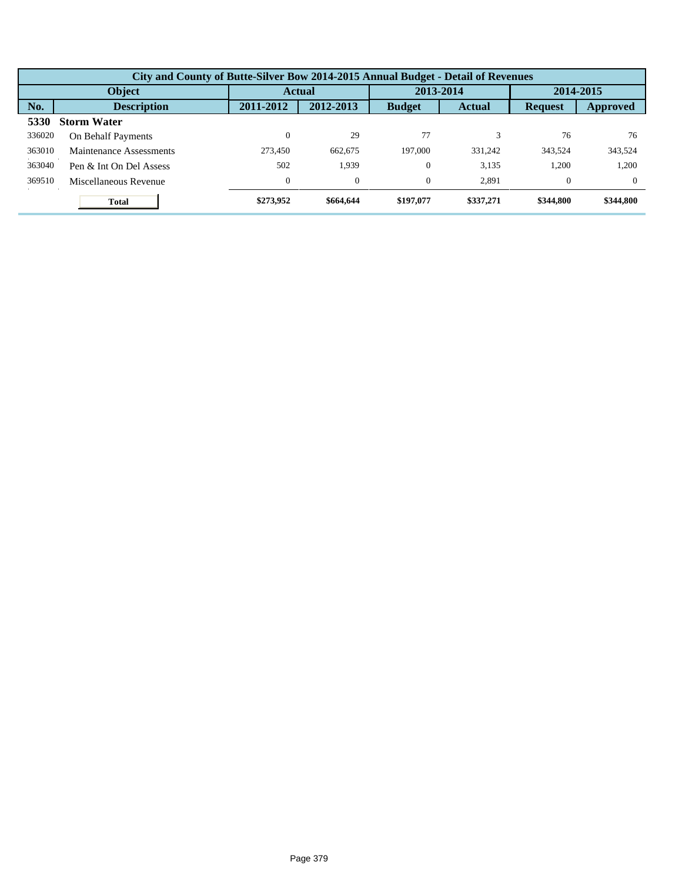| City and County of Butte-Silver Bow 2014-2015 Annual Budget - Detail of Revenues | | | | | | | |
|---|---|---|---|---|---|---|---|
| Object | | Actual | | 2013-2014 | | 2014-2015 | |
| No. | Description | 2011-2012 | 2012-2013 | Budget | Actual | Request | Approved |
| **5330** | **Storm Water** | | | | | | |
| 336020 | On Behalf Payments | 0 | 29 | 77 | 3 | 76 | 76 |
| 363010 | Maintenance Assessments | 273,450 | 662,675 | 197,000 | 331,242 | 343,524 | 343,524 |
| 363040 | Pen & Int On Del Assess | 502 | 1,939 | 0 | 3,135 | 1,200 | 1,200 |
| 369510 | Miscellaneous Revenue | 0 | 0 | 0 | 2,891 | 0 | 0 |
| | **Total** | **$273,952** | **$664,644** | **$197,077** | **$337,271** | **$344,800** | **$344,800** |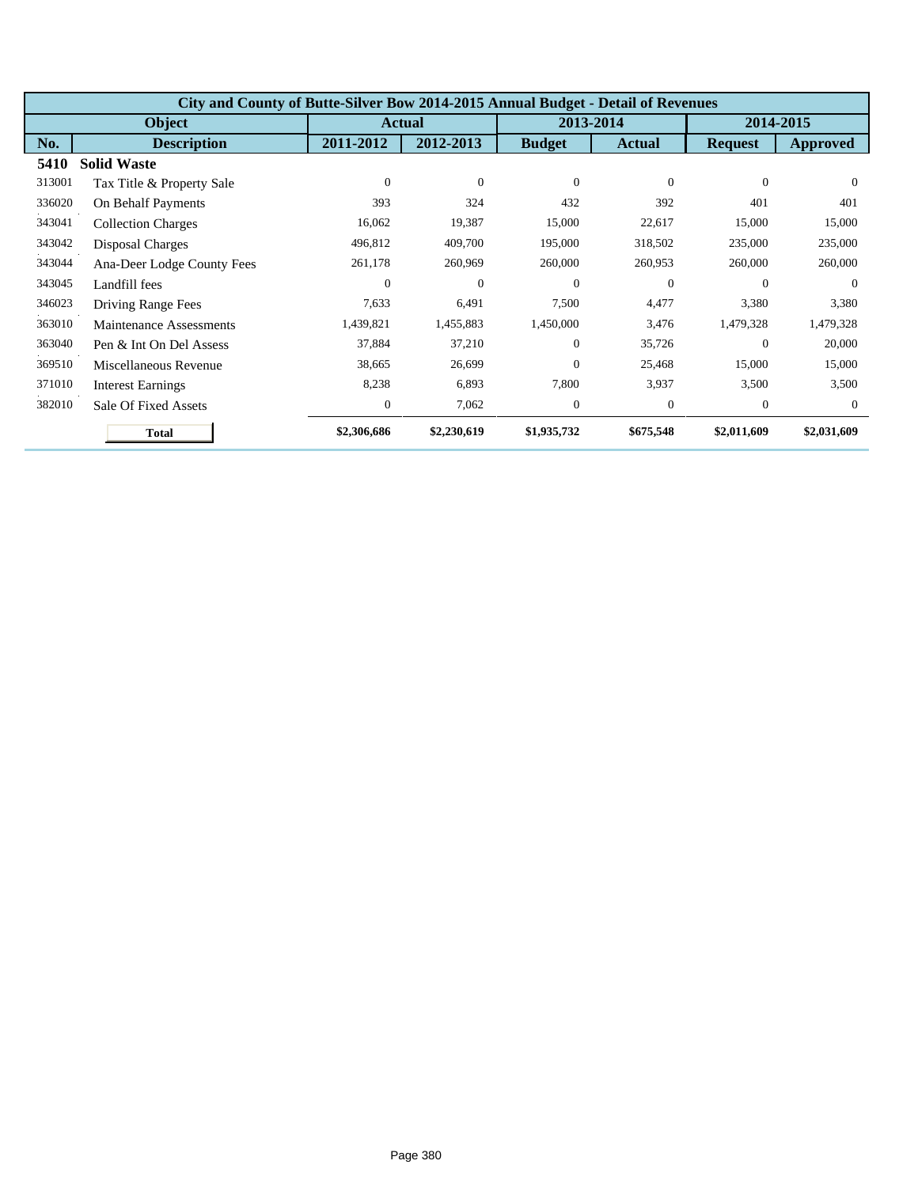| City and County of Butte-Silver Bow 2014-2015 Annual Budget - Detail of Revenues | | | | | | | |
|---|---|---|---|---|---|---|---|
| Object | | Actual | | 2013-2014 | | 2014-2015 | |
| No. | Description | 2011-2012 | 2012-2013 | Budget | Actual | Request | Approved |
| **5410** | **Solid Waste** | | | | | | |
| 313001 | Tax Title & Property Sale | 0 | 0 | 0 | 0 | 0 | 0 |
| 336020 | On Behalf Payments | 393 | 324 | 432 | 392 | 401 | 401 |
| 343041 | Collection Charges | 16,062 | 19,387 | 15,000 | 22,617 | 15,000 | 15,000 |
| 343042 | Disposal Charges | 496,812 | 409,700 | 195,000 | 318,502 | 235,000 | 235,000 |
| 343044 | Ana-Deer Lodge County Fees | 261,178 | 260,969 | 260,000 | 260,953 | 260,000 | 260,000 |
| 343045 | Landfill fees | 0 | 0 | 0 | 0 | 0 | 0 |
| 346023 | Driving Range Fees | 7,633 | 6,491 | 7,500 | 4,477 | 3,380 | 3,380 |
| 363010 | Maintenance Assessments | 1,439,821 | 1,455,883 | 1,450,000 | 3,476 | 1,479,328 | 1,479,328 |
| 363040 | Pen & Int On Del Assess | 37,884 | 37,210 | 0 | 35,726 | 0 | 20,000 |
| 369510 | Miscellaneous Revenue | 38,665 | 26,699 | 0 | 25,468 | 15,000 | 15,000 |
| 371010 | Interest Earnings | 8,238 | 6,893 | 7,800 | 3,937 | 3,500 | 3,500 |
| 382010 | Sale Of Fixed Assets | 0 | 7,062 | 0 | 0 | 0 | 0 |
| | **Total** | **$2,306,686** | **$2,230,619** | **$1,935,732** | **$675,548** | **$2,011,609** | **$2,031,609** |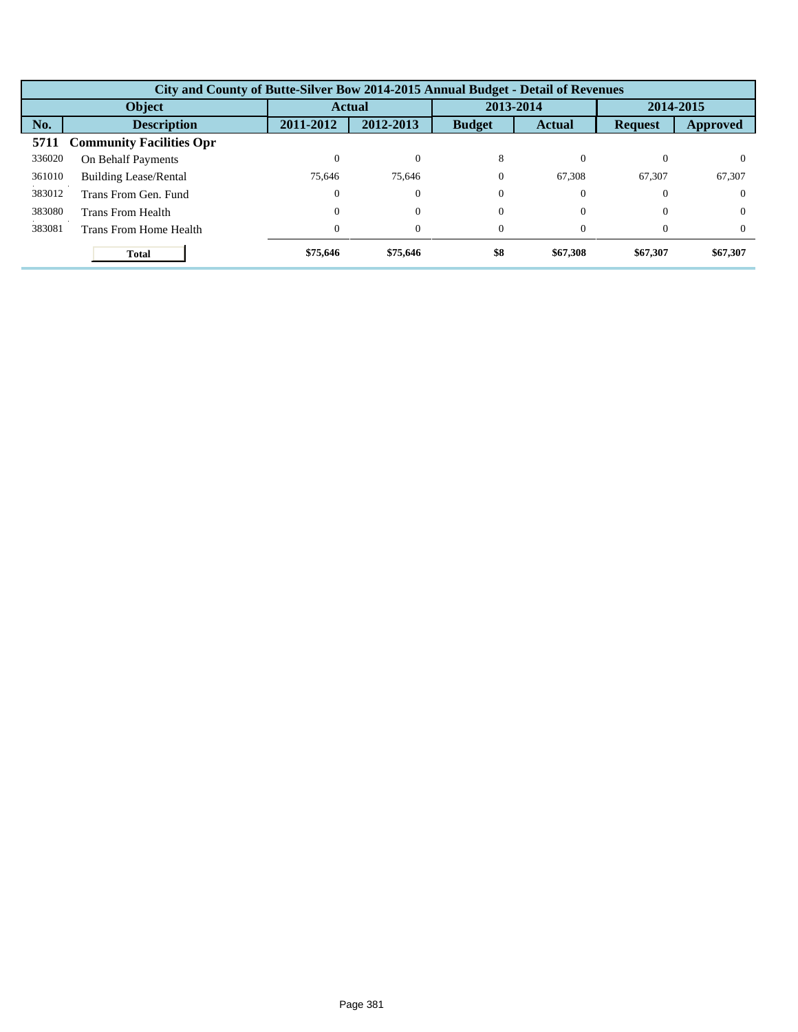| City and County of Butte-Silver Bow 2014-2015 Annual Budget - Detail of Revenues | | | | | | | |
|---|---|---|---|---|---|---|---|
| Object | | Actual | | 2013-2014 | | 2014-2015 | |
| No. | Description | 2011-2012 | 2012-2013 | Budget | Actual | Request | Approved |
| **5711** | **Community Facilities Opr** | | | | | | |
| 336020 | On Behalf Payments | 0 | 0 | 8 | 0 | 0 | 0 |
| 361010 | Building Lease/Rental | 75,646 | 75,646 | 0 | 67,308 | 67,307 | 67,307 |
| 383012 | Trans From Gen. Fund | 0 | 0 | 0 | 0 | 0 | 0 |
| 383080 | Trans From Health | 0 | 0 | 0 | 0 | 0 | 0 |
| 383081 | Trans From Home Health | 0 | 0 | 0 | 0 | 0 | 0 |
| | **Total** | **$75,646** | **$75,646** | **$8** | **$67,308** | **$67,307** | **$67,307** |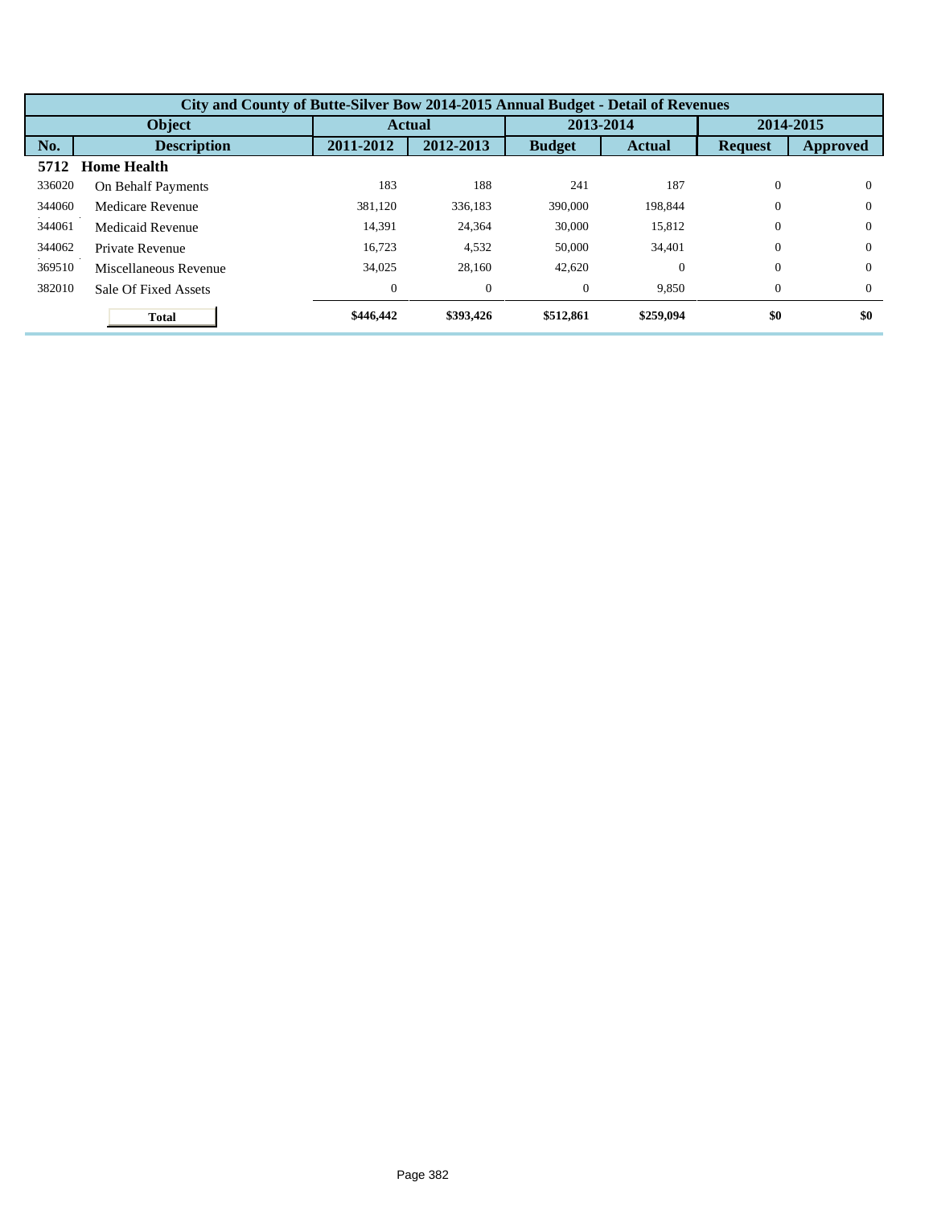| City and County of Butte-Silver Bow 2014-2015 Annual Budget - Detail of Revenues | | | | | | | |
|---|---|---|---|---|---|---|---|
| Object | | Actual | | 2013-2014 | | 2014-2015 | |
| No. | Description | 2011-2012 | 2012-2013 | Budget | Actual | Request | Approved |
| **5712** | **Home Health** | | | | | | |
| 336020 | On Behalf Payments | 183 | 188 | 241 | 187 | 0 | 0 |
| 344060 | Medicare Revenue | 381,120 | 336,183 | 390,000 | 198,844 | 0 | 0 |
| 344061 | Medicaid Revenue | 14,391 | 24,364 | 30,000 | 15,812 | 0 | 0 |
| 344062 | Private Revenue | 16,723 | 4,532 | 50,000 | 34,401 | 0 | 0 |
| 369510 | Miscellaneous Revenue | 34,025 | 28,160 | 42,620 | 0 | 0 | 0 |
| 382010 | Sale Of Fixed Assets | 0 | 0 | 0 | 9,850 | 0 | 0 |
| | **Total** | **$446,442** | **$393,426** | **$512,861** | **$259,094** | **$0** | **$0** |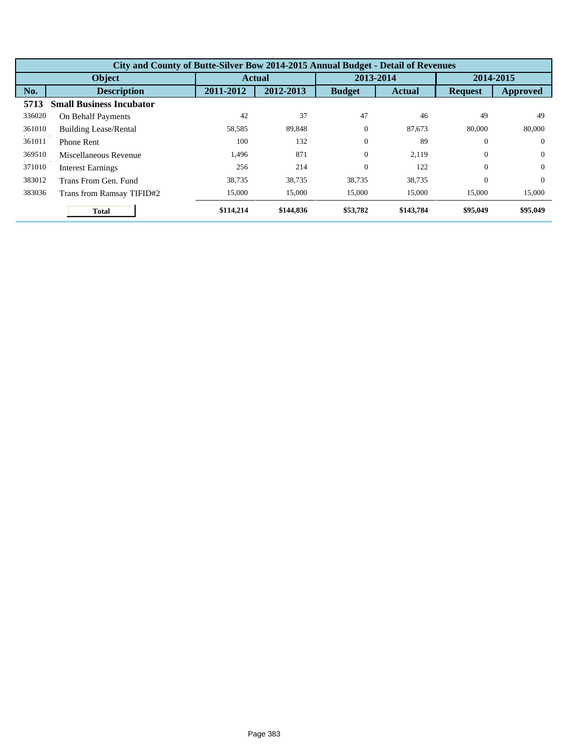| City and County of Butte-Silver Bow 2014-2015 Annual Budget - Detail of Revenues | | | | | | | |
|---|---|---|---|---|---|---|---|
| Object | | Actual | | 2013-2014 | | 2014-2015 | |
| No. | Description | 2011-2012 | 2012-2013 | Budget | Actual | Request | Approved |
| **5713** | **Small Business Incubator** | | | | | | |
| 336020 | On Behalf Payments | 42 | 37 | 47 | 46 | 49 | 49 |
| 361010 | Building Lease/Rental | 58,585 | 89,848 | 0 | 87,673 | 80,000 | 80,000 |
| 361011 | Phone Rent | 100 | 132 | 0 | 89 | 0 | 0 |
| 369510 | Miscellaneous Revenue | 1,496 | 871 | 0 | 2,119 | 0 | 0 |
| 371010 | Interest Earnings | 256 | 214 | 0 | 122 | 0 | 0 |
| 383012 | Trans From Gen. Fund | 38,735 | 38,735 | 38,735 | 38,735 | 0 | 0 |
| 383036 | Trans from Ramsay TIFID#2 | 15,000 | 15,000 | 15,000 | 15,000 | 15,000 | 15,000 |
| | **Total** | **$114,214** | **$144,836** | **$53,782** | **$143,784** | **$95,049** | **$95,049** |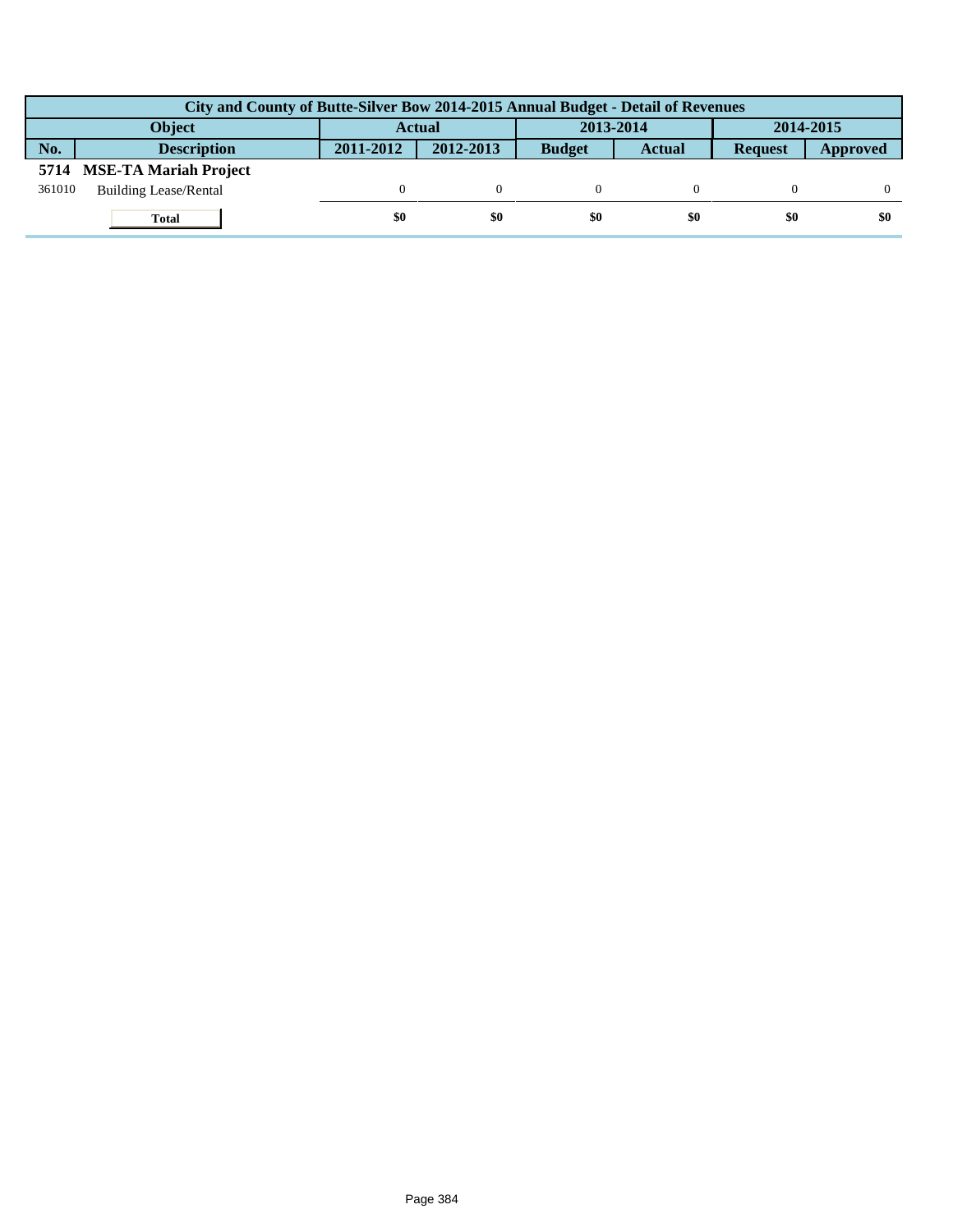| City and County of Butte-Silver Bow 2014-2015 Annual Budget - Detail of Revenues | | | | | | | |
|---|---|---|---|---|---|---|---|
| Object | | Actual | | 2013-2014 | | 2014-2015 | |
| No. | Description | 2011-2012 | 2012-2013 | Budget | Actual | Request | Approved |
| **5714** | **MSE-TA Mariah Project** | | | | | | |
| 361010 | Building Lease/Rental | 0 | 0 | 0 | 0 | 0 | 0 |
| | **Total** | **$0** | **$0** | **$0** | **$0** | **$0** | **$0** |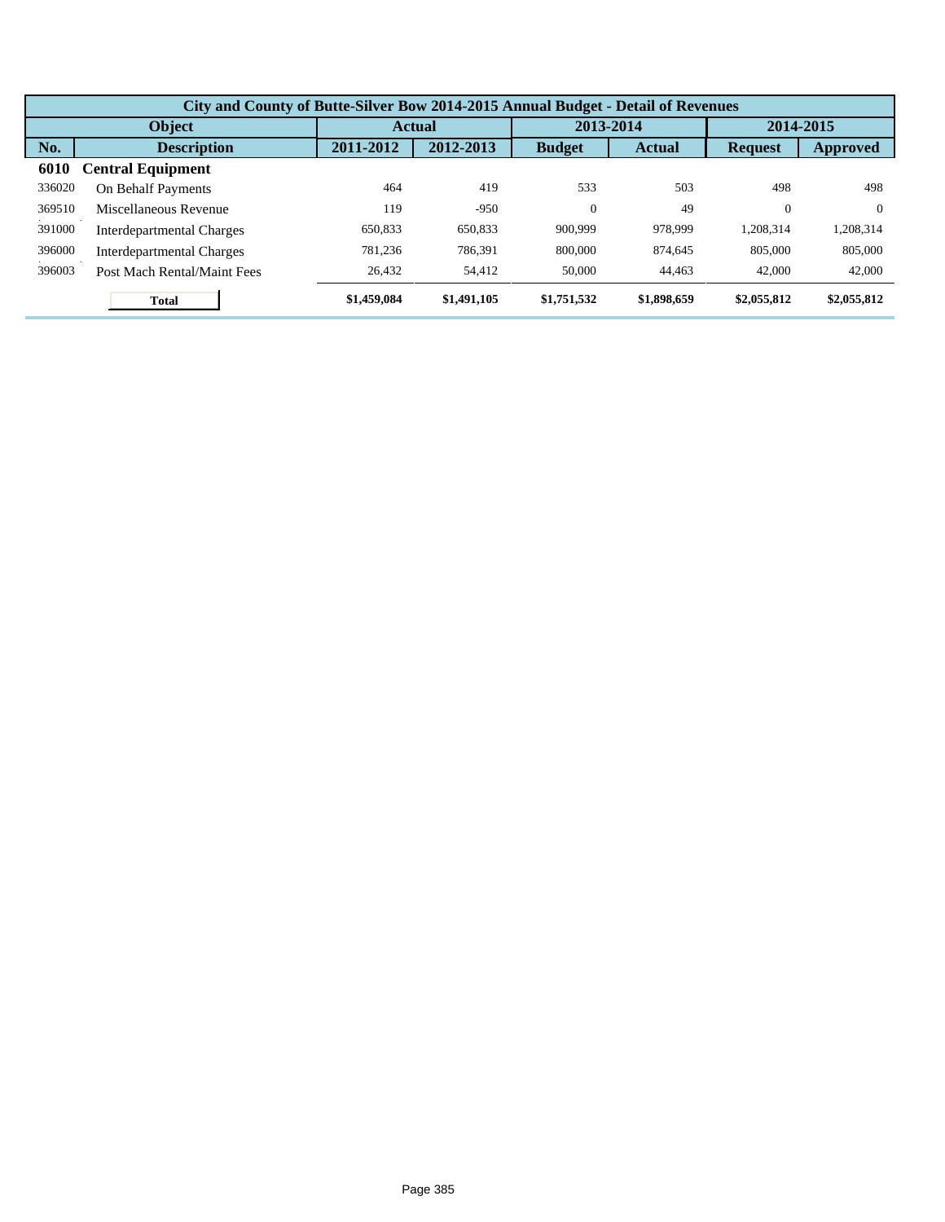| City and County of Butte-Silver Bow 2014-2015 Annual Budget - Detail of Revenues | | | | | | | |
|---|---|---|---|---|---|---|---|
| Object | | Actual | | 2013-2014 | | 2014-2015 | |
| No. | Description | 2011-2012 | 2012-2013 | Budget | Actual | Request | Approved |
| **6010** | **Central Equipment** | | | | | | |
| 336020 | On Behalf Payments | 464 | 419 | 533 | 503 | 498 | 498 |
| 369510 | Miscellaneous Revenue | 119 | -950 | 0 | 49 | 0 | 0 |
| 391000 | Interdepartmental Charges | 650,833 | 650,833 | 900,999 | 978,999 | 1,208,314 | 1,208,314 |
| 396000 | Interdepartmental Charges | 781,236 | 786,391 | 800,000 | 874,645 | 805,000 | 805,000 |
| 396003 | Post Mach Rental/Maint Fees | 26,432 | 54,412 | 50,000 | 44,463 | 42,000 | 42,000 |
| | **Total** | **$1,459,084** | **$1,491,105** | **$1,751,532** | **$1,898,659** | **$2,055,812** | **$2,055,812** |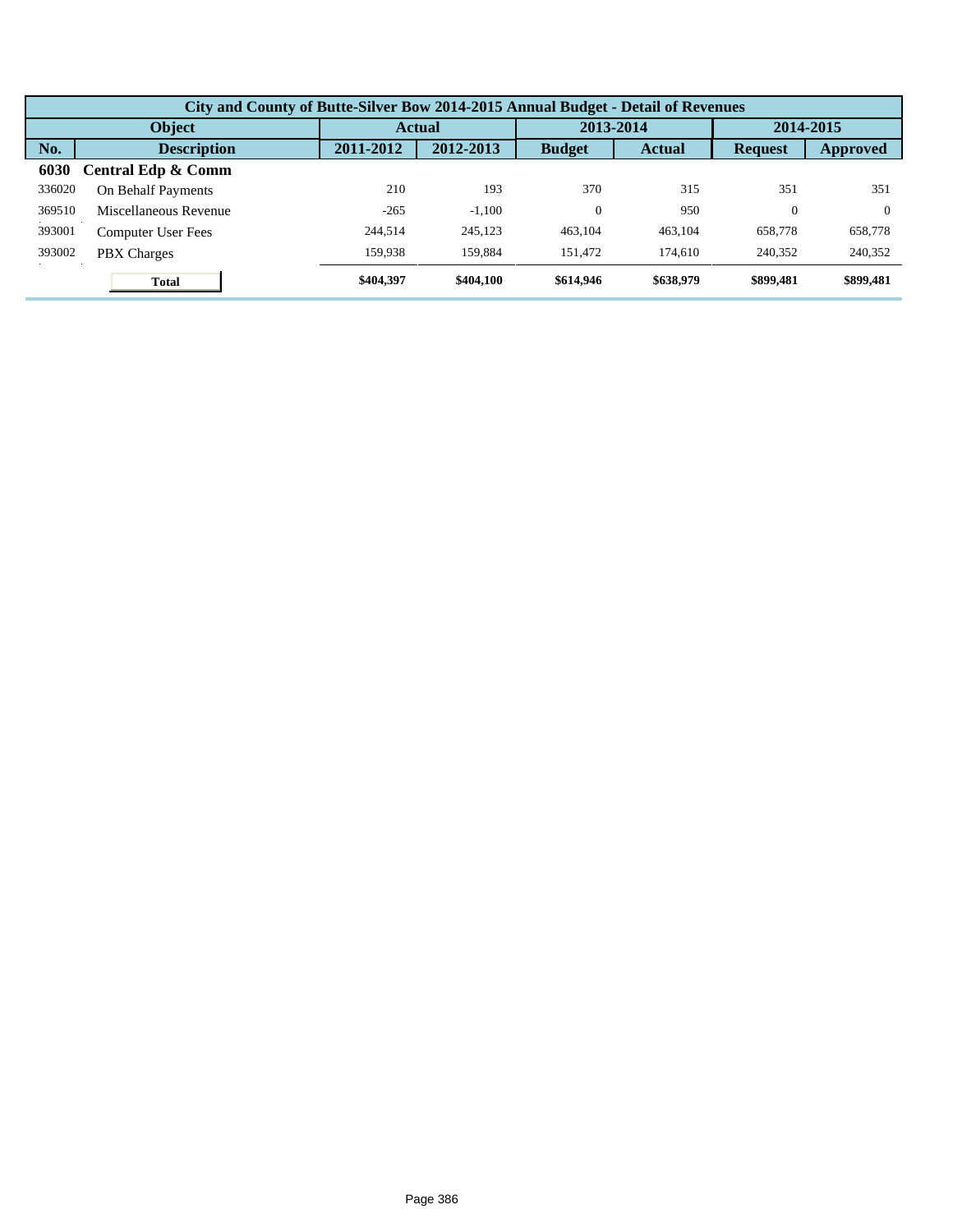| City and County of Butte-Silver Bow 2014-2015 Annual Budget - Detail of Revenues | | | | | | | |
|---|---|---|---|---|---|---|---|
| Object | | Actual | | 2013-2014 | | 2014-2015 | |
| No. | Description | 2011-2012 | 2012-2013 | Budget | Actual | Request | Approved |
| **6030** | **Central Edp & Comm** | | | | | | |
| 336020 | On Behalf Payments | 210 | 193 | 370 | 315 | 351 | 351 |
| 369510 | Miscellaneous Revenue | -265 | -1,100 | 0 | 950 | 0 | 0 |
| 393001 | Computer User Fees | 244,514 | 245,123 | 463,104 | 463,104 | 658,778 | 658,778 |
| 393002 | PBX Charges | 159,938 | 159,884 | 151,472 | 174,610 | 240,352 | 240,352 |
| | **Total** | **$404,397** | **$404,100** | **$614,946** | **$638,979** | **$899,481** | **$899,481** |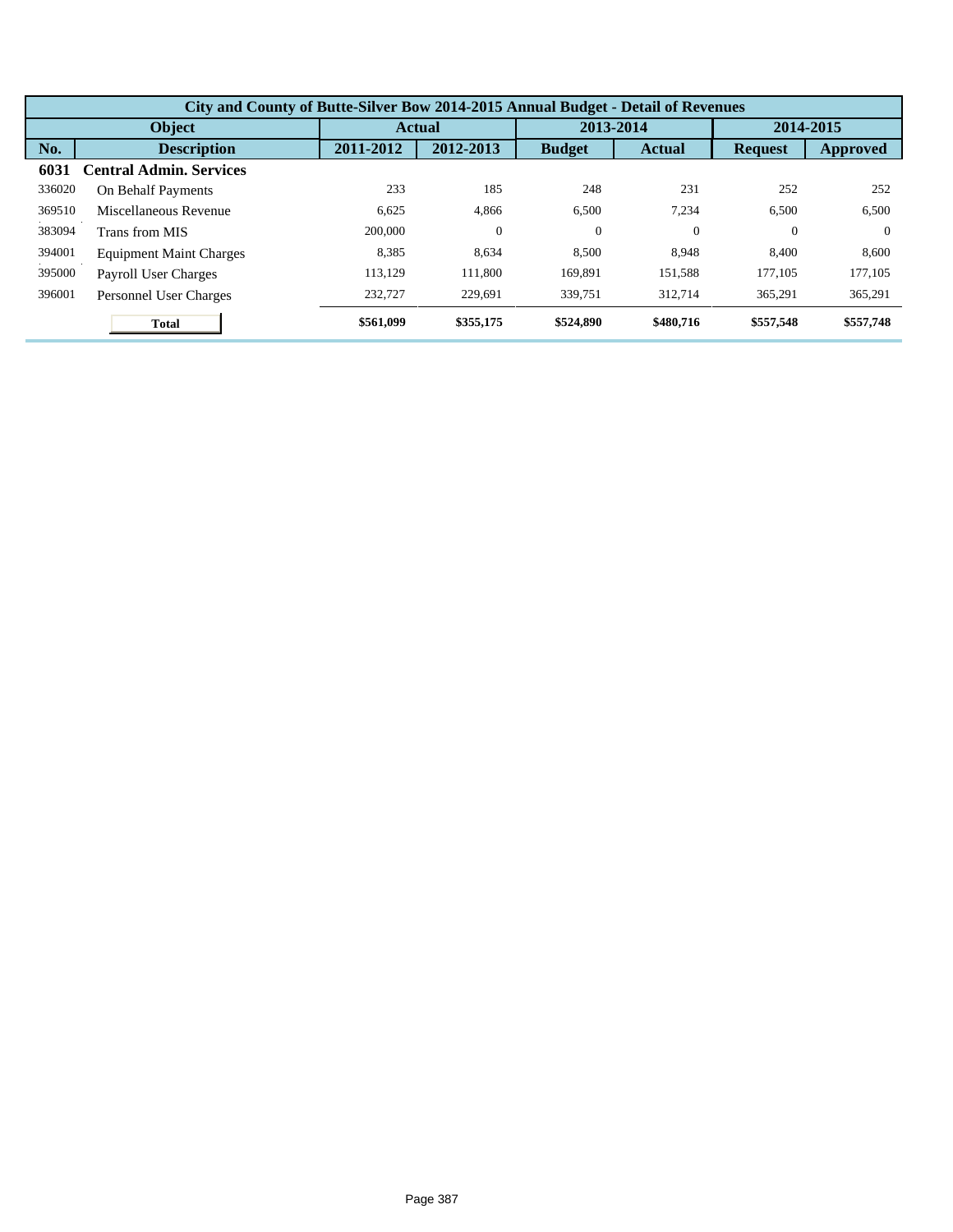| City and County of Butte-Silver Bow 2014-2015 Annual Budget - Detail of Revenues | | | | | | | |
|---|---|---|---|---|---|---|---|
| Object | | Actual | | 2013-2014 | | 2014-2015 | |
| No. | Description | 2011-2012 | 2012-2013 | Budget | Actual | Request | Approved |
| **6031** | **Central Admin. Services** | | | | | | |
| 336020 | On Behalf Payments | 233 | 185 | 248 | 231 | 252 | 252 |
| 369510 | Miscellaneous Revenue | 6,625 | 4,866 | 6,500 | 7,234 | 6,500 | 6,500 |
| 383094 | Trans from MIS | 200,000 | 0 | 0 | 0 | 0 | 0 |
| 394001 | Equipment Maint Charges | 8,385 | 8,634 | 8,500 | 8,948 | 8,400 | 8,600 |
| 395000 | Payroll User Charges | 113,129 | 111,800 | 169,891 | 151,588 | 177,105 | 177,105 |
| 396001 | Personnel User Charges | 232,727 | 229,691 | 339,751 | 312,714 | 365,291 | 365,291 |
| | **Total** | **$561,099** | **$355,175** | **$524,890** | **$480,716** | **$557,548** | **$557,748** |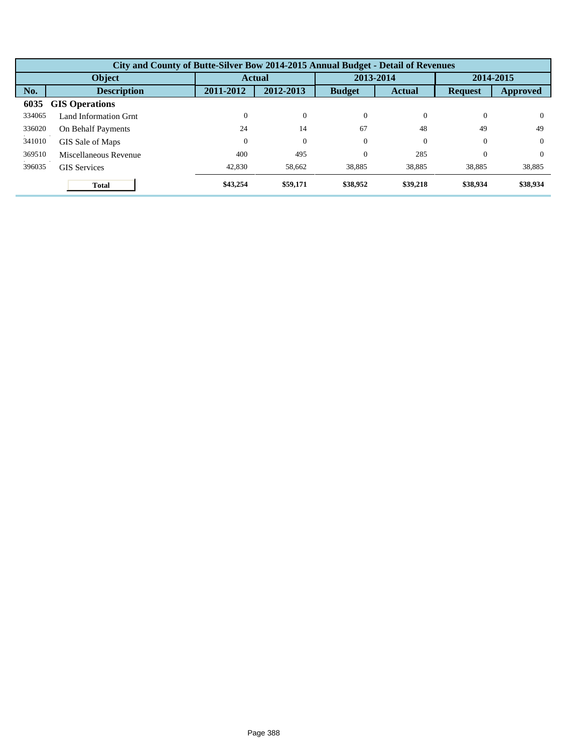| City and County of Butte-Silver Bow 2014-2015 Annual Budget - Detail of Revenues | | | | | | | |
|---|---|---|---|---|---|---|---|
| Object | | Actual | | 2013-2014 | | 2014-2015 | |
| No. | Description | 2011-2012 | 2012-2013 | Budget | Actual | Request | Approved |
| **6035** | **GIS Operations** | | | | | | |
| 334065 | Land Information Grnt | 0 | 0 | 0 | 0 | 0 | 0 |
| 336020 | On Behalf Payments | 24 | 14 | 67 | 48 | 49 | 49 |
| 341010 | GIS Sale of Maps | 0 | 0 | 0 | 0 | 0 | 0 |
| 369510 | Miscellaneous Revenue | 400 | 495 | 0 | 285 | 0 | 0 |
| 396035 | GIS Services | 42,830 | 58,662 | 38,885 | 38,885 | 38,885 | 38,885 |
| | **Total** | **$43,254** | **$59,171** | **$38,952** | **$39,218** | **$38,934** | **$38,934** |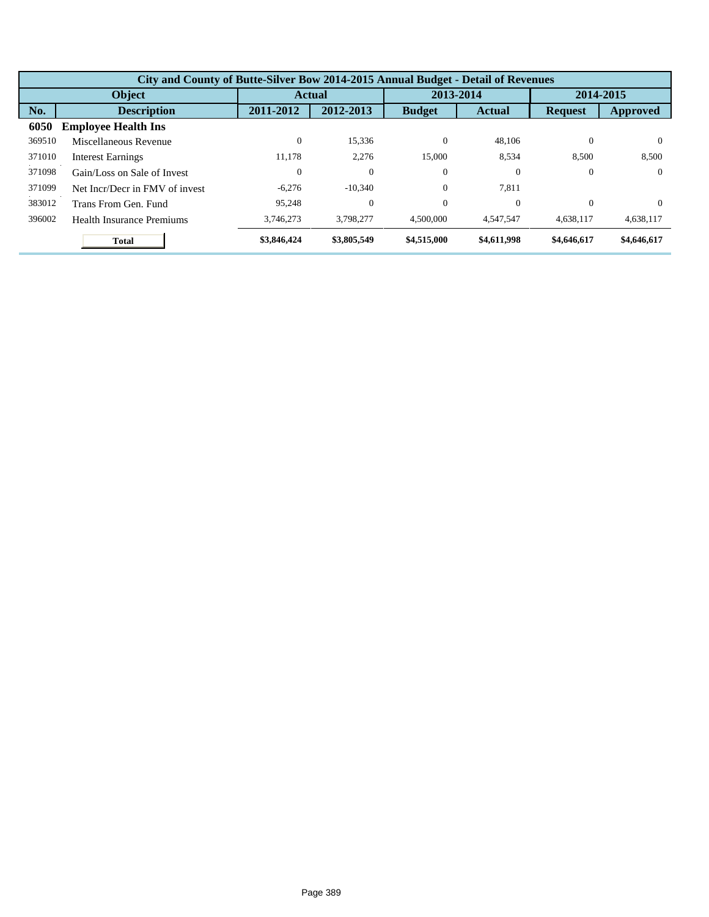| City and County of Butte-Silver Bow 2014-2015 Annual Budget - Detail of Revenues | | | | | | | |
|---|---|---|---|---|---|---|---|
| Object | | Actual | | 2013-2014 | | 2014-2015 | |
| No. | Description | 2011-2012 | 2012-2013 | Budget | Actual | Request | Approved |
| **6050** | **Employee Health Ins** | | | | | | |
| 369510 | Miscellaneous Revenue | 0 | 15,336 | 0 | 48,106 | 0 | 0 |
| 371010 | Interest Earnings | 11,178 | 2,276 | 15,000 | 8,534 | 8,500 | 8,500 |
| 371098 | Gain/Loss on Sale of Invest | 0 | 0 | 0 | 0 | 0 | 0 |
| 371099 | Net Incr/Decr in FMV of invest | -6,276 | -10,340 | 0 | 7,811 | | |
| 383012 | Trans From Gen. Fund | 95,248 | 0 | 0 | 0 | 0 | 0 |
| 396002 | Health Insurance Premiums | 3,746,273 | 3,798,277 | 4,500,000 | 4,547,547 | 4,638,117 | 4,638,117 |
| | **Total** | **$3,846,424** | **$3,805,549** | **$4,515,000** | **$4,611,998** | **$4,646,617** | **$4,646,617** |